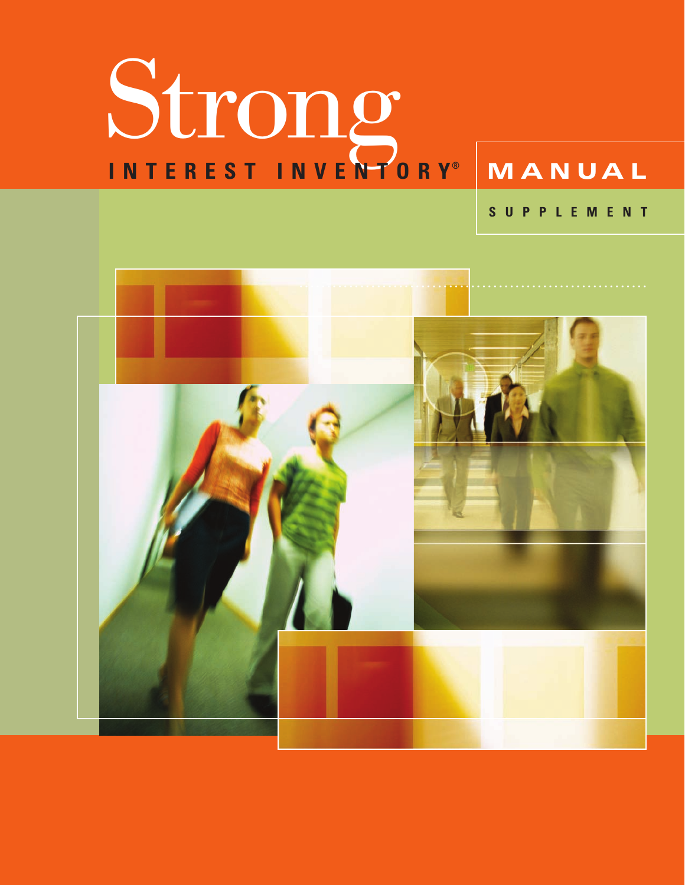# Strong

## INTEREST INVENTORY®

# MANUAL

### SUPPLEMENT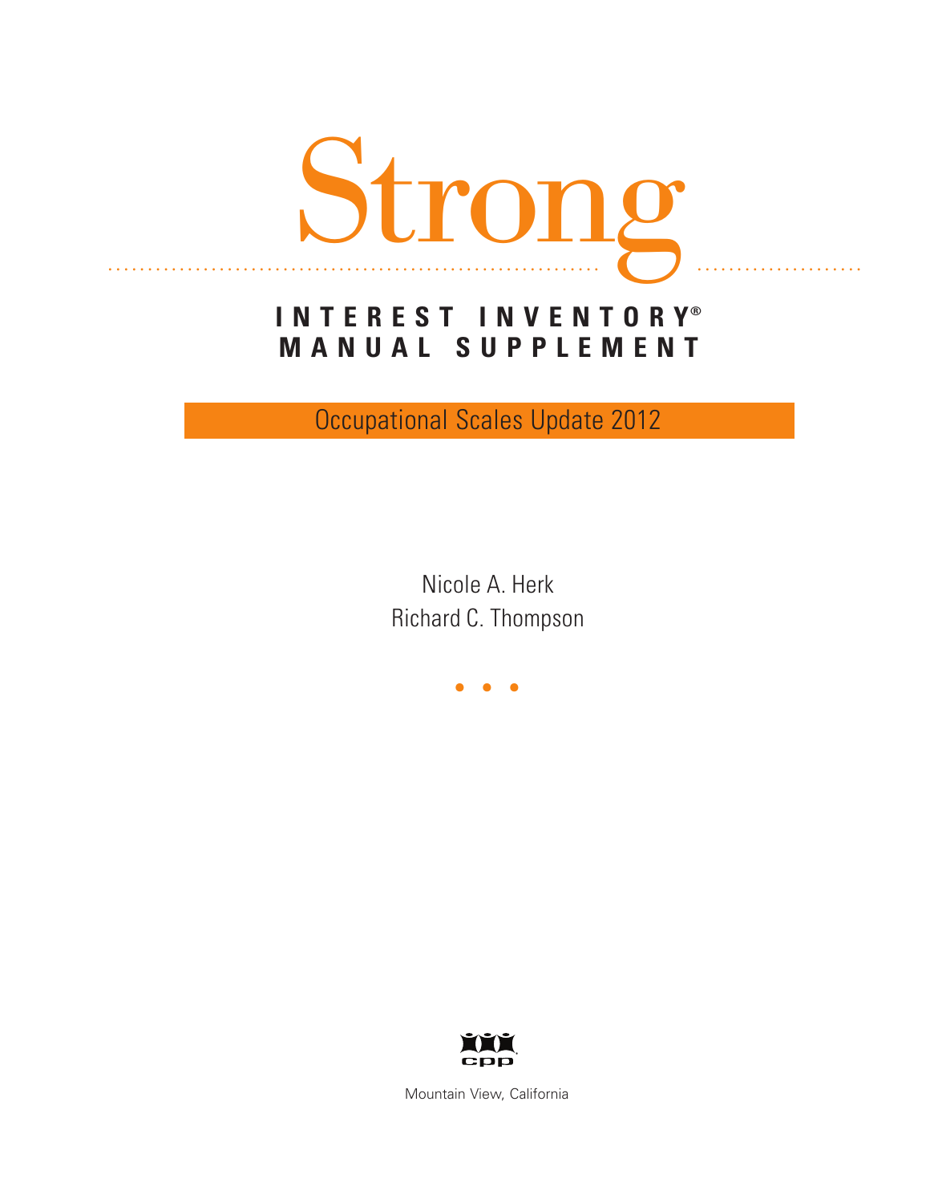# Strong

## INTEREST INVENTORY®
## MANUAL SUPPLEMENT

Occupational Scales Update 2012

Nicole A. Herk
Richard C. Thompson

• • •

cpp

Mountain View, California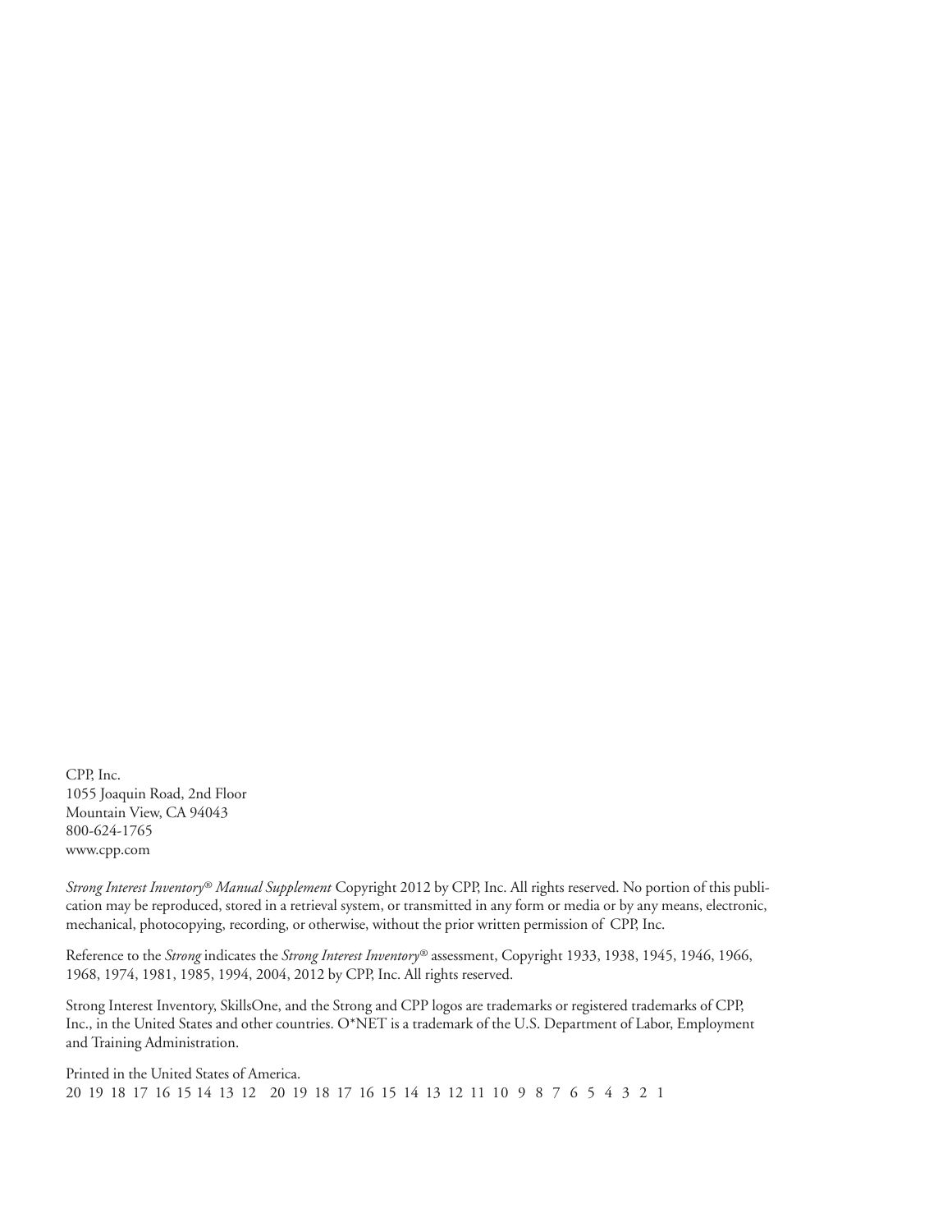CPP, Inc.
1055 Joaquin Road, 2nd Floor
Mountain View, CA 94043
800-624-1765
www.cpp.com

*Strong Interest Inventory® Manual Supplement* Copyright 2012 by CPP, Inc. All rights reserved. No portion of this publication may be reproduced, stored in a retrieval system, or transmitted in any form or media or by any means, electronic, mechanical, photocopying, recording, or otherwise, without the prior written permission of CPP, Inc.

Reference to the *Strong* indicates the *Strong Interest Inventory®* assessment, Copyright 1933, 1938, 1945, 1946, 1966, 1968, 1974, 1981, 1985, 1994, 2004, 2012 by CPP, Inc. All rights reserved.

Strong Interest Inventory, SkillsOne, and the Strong and CPP logos are trademarks or registered trademarks of CPP, Inc., in the United States and other countries. O*NET is a trademark of the U.S. Department of Labor, Employment and Training Administration.

Printed in the United States of America.
20 19 18 17 16 15 14 13 12 20 19 18 17 16 15 14 13 12 11 10 9 8 7 6 5 4 3 2 1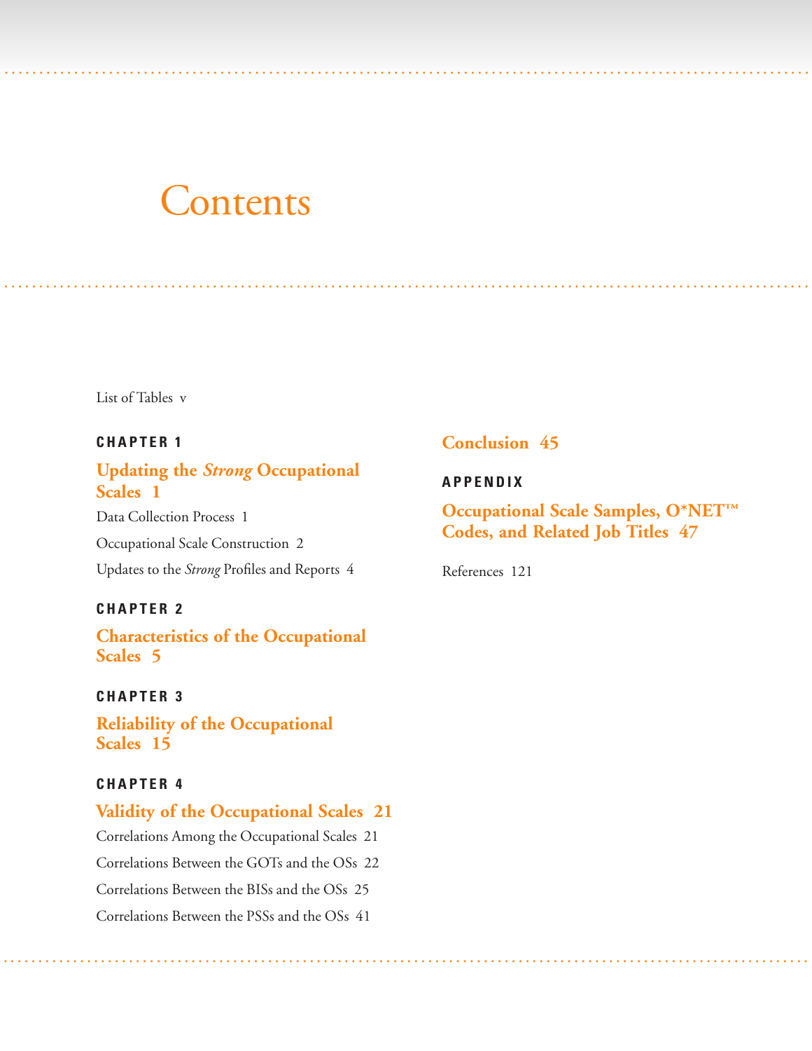# Contents

List of Tables v

**CHAPTER 1**

## Updating the *Strong* Occupational Scales 1

Data Collection Process 1

Occupational Scale Construction 2

Updates to the *Strong* Profiles and Reports 4

**CHAPTER 2**

## Characteristics of the Occupational Scales 5

**CHAPTER 3**

## Reliability of the Occupational Scales 15

**CHAPTER 4**

## Validity of the Occupational Scales 21

Correlations Among the Occupational Scales 21

Correlations Between the GOTs and the OSs 22

Correlations Between the BISs and the OSs 25

Correlations Between the PSSs and the OSs 41

## Conclusion 45

**APPENDIX**

## Occupational Scale Samples, O*NET™ Codes, and Related Job Titles 47

References 121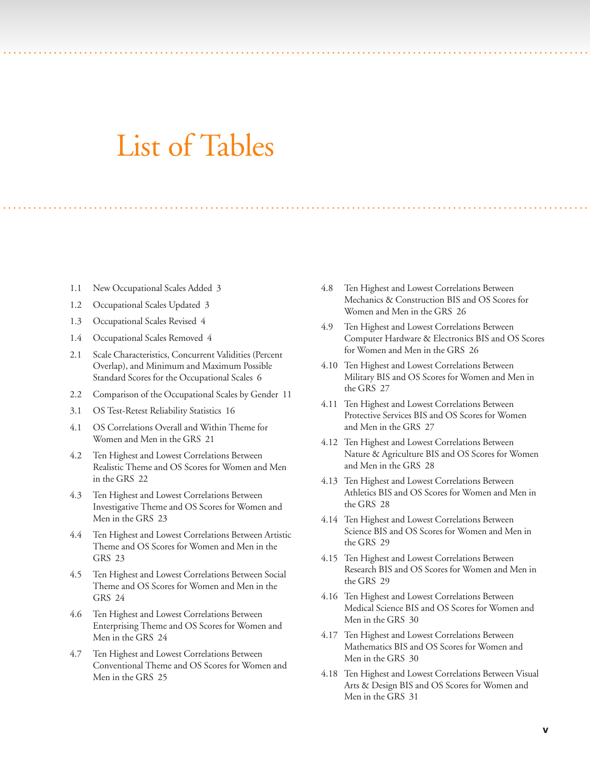# List of Tables

1.1 New Occupational Scales Added 3

1.2 Occupational Scales Updated 3

1.3 Occupational Scales Revised 4

1.4 Occupational Scales Removed 4

2.1 Scale Characteristics, Concurrent Validities (Percent Overlap), and Minimum and Maximum Possible Standard Scores for the Occupational Scales 6

2.2 Comparison of the Occupational Scales by Gender 11

3.1 OS Test-Retest Reliability Statistics 16

4.1 OS Correlations Overall and Within Theme for Women and Men in the GRS 21

4.2 Ten Highest and Lowest Correlations Between Realistic Theme and OS Scores for Women and Men in the GRS 22

4.3 Ten Highest and Lowest Correlations Between Investigative Theme and OS Scores for Women and Men in the GRS 23

4.4 Ten Highest and Lowest Correlations Between Artistic Theme and OS Scores for Women and Men in the GRS 23

4.5 Ten Highest and Lowest Correlations Between Social Theme and OS Scores for Women and Men in the GRS 24

4.6 Ten Highest and Lowest Correlations Between Enterprising Theme and OS Scores for Women and Men in the GRS 24

4.7 Ten Highest and Lowest Correlations Between Conventional Theme and OS Scores for Women and Men in the GRS 25

4.8 Ten Highest and Lowest Correlations Between Mechanics & Construction BIS and OS Scores for Women and Men in the GRS 26

4.9 Ten Highest and Lowest Correlations Between Computer Hardware & Electronics BIS and OS Scores for Women and Men in the GRS 26

4.10 Ten Highest and Lowest Correlations Between Military BIS and OS Scores for Women and Men in the GRS 27

4.11 Ten Highest and Lowest Correlations Between Protective Services BIS and OS Scores for Women and Men in the GRS 27

4.12 Ten Highest and Lowest Correlations Between Nature & Agriculture BIS and OS Scores for Women and Men in the GRS 28

4.13 Ten Highest and Lowest Correlations Between Athletics BIS and OS Scores for Women and Men in the GRS 28

4.14 Ten Highest and Lowest Correlations Between Science BIS and OS Scores for Women and Men in the GRS 29

4.15 Ten Highest and Lowest Correlations Between Research BIS and OS Scores for Women and Men in the GRS 29

4.16 Ten Highest and Lowest Correlations Between Medical Science BIS and OS Scores for Women and Men in the GRS 30

4.17 Ten Highest and Lowest Correlations Between Mathematics BIS and OS Scores for Women and Men in the GRS 30

4.18 Ten Highest and Lowest Correlations Between Visual Arts & Design BIS and OS Scores for Women and Men in the GRS 31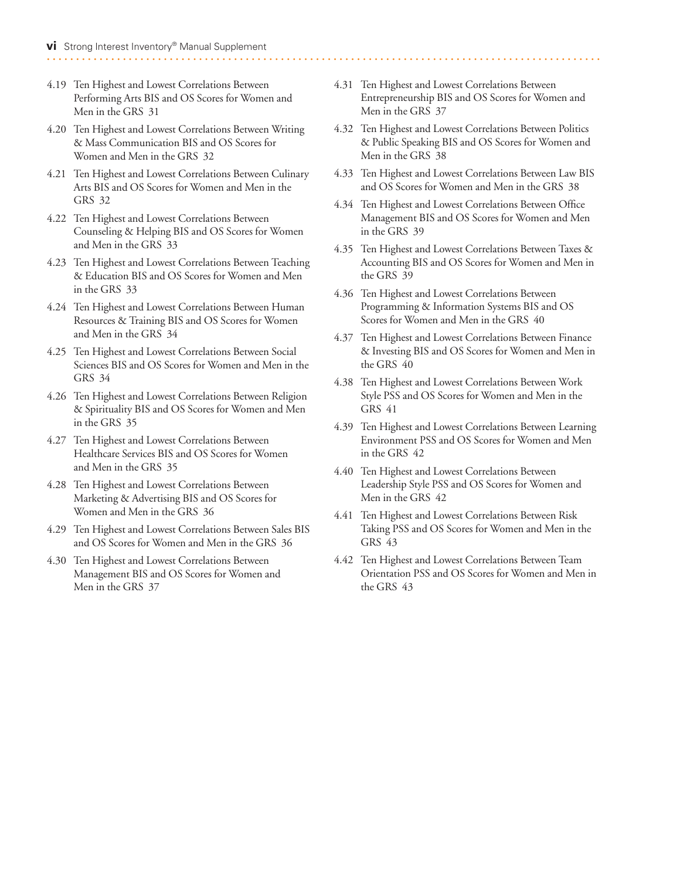4.19 Ten Highest and Lowest Correlations Between Performing Arts BIS and OS Scores for Women and Men in the GRS 31

4.20 Ten Highest and Lowest Correlations Between Writing & Mass Communication BIS and OS Scores for Women and Men in the GRS 32

4.21 Ten Highest and Lowest Correlations Between Culinary Arts BIS and OS Scores for Women and Men in the GRS 32

4.22 Ten Highest and Lowest Correlations Between Counseling & Helping BIS and OS Scores for Women and Men in the GRS 33

4.23 Ten Highest and Lowest Correlations Between Teaching & Education BIS and OS Scores for Women and Men in the GRS 33

4.24 Ten Highest and Lowest Correlations Between Human Resources & Training BIS and OS Scores for Women and Men in the GRS 34

4.25 Ten Highest and Lowest Correlations Between Social Sciences BIS and OS Scores for Women and Men in the GRS 34

4.26 Ten Highest and Lowest Correlations Between Religion & Spirituality BIS and OS Scores for Women and Men in the GRS 35

4.27 Ten Highest and Lowest Correlations Between Healthcare Services BIS and OS Scores for Women and Men in the GRS 35

4.28 Ten Highest and Lowest Correlations Between Marketing & Advertising BIS and OS Scores for Women and Men in the GRS 36

4.29 Ten Highest and Lowest Correlations Between Sales BIS and OS Scores for Women and Men in the GRS 36

4.30 Ten Highest and Lowest Correlations Between Management BIS and OS Scores for Women and Men in the GRS 37

4.31 Ten Highest and Lowest Correlations Between Entrepreneurship BIS and OS Scores for Women and Men in the GRS 37

4.32 Ten Highest and Lowest Correlations Between Politics & Public Speaking BIS and OS Scores for Women and Men in the GRS 38

4.33 Ten Highest and Lowest Correlations Between Law BIS and OS Scores for Women and Men in the GRS 38

4.34 Ten Highest and Lowest Correlations Between Office Management BIS and OS Scores for Women and Men in the GRS 39

4.35 Ten Highest and Lowest Correlations Between Taxes & Accounting BIS and OS Scores for Women and Men in the GRS 39

4.36 Ten Highest and Lowest Correlations Between Programming & Information Systems BIS and OS Scores for Women and Men in the GRS 40

4.37 Ten Highest and Lowest Correlations Between Finance & Investing BIS and OS Scores for Women and Men in the GRS 40

4.38 Ten Highest and Lowest Correlations Between Work Style PSS and OS Scores for Women and Men in the GRS 41

4.39 Ten Highest and Lowest Correlations Between Learning Environment PSS and OS Scores for Women and Men in the GRS 42

4.40 Ten Highest and Lowest Correlations Between Leadership Style PSS and OS Scores for Women and Men in the GRS 42

4.41 Ten Highest and Lowest Correlations Between Risk Taking PSS and OS Scores for Women and Men in the GRS 43

4.42 Ten Highest and Lowest Correlations Between Team Orientation PSS and OS Scores for Women and Men in the GRS 43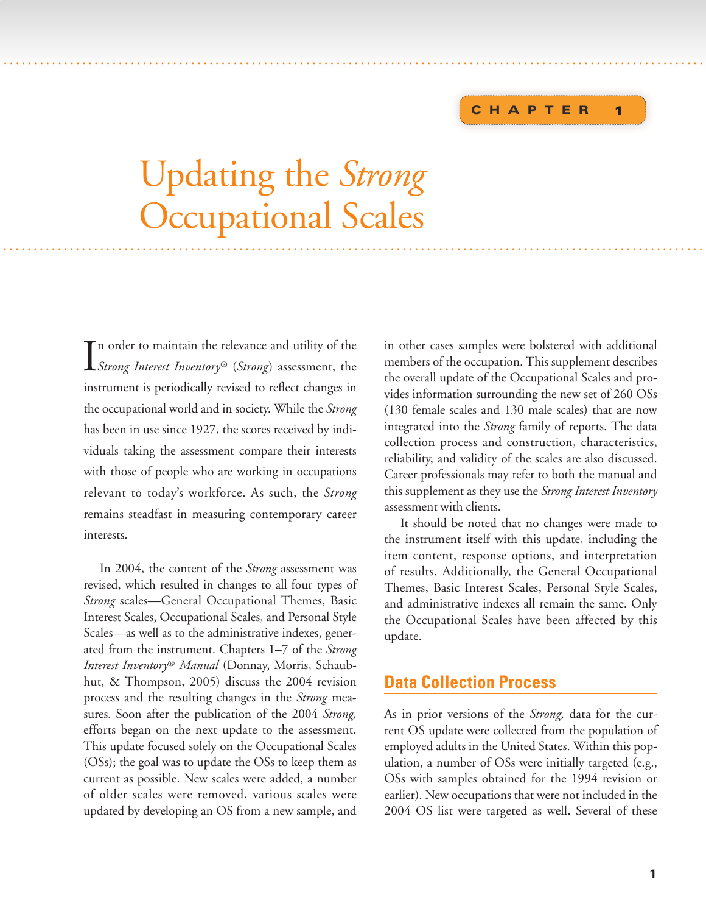CHAPTER 1

# Updating the *Strong* Occupational Scales

In order to maintain the relevance and utility of the *Strong Interest Inventory®* (*Strong*) assessment, the instrument is periodically revised to reflect changes in the occupational world and in society. While the *Strong* has been in use since 1927, the scores received by individuals taking the assessment compare their interests with those of people who are working in occupations relevant to today's workforce. As such, the *Strong* remains steadfast in measuring contemporary career interests.

In 2004, the content of the *Strong* assessment was revised, which resulted in changes to all four types of *Strong* scales—General Occupational Themes, Basic Interest Scales, Occupational Scales, and Personal Style Scales—as well as to the administrative indexes, generated from the instrument. Chapters 1–7 of the *Strong Interest Inventory® Manual* (Donnay, Morris, Schaubhut, & Thompson, 2005) discuss the 2004 revision process and the resulting changes in the *Strong* measures. Soon after the publication of the 2004 *Strong,* efforts began on the next update to the assessment. This update focused solely on the Occupational Scales (OSs); the goal was to update the OSs to keep them as current as possible. New scales were added, a number of older scales were removed, various scales were updated by developing an OS from a new sample, and in other cases samples were bolstered with additional members of the occupation. This supplement describes the overall update of the Occupational Scales and provides information surrounding the new set of 260 OSs (130 female scales and 130 male scales) that are now integrated into the *Strong* family of reports. The data collection process and construction, characteristics, reliability, and validity of the scales are also discussed. Career professionals may refer to both the manual and this supplement as they use the *Strong Interest Inventory* assessment with clients.

It should be noted that no changes were made to the instrument itself with this update, including the item content, response options, and interpretation of results. Additionally, the General Occupational Themes, Basic Interest Scales, Personal Style Scales, and administrative indexes all remain the same. Only the Occupational Scales have been affected by this update.

## Data Collection Process

As in prior versions of the *Strong,* data for the current OS update were collected from the population of employed adults in the United States. Within this population, a number of OSs were initially targeted (e.g., OSs with samples obtained for the 1994 revision or earlier). New occupations that were not included in the 2004 OS list were targeted as well. Several of these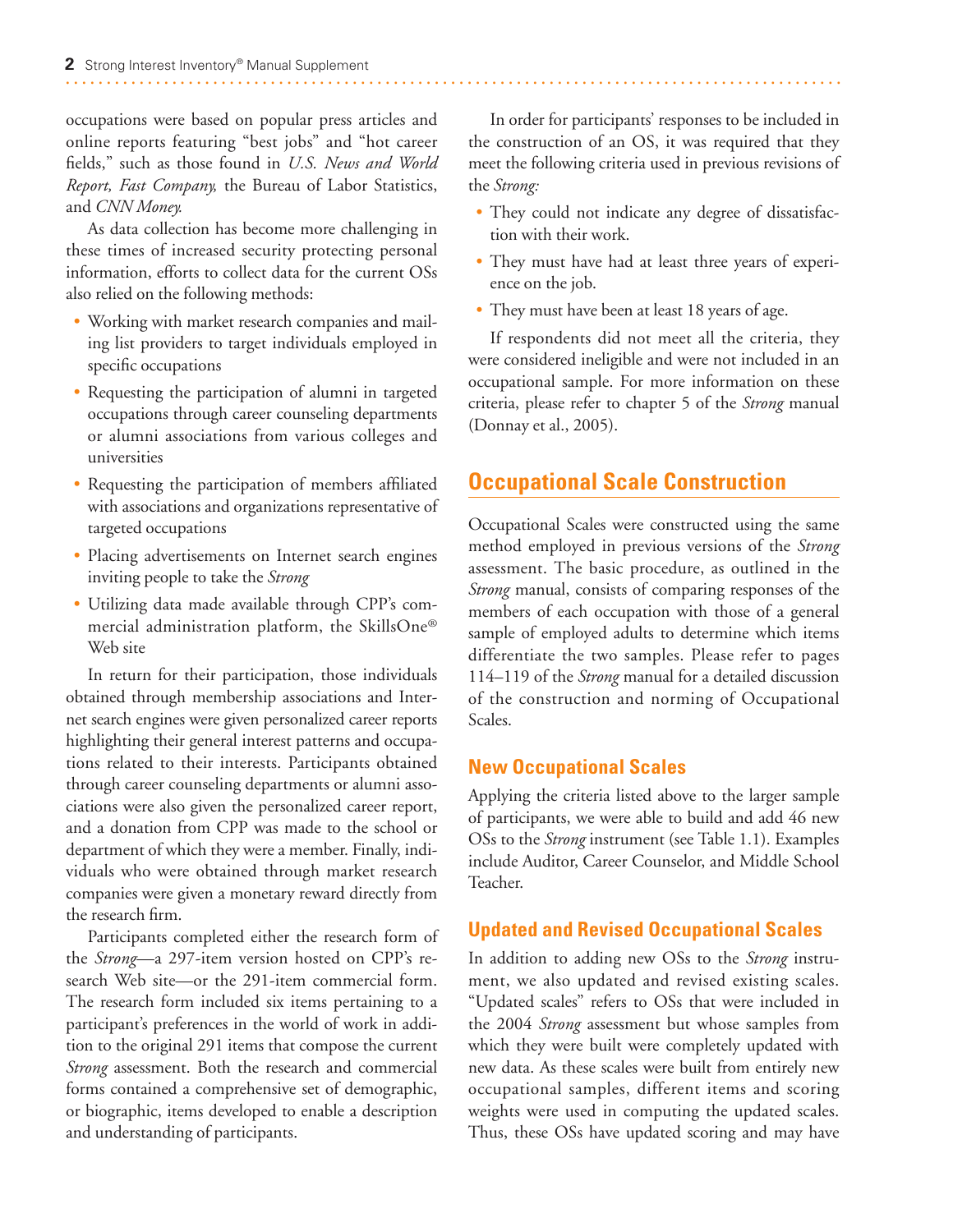occupations were based on popular press articles and online reports featuring "best jobs" and "hot career fields," such as those found in *U.S. News and World Report, Fast Company,* the Bureau of Labor Statistics, and *CNN Money.*

As data collection has become more challenging in these times of increased security protecting personal information, efforts to collect data for the current OSs also relied on the following methods:

- Working with market research companies and mailing list providers to target individuals employed in specific occupations
- Requesting the participation of alumni in targeted occupations through career counseling departments or alumni associations from various colleges and universities
- Requesting the participation of members affiliated with associations and organizations representative of targeted occupations
- Placing advertisements on Internet search engines inviting people to take the *Strong*
- Utilizing data made available through CPP's commercial administration platform, the SkillsOne® Web site

In return for their participation, those individuals obtained through membership associations and Internet search engines were given personalized career reports highlighting their general interest patterns and occupations related to their interests. Participants obtained through career counseling departments or alumni associations were also given the personalized career report, and a donation from CPP was made to the school or department of which they were a member. Finally, individuals who were obtained through market research companies were given a monetary reward directly from the research firm.

Participants completed either the research form of the *Strong*—a 297-item version hosted on CPP's research Web site—or the 291-item commercial form. The research form included six items pertaining to a participant's preferences in the world of work in addition to the original 291 items that compose the current *Strong* assessment. Both the research and commercial forms contained a comprehensive set of demographic, or biographic, items developed to enable a description and understanding of participants.

In order for participants' responses to be included in the construction of an OS, it was required that they meet the following criteria used in previous revisions of the *Strong:*

- They could not indicate any degree of dissatisfaction with their work.
- They must have had at least three years of experience on the job.
- They must have been at least 18 years of age.

If respondents did not meet all the criteria, they were considered ineligible and were not included in an occupational sample. For more information on these criteria, please refer to chapter 5 of the *Strong* manual (Donnay et al., 2005).

## Occupational Scale Construction

Occupational Scales were constructed using the same method employed in previous versions of the *Strong* assessment. The basic procedure, as outlined in the *Strong* manual, consists of comparing responses of the members of each occupation with those of a general sample of employed adults to determine which items differentiate the two samples. Please refer to pages 114–119 of the *Strong* manual for a detailed discussion of the construction and norming of Occupational Scales.

### New Occupational Scales

Applying the criteria listed above to the larger sample of participants, we were able to build and add 46 new OSs to the *Strong* instrument (see Table 1.1). Examples include Auditor, Career Counselor, and Middle School Teacher.

### Updated and Revised Occupational Scales

In addition to adding new OSs to the *Strong* instrument, we also updated and revised existing scales. "Updated scales" refers to OSs that were included in the 2004 *Strong* assessment but whose samples from which they were built were completely updated with new data. As these scales were built from entirely new occupational samples, different items and scoring weights were used in computing the updated scales. Thus, these OSs have updated scoring and may have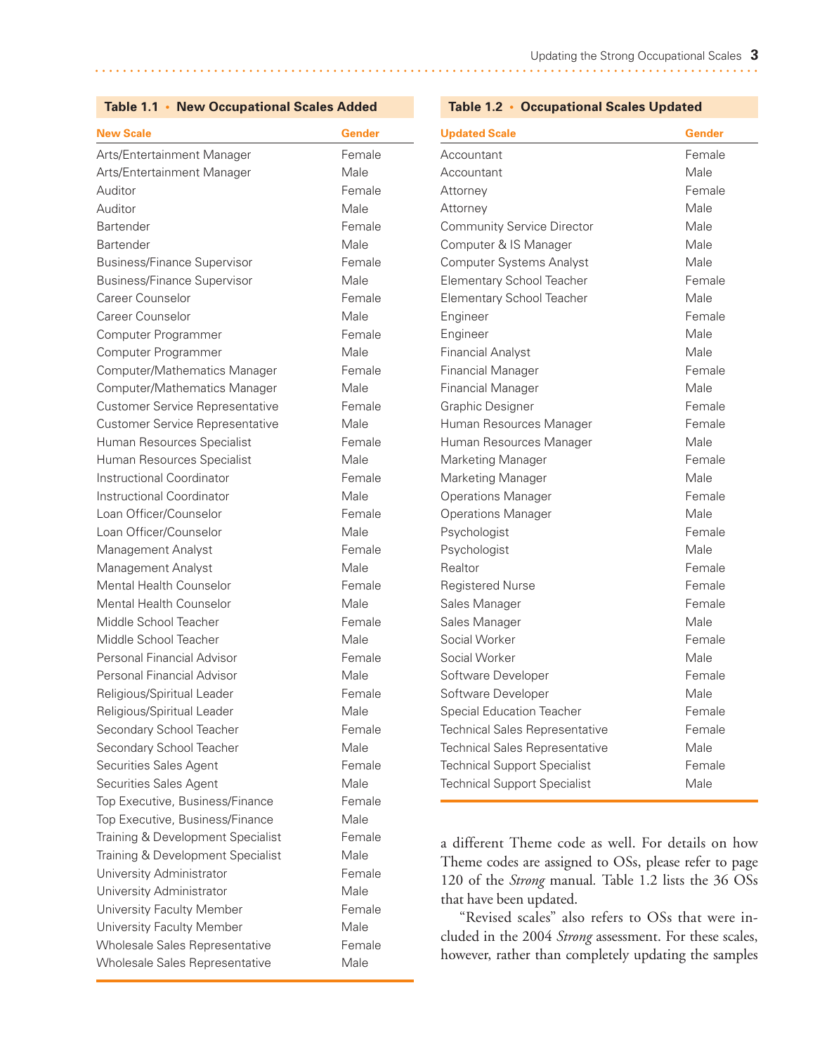**Table 1.1 • New Occupational Scales Added**

| New Scale | Gender |
|---|---|
| Arts/Entertainment Manager | Female |
| Arts/Entertainment Manager | Male |
| Auditor | Female |
| Auditor | Male |
| Bartender | Female |
| Bartender | Male |
| Business/Finance Supervisor | Female |
| Business/Finance Supervisor | Male |
| Career Counselor | Female |
| Career Counselor | Male |
| Computer Programmer | Female |
| Computer Programmer | Male |
| Computer/Mathematics Manager | Female |
| Computer/Mathematics Manager | Male |
| Customer Service Representative | Female |
| Customer Service Representative | Male |
| Human Resources Specialist | Female |
| Human Resources Specialist | Male |
| Instructional Coordinator | Female |
| Instructional Coordinator | Male |
| Loan Officer/Counselor | Female |
| Loan Officer/Counselor | Male |
| Management Analyst | Female |
| Management Analyst | Male |
| Mental Health Counselor | Female |
| Mental Health Counselor | Male |
| Middle School Teacher | Female |
| Middle School Teacher | Male |
| Personal Financial Advisor | Female |
| Personal Financial Advisor | Male |
| Religious/Spiritual Leader | Female |
| Religious/Spiritual Leader | Male |
| Secondary School Teacher | Female |
| Secondary School Teacher | Male |
| Securities Sales Agent | Female |
| Securities Sales Agent | Male |
| Top Executive, Business/Finance | Female |
| Top Executive, Business/Finance | Male |
| Training & Development Specialist | Female |
| Training & Development Specialist | Male |
| University Administrator | Female |
| University Administrator | Male |
| University Faculty Member | Female |
| University Faculty Member | Male |
| Wholesale Sales Representative | Female |
| Wholesale Sales Representative | Male |

**Table 1.2 • Occupational Scales Updated**

| Updated Scale | Gender |
|---|---|
| Accountant | Female |
| Accountant | Male |
| Attorney | Female |
| Attorney | Male |
| Community Service Director | Male |
| Computer & IS Manager | Male |
| Computer Systems Analyst | Male |
| Elementary School Teacher | Female |
| Elementary School Teacher | Male |
| Engineer | Female |
| Engineer | Male |
| Financial Analyst | Male |
| Financial Manager | Female |
| Financial Manager | Male |
| Graphic Designer | Female |
| Human Resources Manager | Female |
| Human Resources Manager | Male |
| Marketing Manager | Female |
| Marketing Manager | Male |
| Operations Manager | Female |
| Operations Manager | Male |
| Psychologist | Female |
| Psychologist | Male |
| Realtor | Female |
| Registered Nurse | Female |
| Sales Manager | Female |
| Sales Manager | Male |
| Social Worker | Female |
| Social Worker | Male |
| Software Developer | Female |
| Software Developer | Male |
| Special Education Teacher | Female |
| Technical Sales Representative | Female |
| Technical Sales Representative | Male |
| Technical Support Specialist | Female |
| Technical Support Specialist | Male |

a different Theme code as well. For details on how Theme codes are assigned to OSs, please refer to page 120 of the *Strong* manual. Table 1.2 lists the 36 OSs that have been updated.

"Revised scales" also refers to OSs that were included in the 2004 *Strong* assessment. For these scales, however, rather than completely updating the samples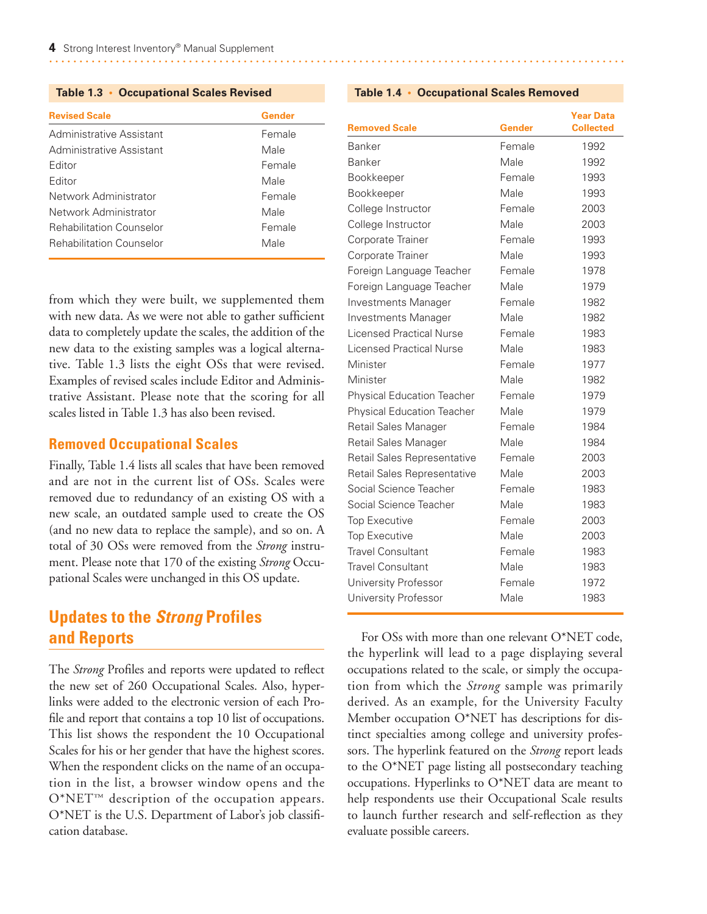**Table 1.3 • Occupational Scales Revised**

| Revised Scale | Gender |
|---|---|
| Administrative Assistant | Female |
| Administrative Assistant | Male |
| Editor | Female |
| Editor | Male |
| Network Administrator | Female |
| Network Administrator | Male |
| Rehabilitation Counselor | Female |
| Rehabilitation Counselor | Male |

from which they were built, we supplemented them with new data. As we were not able to gather sufficient data to completely update the scales, the addition of the new data to the existing samples was a logical alternative. Table 1.3 lists the eight OSs that were revised. Examples of revised scales include Editor and Administrative Assistant. Please note that the scoring for all scales listed in Table 1.3 has also been revised.

### Removed Occupational Scales

Finally, Table 1.4 lists all scales that have been removed and are not in the current list of OSs. Scales were removed due to redundancy of an existing OS with a new scale, an outdated sample used to create the OS (and no new data to replace the sample), and so on. A total of 30 OSs were removed from the *Strong* instrument. Please note that 170 of the existing *Strong* Occupational Scales were unchanged in this OS update.

## Updates to the *Strong* Profiles and Reports

The *Strong* Profiles and reports were updated to reflect the new set of 260 Occupational Scales. Also, hyperlinks were added to the electronic version of each Profile and report that contains a top 10 list of occupations. This list shows the respondent the 10 Occupational Scales for his or her gender that have the highest scores. When the respondent clicks on the name of an occupation in the list, a browser window opens and the O*NET™ description of the occupation appears. O*NET is the U.S. Department of Labor's job classification database.

**Table 1.4 • Occupational Scales Removed**

| Removed Scale | Gender | Year Data Collected |
|---|---|---|
| Banker | Female | 1992 |
| Banker | Male | 1992 |
| Bookkeeper | Female | 1993 |
| Bookkeeper | Male | 1993 |
| College Instructor | Female | 2003 |
| College Instructor | Male | 2003 |
| Corporate Trainer | Female | 1993 |
| Corporate Trainer | Male | 1993 |
| Foreign Language Teacher | Female | 1978 |
| Foreign Language Teacher | Male | 1979 |
| Investments Manager | Female | 1982 |
| Investments Manager | Male | 1982 |
| Licensed Practical Nurse | Female | 1983 |
| Licensed Practical Nurse | Male | 1983 |
| Minister | Female | 1977 |
| Minister | Male | 1982 |
| Physical Education Teacher | Female | 1979 |
| Physical Education Teacher | Male | 1979 |
| Retail Sales Manager | Female | 1984 |
| Retail Sales Manager | Male | 1984 |
| Retail Sales Representative | Female | 2003 |
| Retail Sales Representative | Male | 2003 |
| Social Science Teacher | Female | 1983 |
| Social Science Teacher | Male | 1983 |
| Top Executive | Female | 2003 |
| Top Executive | Male | 2003 |
| Travel Consultant | Female | 1983 |
| Travel Consultant | Male | 1983 |
| University Professor | Female | 1972 |
| University Professor | Male | 1983 |

For OSs with more than one relevant O*NET code, the hyperlink will lead to a page displaying several occupations related to the scale, or simply the occupation from which the *Strong* sample was primarily derived. As an example, for the University Faculty Member occupation O*NET has descriptions for distinct specialties among college and university professors. The hyperlink featured on the *Strong* report leads to the O*NET page listing all postsecondary teaching occupations. Hyperlinks to O*NET data are meant to help respondents use their Occupational Scale results to launch further research and self-reflection as they evaluate possible careers.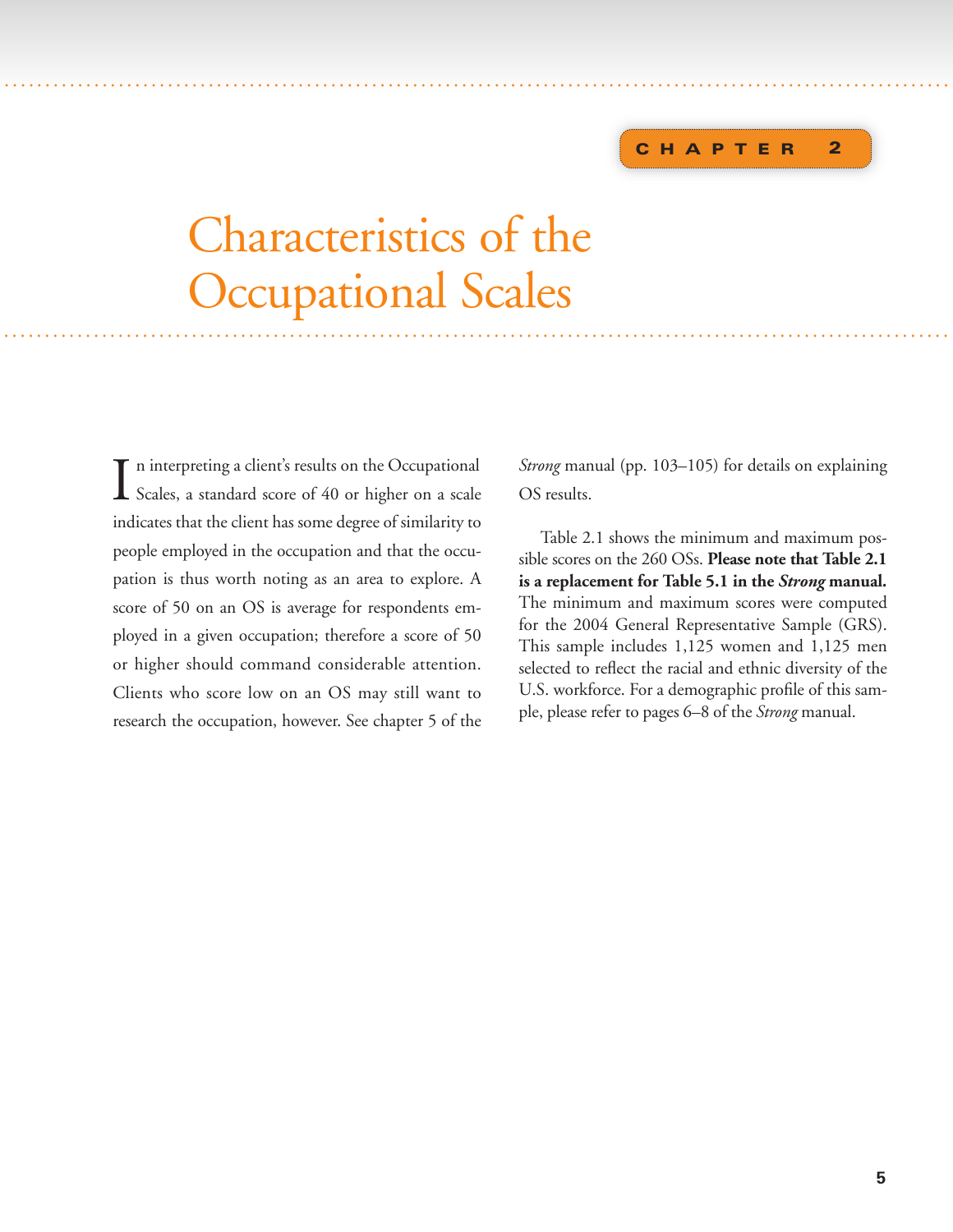CHAPTER 2

# Characteristics of the Occupational Scales

In interpreting a client's results on the Occupational Scales, a standard score of 40 or higher on a scale indicates that the client has some degree of similarity to people employed in the occupation and that the occupation is thus worth noting as an area to explore. A score of 50 on an OS is average for respondents employed in a given occupation; therefore a score of 50 or higher should command considerable attention. Clients who score low on an OS may still want to research the occupation, however. See chapter 5 of the *Strong* manual (pp. 103–105) for details on explaining OS results.

Table 2.1 shows the minimum and maximum possible scores on the 260 OSs. **Please note that Table 2.1 is a replacement for Table 5.1 in the *Strong* manual.** The minimum and maximum scores were computed for the 2004 General Representative Sample (GRS). This sample includes 1,125 women and 1,125 men selected to reflect the racial and ethnic diversity of the U.S. workforce. For a demographic profile of this sample, please refer to pages 6–8 of the *Strong* manual.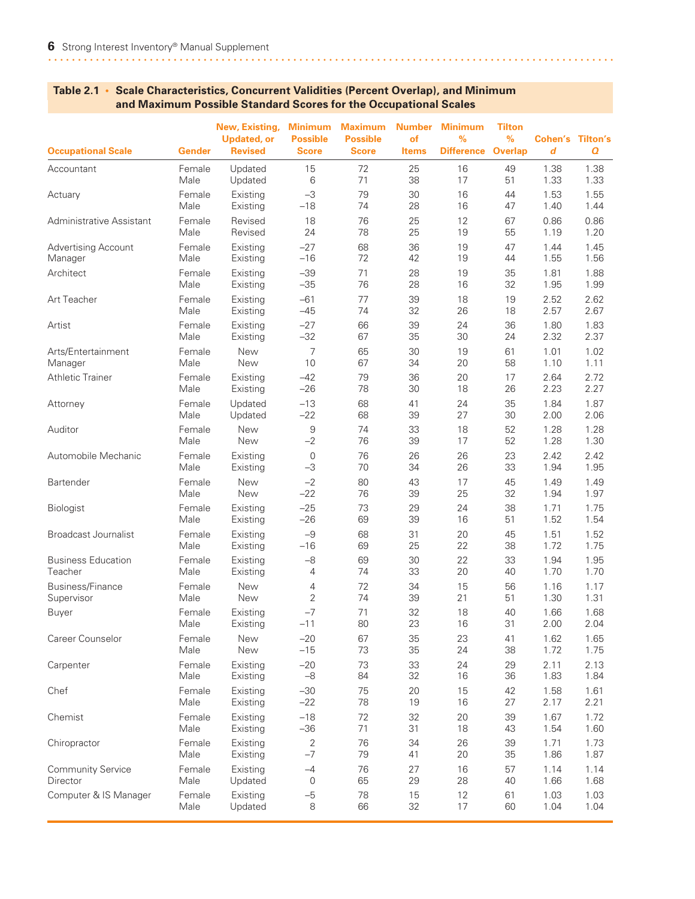**Table 2.1 • Scale Characteristics, Concurrent Validities (Percent Overlap), and Minimum and Maximum Possible Standard Scores for the Occupational Scales**

| Occupational Scale | Gender | New, Existing, Updated, or Revised | Minimum Possible Score | Maximum Possible Score | Number of Items | Minimum % Difference | Tilton % Overlap | Cohen's *d* | Tilton's *Q* |
|---|---|---|---|---|---|---|---|---|---|
| Accountant | Female | Updated | 15 | 72 | 25 | 16 | 49 | 1.38 | 1.38 |
| | Male | Updated | 6 | 71 | 38 | 17 | 51 | 1.33 | 1.33 |
| Actuary | Female | Existing | –3 | 79 | 30 | 16 | 44 | 1.53 | 1.55 |
| | Male | Existing | –18 | 74 | 28 | 16 | 47 | 1.40 | 1.44 |
| Administrative Assistant | Female | Revised | 18 | 76 | 25 | 12 | 67 | 0.86 | 0.86 |
| | Male | Revised | 24 | 78 | 25 | 19 | 55 | 1.19 | 1.20 |
| Advertising Account Manager | Female | Existing | –27 | 68 | 36 | 19 | 47 | 1.44 | 1.45 |
| | Male | Existing | –16 | 72 | 42 | 19 | 44 | 1.55 | 1.56 |
| Architect | Female | Existing | –39 | 71 | 28 | 19 | 35 | 1.81 | 1.88 |
| | Male | Existing | –35 | 76 | 28 | 16 | 32 | 1.95 | 1.99 |
| Art Teacher | Female | Existing | –61 | 77 | 39 | 18 | 19 | 2.52 | 2.62 |
| | Male | Existing | –45 | 74 | 32 | 26 | 18 | 2.57 | 2.67 |
| Artist | Female | Existing | –27 | 66 | 39 | 24 | 36 | 1.80 | 1.83 |
| | Male | Existing | –32 | 67 | 35 | 30 | 24 | 2.32 | 2.37 |
| Arts/Entertainment Manager | Female | New | 7 | 65 | 30 | 19 | 61 | 1.01 | 1.02 |
| | Male | New | 10 | 67 | 34 | 20 | 58 | 1.10 | 1.11 |
| Athletic Trainer | Female | Existing | –42 | 79 | 36 | 20 | 17 | 2.64 | 2.72 |
| | Male | Existing | –26 | 78 | 30 | 18 | 26 | 2.23 | 2.27 |
| Attorney | Female | Updated | –13 | 68 | 41 | 24 | 35 | 1.84 | 1.87 |
| | Male | Updated | –22 | 68 | 39 | 27 | 30 | 2.00 | 2.06 |
| Auditor | Female | New | 9 | 74 | 33 | 18 | 52 | 1.28 | 1.28 |
| | Male | New | –2 | 76 | 39 | 17 | 52 | 1.28 | 1.30 |
| Automobile Mechanic | Female | Existing | 0 | 76 | 26 | 26 | 23 | 2.42 | 2.42 |
| | Male | Existing | –3 | 70 | 34 | 26 | 33 | 1.94 | 1.95 |
| Bartender | Female | New | –2 | 80 | 43 | 17 | 45 | 1.49 | 1.49 |
| | Male | New | –22 | 76 | 39 | 25 | 32 | 1.94 | 1.97 |
| Biologist | Female | Existing | –25 | 73 | 29 | 24 | 38 | 1.71 | 1.75 |
| | Male | Existing | –26 | 69 | 39 | 16 | 51 | 1.52 | 1.54 |
| Broadcast Journalist | Female | Existing | –9 | 68 | 31 | 20 | 45 | 1.51 | 1.52 |
| | Male | Existing | –16 | 69 | 25 | 22 | 38 | 1.72 | 1.75 |
| Business Education Teacher | Female | Existing | –8 | 69 | 30 | 22 | 33 | 1.94 | 1.95 |
| | Male | Existing | 4 | 74 | 33 | 20 | 40 | 1.70 | 1.70 |
| Business/Finance Supervisor | Female | New | 4 | 72 | 34 | 15 | 56 | 1.16 | 1.17 |
| | Male | New | 2 | 74 | 39 | 21 | 51 | 1.30 | 1.31 |
| Buyer | Female | Existing | –7 | 71 | 32 | 18 | 40 | 1.66 | 1.68 |
| | Male | Existing | –11 | 80 | 23 | 16 | 31 | 2.00 | 2.04 |
| Career Counselor | Female | New | –20 | 67 | 35 | 23 | 41 | 1.62 | 1.65 |
| | Male | New | –15 | 73 | 35 | 24 | 38 | 1.72 | 1.75 |
| Carpenter | Female | Existing | –20 | 73 | 33 | 24 | 29 | 2.11 | 2.13 |
| | Male | Existing | –8 | 84 | 32 | 16 | 36 | 1.83 | 1.84 |
| Chef | Female | Existing | –30 | 75 | 20 | 15 | 42 | 1.58 | 1.61 |
| | Male | Existing | –22 | 78 | 19 | 16 | 27 | 2.17 | 2.21 |
| Chemist | Female | Existing | –18 | 72 | 32 | 20 | 39 | 1.67 | 1.72 |
| | Male | Existing | –36 | 71 | 31 | 18 | 43 | 1.54 | 1.60 |
| Chiropractor | Female | Existing | 2 | 76 | 34 | 26 | 39 | 1.71 | 1.73 |
| | Male | Existing | –7 | 79 | 41 | 20 | 35 | 1.86 | 1.87 |
| Community Service Director | Female | Existing | –4 | 76 | 27 | 16 | 57 | 1.14 | 1.14 |
| | Male | Updated | 0 | 65 | 29 | 28 | 40 | 1.66 | 1.68 |
| Computer & IS Manager | Female | Existing | –5 | 78 | 15 | 12 | 61 | 1.03 | 1.03 |
| | Male | Updated | 8 | 66 | 32 | 17 | 60 | 1.04 | 1.04 |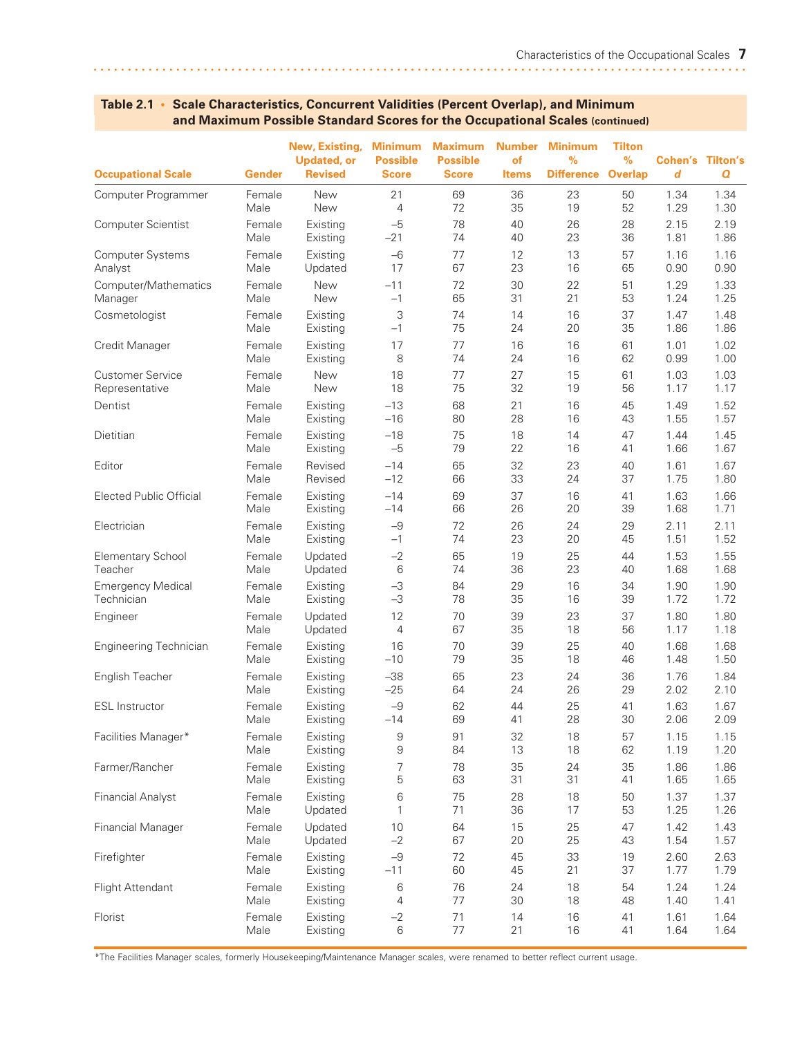**Table 2.1 • Scale Characteristics, Concurrent Validities (Percent Overlap), and Minimum and Maximum Possible Standard Scores for the Occupational Scales (continued)**

| Occupational Scale | Gender | New, Existing, Updated, or Revised | Minimum Possible Score | Maximum Possible Score | Number of Items | Minimum % Difference | Tilton % Overlap | Cohen's *d* | Tilton's *Q* |
|---|---|---|---|---|---|---|---|---|---|
| Computer Programmer | Female | New | 21 | 69 | 36 | 23 | 50 | 1.34 | 1.34 |
| | Male | New | 4 | 72 | 35 | 19 | 52 | 1.29 | 1.30 |
| Computer Scientist | Female | Existing | −5 | 78 | 40 | 26 | 28 | 2.15 | 2.19 |
| | Male | Existing | −21 | 74 | 40 | 23 | 36 | 1.81 | 1.86 |
| Computer Systems Analyst | Female | Existing | −6 | 77 | 12 | 13 | 57 | 1.16 | 1.16 |
| | Male | Updated | 17 | 67 | 23 | 16 | 65 | 0.90 | 0.90 |
| Computer/Mathematics Manager | Female | New | −11 | 72 | 30 | 22 | 51 | 1.29 | 1.33 |
| | Male | New | −1 | 65 | 31 | 21 | 53 | 1.24 | 1.25 |
| Cosmetologist | Female | Existing | 3 | 74 | 14 | 16 | 37 | 1.47 | 1.48 |
| | Male | Existing | −1 | 75 | 24 | 20 | 35 | 1.86 | 1.86 |
| Credit Manager | Female | Existing | 17 | 77 | 16 | 16 | 61 | 1.01 | 1.02 |
| | Male | Existing | 8 | 74 | 24 | 16 | 62 | 0.99 | 1.00 |
| Customer Service Representative | Female | New | 18 | 77 | 27 | 15 | 61 | 1.03 | 1.03 |
| | Male | New | 18 | 75 | 32 | 19 | 56 | 1.17 | 1.17 |
| Dentist | Female | Existing | −13 | 68 | 21 | 16 | 45 | 1.49 | 1.52 |
| | Male | Existing | −16 | 80 | 28 | 16 | 43 | 1.55 | 1.57 |
| Dietitian | Female | Existing | −18 | 75 | 18 | 14 | 47 | 1.44 | 1.45 |
| | Male | Existing | −5 | 79 | 22 | 16 | 41 | 1.66 | 1.67 |
| Editor | Female | Revised | −14 | 65 | 32 | 23 | 40 | 1.61 | 1.67 |
| | Male | Revised | −12 | 66 | 33 | 24 | 37 | 1.75 | 1.80 |
| Elected Public Official | Female | Existing | −14 | 69 | 37 | 16 | 41 | 1.63 | 1.66 |
| | Male | Existing | −14 | 66 | 26 | 20 | 39 | 1.68 | 1.71 |
| Electrician | Female | Existing | −9 | 72 | 26 | 24 | 29 | 2.11 | 2.11 |
| | Male | Existing | −1 | 74 | 23 | 20 | 45 | 1.51 | 1.52 |
| Elementary School Teacher | Female | Updated | −2 | 65 | 19 | 25 | 44 | 1.53 | 1.55 |
| | Male | Updated | 6 | 74 | 36 | 23 | 40 | 1.68 | 1.68 |
| Emergency Medical Technician | Female | Existing | −3 | 84 | 29 | 16 | 34 | 1.90 | 1.90 |
| | Male | Existing | −3 | 78 | 35 | 16 | 39 | 1.72 | 1.72 |
| Engineer | Female | Updated | 12 | 70 | 39 | 23 | 37 | 1.80 | 1.80 |
| | Male | Updated | 4 | 67 | 35 | 18 | 56 | 1.17 | 1.18 |
| Engineering Technician | Female | Existing | 16 | 70 | 39 | 25 | 40 | 1.68 | 1.68 |
| | Male | Existing | −10 | 79 | 35 | 18 | 46 | 1.48 | 1.50 |
| English Teacher | Female | Existing | −38 | 65 | 23 | 24 | 36 | 1.76 | 1.84 |
| | Male | Existing | −25 | 64 | 24 | 26 | 29 | 2.02 | 2.10 |
| ESL Instructor | Female | Existing | −9 | 62 | 44 | 25 | 41 | 1.63 | 1.67 |
| | Male | Existing | −14 | 69 | 41 | 28 | 30 | 2.06 | 2.09 |
| Facilities Manager* | Female | Existing | 9 | 91 | 32 | 18 | 57 | 1.15 | 1.15 |
| | Male | Existing | 9 | 84 | 13 | 18 | 62 | 1.19 | 1.20 |
| Farmer/Rancher | Female | Existing | 7 | 78 | 35 | 24 | 35 | 1.86 | 1.86 |
| | Male | Existing | 5 | 63 | 31 | 31 | 41 | 1.65 | 1.65 |
| Financial Analyst | Female | Existing | 6 | 75 | 28 | 18 | 50 | 1.37 | 1.37 |
| | Male | Updated | 1 | 71 | 36 | 17 | 53 | 1.25 | 1.26 |
| Financial Manager | Female | Updated | 10 | 64 | 15 | 25 | 47 | 1.42 | 1.43 |
| | Male | Updated | −2 | 67 | 20 | 25 | 43 | 1.54 | 1.57 |
| Firefighter | Female | Existing | −9 | 72 | 45 | 33 | 19 | 2.60 | 2.63 |
| | Male | Existing | −11 | 60 | 45 | 21 | 37 | 1.77 | 1.79 |
| Flight Attendant | Female | Existing | 6 | 76 | 24 | 18 | 54 | 1.24 | 1.24 |
| | Male | Existing | 4 | 77 | 30 | 18 | 48 | 1.40 | 1.41 |
| Florist | Female | Existing | −2 | 71 | 14 | 16 | 41 | 1.61 | 1.64 |
| | Male | Existing | 6 | 77 | 21 | 16 | 41 | 1.64 | 1.64 |

*The Facilities Manager scales, formerly Housekeeping/Maintenance Manager scales, were renamed to better reflect current usage.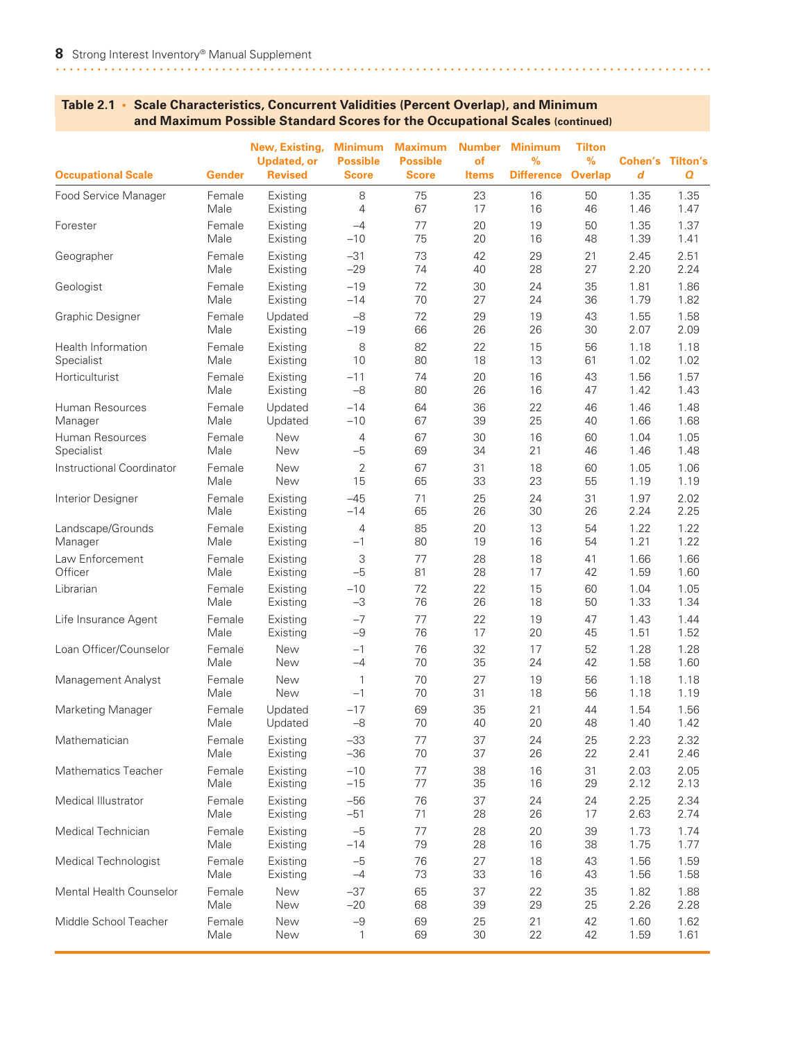**Table 2.1 • Scale Characteristics, Concurrent Validities (Percent Overlap), and Minimum and Maximum Possible Standard Scores for the Occupational Scales (continued)**

| Occupational Scale | Gender | New, Existing, Updated, or Revised | Minimum Possible Score | Maximum Possible Score | Number of Items | Minimum % Difference | Tilton % Overlap | Cohen's *d* | Tilton's *Q* |
|---|---|---|---|---|---|---|---|---|---|
| Food Service Manager | Female | Existing | 8 | 75 | 23 | 16 | 50 | 1.35 | 1.35 |
| | Male | Existing | 4 | 67 | 17 | 16 | 46 | 1.46 | 1.47 |
| Forester | Female | Existing | –4 | 77 | 20 | 19 | 50 | 1.35 | 1.37 |
| | Male | Existing | –10 | 75 | 20 | 16 | 48 | 1.39 | 1.41 |
| Geographer | Female | Existing | –31 | 73 | 42 | 29 | 21 | 2.45 | 2.51 |
| | Male | Existing | –29 | 74 | 40 | 28 | 27 | 2.20 | 2.24 |
| Geologist | Female | Existing | –19 | 72 | 30 | 24 | 35 | 1.81 | 1.86 |
| | Male | Existing | –14 | 70 | 27 | 24 | 36 | 1.79 | 1.82 |
| Graphic Designer | Female | Updated | –8 | 72 | 29 | 19 | 43 | 1.55 | 1.58 |
| | Male | Existing | –19 | 66 | 26 | 26 | 30 | 2.07 | 2.09 |
| Health Information Specialist | Female | Existing | 8 | 82 | 22 | 15 | 56 | 1.18 | 1.18 |
| | Male | Existing | 10 | 80 | 18 | 13 | 61 | 1.02 | 1.02 |
| Horticulturist | Female | Existing | –11 | 74 | 20 | 16 | 43 | 1.56 | 1.57 |
| | Male | Existing | –8 | 80 | 26 | 16 | 47 | 1.42 | 1.43 |
| Human Resources Manager | Female | Updated | –14 | 64 | 36 | 22 | 46 | 1.46 | 1.48 |
| | Male | Updated | –10 | 67 | 39 | 25 | 40 | 1.66 | 1.68 |
| Human Resources Specialist | Female | New | 4 | 67 | 30 | 16 | 60 | 1.04 | 1.05 |
| | Male | New | –5 | 69 | 34 | 21 | 46 | 1.46 | 1.48 |
| Instructional Coordinator | Female | New | 2 | 67 | 31 | 18 | 60 | 1.05 | 1.06 |
| | Male | New | 15 | 65 | 33 | 23 | 55 | 1.19 | 1.19 |
| Interior Designer | Female | Existing | –45 | 71 | 25 | 24 | 31 | 1.97 | 2.02 |
| | Male | Existing | –14 | 65 | 26 | 30 | 26 | 2.24 | 2.25 |
| Landscape/Grounds Manager | Female | Existing | 4 | 85 | 20 | 13 | 54 | 1.22 | 1.22 |
| | Male | Existing | –1 | 80 | 19 | 16 | 54 | 1.21 | 1.22 |
| Law Enforcement Officer | Female | Existing | 3 | 77 | 28 | 18 | 41 | 1.66 | 1.66 |
| | Male | Existing | –5 | 81 | 28 | 17 | 42 | 1.59 | 1.60 |
| Librarian | Female | Existing | –10 | 72 | 22 | 15 | 60 | 1.04 | 1.05 |
| | Male | Existing | –3 | 76 | 26 | 18 | 50 | 1.33 | 1.34 |
| Life Insurance Agent | Female | Existing | –7 | 77 | 22 | 19 | 47 | 1.43 | 1.44 |
| | Male | Existing | –9 | 76 | 17 | 20 | 45 | 1.51 | 1.52 |
| Loan Officer/Counselor | Female | New | –1 | 76 | 32 | 17 | 52 | 1.28 | 1.28 |
| | Male | New | –4 | 70 | 35 | 24 | 42 | 1.58 | 1.60 |
| Management Analyst | Female | New | 1 | 70 | 27 | 19 | 56 | 1.18 | 1.18 |
| | Male | New | –1 | 70 | 31 | 18 | 56 | 1.18 | 1.19 |
| Marketing Manager | Female | Updated | –17 | 69 | 35 | 21 | 44 | 1.54 | 1.56 |
| | Male | Updated | –8 | 70 | 40 | 20 | 48 | 1.40 | 1.42 |
| Mathematician | Female | Existing | –33 | 77 | 37 | 24 | 25 | 2.23 | 2.32 |
| | Male | Existing | –36 | 70 | 37 | 26 | 22 | 2.41 | 2.46 |
| Mathematics Teacher | Female | Existing | –10 | 77 | 38 | 16 | 31 | 2.03 | 2.05 |
| | Male | Existing | –15 | 77 | 35 | 16 | 29 | 2.12 | 2.13 |
| Medical Illustrator | Female | Existing | –56 | 76 | 37 | 24 | 24 | 2.25 | 2.34 |
| | Male | Existing | –51 | 71 | 28 | 26 | 17 | 2.63 | 2.74 |
| Medical Technician | Female | Existing | –5 | 77 | 28 | 20 | 39 | 1.73 | 1.74 |
| | Male | Existing | –14 | 79 | 28 | 16 | 38 | 1.75 | 1.77 |
| Medical Technologist | Female | Existing | –5 | 76 | 27 | 18 | 43 | 1.56 | 1.59 |
| | Male | Existing | –4 | 73 | 33 | 16 | 43 | 1.56 | 1.58 |
| Mental Health Counselor | Female | New | –37 | 65 | 37 | 22 | 35 | 1.82 | 1.88 |
| | Male | New | –20 | 68 | 39 | 29 | 25 | 2.26 | 2.28 |
| Middle School Teacher | Female | New | –9 | 69 | 25 | 21 | 42 | 1.60 | 1.62 |
| | Male | New | 1 | 69 | 30 | 22 | 42 | 1.59 | 1.61 |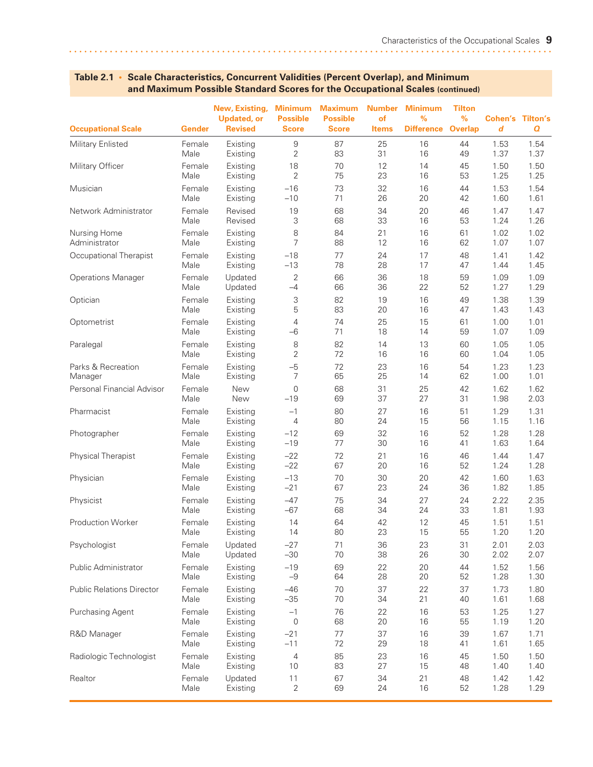**Table 2.1 • Scale Characteristics, Concurrent Validities (Percent Overlap), and Minimum and Maximum Possible Standard Scores for the Occupational Scales** (continued)

| Occupational Scale | Gender | New, Existing, Updated, or Revised | Minimum Possible Score | Maximum Possible Score | Number of Items | Minimum % Difference | Tilton % Overlap | Cohen's *d* | Tilton's *Q* |
|---|---|---|---|---|---|---|---|---|---|
| Military Enlisted | Female | Existing | 9 | 87 | 25 | 16 | 44 | 1.53 | 1.54 |
| | Male | Existing | 2 | 83 | 31 | 16 | 49 | 1.37 | 1.37 |
| Military Officer | Female | Existing | 18 | 70 | 12 | 14 | 45 | 1.50 | 1.50 |
| | Male | Existing | 2 | 75 | 23 | 16 | 53 | 1.25 | 1.25 |
| Musician | Female | Existing | –16 | 73 | 32 | 16 | 44 | 1.53 | 1.54 |
| | Male | Existing | –10 | 71 | 26 | 20 | 42 | 1.60 | 1.61 |
| Network Administrator | Female | Revised | 19 | 68 | 34 | 20 | 46 | 1.47 | 1.47 |
| | Male | Revised | 3 | 68 | 33 | 16 | 53 | 1.24 | 1.26 |
| Nursing Home Administrator | Female | Existing | 8 | 84 | 21 | 16 | 61 | 1.02 | 1.02 |
| | Male | Existing | 7 | 88 | 12 | 16 | 62 | 1.07 | 1.07 |
| Occupational Therapist | Female | Existing | –18 | 77 | 24 | 17 | 48 | 1.41 | 1.42 |
| | Male | Existing | –13 | 78 | 28 | 17 | 47 | 1.44 | 1.45 |
| Operations Manager | Female | Updated | 2 | 66 | 36 | 18 | 59 | 1.09 | 1.09 |
| | Male | Updated | –4 | 66 | 36 | 22 | 52 | 1.27 | 1.29 |
| Optician | Female | Existing | 3 | 82 | 19 | 16 | 49 | 1.38 | 1.39 |
| | Male | Existing | 5 | 83 | 20 | 16 | 47 | 1.43 | 1.43 |
| Optometrist | Female | Existing | 4 | 74 | 25 | 15 | 61 | 1.00 | 1.01 |
| | Male | Existing | –6 | 71 | 18 | 14 | 59 | 1.07 | 1.09 |
| Paralegal | Female | Existing | 8 | 82 | 14 | 13 | 60 | 1.05 | 1.05 |
| | Male | Existing | 2 | 72 | 16 | 16 | 60 | 1.04 | 1.05 |
| Parks & Recreation Manager | Female | Existing | –5 | 72 | 23 | 16 | 54 | 1.23 | 1.23 |
| | Male | Existing | 7 | 65 | 25 | 14 | 62 | 1.00 | 1.01 |
| Personal Financial Advisor | Female | New | 0 | 68 | 31 | 25 | 42 | 1.62 | 1.62 |
| | Male | New | –19 | 69 | 37 | 27 | 31 | 1.98 | 2.03 |
| Pharmacist | Female | Existing | –1 | 80 | 27 | 16 | 51 | 1.29 | 1.31 |
| | Male | Existing | 4 | 80 | 24 | 15 | 56 | 1.15 | 1.16 |
| Photographer | Female | Existing | –12 | 69 | 32 | 16 | 52 | 1.28 | 1.28 |
| | Male | Existing | –19 | 77 | 30 | 16 | 41 | 1.63 | 1.64 |
| Physical Therapist | Female | Existing | –22 | 72 | 21 | 16 | 46 | 1.44 | 1.47 |
| | Male | Existing | –22 | 67 | 20 | 16 | 52 | 1.24 | 1.28 |
| Physician | Female | Existing | –13 | 70 | 30 | 20 | 42 | 1.60 | 1.63 |
| | Male | Existing | –21 | 67 | 23 | 24 | 36 | 1.82 | 1.85 |
| Physicist | Female | Existing | –47 | 75 | 34 | 27 | 24 | 2.22 | 2.35 |
| | Male | Existing | –67 | 68 | 34 | 24 | 33 | 1.81 | 1.93 |
| Production Worker | Female | Existing | 14 | 64 | 42 | 12 | 45 | 1.51 | 1.51 |
| | Male | Existing | 14 | 80 | 23 | 15 | 55 | 1.20 | 1.20 |
| Psychologist | Female | Updated | –27 | 71 | 36 | 23 | 31 | 2.01 | 2.03 |
| | Male | Updated | –30 | 70 | 38 | 26 | 30 | 2.02 | 2.07 |
| Public Administrator | Female | Existing | –19 | 69 | 22 | 20 | 44 | 1.52 | 1.56 |
| | Male | Existing | –9 | 64 | 28 | 20 | 52 | 1.28 | 1.30 |
| Public Relations Director | Female | Existing | –46 | 70 | 37 | 22 | 37 | 1.73 | 1.80 |
| | Male | Existing | –35 | 70 | 34 | 21 | 40 | 1.61 | 1.68 |
| Purchasing Agent | Female | Existing | –1 | 76 | 22 | 16 | 53 | 1.25 | 1.27 |
| | Male | Existing | 0 | 68 | 20 | 16 | 55 | 1.19 | 1.20 |
| R&D Manager | Female | Existing | –21 | 77 | 37 | 16 | 39 | 1.67 | 1.71 |
| | Male | Existing | –11 | 72 | 29 | 18 | 41 | 1.61 | 1.65 |
| Radiologic Technologist | Female | Existing | 4 | 85 | 23 | 16 | 45 | 1.50 | 1.50 |
| | Male | Existing | 10 | 83 | 27 | 15 | 48 | 1.40 | 1.40 |
| Realtor | Female | Updated | 11 | 67 | 34 | 21 | 48 | 1.42 | 1.42 |
| | Male | Existing | 2 | 69 | 24 | 16 | 52 | 1.28 | 1.29 |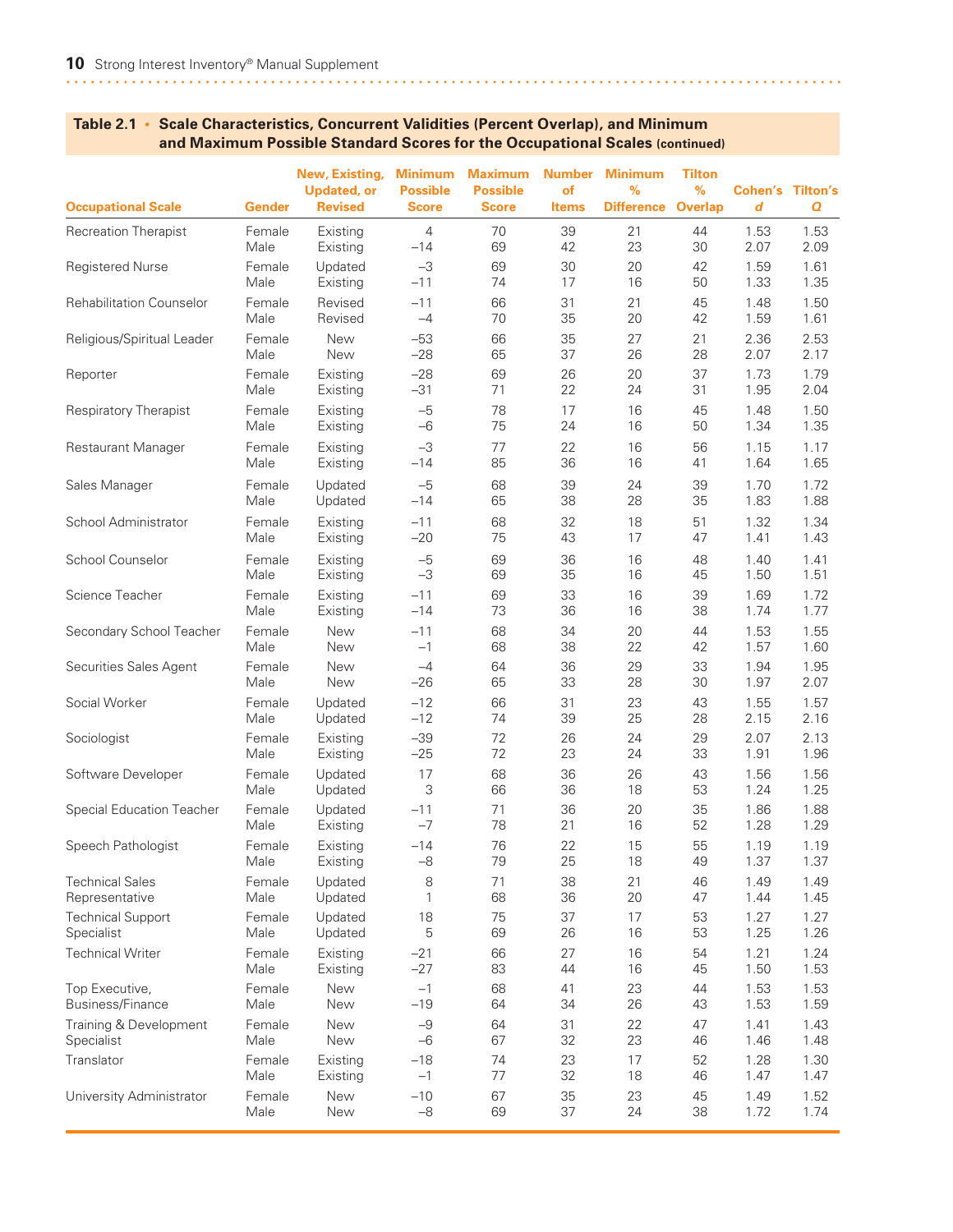**Table 2.1 • Scale Characteristics, Concurrent Validities (Percent Overlap), and Minimum and Maximum Possible Standard Scores for the Occupational Scales (continued)**

| Occupational Scale | Gender | New, Existing, Updated, or Revised | Minimum Possible Score | Maximum Possible Score | Number of Items | Minimum % Difference | Tilton % Overlap | Cohen's *d* | Tilton's *Q* |
|---|---|---|---|---|---|---|---|---|---|
| Recreation Therapist | Female | Existing | 4 | 70 | 39 | 21 | 44 | 1.53 | 1.53 |
| | Male | Existing | −14 | 69 | 42 | 23 | 30 | 2.07 | 2.09 |
| Registered Nurse | Female | Updated | −3 | 69 | 30 | 20 | 42 | 1.59 | 1.61 |
| | Male | Existing | −11 | 74 | 17 | 16 | 50 | 1.33 | 1.35 |
| Rehabilitation Counselor | Female | Revised | −11 | 66 | 31 | 21 | 45 | 1.48 | 1.50 |
| | Male | Revised | −4 | 70 | 35 | 20 | 42 | 1.59 | 1.61 |
| Religious/Spiritual Leader | Female | New | −53 | 66 | 35 | 27 | 21 | 2.36 | 2.53 |
| | Male | New | −28 | 65 | 37 | 26 | 28 | 2.07 | 2.17 |
| Reporter | Female | Existing | −28 | 69 | 26 | 20 | 37 | 1.73 | 1.79 |
| | Male | Existing | −31 | 71 | 22 | 24 | 31 | 1.95 | 2.04 |
| Respiratory Therapist | Female | Existing | −5 | 78 | 17 | 16 | 45 | 1.48 | 1.50 |
| | Male | Existing | −6 | 75 | 24 | 16 | 50 | 1.34 | 1.35 |
| Restaurant Manager | Female | Existing | −3 | 77 | 22 | 16 | 56 | 1.15 | 1.17 |
| | Male | Existing | −14 | 85 | 36 | 16 | 41 | 1.64 | 1.65 |
| Sales Manager | Female | Updated | −5 | 68 | 39 | 24 | 39 | 1.70 | 1.72 |
| | Male | Updated | −14 | 65 | 38 | 28 | 35 | 1.83 | 1.88 |
| School Administrator | Female | Existing | −11 | 68 | 32 | 18 | 51 | 1.32 | 1.34 |
| | Male | Existing | −20 | 75 | 43 | 17 | 47 | 1.41 | 1.43 |
| School Counselor | Female | Existing | −5 | 69 | 36 | 16 | 48 | 1.40 | 1.41 |
| | Male | Existing | −3 | 69 | 35 | 16 | 45 | 1.50 | 1.51 |
| Science Teacher | Female | Existing | −11 | 69 | 33 | 16 | 39 | 1.69 | 1.72 |
| | Male | Existing | −14 | 73 | 36 | 16 | 38 | 1.74 | 1.77 |
| Secondary School Teacher | Female | New | −11 | 68 | 34 | 20 | 44 | 1.53 | 1.55 |
| | Male | New | −1 | 68 | 38 | 22 | 42 | 1.57 | 1.60 |
| Securities Sales Agent | Female | New | −4 | 64 | 36 | 29 | 33 | 1.94 | 1.95 |
| | Male | New | −26 | 65 | 33 | 28 | 30 | 1.97 | 2.07 |
| Social Worker | Female | Updated | −12 | 66 | 31 | 23 | 43 | 1.55 | 1.57 |
| | Male | Updated | −12 | 74 | 39 | 25 | 28 | 2.15 | 2.16 |
| Sociologist | Female | Existing | −39 | 72 | 26 | 24 | 29 | 2.07 | 2.13 |
| | Male | Existing | −25 | 72 | 23 | 24 | 33 | 1.91 | 1.96 |
| Software Developer | Female | Updated | 17 | 68 | 36 | 26 | 43 | 1.56 | 1.56 |
| | Male | Updated | 3 | 66 | 36 | 18 | 53 | 1.24 | 1.25 |
| Special Education Teacher | Female | Updated | −11 | 71 | 36 | 20 | 35 | 1.86 | 1.88 |
| | Male | Existing | −7 | 78 | 21 | 16 | 52 | 1.28 | 1.29 |
| Speech Pathologist | Female | Existing | −14 | 76 | 22 | 15 | 55 | 1.19 | 1.19 |
| | Male | Existing | −8 | 79 | 25 | 18 | 49 | 1.37 | 1.37 |
| Technical Sales Representative | Female | Updated | 8 | 71 | 38 | 21 | 46 | 1.49 | 1.49 |
| | Male | Updated | 1 | 68 | 36 | 20 | 47 | 1.44 | 1.45 |
| Technical Support Specialist | Female | Updated | 18 | 75 | 37 | 17 | 53 | 1.27 | 1.27 |
| | Male | Updated | 5 | 69 | 26 | 16 | 53 | 1.25 | 1.26 |
| Technical Writer | Female | Existing | −21 | 66 | 27 | 16 | 54 | 1.21 | 1.24 |
| | Male | Existing | −27 | 83 | 44 | 16 | 45 | 1.50 | 1.53 |
| Top Executive, Business/Finance | Female | New | −1 | 68 | 41 | 23 | 44 | 1.53 | 1.53 |
| | Male | New | −19 | 64 | 34 | 26 | 43 | 1.53 | 1.59 |
| Training & Development Specialist | Female | New | −9 | 64 | 31 | 22 | 47 | 1.41 | 1.43 |
| | Male | New | −6 | 67 | 32 | 23 | 46 | 1.46 | 1.48 |
| Translator | Female | Existing | −18 | 74 | 23 | 17 | 52 | 1.28 | 1.30 |
| | Male | Existing | −1 | 77 | 32 | 18 | 46 | 1.47 | 1.47 |
| University Administrator | Female | New | −10 | 67 | 35 | 23 | 45 | 1.49 | 1.52 |
| | Male | New | −8 | 69 | 37 | 24 | 38 | 1.72 | 1.74 |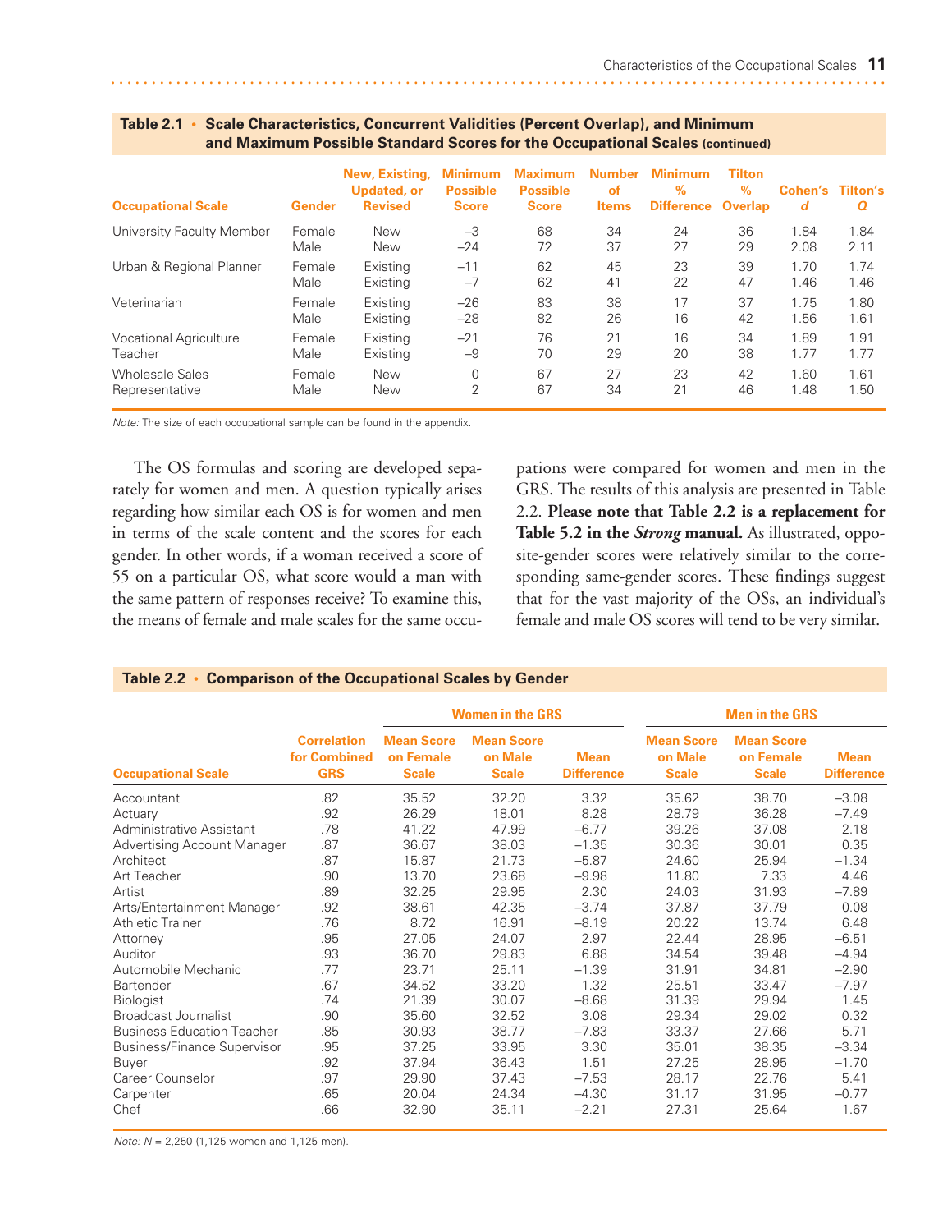**Table 2.1 • Scale Characteristics, Concurrent Validities (Percent Overlap), and Minimum and Maximum Possible Standard Scores for the Occupational Scales (continued)**

| Occupational Scale | Gender | New, Existing, Updated, or Revised | Minimum Possible Score | Maximum Possible Score | Number of Items | Minimum % Difference | Tilton % Overlap | Cohen's *d* | Tilton's *Q* |
|---|---|---|---|---|---|---|---|---|---|
| University Faculty Member | Female | New | –3 | 68 | 34 | 24 | 36 | 1.84 | 1.84 |
| | Male | New | –24 | 72 | 37 | 27 | 29 | 2.08 | 2.11 |
| Urban & Regional Planner | Female | Existing | –11 | 62 | 45 | 23 | 39 | 1.70 | 1.74 |
| | Male | Existing | –7 | 62 | 41 | 22 | 47 | 1.46 | 1.46 |
| Veterinarian | Female | Existing | –26 | 83 | 38 | 17 | 37 | 1.75 | 1.80 |
| | Male | Existing | –28 | 82 | 26 | 16 | 42 | 1.56 | 1.61 |
| Vocational Agriculture Teacher | Female | Existing | –21 | 76 | 21 | 16 | 34 | 1.89 | 1.91 |
| | Male | Existing | –9 | 70 | 29 | 20 | 38 | 1.77 | 1.77 |
| Wholesale Sales Representative | Female | New | 0 | 67 | 27 | 23 | 42 | 1.60 | 1.61 |
| | Male | New | 2 | 67 | 34 | 21 | 46 | 1.48 | 1.50 |

*Note:* The size of each occupational sample can be found in the appendix.

The OS formulas and scoring are developed separately for women and men. A question typically arises regarding how similar each OS is for women and men in terms of the scale content and the scores for each gender. In other words, if a woman received a score of 55 on a particular OS, what score would a man with the same pattern of responses receive? To examine this, the means of female and male scales for the same occupations were compared for women and men in the GRS. The results of this analysis are presented in Table 2.2. **Please note that Table 2.2 is a replacement for Table 5.2 in the *Strong* manual.** As illustrated, opposite-gender scores were relatively similar to the corresponding same-gender scores. These findings suggest that for the vast majority of the OSs, an individual's female and male OS scores will tend to be very similar.

**Table 2.2 • Comparison of the Occupational Scales by Gender**

| | | Women in the GRS | | | Men in the GRS | | |
|---|---|---|---|---|---|---|---|
| **Occupational Scale** | **Correlation for Combined GRS** | **Mean Score on Female Scale** | **Mean Score on Male Scale** | **Mean Difference** | **Mean Score on Male Scale** | **Mean Score on Female Scale** | **Mean Difference** |
| Accountant | .82 | 35.52 | 32.20 | 3.32 | 35.62 | 38.70 | –3.08 |
| Actuary | .92 | 26.29 | 18.01 | 8.28 | 28.79 | 36.28 | –7.49 |
| Administrative Assistant | .78 | 41.22 | 47.99 | –6.77 | 39.26 | 37.08 | 2.18 |
| Advertising Account Manager | .87 | 36.67 | 38.03 | –1.35 | 30.36 | 30.01 | 0.35 |
| Architect | .87 | 15.87 | 21.73 | –5.87 | 24.60 | 25.94 | –1.34 |
| Art Teacher | .90 | 13.70 | 23.68 | –9.98 | 11.80 | 7.33 | 4.46 |
| Artist | .89 | 32.25 | 29.95 | 2.30 | 24.03 | 31.93 | –7.89 |
| Arts/Entertainment Manager | .92 | 38.61 | 42.35 | –3.74 | 37.87 | 37.79 | 0.08 |
| Athletic Trainer | .76 | 8.72 | 16.91 | –8.19 | 20.22 | 13.74 | 6.48 |
| Attorney | .95 | 27.05 | 24.07 | 2.97 | 22.44 | 28.95 | –6.51 |
| Auditor | .93 | 36.70 | 29.83 | 6.88 | 34.54 | 39.48 | –4.94 |
| Automobile Mechanic | .77 | 23.71 | 25.11 | –1.39 | 31.91 | 34.81 | –2.90 |
| Bartender | .67 | 34.52 | 33.20 | 1.32 | 25.51 | 33.47 | –7.97 |
| Biologist | .74 | 21.39 | 30.07 | –8.68 | 31.39 | 29.94 | 1.45 |
| Broadcast Journalist | .90 | 35.60 | 32.52 | 3.08 | 29.34 | 29.02 | 0.32 |
| Business Education Teacher | .85 | 30.93 | 38.77 | –7.83 | 33.37 | 27.66 | 5.71 |
| Business/Finance Supervisor | .95 | 37.25 | 33.95 | 3.30 | 35.01 | 38.35 | –3.34 |
| Buyer | .92 | 37.94 | 36.43 | 1.51 | 27.25 | 28.95 | –1.70 |
| Career Counselor | .97 | 29.90 | 37.43 | –7.53 | 28.17 | 22.76 | 5.41 |
| Carpenter | .65 | 20.04 | 24.34 | –4.30 | 31.17 | 31.95 | –0.77 |
| Chef | .66 | 32.90 | 35.11 | –2.21 | 27.31 | 25.64 | 1.67 |

*Note:* $N$ = 2,250 (1,125 women and 1,125 men).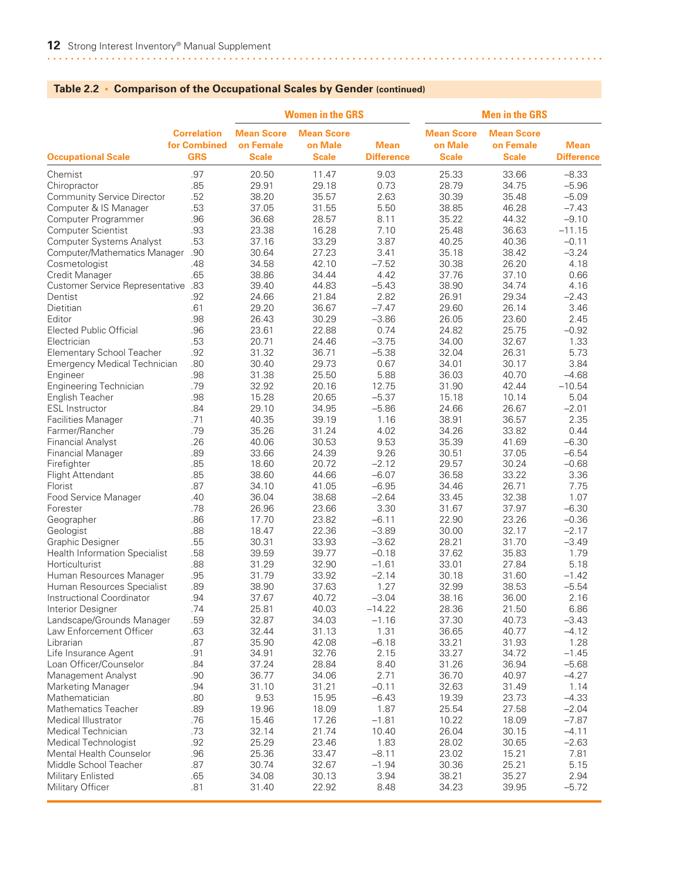## Table 2.2 • Comparison of the Occupational Scales by Gender (continued)

| Occupational Scale | Correlation for Combined GRS | Women in the GRS | | | Men in the GRS | | |
|---|---|---|---|---|---|---|---|
| | | Mean Score on Female Scale | Mean Score on Male Scale | Mean Difference | Mean Score on Male Scale | Mean Score on Female Scale | Mean Difference |
| Chemist | .97 | 20.50 | 11.47 | 9.03 | 25.33 | 33.66 | −8.33 |
| Chiropractor | .85 | 29.91 | 29.18 | 0.73 | 28.79 | 34.75 | −5.96 |
| Community Service Director | .52 | 38.20 | 35.57 | 2.63 | 30.39 | 35.48 | −5.09 |
| Computer & IS Manager | .53 | 37.05 | 31.55 | 5.50 | 38.85 | 46.28 | −7.43 |
| Computer Programmer | .96 | 36.68 | 28.57 | 8.11 | 35.22 | 44.32 | −9.10 |
| Computer Scientist | .93 | 23.38 | 16.28 | 7.10 | 25.48 | 36.63 | −11.15 |
| Computer Systems Analyst | .53 | 37.16 | 33.29 | 3.87 | 40.25 | 40.36 | −0.11 |
| Computer/Mathematics Manager | .90 | 30.64 | 27.23 | 3.41 | 35.18 | 38.42 | −3.24 |
| Cosmetologist | .48 | 34.58 | 42.10 | −7.52 | 30.38 | 26.20 | 4.18 |
| Credit Manager | .65 | 38.86 | 34.44 | 4.42 | 37.76 | 37.10 | 0.66 |
| Customer Service Representative | .83 | 39.40 | 44.83 | −5.43 | 38.90 | 34.74 | 4.16 |
| Dentist | .92 | 24.66 | 21.84 | 2.82 | 26.91 | 29.34 | −2.43 |
| Dietitian | .61 | 29.20 | 36.67 | −7.47 | 29.60 | 26.14 | 3.46 |
| Editor | .98 | 26.43 | 30.29 | −3.86 | 26.05 | 23.60 | 2.45 |
| Elected Public Official | .96 | 23.61 | 22.88 | 0.74 | 24.82 | 25.75 | −0.92 |
| Electrician | .53 | 20.71 | 24.46 | −3.75 | 34.00 | 32.67 | 1.33 |
| Elementary School Teacher | .92 | 31.32 | 36.71 | −5.38 | 32.04 | 26.31 | 5.73 |
| Emergency Medical Technician | .80 | 30.40 | 29.73 | 0.67 | 34.01 | 30.17 | 3.84 |
| Engineer | .98 | 31.38 | 25.50 | 5.88 | 36.03 | 40.70 | −4.68 |
| Engineering Technician | .79 | 32.92 | 20.16 | 12.75 | 31.90 | 42.44 | −10.54 |
| English Teacher | .98 | 15.28 | 20.65 | −5.37 | 15.18 | 10.14 | 5.04 |
| ESL Instructor | .84 | 29.10 | 34.95 | −5.86 | 24.66 | 26.67 | −2.01 |
| Facilities Manager | .71 | 40.35 | 39.19 | 1.16 | 38.91 | 36.57 | 2.35 |
| Farmer/Rancher | .79 | 35.26 | 31.24 | 4.02 | 34.26 | 33.82 | 0.44 |
| Financial Analyst | .26 | 40.06 | 30.53 | 9.53 | 35.39 | 41.69 | −6.30 |
| Financial Manager | .89 | 33.66 | 24.39 | 9.26 | 30.51 | 37.05 | −6.54 |
| Firefighter | .85 | 18.60 | 20.72 | −2.12 | 29.57 | 30.24 | −0.68 |
| Flight Attendant | .85 | 38.60 | 44.66 | −6.07 | 36.58 | 33.22 | 3.36 |
| Florist | .87 | 34.10 | 41.05 | −6.95 | 34.46 | 26.71 | 7.75 |
| Food Service Manager | .40 | 36.04 | 38.68 | −2.64 | 33.45 | 32.38 | 1.07 |
| Forester | .78 | 26.96 | 23.66 | 3.30 | 31.67 | 37.97 | −6.30 |
| Geographer | .86 | 17.70 | 23.82 | −6.11 | 22.90 | 23.26 | −0.36 |
| Geologist | .88 | 18.47 | 22.36 | −3.89 | 30.00 | 32.17 | −2.17 |
| Graphic Designer | .55 | 30.31 | 33.93 | −3.62 | 28.21 | 31.70 | −3.49 |
| Health Information Specialist | .58 | 39.59 | 39.77 | −0.18 | 37.62 | 35.83 | 1.79 |
| Horticulturist | .88 | 31.29 | 32.90 | −1.61 | 33.01 | 27.84 | 5.18 |
| Human Resources Manager | .95 | 31.79 | 33.92 | −2.14 | 30.18 | 31.60 | −1.42 |
| Human Resources Specialist | .89 | 38.90 | 37.63 | 1.27 | 32.99 | 38.53 | −5.54 |
| Instructional Coordinator | .94 | 37.67 | 40.72 | −3.04 | 38.16 | 36.00 | 2.16 |
| Interior Designer | .74 | 25.81 | 40.03 | −14.22 | 28.36 | 21.50 | 6.86 |
| Landscape/Grounds Manager | .59 | 32.87 | 34.03 | −1.16 | 37.30 | 40.73 | −3.43 |
| Law Enforcement Officer | .63 | 32.44 | 31.13 | 1.31 | 36.65 | 40.77 | −4.12 |
| Librarian | .87 | 35.90 | 42.08 | −6.18 | 33.21 | 31.93 | 1.28 |
| Life Insurance Agent | .91 | 34.91 | 32.76 | 2.15 | 33.27 | 34.72 | −1.45 |
| Loan Officer/Counselor | .84 | 37.24 | 28.84 | 8.40 | 31.26 | 36.94 | −5.68 |
| Management Analyst | .90 | 36.77 | 34.06 | 2.71 | 36.70 | 40.97 | −4.27 |
| Marketing Manager | .94 | 31.10 | 31.21 | −0.11 | 32.63 | 31.49 | 1.14 |
| Mathematician | .80 | 9.53 | 15.95 | −6.43 | 19.39 | 23.73 | −4.33 |
| Mathematics Teacher | .89 | 19.96 | 18.09 | 1.87 | 25.54 | 27.58 | −2.04 |
| Medical Illustrator | .76 | 15.46 | 17.26 | −1.81 | 10.22 | 18.09 | −7.87 |
| Medical Technician | .73 | 32.14 | 21.74 | 10.40 | 26.04 | 30.15 | −4.11 |
| Medical Technologist | .92 | 25.29 | 23.46 | 1.83 | 28.02 | 30.65 | −2.63 |
| Mental Health Counselor | .96 | 25.36 | 33.47 | −8.11 | 23.02 | 15.21 | 7.81 |
| Middle School Teacher | .87 | 30.74 | 32.67 | −1.94 | 30.36 | 25.21 | 5.15 |
| Military Enlisted | .65 | 34.08 | 30.13 | 3.94 | 38.21 | 35.27 | 2.94 |
| Military Officer | .81 | 31.40 | 22.92 | 8.48 | 34.23 | 39.95 | −5.72 |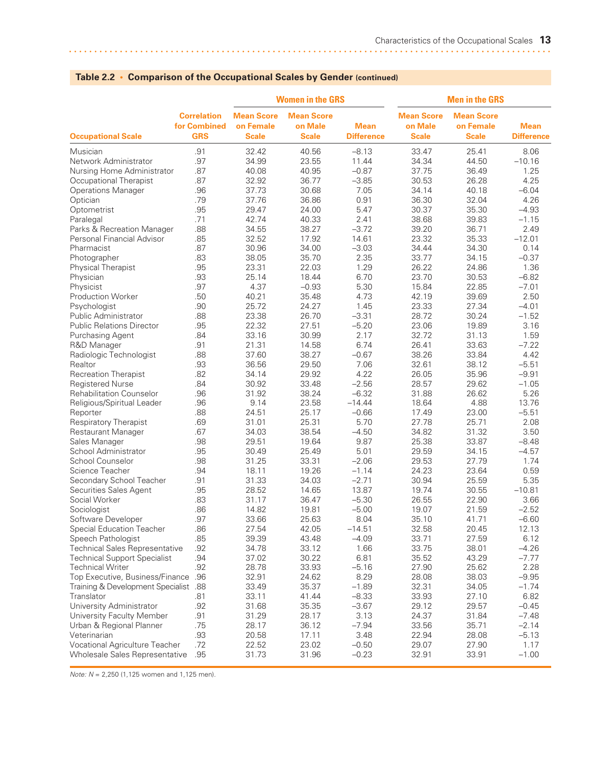**Table 2.2 • Comparison of the Occupational Scales by Gender (continued)**

| Occupational Scale | Correlation for Combined GRS | Women in the GRS | | | Men in the GRS | | |
|---|---|---|---|---|---|---|---|
| | | Mean Score on Female Scale | Mean Score on Male Scale | Mean Difference | Mean Score on Male Scale | Mean Score on Female Scale | Mean Difference |
| Musician | .91 | 32.42 | 40.56 | −8.13 | 33.47 | 25.41 | 8.06 |
| Network Administrator | .97 | 34.99 | 23.55 | 11.44 | 34.34 | 44.50 | −10.16 |
| Nursing Home Administrator | .87 | 40.08 | 40.95 | −0.87 | 37.75 | 36.49 | 1.25 |
| Occupational Therapist | .87 | 32.92 | 36.77 | −3.85 | 30.53 | 26.28 | 4.25 |
| Operations Manager | .96 | 37.73 | 30.68 | 7.05 | 34.14 | 40.18 | −6.04 |
| Optician | .79 | 37.76 | 36.86 | 0.91 | 36.30 | 32.04 | 4.26 |
| Optometrist | .95 | 29.47 | 24.00 | 5.47 | 30.37 | 35.30 | −4.93 |
| Paralegal | .71 | 42.74 | 40.33 | 2.41 | 38.68 | 39.83 | −1.15 |
| Parks & Recreation Manager | .88 | 34.55 | 38.27 | −3.72 | 39.20 | 36.71 | 2.49 |
| Personal Financial Advisor | .85 | 32.52 | 17.92 | 14.61 | 23.32 | 35.33 | −12.01 |
| Pharmacist | .87 | 30.96 | 34.00 | −3.03 | 34.44 | 34.30 | 0.14 |
| Photographer | .83 | 38.05 | 35.70 | 2.35 | 33.77 | 34.15 | −0.37 |
| Physical Therapist | .95 | 23.31 | 22.03 | 1.29 | 26.22 | 24.86 | 1.36 |
| Physician | .93 | 25.14 | 18.44 | 6.70 | 23.70 | 30.53 | −6.82 |
| Physicist | .97 | 4.37 | −0.93 | 5.30 | 15.84 | 22.85 | −7.01 |
| Production Worker | .50 | 40.21 | 35.48 | 4.73 | 42.19 | 39.69 | 2.50 |
| Psychologist | .90 | 25.72 | 24.27 | 1.45 | 23.33 | 27.34 | −4.01 |
| Public Administrator | .88 | 23.38 | 26.70 | −3.31 | 28.72 | 30.24 | −1.52 |
| Public Relations Director | .95 | 22.32 | 27.51 | −5.20 | 23.06 | 19.89 | 3.16 |
| Purchasing Agent | .84 | 33.16 | 30.99 | 2.17 | 32.72 | 31.13 | 1.59 |
| R&D Manager | .91 | 21.31 | 14.58 | 6.74 | 26.41 | 33.63 | −7.22 |
| Radiologic Technologist | .88 | 37.60 | 38.27 | −0.67 | 38.26 | 33.84 | 4.42 |
| Realtor | .93 | 36.56 | 29.50 | 7.06 | 32.61 | 38.12 | −5.51 |
| Recreation Therapist | .82 | 34.14 | 29.92 | 4.22 | 26.05 | 35.96 | −9.91 |
| Registered Nurse | .84 | 30.92 | 33.48 | −2.56 | 28.57 | 29.62 | −1.05 |
| Rehabilitation Counselor | .96 | 31.92 | 38.24 | −6.32 | 31.88 | 26.62 | 5.26 |
| Religious/Spiritual Leader | .96 | 9.14 | 23.58 | −14.44 | 18.64 | 4.88 | 13.76 |
| Reporter | .88 | 24.51 | 25.17 | −0.66 | 17.49 | 23.00 | −5.51 |
| Respiratory Therapist | .69 | 31.01 | 25.31 | 5.70 | 27.78 | 25.71 | 2.08 |
| Restaurant Manager | .67 | 34.03 | 38.54 | −4.50 | 34.82 | 31.32 | 3.50 |
| Sales Manager | .98 | 29.51 | 19.64 | 9.87 | 25.38 | 33.87 | −8.48 |
| School Administrator | .95 | 30.49 | 25.49 | 5.01 | 29.59 | 34.15 | −4.57 |
| School Counselor | .98 | 31.25 | 33.31 | −2.06 | 29.53 | 27.79 | 1.74 |
| Science Teacher | .94 | 18.11 | 19.26 | −1.14 | 24.23 | 23.64 | 0.59 |
| Secondary School Teacher | .91 | 31.33 | 34.03 | −2.71 | 30.94 | 25.59 | 5.35 |
| Securities Sales Agent | .95 | 28.52 | 14.65 | 13.87 | 19.74 | 30.55 | −10.81 |
| Social Worker | .83 | 31.17 | 36.47 | −5.30 | 26.55 | 22.90 | 3.66 |
| Sociologist | .86 | 14.82 | 19.81 | −5.00 | 19.07 | 21.59 | −2.52 |
| Software Developer | .97 | 33.66 | 25.63 | 8.04 | 35.10 | 41.71 | −6.60 |
| Special Education Teacher | .86 | 27.54 | 42.05 | −14.51 | 32.58 | 20.45 | 12.13 |
| Speech Pathologist | .85 | 39.39 | 43.48 | −4.09 | 33.71 | 27.59 | 6.12 |
| Technical Sales Representative | .92 | 34.78 | 33.12 | 1.66 | 33.75 | 38.01 | −4.26 |
| Technical Support Specialist | .94 | 37.02 | 30.22 | 6.81 | 35.52 | 43.29 | −7.77 |
| Technical Writer | .92 | 28.78 | 33.93 | −5.16 | 27.90 | 25.62 | 2.28 |
| Top Executive, Business/Finance | .96 | 32.91 | 24.62 | 8.29 | 28.08 | 38.03 | −9.95 |
| Training & Development Specialist | .88 | 33.49 | 35.37 | −1.89 | 32.31 | 34.05 | −1.74 |
| Translator | .81 | 33.11 | 41.44 | −8.33 | 33.93 | 27.10 | 6.82 |
| University Administrator | .92 | 31.68 | 35.35 | −3.67 | 29.12 | 29.57 | −0.45 |
| University Faculty Member | .91 | 31.29 | 28.17 | 3.13 | 24.37 | 31.84 | −7.48 |
| Urban & Regional Planner | .75 | 28.17 | 36.12 | −7.94 | 33.56 | 35.71 | −2.14 |
| Veterinarian | .93 | 20.58 | 17.11 | 3.48 | 22.94 | 28.08 | −5.13 |
| Vocational Agriculture Teacher | .72 | 22.52 | 23.02 | −0.50 | 29.07 | 27.90 | 1.17 |
| Wholesale Sales Representative | .95 | 31.73 | 31.96 | −0.23 | 32.91 | 33.91 | −1.00 |

*Note: N* = 2,250 (1,125 women and 1,125 men).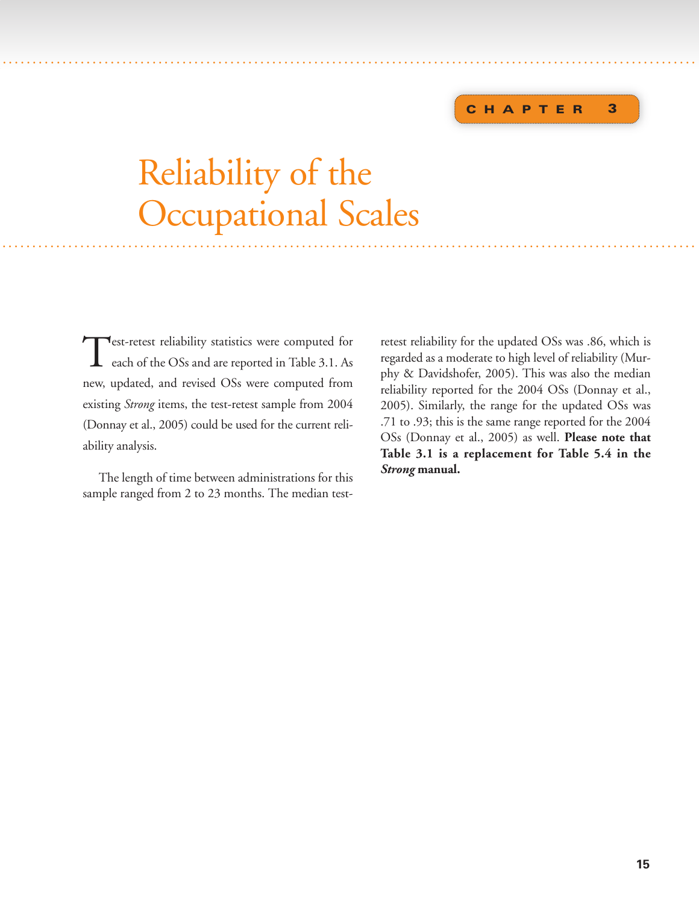CHAPTER 3

# Reliability of the Occupational Scales

Test-retest reliability statistics were computed for each of the OSs and are reported in Table 3.1. As new, updated, and revised OSs were computed from existing *Strong* items, the test-retest sample from 2004 (Donnay et al., 2005) could be used for the current reliability analysis.

The length of time between administrations for this sample ranged from 2 to 23 months. The median test-retest reliability for the updated OSs was .86, which is regarded as a moderate to high level of reliability (Murphy & Davidshofer, 2005). This was also the median reliability reported for the 2004 OSs (Donnay et al., 2005). Similarly, the range for the updated OSs was .71 to .93; this is the same range reported for the 2004 OSs (Donnay et al., 2005) as well. **Please note that Table 3.1 is a replacement for Table 5.4 in the *Strong* manual.**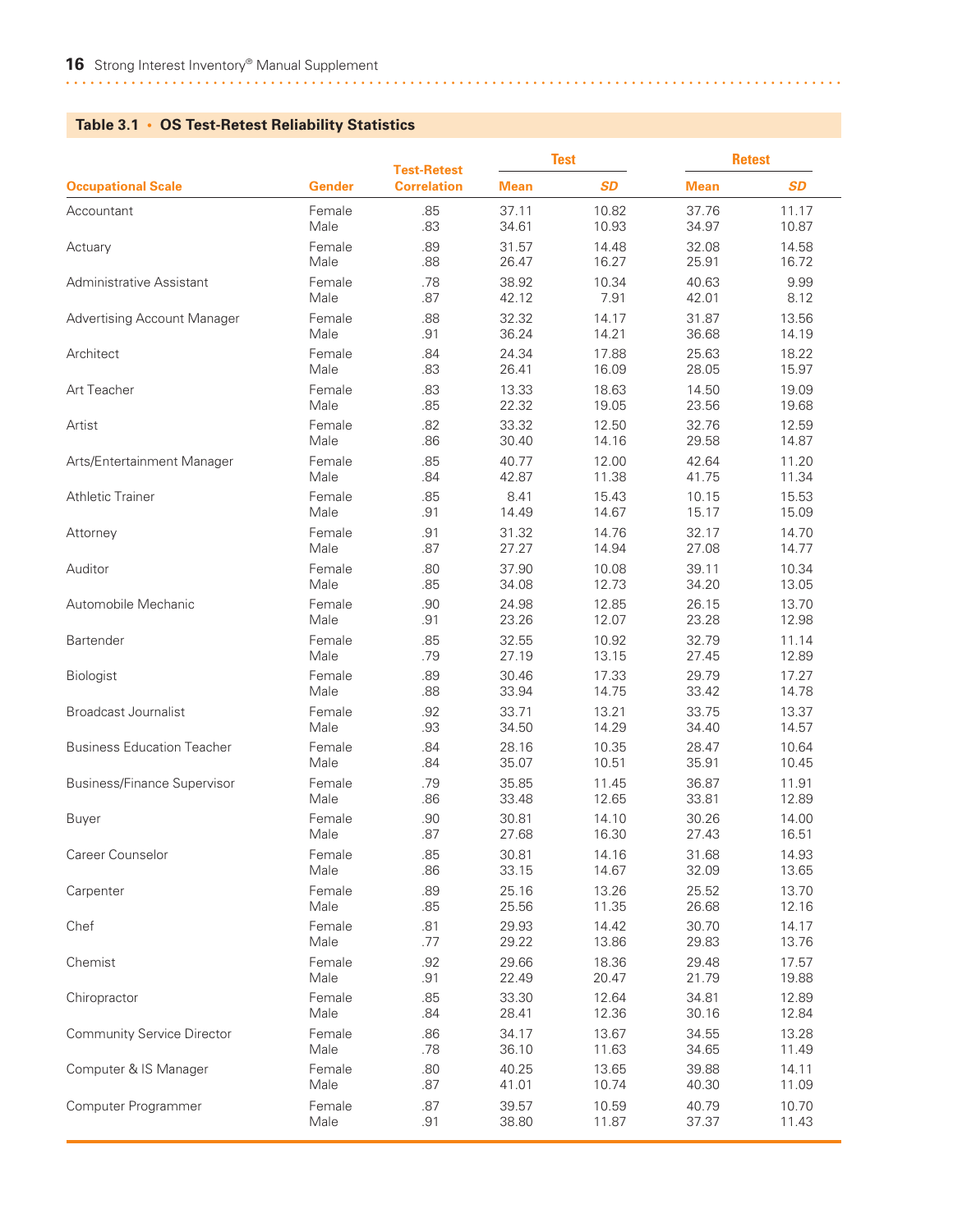**Table 3.1 • OS Test-Retest Reliability Statistics**

| Occupational Scale | Gender | Test-Retest Correlation | Test | | Retest | |
|---|---|---|---|---|---|---|
| | | | Mean | *SD* | Mean | *SD* |
| Accountant | Female | .85 | 37.11 | 10.82 | 37.76 | 11.17 |
| | Male | .83 | 34.61 | 10.93 | 34.97 | 10.87 |
| Actuary | Female | .89 | 31.57 | 14.48 | 32.08 | 14.58 |
| | Male | .88 | 26.47 | 16.27 | 25.91 | 16.72 |
| Administrative Assistant | Female | .78 | 38.92 | 10.34 | 40.63 | 9.99 |
| | Male | .87 | 42.12 | 7.91 | 42.01 | 8.12 |
| Advertising Account Manager | Female | .88 | 32.32 | 14.17 | 31.87 | 13.56 |
| | Male | .91 | 36.24 | 14.21 | 36.68 | 14.19 |
| Architect | Female | .84 | 24.34 | 17.88 | 25.63 | 18.22 |
| | Male | .83 | 26.41 | 16.09 | 28.05 | 15.97 |
| Art Teacher | Female | .83 | 13.33 | 18.63 | 14.50 | 19.09 |
| | Male | .85 | 22.32 | 19.05 | 23.56 | 19.68 |
| Artist | Female | .82 | 33.32 | 12.50 | 32.76 | 12.59 |
| | Male | .86 | 30.40 | 14.16 | 29.58 | 14.87 |
| Arts/Entertainment Manager | Female | .85 | 40.77 | 12.00 | 42.64 | 11.20 |
| | Male | .84 | 42.87 | 11.38 | 41.75 | 11.34 |
| Athletic Trainer | Female | .85 | 8.41 | 15.43 | 10.15 | 15.53 |
| | Male | .91 | 14.49 | 14.67 | 15.17 | 15.09 |
| Attorney | Female | .91 | 31.32 | 14.76 | 32.17 | 14.70 |
| | Male | .87 | 27.27 | 14.94 | 27.08 | 14.77 |
| Auditor | Female | .80 | 37.90 | 10.08 | 39.11 | 10.34 |
| | Male | .85 | 34.08 | 12.73 | 34.20 | 13.05 |
| Automobile Mechanic | Female | .90 | 24.98 | 12.85 | 26.15 | 13.70 |
| | Male | .91 | 23.26 | 12.07 | 23.28 | 12.98 |
| Bartender | Female | .85 | 32.55 | 10.92 | 32.79 | 11.14 |
| | Male | .79 | 27.19 | 13.15 | 27.45 | 12.89 |
| Biologist | Female | .89 | 30.46 | 17.33 | 29.79 | 17.27 |
| | Male | .88 | 33.94 | 14.75 | 33.42 | 14.78 |
| Broadcast Journalist | Female | .92 | 33.71 | 13.21 | 33.75 | 13.37 |
| | Male | .93 | 34.50 | 14.29 | 34.40 | 14.57 |
| Business Education Teacher | Female | .84 | 28.16 | 10.35 | 28.47 | 10.64 |
| | Male | .84 | 35.07 | 10.51 | 35.91 | 10.45 |
| Business/Finance Supervisor | Female | .79 | 35.85 | 11.45 | 36.87 | 11.91 |
| | Male | .86 | 33.48 | 12.65 | 33.81 | 12.89 |
| Buyer | Female | .90 | 30.81 | 14.10 | 30.26 | 14.00 |
| | Male | .87 | 27.68 | 16.30 | 27.43 | 16.51 |
| Career Counselor | Female | .85 | 30.81 | 14.16 | 31.68 | 14.93 |
| | Male | .86 | 33.15 | 14.67 | 32.09 | 13.65 |
| Carpenter | Female | .89 | 25.16 | 13.26 | 25.52 | 13.70 |
| | Male | .85 | 25.56 | 11.35 | 26.68 | 12.16 |
| Chef | Female | .81 | 29.93 | 14.42 | 30.70 | 14.17 |
| | Male | .77 | 29.22 | 13.86 | 29.83 | 13.76 |
| Chemist | Female | .92 | 29.66 | 18.36 | 29.48 | 17.57 |
| | Male | .91 | 22.49 | 20.47 | 21.79 | 19.88 |
| Chiropractor | Female | .85 | 33.30 | 12.64 | 34.81 | 12.89 |
| | Male | .84 | 28.41 | 12.36 | 30.16 | 12.84 |
| Community Service Director | Female | .86 | 34.17 | 13.67 | 34.55 | 13.28 |
| | Male | .78 | 36.10 | 11.63 | 34.65 | 11.49 |
| Computer & IS Manager | Female | .80 | 40.25 | 13.65 | 39.88 | 14.11 |
| | Male | .87 | 41.01 | 10.74 | 40.30 | 11.09 |
| Computer Programmer | Female | .87 | 39.57 | 10.59 | 40.79 | 10.70 |
| | Male | .91 | 38.80 | 11.87 | 37.37 | 11.43 |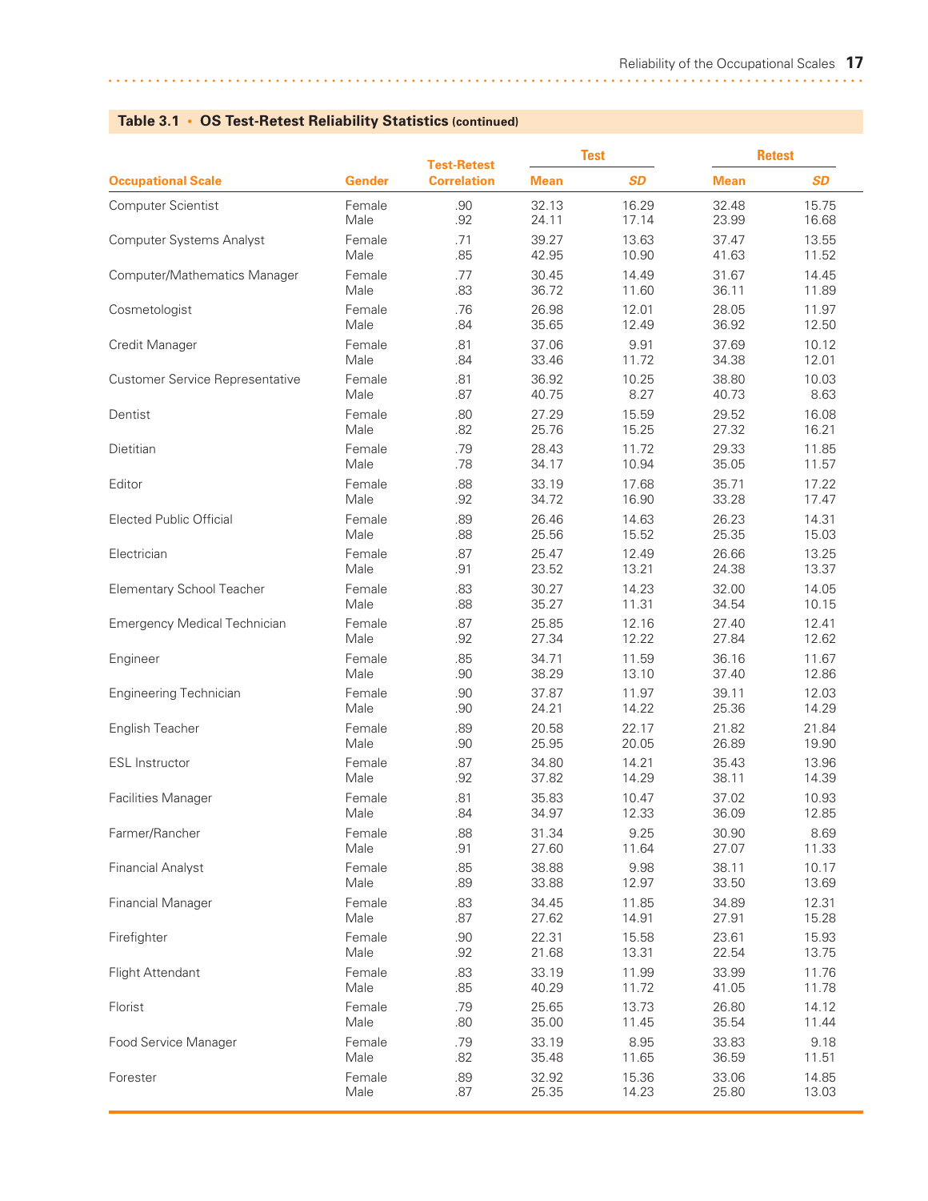**Table 3.1 • OS Test-Retest Reliability Statistics (continued)**

| Occupational Scale | Gender | Test-Retest Correlation | Test | | Retest | |
|---|---|---|---|---|---|---|
| | | | Mean | *SD* | Mean | *SD* |
| Computer Scientist | Female | .90 | 32.13 | 16.29 | 32.48 | 15.75 |
| | Male | .92 | 24.11 | 17.14 | 23.99 | 16.68 |
| Computer Systems Analyst | Female | .71 | 39.27 | 13.63 | 37.47 | 13.55 |
| | Male | .85 | 42.95 | 10.90 | 41.63 | 11.52 |
| Computer/Mathematics Manager | Female | .77 | 30.45 | 14.49 | 31.67 | 14.45 |
| | Male | .83 | 36.72 | 11.60 | 36.11 | 11.89 |
| Cosmetologist | Female | .76 | 26.98 | 12.01 | 28.05 | 11.97 |
| | Male | .84 | 35.65 | 12.49 | 36.92 | 12.50 |
| Credit Manager | Female | .81 | 37.06 | 9.91 | 37.69 | 10.12 |
| | Male | .84 | 33.46 | 11.72 | 34.38 | 12.01 |
| Customer Service Representative | Female | .81 | 36.92 | 10.25 | 38.80 | 10.03 |
| | Male | .87 | 40.75 | 8.27 | 40.73 | 8.63 |
| Dentist | Female | .80 | 27.29 | 15.59 | 29.52 | 16.08 |
| | Male | .82 | 25.76 | 15.25 | 27.32 | 16.21 |
| Dietitian | Female | .79 | 28.43 | 11.72 | 29.33 | 11.85 |
| | Male | .78 | 34.17 | 10.94 | 35.05 | 11.57 |
| Editor | Female | .88 | 33.19 | 17.68 | 35.71 | 17.22 |
| | Male | .92 | 34.72 | 16.90 | 33.28 | 17.47 |
| Elected Public Official | Female | .89 | 26.46 | 14.63 | 26.23 | 14.31 |
| | Male | .88 | 25.56 | 15.52 | 25.35 | 15.03 |
| Electrician | Female | .87 | 25.47 | 12.49 | 26.66 | 13.25 |
| | Male | .91 | 23.52 | 13.21 | 24.38 | 13.37 |
| Elementary School Teacher | Female | .83 | 30.27 | 14.23 | 32.00 | 14.05 |
| | Male | .88 | 35.27 | 11.31 | 34.54 | 10.15 |
| Emergency Medical Technician | Female | .87 | 25.85 | 12.16 | 27.40 | 12.41 |
| | Male | .92 | 27.34 | 12.22 | 27.84 | 12.62 |
| Engineer | Female | .85 | 34.71 | 11.59 | 36.16 | 11.67 |
| | Male | .90 | 38.29 | 13.10 | 37.40 | 12.86 |
| Engineering Technician | Female | .90 | 37.87 | 11.97 | 39.11 | 12.03 |
| | Male | .90 | 24.21 | 14.22 | 25.36 | 14.29 |
| English Teacher | Female | .89 | 20.58 | 22.17 | 21.82 | 21.84 |
| | Male | .90 | 25.95 | 20.05 | 26.89 | 19.90 |
| ESL Instructor | Female | .87 | 34.80 | 14.21 | 35.43 | 13.96 |
| | Male | .92 | 37.82 | 14.29 | 38.11 | 14.39 |
| Facilities Manager | Female | .81 | 35.83 | 10.47 | 37.02 | 10.93 |
| | Male | .84 | 34.97 | 12.33 | 36.09 | 12.85 |
| Farmer/Rancher | Female | .88 | 31.34 | 9.25 | 30.90 | 8.69 |
| | Male | .91 | 27.60 | 11.64 | 27.07 | 11.33 |
| Financial Analyst | Female | .85 | 38.88 | 9.98 | 38.11 | 10.17 |
| | Male | .89 | 33.88 | 12.97 | 33.50 | 13.69 |
| Financial Manager | Female | .83 | 34.45 | 11.85 | 34.89 | 12.31 |
| | Male | .87 | 27.62 | 14.91 | 27.91 | 15.28 |
| Firefighter | Female | .90 | 22.31 | 15.58 | 23.61 | 15.93 |
| | Male | .92 | 21.68 | 13.31 | 22.54 | 13.75 |
| Flight Attendant | Female | .83 | 33.19 | 11.99 | 33.99 | 11.76 |
| | Male | .85 | 40.29 | 11.72 | 41.05 | 11.78 |
| Florist | Female | .79 | 25.65 | 13.73 | 26.80 | 14.12 |
| | Male | .80 | 35.00 | 11.45 | 35.54 | 11.44 |
| Food Service Manager | Female | .79 | 33.19 | 8.95 | 33.83 | 9.18 |
| | Male | .82 | 35.48 | 11.65 | 36.59 | 11.51 |
| Forester | Female | .89 | 32.92 | 15.36 | 33.06 | 14.85 |
| | Male | .87 | 25.35 | 14.23 | 25.80 | 13.03 |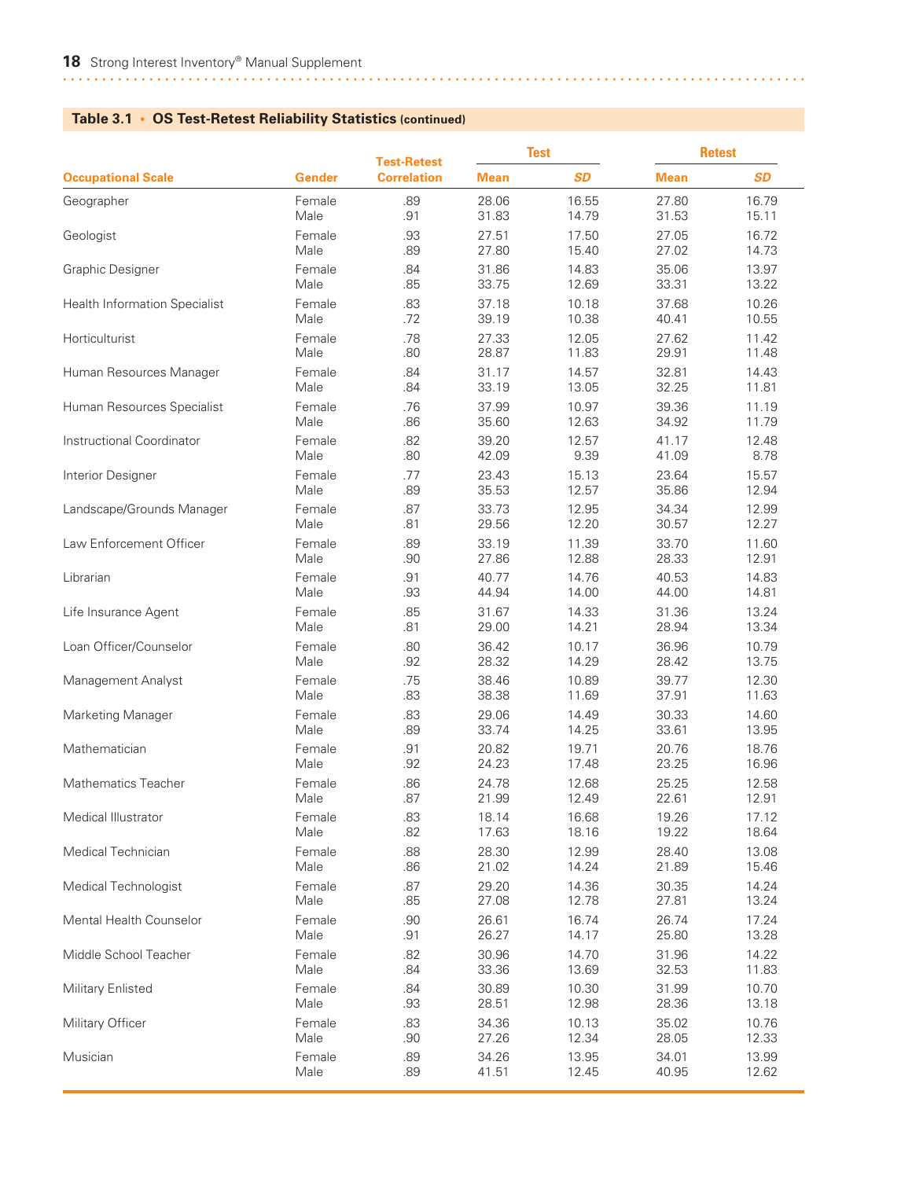**Table 3.1 • OS Test-Retest Reliability Statistics (continued)**

| Occupational Scale | Gender | Test-Retest Correlation | Test | | Retest | |
|---|---|---|---|---|---|---|
| | | | Mean | *SD* | Mean | *SD* |
| Geographer | Female | .89 | 28.06 | 16.55 | 27.80 | 16.79 |
| | Male | .91 | 31.83 | 14.79 | 31.53 | 15.11 |
| Geologist | Female | .93 | 27.51 | 17.50 | 27.05 | 16.72 |
| | Male | .89 | 27.80 | 15.40 | 27.02 | 14.73 |
| Graphic Designer | Female | .84 | 31.86 | 14.83 | 35.06 | 13.97 |
| | Male | .85 | 33.75 | 12.69 | 33.31 | 13.22 |
| Health Information Specialist | Female | .83 | 37.18 | 10.18 | 37.68 | 10.26 |
| | Male | .72 | 39.19 | 10.38 | 40.41 | 10.55 |
| Horticulturist | Female | .78 | 27.33 | 12.05 | 27.62 | 11.42 |
| | Male | .80 | 28.87 | 11.83 | 29.91 | 11.48 |
| Human Resources Manager | Female | .84 | 31.17 | 14.57 | 32.81 | 14.43 |
| | Male | .84 | 33.19 | 13.05 | 32.25 | 11.81 |
| Human Resources Specialist | Female | .76 | 37.99 | 10.97 | 39.36 | 11.19 |
| | Male | .86 | 35.60 | 12.63 | 34.92 | 11.79 |
| Instructional Coordinator | Female | .82 | 39.20 | 12.57 | 41.17 | 12.48 |
| | Male | .80 | 42.09 | 9.39 | 41.09 | 8.78 |
| Interior Designer | Female | .77 | 23.43 | 15.13 | 23.64 | 15.57 |
| | Male | .89 | 35.53 | 12.57 | 35.86 | 12.94 |
| Landscape/Grounds Manager | Female | .87 | 33.73 | 12.95 | 34.34 | 12.99 |
| | Male | .81 | 29.56 | 12.20 | 30.57 | 12.27 |
| Law Enforcement Officer | Female | .89 | 33.19 | 11.39 | 33.70 | 11.60 |
| | Male | .90 | 27.86 | 12.88 | 28.33 | 12.91 |
| Librarian | Female | .91 | 40.77 | 14.76 | 40.53 | 14.83 |
| | Male | .93 | 44.94 | 14.00 | 44.00 | 14.81 |
| Life Insurance Agent | Female | .85 | 31.67 | 14.33 | 31.36 | 13.24 |
| | Male | .81 | 29.00 | 14.21 | 28.94 | 13.34 |
| Loan Officer/Counselor | Female | .80 | 36.42 | 10.17 | 36.96 | 10.79 |
| | Male | .92 | 28.32 | 14.29 | 28.42 | 13.75 |
| Management Analyst | Female | .75 | 38.46 | 10.89 | 39.77 | 12.30 |
| | Male | .83 | 38.38 | 11.69 | 37.91 | 11.63 |
| Marketing Manager | Female | .83 | 29.06 | 14.49 | 30.33 | 14.60 |
| | Male | .89 | 33.74 | 14.25 | 33.61 | 13.95 |
| Mathematician | Female | .91 | 20.82 | 19.71 | 20.76 | 18.76 |
| | Male | .92 | 24.23 | 17.48 | 23.25 | 16.96 |
| Mathematics Teacher | Female | .86 | 24.78 | 12.68 | 25.25 | 12.58 |
| | Male | .87 | 21.99 | 12.49 | 22.61 | 12.91 |
| Medical Illustrator | Female | .83 | 18.14 | 16.68 | 19.26 | 17.12 |
| | Male | .82 | 17.63 | 18.16 | 19.22 | 18.64 |
| Medical Technician | Female | .88 | 28.30 | 12.99 | 28.40 | 13.08 |
| | Male | .86 | 21.02 | 14.24 | 21.89 | 15.46 |
| Medical Technologist | Female | .87 | 29.20 | 14.36 | 30.35 | 14.24 |
| | Male | .85 | 27.08 | 12.78 | 27.81 | 13.24 |
| Mental Health Counselor | Female | .90 | 26.61 | 16.74 | 26.74 | 17.24 |
| | Male | .91 | 26.27 | 14.17 | 25.80 | 13.28 |
| Middle School Teacher | Female | .82 | 30.96 | 14.70 | 31.96 | 14.22 |
| | Male | .84 | 33.36 | 13.69 | 32.53 | 11.83 |
| Military Enlisted | Female | .84 | 30.89 | 10.30 | 31.99 | 10.70 |
| | Male | .93 | 28.51 | 12.98 | 28.36 | 13.18 |
| Military Officer | Female | .83 | 34.36 | 10.13 | 35.02 | 10.76 |
| | Male | .90 | 27.26 | 12.34 | 28.05 | 12.33 |
| Musician | Female | .89 | 34.26 | 13.95 | 34.01 | 13.99 |
| | Male | .89 | 41.51 | 12.45 | 40.95 | 12.62 |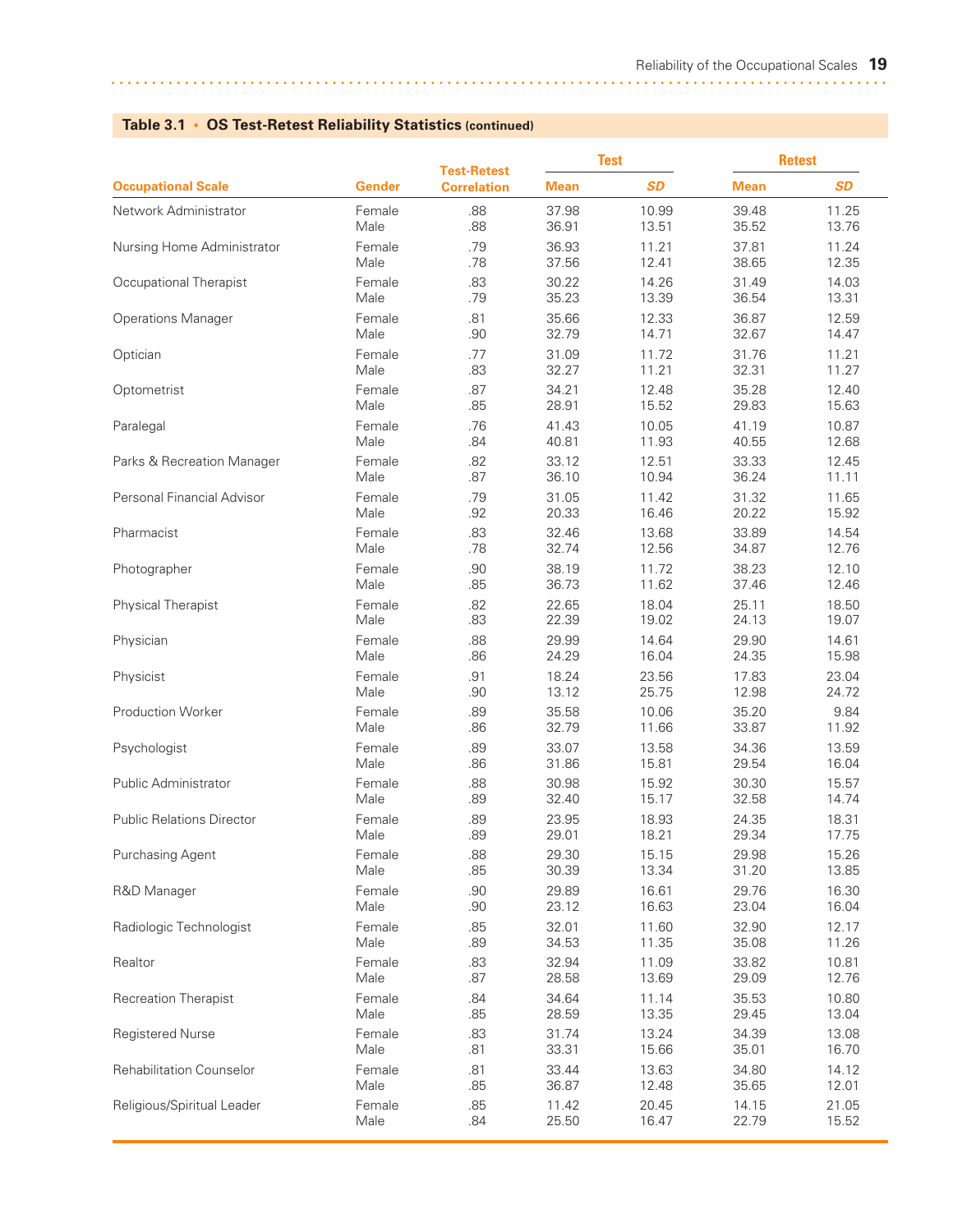**Table 3.1 • OS Test-Retest Reliability Statistics (continued)**

| Occupational Scale | Gender | Test-Retest Correlation | Test | | Retest | |
|---|---|---|---|---|---|---|
| | | | Mean | *SD* | Mean | *SD* |
| Network Administrator | Female | .88 | 37.98 | 10.99 | 39.48 | 11.25 |
| | Male | .88 | 36.91 | 13.51 | 35.52 | 13.76 |
| Nursing Home Administrator | Female | .79 | 36.93 | 11.21 | 37.81 | 11.24 |
| | Male | .78 | 37.56 | 12.41 | 38.65 | 12.35 |
| Occupational Therapist | Female | .83 | 30.22 | 14.26 | 31.49 | 14.03 |
| | Male | .79 | 35.23 | 13.39 | 36.54 | 13.31 |
| Operations Manager | Female | .81 | 35.66 | 12.33 | 36.87 | 12.59 |
| | Male | .90 | 32.79 | 14.71 | 32.67 | 14.47 |
| Optician | Female | .77 | 31.09 | 11.72 | 31.76 | 11.21 |
| | Male | .83 | 32.27 | 11.21 | 32.31 | 11.27 |
| Optometrist | Female | .87 | 34.21 | 12.48 | 35.28 | 12.40 |
| | Male | .85 | 28.91 | 15.52 | 29.83 | 15.63 |
| Paralegal | Female | .76 | 41.43 | 10.05 | 41.19 | 10.87 |
| | Male | .84 | 40.81 | 11.93 | 40.55 | 12.68 |
| Parks & Recreation Manager | Female | .82 | 33.12 | 12.51 | 33.33 | 12.45 |
| | Male | .87 | 36.10 | 10.94 | 36.24 | 11.11 |
| Personal Financial Advisor | Female | .79 | 31.05 | 11.42 | 31.32 | 11.65 |
| | Male | .92 | 20.33 | 16.46 | 20.22 | 15.92 |
| Pharmacist | Female | .83 | 32.46 | 13.68 | 33.89 | 14.54 |
| | Male | .78 | 32.74 | 12.56 | 34.87 | 12.76 |
| Photographer | Female | .90 | 38.19 | 11.72 | 38.23 | 12.10 |
| | Male | .85 | 36.73 | 11.62 | 37.46 | 12.46 |
| Physical Therapist | Female | .82 | 22.65 | 18.04 | 25.11 | 18.50 |
| | Male | .83 | 22.39 | 19.02 | 24.13 | 19.07 |
| Physician | Female | .88 | 29.99 | 14.64 | 29.90 | 14.61 |
| | Male | .86 | 24.29 | 16.04 | 24.35 | 15.98 |
| Physicist | Female | .91 | 18.24 | 23.56 | 17.83 | 23.04 |
| | Male | .90 | 13.12 | 25.75 | 12.98 | 24.72 |
| Production Worker | Female | .89 | 35.58 | 10.06 | 35.20 | 9.84 |
| | Male | .86 | 32.79 | 11.66 | 33.87 | 11.92 |
| Psychologist | Female | .89 | 33.07 | 13.58 | 34.36 | 13.59 |
| | Male | .86 | 31.86 | 15.81 | 29.54 | 16.04 |
| Public Administrator | Female | .88 | 30.98 | 15.92 | 30.30 | 15.57 |
| | Male | .89 | 32.40 | 15.17 | 32.58 | 14.74 |
| Public Relations Director | Female | .89 | 23.95 | 18.93 | 24.35 | 18.31 |
| | Male | .89 | 29.01 | 18.21 | 29.34 | 17.75 |
| Purchasing Agent | Female | .88 | 29.30 | 15.15 | 29.98 | 15.26 |
| | Male | .85 | 30.39 | 13.34 | 31.20 | 13.85 |
| R&D Manager | Female | .90 | 29.89 | 16.61 | 29.76 | 16.30 |
| | Male | .90 | 23.12 | 16.63 | 23.04 | 16.04 |
| Radiologic Technologist | Female | .85 | 32.01 | 11.60 | 32.90 | 12.17 |
| | Male | .89 | 34.53 | 11.35 | 35.08 | 11.26 |
| Realtor | Female | .83 | 32.94 | 11.09 | 33.82 | 10.81 |
| | Male | .87 | 28.58 | 13.69 | 29.09 | 12.76 |
| Recreation Therapist | Female | .84 | 34.64 | 11.14 | 35.53 | 10.80 |
| | Male | .85 | 28.59 | 13.35 | 29.45 | 13.04 |
| Registered Nurse | Female | .83 | 31.74 | 13.24 | 34.39 | 13.08 |
| | Male | .81 | 33.31 | 15.66 | 35.01 | 16.70 |
| Rehabilitation Counselor | Female | .81 | 33.44 | 13.63 | 34.80 | 14.12 |
| | Male | .85 | 36.87 | 12.48 | 35.65 | 12.01 |
| Religious/Spiritual Leader | Female | .85 | 11.42 | 20.45 | 14.15 | 21.05 |
| | Male | .84 | 25.50 | 16.47 | 22.79 | 15.52 |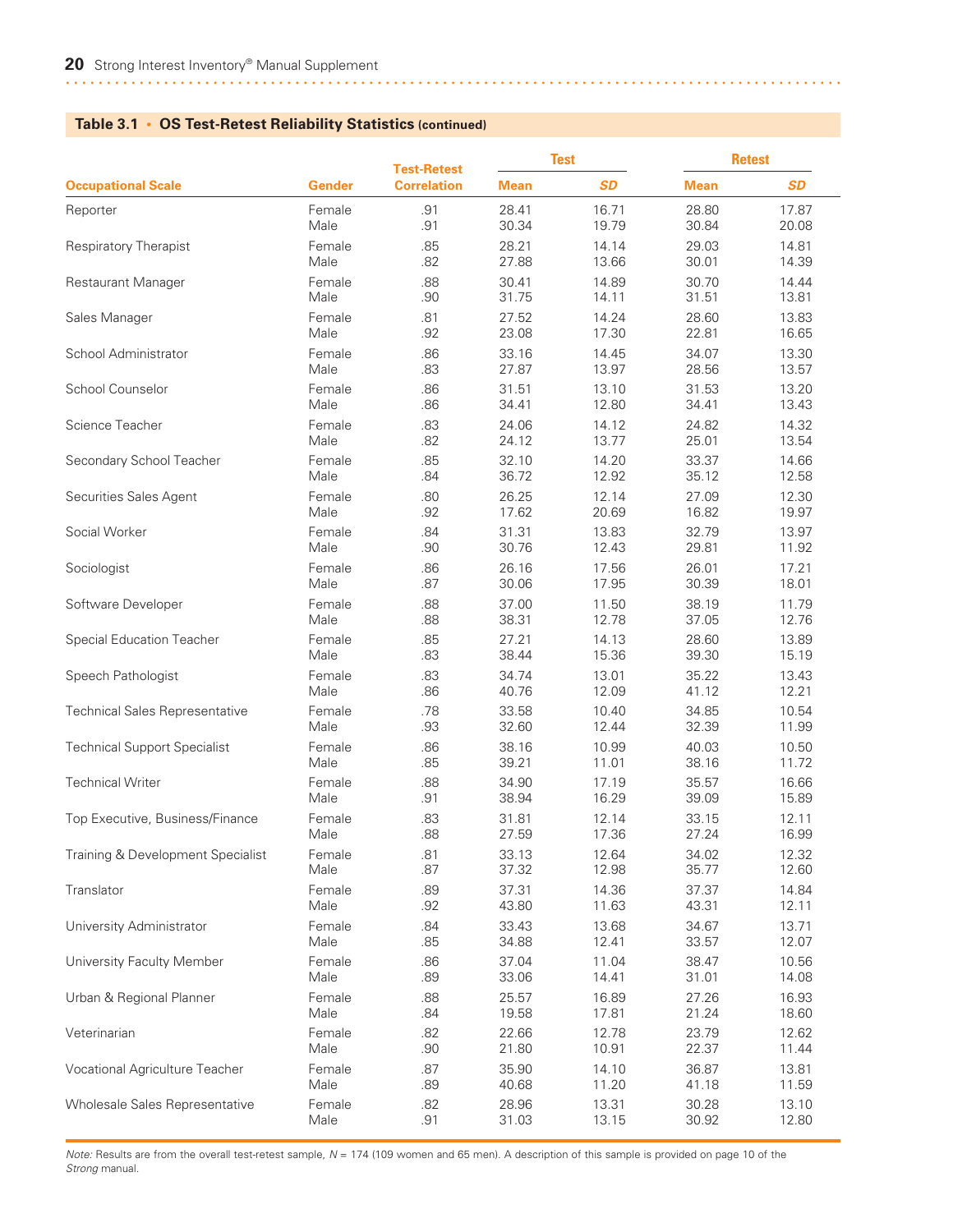## Table 3.1 • OS Test-Retest Reliability Statistics (continued)

| Occupational Scale | Gender | Test-Retest Correlation | Test | | Retest | |
|---|---|---|---|---|---|---|
| | | | Mean | *SD* | Mean | *SD* |
| Reporter | Female | .91 | 28.41 | 16.71 | 28.80 | 17.87 |
| | Male | .91 | 30.34 | 19.79 | 30.84 | 20.08 |
| Respiratory Therapist | Female | .85 | 28.21 | 14.14 | 29.03 | 14.81 |
| | Male | .82 | 27.88 | 13.66 | 30.01 | 14.39 |
| Restaurant Manager | Female | .88 | 30.41 | 14.89 | 30.70 | 14.44 |
| | Male | .90 | 31.75 | 14.11 | 31.51 | 13.81 |
| Sales Manager | Female | .81 | 27.52 | 14.24 | 28.60 | 13.83 |
| | Male | .92 | 23.08 | 17.30 | 22.81 | 16.65 |
| School Administrator | Female | .86 | 33.16 | 14.45 | 34.07 | 13.30 |
| | Male | .83 | 27.87 | 13.97 | 28.56 | 13.57 |
| School Counselor | Female | .86 | 31.51 | 13.10 | 31.53 | 13.20 |
| | Male | .86 | 34.41 | 12.80 | 34.41 | 13.43 |
| Science Teacher | Female | .83 | 24.06 | 14.12 | 24.82 | 14.32 |
| | Male | .82 | 24.12 | 13.77 | 25.01 | 13.54 |
| Secondary School Teacher | Female | .85 | 32.10 | 14.20 | 33.37 | 14.66 |
| | Male | .84 | 36.72 | 12.92 | 35.12 | 12.58 |
| Securities Sales Agent | Female | .80 | 26.25 | 12.14 | 27.09 | 12.30 |
| | Male | .92 | 17.62 | 20.69 | 16.82 | 19.97 |
| Social Worker | Female | .84 | 31.31 | 13.83 | 32.79 | 13.97 |
| | Male | .90 | 30.76 | 12.43 | 29.81 | 11.92 |
| Sociologist | Female | .86 | 26.16 | 17.56 | 26.01 | 17.21 |
| | Male | .87 | 30.06 | 17.95 | 30.39 | 18.01 |
| Software Developer | Female | .88 | 37.00 | 11.50 | 38.19 | 11.79 |
| | Male | .88 | 38.31 | 12.78 | 37.05 | 12.76 |
| Special Education Teacher | Female | .85 | 27.21 | 14.13 | 28.60 | 13.89 |
| | Male | .83 | 38.44 | 15.36 | 39.30 | 15.19 |
| Speech Pathologist | Female | .83 | 34.74 | 13.01 | 35.22 | 13.43 |
| | Male | .86 | 40.76 | 12.09 | 41.12 | 12.21 |
| Technical Sales Representative | Female | .78 | 33.58 | 10.40 | 34.85 | 10.54 |
| | Male | .93 | 32.60 | 12.44 | 32.39 | 11.99 |
| Technical Support Specialist | Female | .86 | 38.16 | 10.99 | 40.03 | 10.50 |
| | Male | .85 | 39.21 | 11.01 | 38.16 | 11.72 |
| Technical Writer | Female | .88 | 34.90 | 17.19 | 35.57 | 16.66 |
| | Male | .91 | 38.94 | 16.29 | 39.09 | 15.89 |
| Top Executive, Business/Finance | Female | .83 | 31.81 | 12.14 | 33.15 | 12.11 |
| | Male | .88 | 27.59 | 17.36 | 27.24 | 16.99 |
| Training & Development Specialist | Female | .81 | 33.13 | 12.64 | 34.02 | 12.32 |
| | Male | .87 | 37.32 | 12.98 | 35.77 | 12.60 |
| Translator | Female | .89 | 37.31 | 14.36 | 37.37 | 14.84 |
| | Male | .92 | 43.80 | 11.63 | 43.31 | 12.11 |
| University Administrator | Female | .84 | 33.43 | 13.68 | 34.67 | 13.71 |
| | Male | .85 | 34.88 | 12.41 | 33.57 | 12.07 |
| University Faculty Member | Female | .86 | 37.04 | 11.04 | 38.47 | 10.56 |
| | Male | .89 | 33.06 | 14.41 | 31.01 | 14.08 |
| Urban & Regional Planner | Female | .88 | 25.57 | 16.89 | 27.26 | 16.93 |
| | Male | .84 | 19.58 | 17.81 | 21.24 | 18.60 |
| Veterinarian | Female | .82 | 22.66 | 12.78 | 23.79 | 12.62 |
| | Male | .90 | 21.80 | 10.91 | 22.37 | 11.44 |
| Vocational Agriculture Teacher | Female | .87 | 35.90 | 14.10 | 36.87 | 13.81 |
| | Male | .89 | 40.68 | 11.20 | 41.18 | 11.59 |
| Wholesale Sales Representative | Female | .82 | 28.96 | 13.31 | 30.28 | 13.10 |
| | Male | .91 | 31.03 | 13.15 | 30.92 | 12.80 |

*Note:* Results are from the overall test-retest sample, *N* = 174 (109 women and 65 men). A description of this sample is provided on page 10 of the *Strong* manual.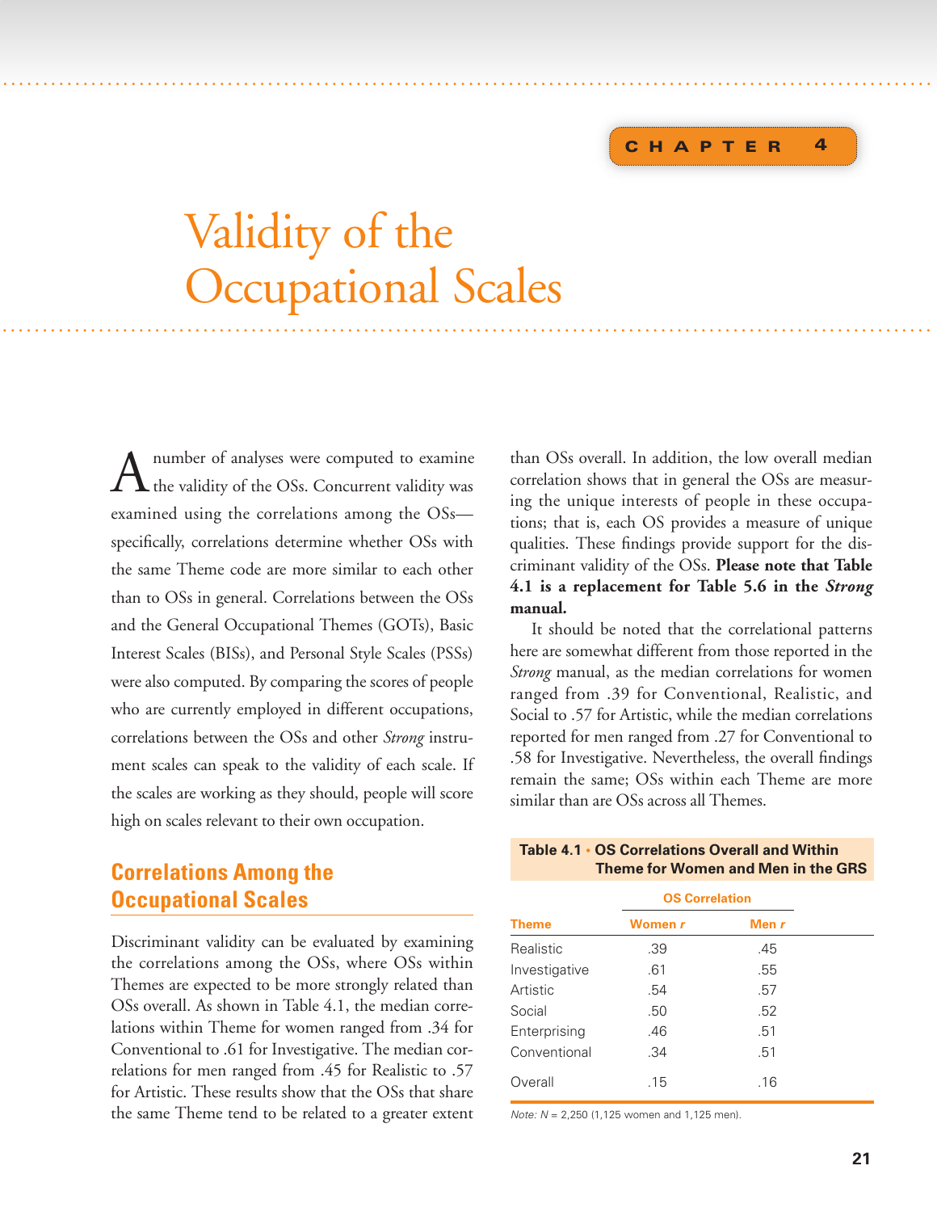# Chapter 4

# Validity of the Occupational Scales

A number of analyses were computed to examine the validity of the OSs. Concurrent validity was examined using the correlations among the OSs—specifically, correlations determine whether OSs with the same Theme code are more similar to each other than to OSs in general. Correlations between the OSs and the General Occupational Themes (GOTs), Basic Interest Scales (BISs), and Personal Style Scales (PSSs) were also computed. By comparing the scores of people who are currently employed in different occupations, correlations between the OSs and other *Strong* instrument scales can speak to the validity of each scale. If the scales are working as they should, people will score high on scales relevant to their own occupation.

## Correlations Among the Occupational Scales

Discriminant validity can be evaluated by examining the correlations among the OSs, where OSs within Themes are expected to be more strongly related than OSs overall. As shown in Table 4.1, the median correlations within Theme for women ranged from .34 for Conventional to .61 for Investigative. The median correlations for men ranged from .45 for Realistic to .57 for Artistic. These results show that the OSs that share the same Theme tend to be related to a greater extent than OSs overall. In addition, the low overall median correlation shows that in general the OSs are measuring the unique interests of people in these occupations; that is, each OS provides a measure of unique qualities. These findings provide support for the discriminant validity of the OSs. **Please note that Table 4.1 is a replacement for Table 5.6 in the *Strong* manual.**

It should be noted that the correlational patterns here are somewhat different from those reported in the *Strong* manual, as the median correlations for women ranged from .39 for Conventional, Realistic, and Social to .57 for Artistic, while the median correlations reported for men ranged from .27 for Conventional to .58 for Investigative. Nevertheless, the overall findings remain the same; OSs within each Theme are more similar than are OSs across all Themes.

**Table 4.1 • OS Correlations Overall and Within Theme for Women and Men in the GRS**

| | OS Correlation | |
|---|---|---|
| **Theme** | **Women *r*** | **Men *r*** |
| Realistic | .39 | .45 |
| Investigative | .61 | .55 |
| Artistic | .54 | .57 |
| Social | .50 | .52 |
| Enterprising | .46 | .51 |
| Conventional | .34 | .51 |
| Overall | .15 | .16 |

*Note: N* = 2,250 (1,125 women and 1,125 men).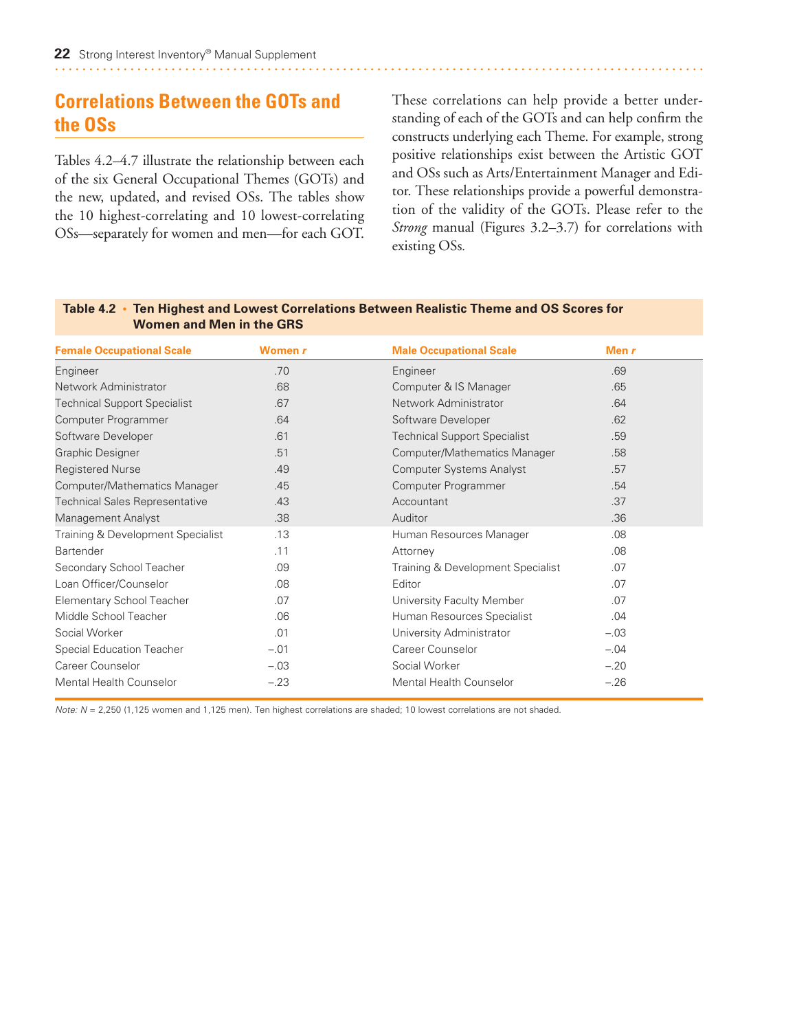## Correlations Between the GOTs and the OSs

Tables 4.2–4.7 illustrate the relationship between each of the six General Occupational Themes (GOTs) and the new, updated, and revised OSs. The tables show the 10 highest-correlating and 10 lowest-correlating OSs—separately for women and men—for each GOT.

These correlations can help provide a better understanding of each of the GOTs and can help confirm the constructs underlying each Theme. For example, strong positive relationships exist between the Artistic GOT and OSs such as Arts/Entertainment Manager and Editor. These relationships provide a powerful demonstration of the validity of the GOTs. Please refer to the *Strong* manual (Figures 3.2–3.7) for correlations with existing OSs.

**Table 4.2 • Ten Highest and Lowest Correlations Between Realistic Theme and OS Scores for Women and Men in the GRS**

| Female Occupational Scale | Women *r* | Male Occupational Scale | Men *r* |
|---|---|---|---|
| Engineer | .70 | Engineer | .69 |
| Network Administrator | .68 | Computer & IS Manager | .65 |
| Technical Support Specialist | .67 | Network Administrator | .64 |
| Computer Programmer | .64 | Software Developer | .62 |
| Software Developer | .61 | Technical Support Specialist | .59 |
| Graphic Designer | .51 | Computer/Mathematics Manager | .58 |
| Registered Nurse | .49 | Computer Systems Analyst | .57 |
| Computer/Mathematics Manager | .45 | Computer Programmer | .54 |
| Technical Sales Representative | .43 | Accountant | .37 |
| Management Analyst | .38 | Auditor | .36 |
| Training & Development Specialist | .13 | Human Resources Manager | .08 |
| Bartender | .11 | Attorney | .08 |
| Secondary School Teacher | .09 | Training & Development Specialist | .07 |
| Loan Officer/Counselor | .08 | Editor | .07 |
| Elementary School Teacher | .07 | University Faculty Member | .07 |
| Middle School Teacher | .06 | Human Resources Specialist | .04 |
| Social Worker | .01 | University Administrator | –.03 |
| Special Education Teacher | –.01 | Career Counselor | –.04 |
| Career Counselor | –.03 | Social Worker | –.20 |
| Mental Health Counselor | –.23 | Mental Health Counselor | –.26 |

*Note: N* = 2,250 (1,125 women and 1,125 men). Ten highest correlations are shaded; 10 lowest correlations are not shaded.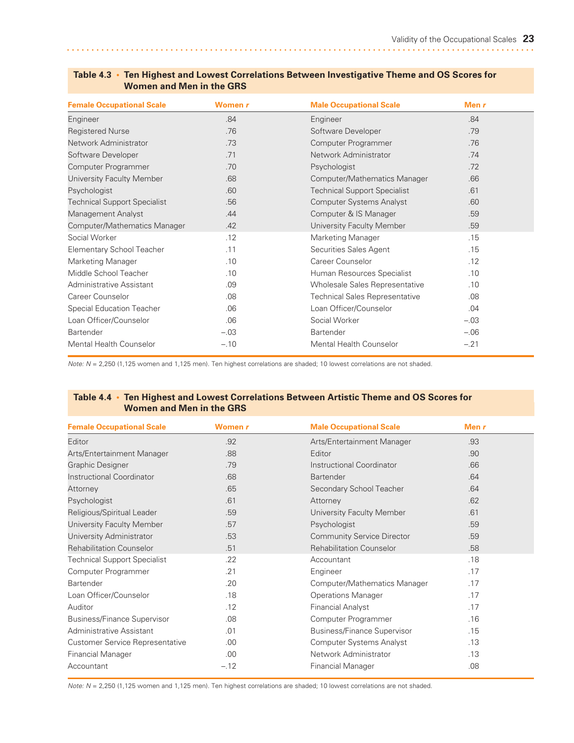**Table 4.3 • Ten Highest and Lowest Correlations Between Investigative Theme and OS Scores for Women and Men in the GRS**

| Female Occupational Scale | Women *r* | Male Occupational Scale | Men *r* |
|---|---|---|---|
| Engineer | .84 | Engineer | .84 |
| Registered Nurse | .76 | Software Developer | .79 |
| Network Administrator | .73 | Computer Programmer | .76 |
| Software Developer | .71 | Network Administrator | .74 |
| Computer Programmer | .70 | Psychologist | .72 |
| University Faculty Member | .68 | Computer/Mathematics Manager | .66 |
| Psychologist | .60 | Technical Support Specialist | .61 |
| Technical Support Specialist | .56 | Computer Systems Analyst | .60 |
| Management Analyst | .44 | Computer & IS Manager | .59 |
| Computer/Mathematics Manager | .42 | University Faculty Member | .59 |
| Social Worker | .12 | Marketing Manager | .15 |
| Elementary School Teacher | .11 | Securities Sales Agent | .15 |
| Marketing Manager | .10 | Career Counselor | .12 |
| Middle School Teacher | .10 | Human Resources Specialist | .10 |
| Administrative Assistant | .09 | Wholesale Sales Representative | .10 |
| Career Counselor | .08 | Technical Sales Representative | .08 |
| Special Education Teacher | .06 | Loan Officer/Counselor | .04 |
| Loan Officer/Counselor | .06 | Social Worker | –.03 |
| Bartender | –.03 | Bartender | –.06 |
| Mental Health Counselor | –.10 | Mental Health Counselor | –.21 |

*Note:* $N$ = 2,250 (1,125 women and 1,125 men). Ten highest correlations are shaded; 10 lowest correlations are not shaded.

**Table 4.4 • Ten Highest and Lowest Correlations Between Artistic Theme and OS Scores for Women and Men in the GRS**

| Female Occupational Scale | Women *r* | Male Occupational Scale | Men *r* |
|---|---|---|---|
| Editor | .92 | Arts/Entertainment Manager | .93 |
| Arts/Entertainment Manager | .88 | Editor | .90 |
| Graphic Designer | .79 | Instructional Coordinator | .66 |
| Instructional Coordinator | .68 | Bartender | .64 |
| Attorney | .65 | Secondary School Teacher | .64 |
| Psychologist | .61 | Attorney | .62 |
| Religious/Spiritual Leader | .59 | University Faculty Member | .61 |
| University Faculty Member | .57 | Psychologist | .59 |
| University Administrator | .53 | Community Service Director | .59 |
| Rehabilitation Counselor | .51 | Rehabilitation Counselor | .58 |
| Technical Support Specialist | .22 | Accountant | .18 |
| Computer Programmer | .21 | Engineer | .17 |
| Bartender | .20 | Computer/Mathematics Manager | .17 |
| Loan Officer/Counselor | .18 | Operations Manager | .17 |
| Auditor | .12 | Financial Analyst | .17 |
| Business/Finance Supervisor | .08 | Computer Programmer | .16 |
| Administrative Assistant | .01 | Business/Finance Supervisor | .15 |
| Customer Service Representative | .00 | Computer Systems Analyst | .13 |
| Financial Manager | .00 | Network Administrator | .13 |
| Accountant | –.12 | Financial Manager | .08 |

*Note:* $N$ = 2,250 (1,125 women and 1,125 men). Ten highest correlations are shaded; 10 lowest correlations are not shaded.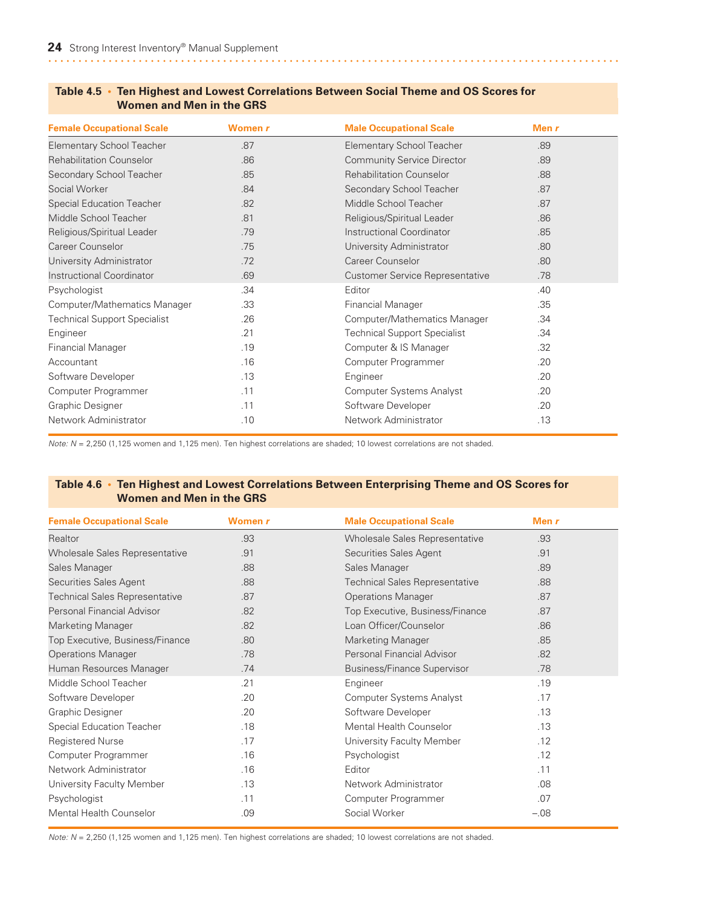**Table 4.5 • Ten Highest and Lowest Correlations Between Social Theme and OS Scores for Women and Men in the GRS**

| Female Occupational Scale | Women *r* | Male Occupational Scale | Men *r* |
|---|---|---|---|
| Elementary School Teacher | .87 | Elementary School Teacher | .89 |
| Rehabilitation Counselor | .86 | Community Service Director | .89 |
| Secondary School Teacher | .85 | Rehabilitation Counselor | .88 |
| Social Worker | .84 | Secondary School Teacher | .87 |
| Special Education Teacher | .82 | Middle School Teacher | .87 |
| Middle School Teacher | .81 | Religious/Spiritual Leader | .86 |
| Religious/Spiritual Leader | .79 | Instructional Coordinator | .85 |
| Career Counselor | .75 | University Administrator | .80 |
| University Administrator | .72 | Career Counselor | .80 |
| Instructional Coordinator | .69 | Customer Service Representative | .78 |
| Psychologist | .34 | Editor | .40 |
| Computer/Mathematics Manager | .33 | Financial Manager | .35 |
| Technical Support Specialist | .26 | Computer/Mathematics Manager | .34 |
| Engineer | .21 | Technical Support Specialist | .34 |
| Financial Manager | .19 | Computer & IS Manager | .32 |
| Accountant | .16 | Computer Programmer | .20 |
| Software Developer | .13 | Engineer | .20 |
| Computer Programmer | .11 | Computer Systems Analyst | .20 |
| Graphic Designer | .11 | Software Developer | .20 |
| Network Administrator | .10 | Network Administrator | .13 |

*Note:* *N* = 2,250 (1,125 women and 1,125 men). Ten highest correlations are shaded; 10 lowest correlations are not shaded.

**Table 4.6 • Ten Highest and Lowest Correlations Between Enterprising Theme and OS Scores for Women and Men in the GRS**

| Female Occupational Scale | Women *r* | Male Occupational Scale | Men *r* |
|---|---|---|---|
| Realtor | .93 | Wholesale Sales Representative | .93 |
| Wholesale Sales Representative | .91 | Securities Sales Agent | .91 |
| Sales Manager | .88 | Sales Manager | .89 |
| Securities Sales Agent | .88 | Technical Sales Representative | .88 |
| Technical Sales Representative | .87 | Operations Manager | .87 |
| Personal Financial Advisor | .82 | Top Executive, Business/Finance | .87 |
| Marketing Manager | .82 | Loan Officer/Counselor | .86 |
| Top Executive, Business/Finance | .80 | Marketing Manager | .85 |
| Operations Manager | .78 | Personal Financial Advisor | .82 |
| Human Resources Manager | .74 | Business/Finance Supervisor | .78 |
| Middle School Teacher | .21 | Engineer | .19 |
| Software Developer | .20 | Computer Systems Analyst | .17 |
| Graphic Designer | .20 | Software Developer | .13 |
| Special Education Teacher | .18 | Mental Health Counselor | .13 |
| Registered Nurse | .17 | University Faculty Member | .12 |
| Computer Programmer | .16 | Psychologist | .12 |
| Network Administrator | .16 | Editor | .11 |
| University Faculty Member | .13 | Network Administrator | .08 |
| Psychologist | .11 | Computer Programmer | .07 |
| Mental Health Counselor | .09 | Social Worker | –.08 |

*Note:* *N* = 2,250 (1,125 women and 1,125 men). Ten highest correlations are shaded; 10 lowest correlations are not shaded.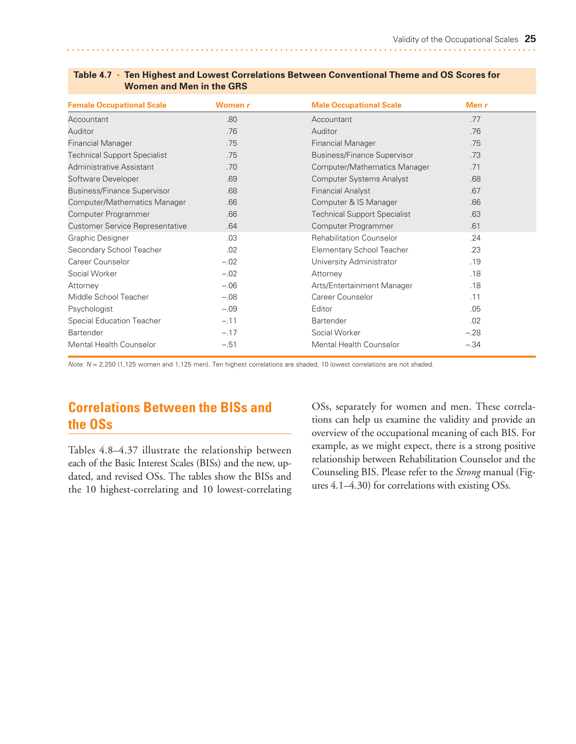**Table 4.7 • Ten Highest and Lowest Correlations Between Conventional Theme and OS Scores for Women and Men in the GRS**

| Female Occupational Scale | Women *r* | Male Occupational Scale | Men *r* |
|---|---|---|---|
| Accountant | .80 | Accountant | .77 |
| Auditor | .76 | Auditor | .76 |
| Financial Manager | .75 | Financial Manager | .75 |
| Technical Support Specialist | .75 | Business/Finance Supervisor | .73 |
| Administrative Assistant | .70 | Computer/Mathematics Manager | .71 |
| Software Developer | .69 | Computer Systems Analyst | .68 |
| Business/Finance Supervisor | .68 | Financial Analyst | .67 |
| Computer/Mathematics Manager | .66 | Computer & IS Manager | .66 |
| Computer Programmer | .66 | Technical Support Specialist | .63 |
| Customer Service Representative | .64 | Computer Programmer | .61 |
| Graphic Designer | .03 | Rehabilitation Counselor | .24 |
| Secondary School Teacher | .02 | Elementary School Teacher | .23 |
| Career Counselor | −.02 | University Administrator | .19 |
| Social Worker | −.02 | Attorney | .18 |
| Attorney | −.06 | Arts/Entertainment Manager | .18 |
| Middle School Teacher | −.08 | Career Counselor | .11 |
| Psychologist | −.09 | Editor | .05 |
| Special Education Teacher | −.11 | Bartender | .02 |
| Bartender | −.17 | Social Worker | −.28 |
| Mental Health Counselor | −.51 | Mental Health Counselor | −.34 |

*Note:* $N$ = 2,250 (1,125 women and 1,125 men). Ten highest correlations are shaded; 10 lowest correlations are not shaded.

## Correlations Between the BISs and the OSs

Tables 4.8–4.37 illustrate the relationship between each of the Basic Interest Scales (BISs) and the new, updated, and revised OSs. The tables show the BISs and the 10 highest-correlating and 10 lowest-correlating OSs, separately for women and men. These correlations can help us examine the validity and provide an overview of the occupational meaning of each BIS. For example, as we might expect, there is a strong positive relationship between Rehabilitation Counselor and the Counseling BIS. Please refer to the *Strong* manual (Figures 4.1–4.30) for correlations with existing OSs.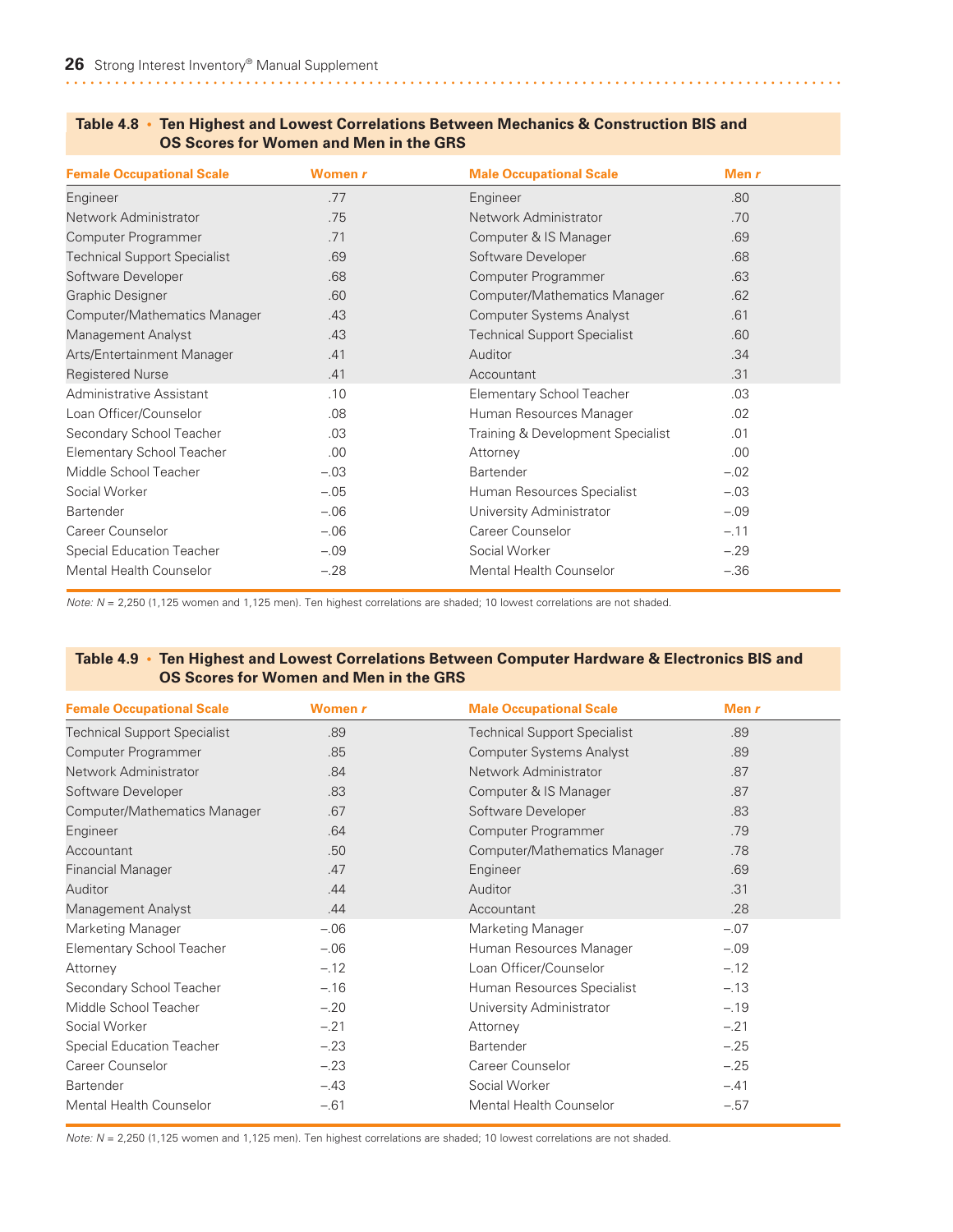**Table 4.8 • Ten Highest and Lowest Correlations Between Mechanics & Construction BIS and OS Scores for Women and Men in the GRS**

| Female Occupational Scale | Women *r* | Male Occupational Scale | Men *r* |
|---|---|---|---|
| Engineer | .77 | Engineer | .80 |
| Network Administrator | .75 | Network Administrator | .70 |
| Computer Programmer | .71 | Computer & IS Manager | .69 |
| Technical Support Specialist | .69 | Software Developer | .68 |
| Software Developer | .68 | Computer Programmer | .63 |
| Graphic Designer | .60 | Computer/Mathematics Manager | .62 |
| Computer/Mathematics Manager | .43 | Computer Systems Analyst | .61 |
| Management Analyst | .43 | Technical Support Specialist | .60 |
| Arts/Entertainment Manager | .41 | Auditor | .34 |
| Registered Nurse | .41 | Accountant | .31 |
| Administrative Assistant | .10 | Elementary School Teacher | .03 |
| Loan Officer/Counselor | .08 | Human Resources Manager | .02 |
| Secondary School Teacher | .03 | Training & Development Specialist | .01 |
| Elementary School Teacher | .00 | Attorney | .00 |
| Middle School Teacher | –.03 | Bartender | –.02 |
| Social Worker | –.05 | Human Resources Specialist | –.03 |
| Bartender | –.06 | University Administrator | –.09 |
| Career Counselor | –.06 | Career Counselor | –.11 |
| Special Education Teacher | –.09 | Social Worker | –.29 |
| Mental Health Counselor | –.28 | Mental Health Counselor | –.36 |

*Note:* $N$ = 2,250 (1,125 women and 1,125 men). Ten highest correlations are shaded; 10 lowest correlations are not shaded.

**Table 4.9 • Ten Highest and Lowest Correlations Between Computer Hardware & Electronics BIS and OS Scores for Women and Men in the GRS**

| Female Occupational Scale | Women *r* | Male Occupational Scale | Men *r* |
|---|---|---|---|
| Technical Support Specialist | .89 | Technical Support Specialist | .89 |
| Computer Programmer | .85 | Computer Systems Analyst | .89 |
| Network Administrator | .84 | Network Administrator | .87 |
| Software Developer | .83 | Computer & IS Manager | .87 |
| Computer/Mathematics Manager | .67 | Software Developer | .83 |
| Engineer | .64 | Computer Programmer | .79 |
| Accountant | .50 | Computer/Mathematics Manager | .78 |
| Financial Manager | .47 | Engineer | .69 |
| Auditor | .44 | Auditor | .31 |
| Management Analyst | .44 | Accountant | .28 |
| Marketing Manager | –.06 | Marketing Manager | –.07 |
| Elementary School Teacher | –.06 | Human Resources Manager | –.09 |
| Attorney | –.12 | Loan Officer/Counselor | –.12 |
| Secondary School Teacher | –.16 | Human Resources Specialist | –.13 |
| Middle School Teacher | –.20 | University Administrator | –.19 |
| Social Worker | –.21 | Attorney | –.21 |
| Special Education Teacher | –.23 | Bartender | –.25 |
| Career Counselor | –.23 | Career Counselor | –.25 |
| Bartender | –.43 | Social Worker | –.41 |
| Mental Health Counselor | –.61 | Mental Health Counselor | –.57 |

*Note:* $N$ = 2,250 (1,125 women and 1,125 men). Ten highest correlations are shaded; 10 lowest correlations are not shaded.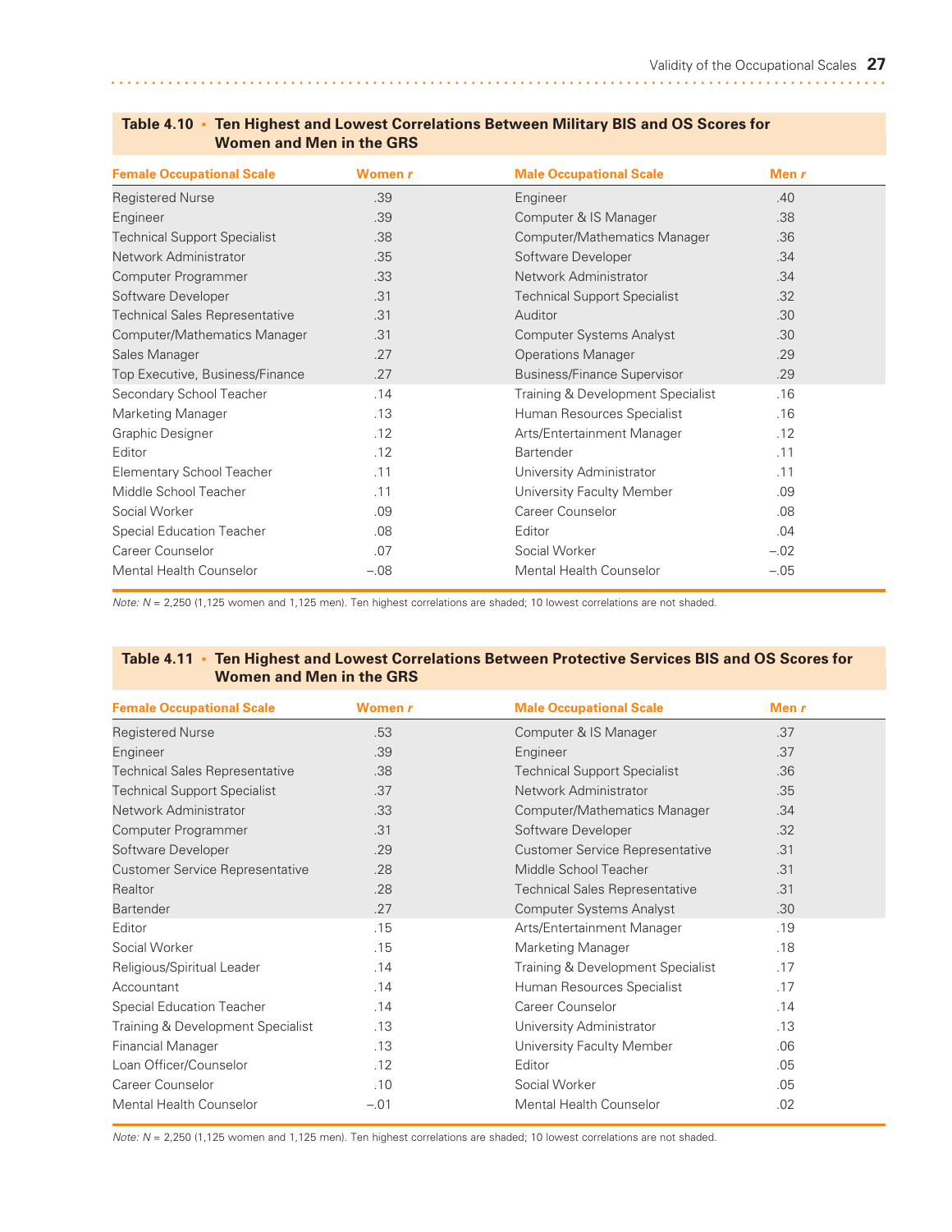**Table 4.10 • Ten Highest and Lowest Correlations Between Military BIS and OS Scores for Women and Men in the GRS**

| Female Occupational Scale | Women *r* | Male Occupational Scale | Men *r* |
|---|---|---|---|
| Registered Nurse | .39 | Engineer | .40 |
| Engineer | .39 | Computer & IS Manager | .38 |
| Technical Support Specialist | .38 | Computer/Mathematics Manager | .36 |
| Network Administrator | .35 | Software Developer | .34 |
| Computer Programmer | .33 | Network Administrator | .34 |
| Software Developer | .31 | Technical Support Specialist | .32 |
| Technical Sales Representative | .31 | Auditor | .30 |
| Computer/Mathematics Manager | .31 | Computer Systems Analyst | .30 |
| Sales Manager | .27 | Operations Manager | .29 |
| Top Executive, Business/Finance | .27 | Business/Finance Supervisor | .29 |
| Secondary School Teacher | .14 | Training & Development Specialist | .16 |
| Marketing Manager | .13 | Human Resources Specialist | .16 |
| Graphic Designer | .12 | Arts/Entertainment Manager | .12 |
| Editor | .12 | Bartender | .11 |
| Elementary School Teacher | .11 | University Administrator | .11 |
| Middle School Teacher | .11 | University Faculty Member | .09 |
| Social Worker | .09 | Career Counselor | .08 |
| Special Education Teacher | .08 | Editor | .04 |
| Career Counselor | .07 | Social Worker | –.02 |
| Mental Health Counselor | –.08 | Mental Health Counselor | –.05 |

*Note:* $N$ = 2,250 (1,125 women and 1,125 men). Ten highest correlations are shaded; 10 lowest correlations are not shaded.

**Table 4.11 • Ten Highest and Lowest Correlations Between Protective Services BIS and OS Scores for Women and Men in the GRS**

| Female Occupational Scale | Women *r* | Male Occupational Scale | Men *r* |
|---|---|---|---|
| Registered Nurse | .53 | Computer & IS Manager | .37 |
| Engineer | .39 | Engineer | .37 |
| Technical Sales Representative | .38 | Technical Support Specialist | .36 |
| Technical Support Specialist | .37 | Network Administrator | .35 |
| Network Administrator | .33 | Computer/Mathematics Manager | .34 |
| Computer Programmer | .31 | Software Developer | .32 |
| Software Developer | .29 | Customer Service Representative | .31 |
| Customer Service Representative | .28 | Middle School Teacher | .31 |
| Realtor | .28 | Technical Sales Representative | .31 |
| Bartender | .27 | Computer Systems Analyst | .30 |
| Editor | .15 | Arts/Entertainment Manager | .19 |
| Social Worker | .15 | Marketing Manager | .18 |
| Religious/Spiritual Leader | .14 | Training & Development Specialist | .17 |
| Accountant | .14 | Human Resources Specialist | .17 |
| Special Education Teacher | .14 | Career Counselor | .14 |
| Training & Development Specialist | .13 | University Administrator | .13 |
| Financial Manager | .13 | University Faculty Member | .06 |
| Loan Officer/Counselor | .12 | Editor | .05 |
| Career Counselor | .10 | Social Worker | .05 |
| Mental Health Counselor | –.01 | Mental Health Counselor | .02 |

*Note:* $N$ = 2,250 (1,125 women and 1,125 men). Ten highest correlations are shaded; 10 lowest correlations are not shaded.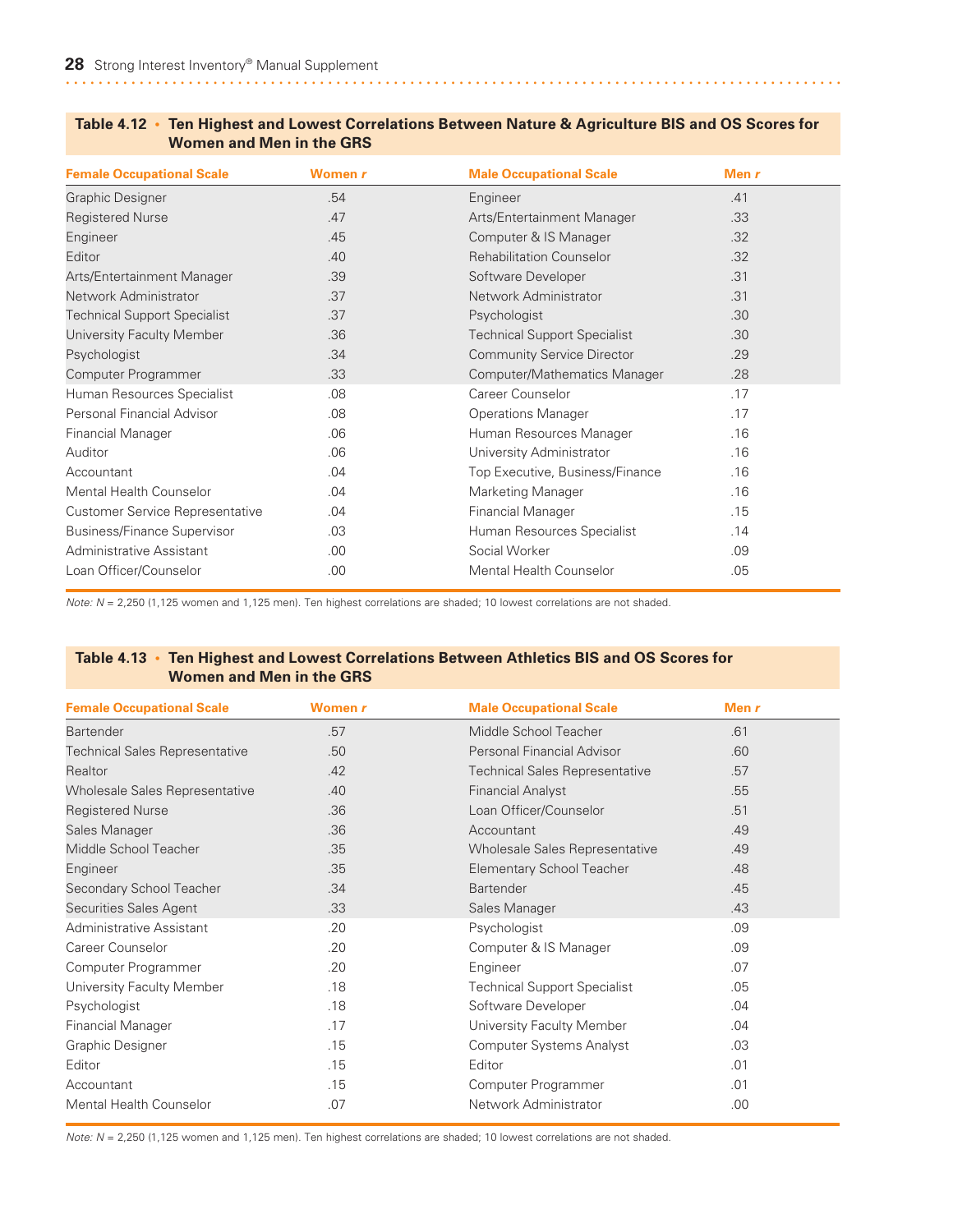**Table 4.12 • Ten Highest and Lowest Correlations Between Nature & Agriculture BIS and OS Scores for Women and Men in the GRS**

| Female Occupational Scale | Women *r* | Male Occupational Scale | Men *r* |
|---|---|---|---|
| Graphic Designer | .54 | Engineer | .41 |
| Registered Nurse | .47 | Arts/Entertainment Manager | .33 |
| Engineer | .45 | Computer & IS Manager | .32 |
| Editor | .40 | Rehabilitation Counselor | .32 |
| Arts/Entertainment Manager | .39 | Software Developer | .31 |
| Network Administrator | .37 | Network Administrator | .31 |
| Technical Support Specialist | .37 | Psychologist | .30 |
| University Faculty Member | .36 | Technical Support Specialist | .30 |
| Psychologist | .34 | Community Service Director | .29 |
| Computer Programmer | .33 | Computer/Mathematics Manager | .28 |
| Human Resources Specialist | .08 | Career Counselor | .17 |
| Personal Financial Advisor | .08 | Operations Manager | .17 |
| Financial Manager | .06 | Human Resources Manager | .16 |
| Auditor | .06 | University Administrator | .16 |
| Accountant | .04 | Top Executive, Business/Finance | .16 |
| Mental Health Counselor | .04 | Marketing Manager | .16 |
| Customer Service Representative | .04 | Financial Manager | .15 |
| Business/Finance Supervisor | .03 | Human Resources Specialist | .14 |
| Administrative Assistant | .00 | Social Worker | .09 |
| Loan Officer/Counselor | .00 | Mental Health Counselor | .05 |

*Note: N* = 2,250 (1,125 women and 1,125 men). Ten highest correlations are shaded; 10 lowest correlations are not shaded.

**Table 4.13 • Ten Highest and Lowest Correlations Between Athletics BIS and OS Scores for Women and Men in the GRS**

| Female Occupational Scale | Women *r* | Male Occupational Scale | Men *r* |
|---|---|---|---|
| Bartender | .57 | Middle School Teacher | .61 |
| Technical Sales Representative | .50 | Personal Financial Advisor | .60 |
| Realtor | .42 | Technical Sales Representative | .57 |
| Wholesale Sales Representative | .40 | Financial Analyst | .55 |
| Registered Nurse | .36 | Loan Officer/Counselor | .51 |
| Sales Manager | .36 | Accountant | .49 |
| Middle School Teacher | .35 | Wholesale Sales Representative | .49 |
| Engineer | .35 | Elementary School Teacher | .48 |
| Secondary School Teacher | .34 | Bartender | .45 |
| Securities Sales Agent | .33 | Sales Manager | .43 |
| Administrative Assistant | .20 | Psychologist | .09 |
| Career Counselor | .20 | Computer & IS Manager | .09 |
| Computer Programmer | .20 | Engineer | .07 |
| University Faculty Member | .18 | Technical Support Specialist | .05 |
| Psychologist | .18 | Software Developer | .04 |
| Financial Manager | .17 | University Faculty Member | .04 |
| Graphic Designer | .15 | Computer Systems Analyst | .03 |
| Editor | .15 | Editor | .01 |
| Accountant | .15 | Computer Programmer | .01 |
| Mental Health Counselor | .07 | Network Administrator | .00 |

*Note: N* = 2,250 (1,125 women and 1,125 men). Ten highest correlations are shaded; 10 lowest correlations are not shaded.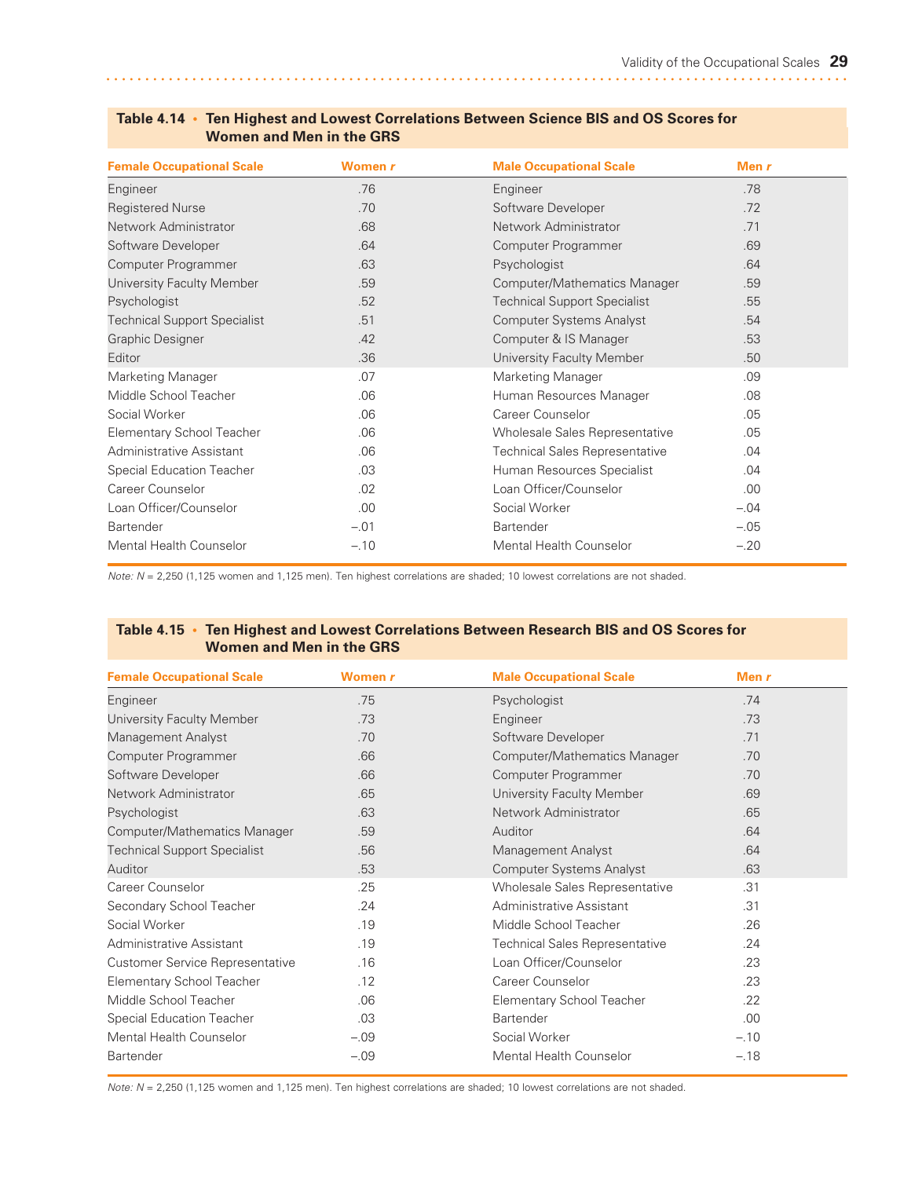**Table 4.14 • Ten Highest and Lowest Correlations Between Science BIS and OS Scores for Women and Men in the GRS**

| Female Occupational Scale | Women r | Male Occupational Scale | Men r |
|---|---|---|---|
| Engineer | .76 | Engineer | .78 |
| Registered Nurse | .70 | Software Developer | .72 |
| Network Administrator | .68 | Network Administrator | .71 |
| Software Developer | .64 | Computer Programmer | .69 |
| Computer Programmer | .63 | Psychologist | .64 |
| University Faculty Member | .59 | Computer/Mathematics Manager | .59 |
| Psychologist | .52 | Technical Support Specialist | .55 |
| Technical Support Specialist | .51 | Computer Systems Analyst | .54 |
| Graphic Designer | .42 | Computer & IS Manager | .53 |
| Editor | .36 | University Faculty Member | .50 |
| Marketing Manager | .07 | Marketing Manager | .09 |
| Middle School Teacher | .06 | Human Resources Manager | .08 |
| Social Worker | .06 | Career Counselor | .05 |
| Elementary School Teacher | .06 | Wholesale Sales Representative | .05 |
| Administrative Assistant | .06 | Technical Sales Representative | .04 |
| Special Education Teacher | .03 | Human Resources Specialist | .04 |
| Career Counselor | .02 | Loan Officer/Counselor | .00 |
| Loan Officer/Counselor | .00 | Social Worker | –.04 |
| Bartender | –.01 | Bartender | –.05 |
| Mental Health Counselor | –.10 | Mental Health Counselor | –.20 |

*Note: N* = 2,250 (1,125 women and 1,125 men). Ten highest correlations are shaded; 10 lowest correlations are not shaded.

**Table 4.15 • Ten Highest and Lowest Correlations Between Research BIS and OS Scores for Women and Men in the GRS**

| Female Occupational Scale | Women r | Male Occupational Scale | Men r |
|---|---|---|---|
| Engineer | .75 | Psychologist | .74 |
| University Faculty Member | .73 | Engineer | .73 |
| Management Analyst | .70 | Software Developer | .71 |
| Computer Programmer | .66 | Computer/Mathematics Manager | .70 |
| Software Developer | .66 | Computer Programmer | .70 |
| Network Administrator | .65 | University Faculty Member | .69 |
| Psychologist | .63 | Network Administrator | .65 |
| Computer/Mathematics Manager | .59 | Auditor | .64 |
| Technical Support Specialist | .56 | Management Analyst | .64 |
| Auditor | .53 | Computer Systems Analyst | .63 |
| Career Counselor | .25 | Wholesale Sales Representative | .31 |
| Secondary School Teacher | .24 | Administrative Assistant | .31 |
| Social Worker | .19 | Middle School Teacher | .26 |
| Administrative Assistant | .19 | Technical Sales Representative | .24 |
| Customer Service Representative | .16 | Loan Officer/Counselor | .23 |
| Elementary School Teacher | .12 | Career Counselor | .23 |
| Middle School Teacher | .06 | Elementary School Teacher | .22 |
| Special Education Teacher | .03 | Bartender | .00 |
| Mental Health Counselor | –.09 | Social Worker | –.10 |
| Bartender | –.09 | Mental Health Counselor | –.18 |

*Note: N* = 2,250 (1,125 women and 1,125 men). Ten highest correlations are shaded; 10 lowest correlations are not shaded.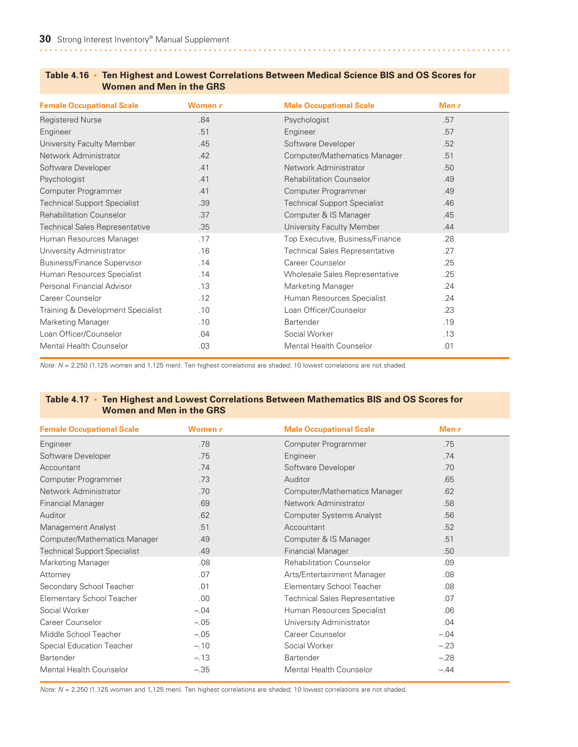**Table 4.16 • Ten Highest and Lowest Correlations Between Medical Science BIS and OS Scores for Women and Men in the GRS**

| Female Occupational Scale | Women *r* | Male Occupational Scale | Men *r* |
|---|---|---|---|
| Registered Nurse | .84 | Psychologist | .57 |
| Engineer | .51 | Engineer | .57 |
| University Faculty Member | .45 | Software Developer | .52 |
| Network Administrator | .42 | Computer/Mathematics Manager | .51 |
| Software Developer | .41 | Network Administrator | .50 |
| Psychologist | .41 | Rehabilitation Counselor | .49 |
| Computer Programmer | .41 | Computer Programmer | .49 |
| Technical Support Specialist | .39 | Technical Support Specialist | .46 |
| Rehabilitation Counselor | .37 | Computer & IS Manager | .45 |
| Technical Sales Representative | .35 | University Faculty Member | .44 |
| Human Resources Manager | .17 | Top Executive, Business/Finance | .28 |
| University Administrator | .16 | Technical Sales Representative | .27 |
| Business/Finance Supervisor | .14 | Career Counselor | .25 |
| Human Resources Specialist | .14 | Wholesale Sales Representative | .25 |
| Personal Financial Advisor | .13 | Marketing Manager | .24 |
| Career Counselor | .12 | Human Resources Specialist | .24 |
| Training & Development Specialist | .10 | Loan Officer/Counselor | .23 |
| Marketing Manager | .10 | Bartender | .19 |
| Loan Officer/Counselor | .04 | Social Worker | .13 |
| Mental Health Counselor | .03 | Mental Health Counselor | .01 |

*Note:* *N* = 2,250 (1,125 women and 1,125 men). Ten highest correlations are shaded; 10 lowest correlations are not shaded.

**Table 4.17 • Ten Highest and Lowest Correlations Between Mathematics BIS and OS Scores for Women and Men in the GRS**

| Female Occupational Scale | Women *r* | Male Occupational Scale | Men *r* |
|---|---|---|---|
| Engineer | .78 | Computer Programmer | .75 |
| Software Developer | .75 | Engineer | .74 |
| Accountant | .74 | Software Developer | .70 |
| Computer Programmer | .73 | Auditor | .65 |
| Network Administrator | .70 | Computer/Mathematics Manager | .62 |
| Financial Manager | .69 | Network Administrator | .58 |
| Auditor | .62 | Computer Systems Analyst | .56 |
| Management Analyst | .51 | Accountant | .52 |
| Computer/Mathematics Manager | .49 | Computer & IS Manager | .51 |
| Technical Support Specialist | .49 | Financial Manager | .50 |
| Marketing Manager | .08 | Rehabilitation Counselor | .09 |
| Attorney | .07 | Arts/Entertainment Manager | .08 |
| Secondary School Teacher | .01 | Elementary School Teacher | .08 |
| Elementary School Teacher | .00 | Technical Sales Representative | .07 |
| Social Worker | –.04 | Human Resources Specialist | .06 |
| Career Counselor | –.05 | University Administrator | .04 |
| Middle School Teacher | –.05 | Career Counselor | –.04 |
| Special Education Teacher | –.10 | Social Worker | –.23 |
| Bartender | –.13 | Bartender | –.28 |
| Mental Health Counselor | –.35 | Mental Health Counselor | –.44 |

*Note:* *N* = 2,250 (1,125 women and 1,125 men). Ten highest correlations are shaded; 10 lowest correlations are not shaded.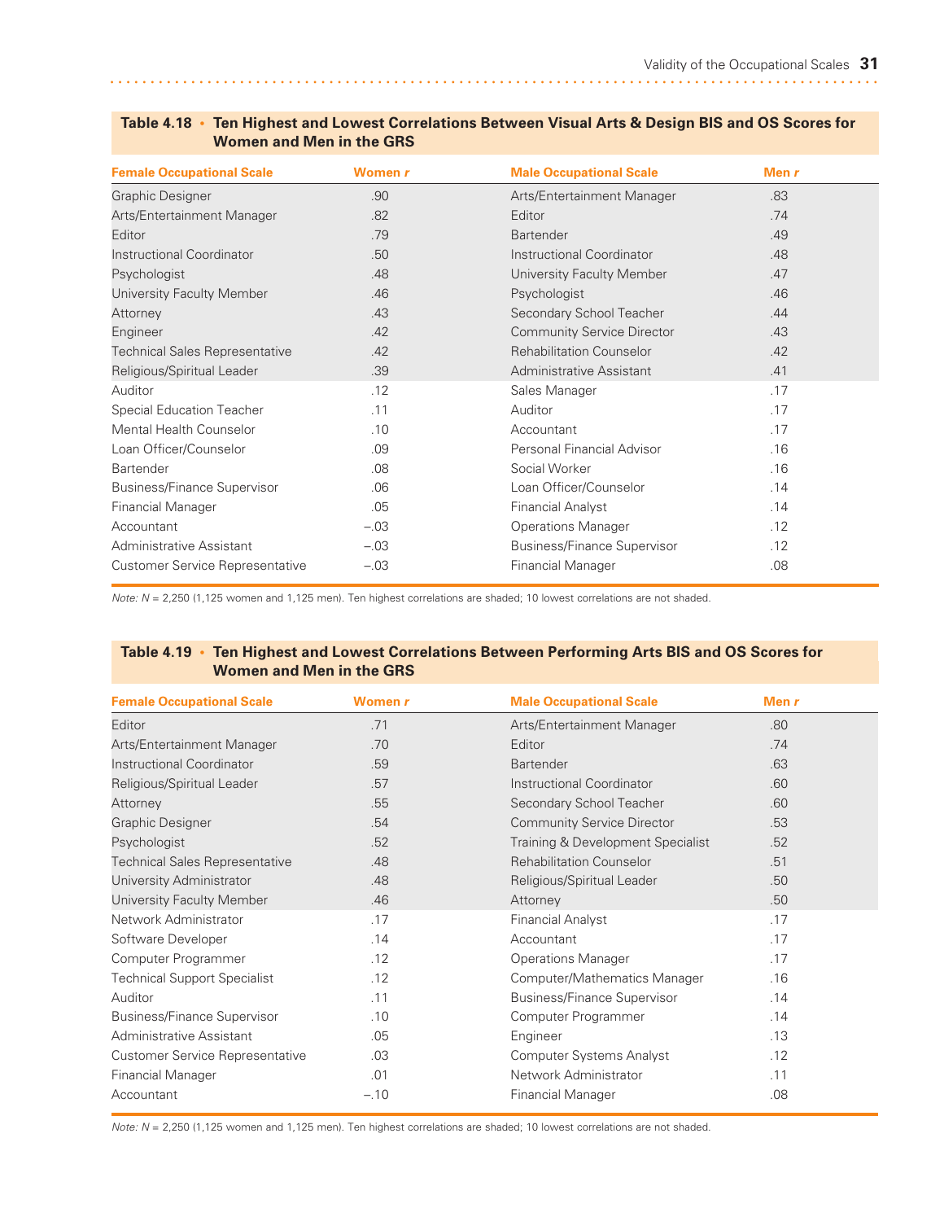**Table 4.18 • Ten Highest and Lowest Correlations Between Visual Arts & Design BIS and OS Scores for Women and Men in the GRS**

| Female Occupational Scale | Women *r* | Male Occupational Scale | Men *r* |
|---|---|---|---|
| Graphic Designer | .90 | Arts/Entertainment Manager | .83 |
| Arts/Entertainment Manager | .82 | Editor | .74 |
| Editor | .79 | Bartender | .49 |
| Instructional Coordinator | .50 | Instructional Coordinator | .48 |
| Psychologist | .48 | University Faculty Member | .47 |
| University Faculty Member | .46 | Psychologist | .46 |
| Attorney | .43 | Secondary School Teacher | .44 |
| Engineer | .42 | Community Service Director | .43 |
| Technical Sales Representative | .42 | Rehabilitation Counselor | .42 |
| Religious/Spiritual Leader | .39 | Administrative Assistant | .41 |
| Auditor | .12 | Sales Manager | .17 |
| Special Education Teacher | .11 | Auditor | .17 |
| Mental Health Counselor | .10 | Accountant | .17 |
| Loan Officer/Counselor | .09 | Personal Financial Advisor | .16 |
| Bartender | .08 | Social Worker | .16 |
| Business/Finance Supervisor | .06 | Loan Officer/Counselor | .14 |
| Financial Manager | .05 | Financial Analyst | .14 |
| Accountant | −.03 | Operations Manager | .12 |
| Administrative Assistant | −.03 | Business/Finance Supervisor | .12 |
| Customer Service Representative | −.03 | Financial Manager | .08 |

*Note:* $N$ = 2,250 (1,125 women and 1,125 men). Ten highest correlations are shaded; 10 lowest correlations are not shaded.

**Table 4.19 • Ten Highest and Lowest Correlations Between Performing Arts BIS and OS Scores for Women and Men in the GRS**

| Female Occupational Scale | Women *r* | Male Occupational Scale | Men *r* |
|---|---|---|---|
| Editor | .71 | Arts/Entertainment Manager | .80 |
| Arts/Entertainment Manager | .70 | Editor | .74 |
| Instructional Coordinator | .59 | Bartender | .63 |
| Religious/Spiritual Leader | .57 | Instructional Coordinator | .60 |
| Attorney | .55 | Secondary School Teacher | .60 |
| Graphic Designer | .54 | Community Service Director | .53 |
| Psychologist | .52 | Training & Development Specialist | .52 |
| Technical Sales Representative | .48 | Rehabilitation Counselor | .51 |
| University Administrator | .48 | Religious/Spiritual Leader | .50 |
| University Faculty Member | .46 | Attorney | .50 |
| Network Administrator | .17 | Financial Analyst | .17 |
| Software Developer | .14 | Accountant | .17 |
| Computer Programmer | .12 | Operations Manager | .17 |
| Technical Support Specialist | .12 | Computer/Mathematics Manager | .16 |
| Auditor | .11 | Business/Finance Supervisor | .14 |
| Business/Finance Supervisor | .10 | Computer Programmer | .14 |
| Administrative Assistant | .05 | Engineer | .13 |
| Customer Service Representative | .03 | Computer Systems Analyst | .12 |
| Financial Manager | .01 | Network Administrator | .11 |
| Accountant | −.10 | Financial Manager | .08 |

*Note:* $N$ = 2,250 (1,125 women and 1,125 men). Ten highest correlations are shaded; 10 lowest correlations are not shaded.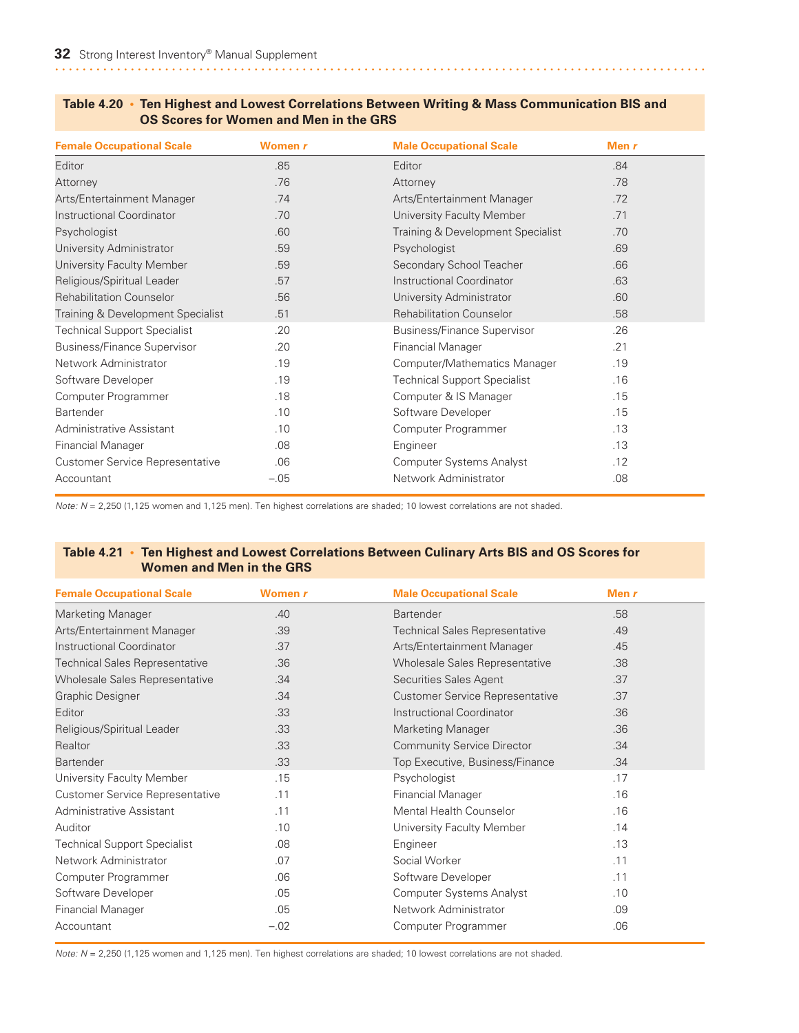**Table 4.20 • Ten Highest and Lowest Correlations Between Writing & Mass Communication BIS and OS Scores for Women and Men in the GRS**

| Female Occupational Scale | Women *r* | Male Occupational Scale | Men *r* |
|---|---|---|---|
| Editor | .85 | Editor | .84 |
| Attorney | .76 | Attorney | .78 |
| Arts/Entertainment Manager | .74 | Arts/Entertainment Manager | .72 |
| Instructional Coordinator | .70 | University Faculty Member | .71 |
| Psychologist | .60 | Training & Development Specialist | .70 |
| University Administrator | .59 | Psychologist | .69 |
| University Faculty Member | .59 | Secondary School Teacher | .66 |
| Religious/Spiritual Leader | .57 | Instructional Coordinator | .63 |
| Rehabilitation Counselor | .56 | University Administrator | .60 |
| Training & Development Specialist | .51 | Rehabilitation Counselor | .58 |
| Technical Support Specialist | .20 | Business/Finance Supervisor | .26 |
| Business/Finance Supervisor | .20 | Financial Manager | .21 |
| Network Administrator | .19 | Computer/Mathematics Manager | .19 |
| Software Developer | .19 | Technical Support Specialist | .16 |
| Computer Programmer | .18 | Computer & IS Manager | .15 |
| Bartender | .10 | Software Developer | .15 |
| Administrative Assistant | .10 | Computer Programmer | .13 |
| Financial Manager | .08 | Engineer | .13 |
| Customer Service Representative | .06 | Computer Systems Analyst | .12 |
| Accountant | –.05 | Network Administrator | .08 |

*Note: N* = 2,250 (1,125 women and 1,125 men). Ten highest correlations are shaded; 10 lowest correlations are not shaded.

**Table 4.21 • Ten Highest and Lowest Correlations Between Culinary Arts BIS and OS Scores for Women and Men in the GRS**

| Female Occupational Scale | Women *r* | Male Occupational Scale | Men *r* |
|---|---|---|---|
| Marketing Manager | .40 | Bartender | .58 |
| Arts/Entertainment Manager | .39 | Technical Sales Representative | .49 |
| Instructional Coordinator | .37 | Arts/Entertainment Manager | .45 |
| Technical Sales Representative | .36 | Wholesale Sales Representative | .38 |
| Wholesale Sales Representative | .34 | Securities Sales Agent | .37 |
| Graphic Designer | .34 | Customer Service Representative | .37 |
| Editor | .33 | Instructional Coordinator | .36 |
| Religious/Spiritual Leader | .33 | Marketing Manager | .36 |
| Realtor | .33 | Community Service Director | .34 |
| Bartender | .33 | Top Executive, Business/Finance | .34 |
| University Faculty Member | .15 | Psychologist | .17 |
| Customer Service Representative | .11 | Financial Manager | .16 |
| Administrative Assistant | .11 | Mental Health Counselor | .16 |
| Auditor | .10 | University Faculty Member | .14 |
| Technical Support Specialist | .08 | Engineer | .13 |
| Network Administrator | .07 | Social Worker | .11 |
| Computer Programmer | .06 | Software Developer | .11 |
| Software Developer | .05 | Computer Systems Analyst | .10 |
| Financial Manager | .05 | Network Administrator | .09 |
| Accountant | –.02 | Computer Programmer | .06 |

*Note: N* = 2,250 (1,125 women and 1,125 men). Ten highest correlations are shaded; 10 lowest correlations are not shaded.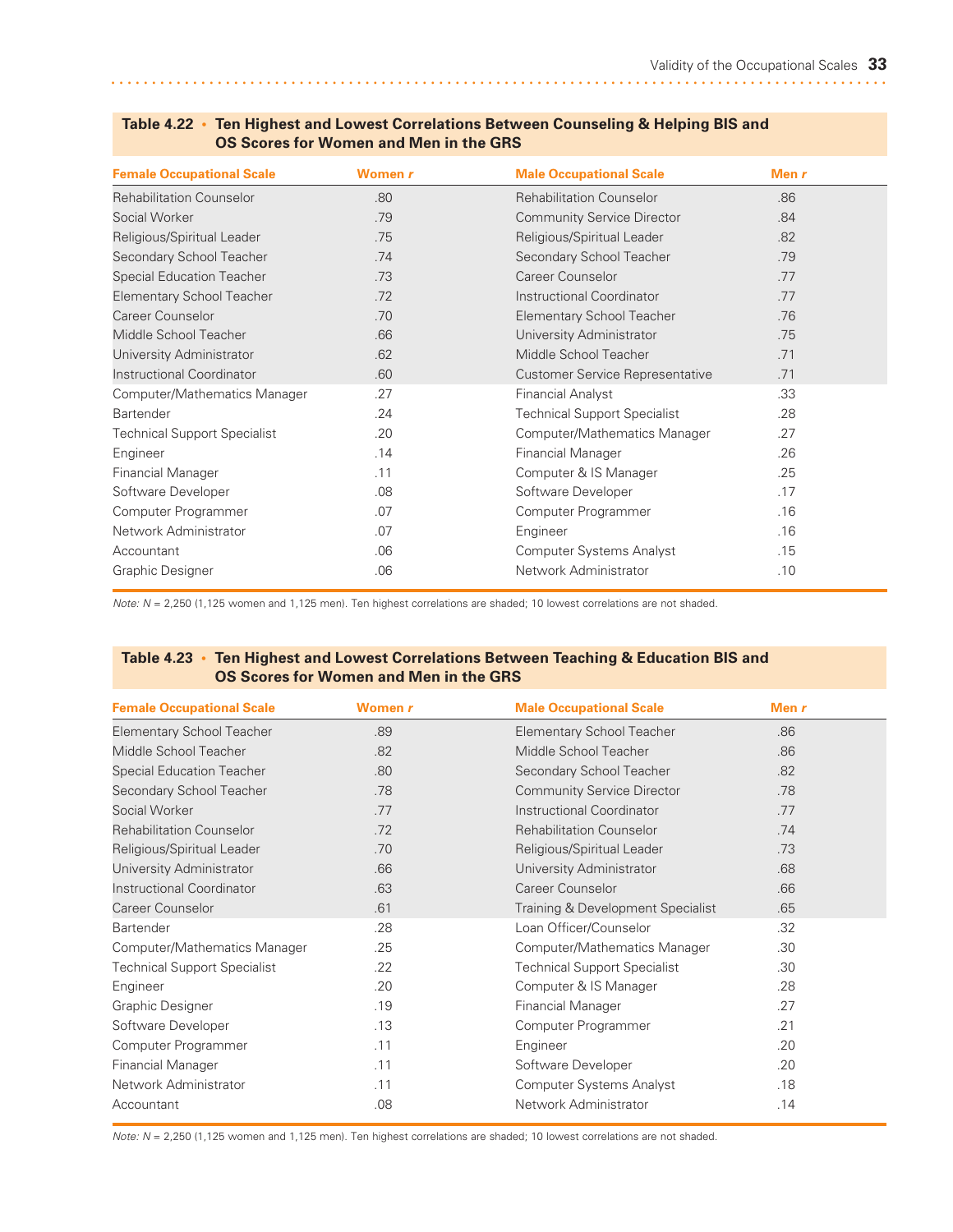**Table 4.22 • Ten Highest and Lowest Correlations Between Counseling & Helping BIS and OS Scores for Women and Men in the GRS**

| Female Occupational Scale | Women *r* | Male Occupational Scale | Men *r* |
|---|---|---|---|
| Rehabilitation Counselor | .80 | Rehabilitation Counselor | .86 |
| Social Worker | .79 | Community Service Director | .84 |
| Religious/Spiritual Leader | .75 | Religious/Spiritual Leader | .82 |
| Secondary School Teacher | .74 | Secondary School Teacher | .79 |
| Special Education Teacher | .73 | Career Counselor | .77 |
| Elementary School Teacher | .72 | Instructional Coordinator | .77 |
| Career Counselor | .70 | Elementary School Teacher | .76 |
| Middle School Teacher | .66 | University Administrator | .75 |
| University Administrator | .62 | Middle School Teacher | .71 |
| Instructional Coordinator | .60 | Customer Service Representative | .71 |
| Computer/Mathematics Manager | .27 | Financial Analyst | .33 |
| Bartender | .24 | Technical Support Specialist | .28 |
| Technical Support Specialist | .20 | Computer/Mathematics Manager | .27 |
| Engineer | .14 | Financial Manager | .26 |
| Financial Manager | .11 | Computer & IS Manager | .25 |
| Software Developer | .08 | Software Developer | .17 |
| Computer Programmer | .07 | Computer Programmer | .16 |
| Network Administrator | .07 | Engineer | .16 |
| Accountant | .06 | Computer Systems Analyst | .15 |
| Graphic Designer | .06 | Network Administrator | .10 |

*Note: N* = 2,250 (1,125 women and 1,125 men). Ten highest correlations are shaded; 10 lowest correlations are not shaded.

**Table 4.23 • Ten Highest and Lowest Correlations Between Teaching & Education BIS and OS Scores for Women and Men in the GRS**

| Female Occupational Scale | Women *r* | Male Occupational Scale | Men *r* |
|---|---|---|---|
| Elementary School Teacher | .89 | Elementary School Teacher | .86 |
| Middle School Teacher | .82 | Middle School Teacher | .86 |
| Special Education Teacher | .80 | Secondary School Teacher | .82 |
| Secondary School Teacher | .78 | Community Service Director | .78 |
| Social Worker | .77 | Instructional Coordinator | .77 |
| Rehabilitation Counselor | .72 | Rehabilitation Counselor | .74 |
| Religious/Spiritual Leader | .70 | Religious/Spiritual Leader | .73 |
| University Administrator | .66 | University Administrator | .68 |
| Instructional Coordinator | .63 | Career Counselor | .66 |
| Career Counselor | .61 | Training & Development Specialist | .65 |
| Bartender | .28 | Loan Officer/Counselor | .32 |
| Computer/Mathematics Manager | .25 | Computer/Mathematics Manager | .30 |
| Technical Support Specialist | .22 | Technical Support Specialist | .30 |
| Engineer | .20 | Computer & IS Manager | .28 |
| Graphic Designer | .19 | Financial Manager | .27 |
| Software Developer | .13 | Computer Programmer | .21 |
| Computer Programmer | .11 | Engineer | .20 |
| Financial Manager | .11 | Software Developer | .20 |
| Network Administrator | .11 | Computer Systems Analyst | .18 |
| Accountant | .08 | Network Administrator | .14 |

*Note: N* = 2,250 (1,125 women and 1,125 men). Ten highest correlations are shaded; 10 lowest correlations are not shaded.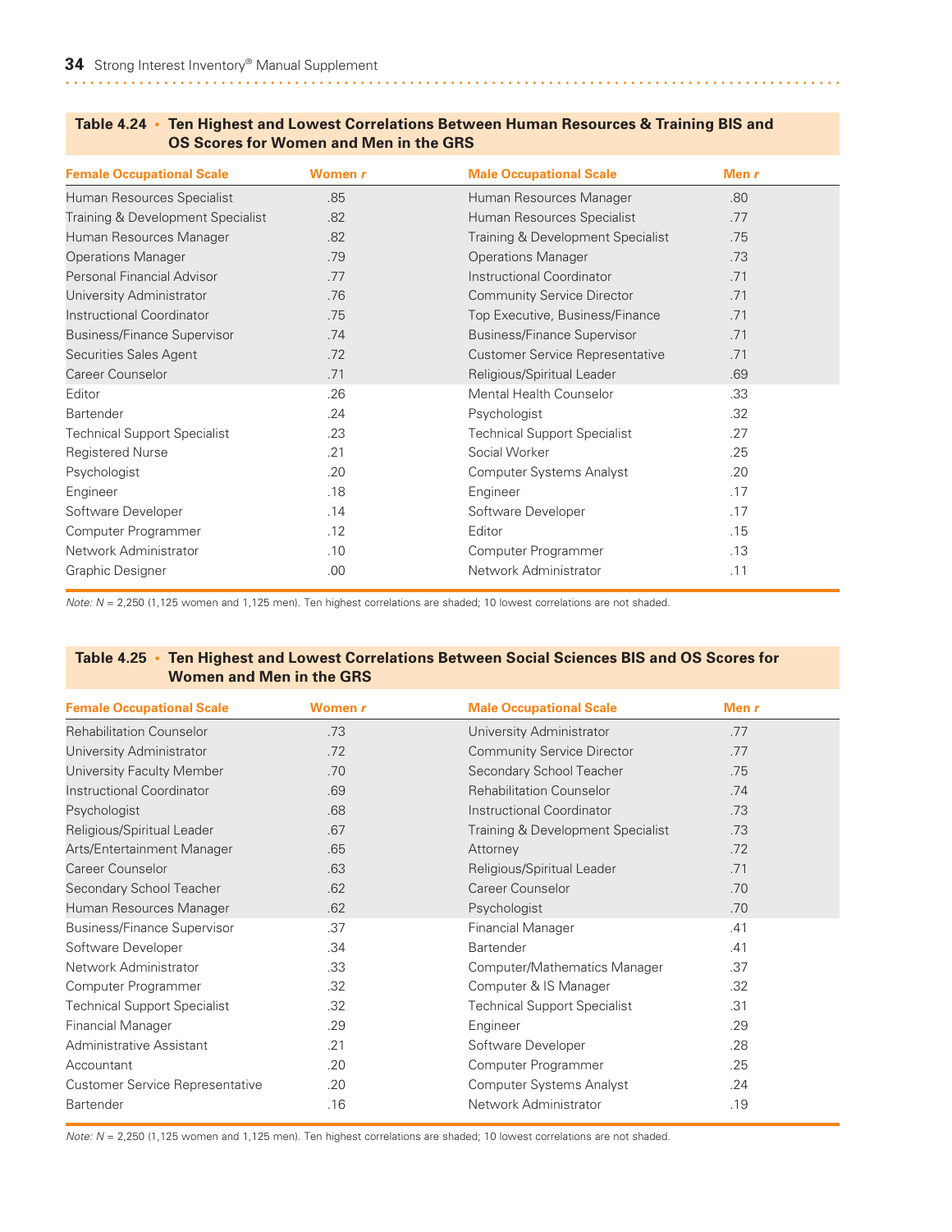**Table 4.24 • Ten Highest and Lowest Correlations Between Human Resources & Training BIS and OS Scores for Women and Men in the GRS**

| Female Occupational Scale | Women *r* | Male Occupational Scale | Men *r* |
|---|---|---|---|
| Human Resources Specialist | .85 | Human Resources Manager | .80 |
| Training & Development Specialist | .82 | Human Resources Specialist | .77 |
| Human Resources Manager | .82 | Training & Development Specialist | .75 |
| Operations Manager | .79 | Operations Manager | .73 |
| Personal Financial Advisor | .77 | Instructional Coordinator | .71 |
| University Administrator | .76 | Community Service Director | .71 |
| Instructional Coordinator | .75 | Top Executive, Business/Finance | .71 |
| Business/Finance Supervisor | .74 | Business/Finance Supervisor | .71 |
| Securities Sales Agent | .72 | Customer Service Representative | .71 |
| Career Counselor | .71 | Religious/Spiritual Leader | .69 |
| Editor | .26 | Mental Health Counselor | .33 |
| Bartender | .24 | Psychologist | .32 |
| Technical Support Specialist | .23 | Technical Support Specialist | .27 |
| Registered Nurse | .21 | Social Worker | .25 |
| Psychologist | .20 | Computer Systems Analyst | .20 |
| Engineer | .18 | Engineer | .17 |
| Software Developer | .14 | Software Developer | .17 |
| Computer Programmer | .12 | Editor | .15 |
| Network Administrator | .10 | Computer Programmer | .13 |
| Graphic Designer | .00 | Network Administrator | .11 |

*Note: N* = 2,250 (1,125 women and 1,125 men). Ten highest correlations are shaded; 10 lowest correlations are not shaded.

**Table 4.25 • Ten Highest and Lowest Correlations Between Social Sciences BIS and OS Scores for Women and Men in the GRS**

| Female Occupational Scale | Women *r* | Male Occupational Scale | Men *r* |
|---|---|---|---|
| Rehabilitation Counselor | .73 | University Administrator | .77 |
| University Administrator | .72 | Community Service Director | .77 |
| University Faculty Member | .70 | Secondary School Teacher | .75 |
| Instructional Coordinator | .69 | Rehabilitation Counselor | .74 |
| Psychologist | .68 | Instructional Coordinator | .73 |
| Religious/Spiritual Leader | .67 | Training & Development Specialist | .73 |
| Arts/Entertainment Manager | .65 | Attorney | .72 |
| Career Counselor | .63 | Religious/Spiritual Leader | .71 |
| Secondary School Teacher | .62 | Career Counselor | .70 |
| Human Resources Manager | .62 | Psychologist | .70 |
| Business/Finance Supervisor | .37 | Financial Manager | .41 |
| Software Developer | .34 | Bartender | .41 |
| Network Administrator | .33 | Computer/Mathematics Manager | .37 |
| Computer Programmer | .32 | Computer & IS Manager | .32 |
| Technical Support Specialist | .32 | Technical Support Specialist | .31 |
| Financial Manager | .29 | Engineer | .29 |
| Administrative Assistant | .21 | Software Developer | .28 |
| Accountant | .20 | Computer Programmer | .25 |
| Customer Service Representative | .20 | Computer Systems Analyst | .24 |
| Bartender | .16 | Network Administrator | .19 |

*Note: N* = 2,250 (1,125 women and 1,125 men). Ten highest correlations are shaded; 10 lowest correlations are not shaded.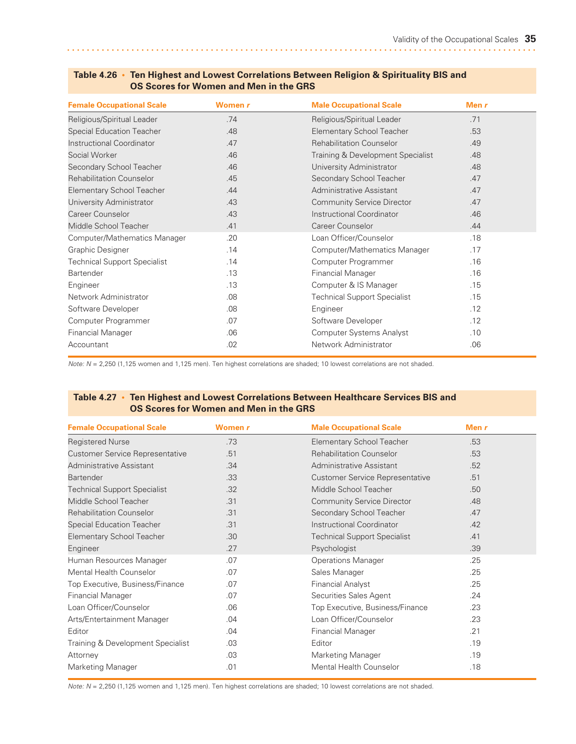**Table 4.26 • Ten Highest and Lowest Correlations Between Religion & Spirituality BIS and OS Scores for Women and Men in the GRS**

| Female Occupational Scale | Women *r* | Male Occupational Scale | Men *r* |
|---|---|---|---|
| Religious/Spiritual Leader | .74 | Religious/Spiritual Leader | .71 |
| Special Education Teacher | .48 | Elementary School Teacher | .53 |
| Instructional Coordinator | .47 | Rehabilitation Counselor | .49 |
| Social Worker | .46 | Training & Development Specialist | .48 |
| Secondary School Teacher | .46 | University Administrator | .48 |
| Rehabilitation Counselor | .45 | Secondary School Teacher | .47 |
| Elementary School Teacher | .44 | Administrative Assistant | .47 |
| University Administrator | .43 | Community Service Director | .47 |
| Career Counselor | .43 | Instructional Coordinator | .46 |
| Middle School Teacher | .41 | Career Counselor | .44 |
| Computer/Mathematics Manager | .20 | Loan Officer/Counselor | .18 |
| Graphic Designer | .14 | Computer/Mathematics Manager | .17 |
| Technical Support Specialist | .14 | Computer Programmer | .16 |
| Bartender | .13 | Financial Manager | .16 |
| Engineer | .13 | Computer & IS Manager | .15 |
| Network Administrator | .08 | Technical Support Specialist | .15 |
| Software Developer | .08 | Engineer | .12 |
| Computer Programmer | .07 | Software Developer | .12 |
| Financial Manager | .06 | Computer Systems Analyst | .10 |
| Accountant | .02 | Network Administrator | .06 |

*Note: N* = 2,250 (1,125 women and 1,125 men). Ten highest correlations are shaded; 10 lowest correlations are not shaded.

**Table 4.27 • Ten Highest and Lowest Correlations Between Healthcare Services BIS and OS Scores for Women and Men in the GRS**

| Female Occupational Scale | Women *r* | Male Occupational Scale | Men *r* |
|---|---|---|---|
| Registered Nurse | .73 | Elementary School Teacher | .53 |
| Customer Service Representative | .51 | Rehabilitation Counselor | .53 |
| Administrative Assistant | .34 | Administrative Assistant | .52 |
| Bartender | .33 | Customer Service Representative | .51 |
| Technical Support Specialist | .32 | Middle School Teacher | .50 |
| Middle School Teacher | .31 | Community Service Director | .48 |
| Rehabilitation Counselor | .31 | Secondary School Teacher | .47 |
| Special Education Teacher | .31 | Instructional Coordinator | .42 |
| Elementary School Teacher | .30 | Technical Support Specialist | .41 |
| Engineer | .27 | Psychologist | .39 |
| Human Resources Manager | .07 | Operations Manager | .25 |
| Mental Health Counselor | .07 | Sales Manager | .25 |
| Top Executive, Business/Finance | .07 | Financial Analyst | .25 |
| Financial Manager | .07 | Securities Sales Agent | .24 |
| Loan Officer/Counselor | .06 | Top Executive, Business/Finance | .23 |
| Arts/Entertainment Manager | .04 | Loan Officer/Counselor | .23 |
| Editor | .04 | Financial Manager | .21 |
| Training & Development Specialist | .03 | Editor | .19 |
| Attorney | .03 | Marketing Manager | .19 |
| Marketing Manager | .01 | Mental Health Counselor | .18 |

*Note: N* = 2,250 (1,125 women and 1,125 men). Ten highest correlations are shaded; 10 lowest correlations are not shaded.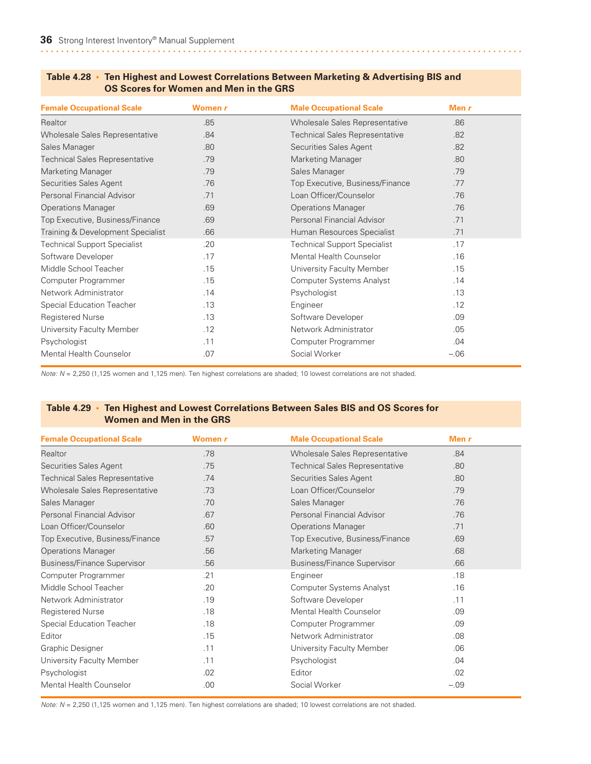**Table 4.28 • Ten Highest and Lowest Correlations Between Marketing & Advertising BIS and OS Scores for Women and Men in the GRS**

| Female Occupational Scale | Women *r* | Male Occupational Scale | Men *r* |
|---|---|---|---|
| Realtor | .85 | Wholesale Sales Representative | .86 |
| Wholesale Sales Representative | .84 | Technical Sales Representative | .82 |
| Sales Manager | .80 | Securities Sales Agent | .82 |
| Technical Sales Representative | .79 | Marketing Manager | .80 |
| Marketing Manager | .79 | Sales Manager | .79 |
| Securities Sales Agent | .76 | Top Executive, Business/Finance | .77 |
| Personal Financial Advisor | .71 | Loan Officer/Counselor | .76 |
| Operations Manager | .69 | Operations Manager | .76 |
| Top Executive, Business/Finance | .69 | Personal Financial Advisor | .71 |
| Training & Development Specialist | .66 | Human Resources Specialist | .71 |
| Technical Support Specialist | .20 | Technical Support Specialist | .17 |
| Software Developer | .17 | Mental Health Counselor | .16 |
| Middle School Teacher | .15 | University Faculty Member | .15 |
| Computer Programmer | .15 | Computer Systems Analyst | .14 |
| Network Administrator | .14 | Psychologist | .13 |
| Special Education Teacher | .13 | Engineer | .12 |
| Registered Nurse | .13 | Software Developer | .09 |
| University Faculty Member | .12 | Network Administrator | .05 |
| Psychologist | .11 | Computer Programmer | .04 |
| Mental Health Counselor | .07 | Social Worker | –.06 |

*Note: N* = 2,250 (1,125 women and 1,125 men). Ten highest correlations are shaded; 10 lowest correlations are not shaded.

**Table 4.29 • Ten Highest and Lowest Correlations Between Sales BIS and OS Scores for Women and Men in the GRS**

| Female Occupational Scale | Women *r* | Male Occupational Scale | Men *r* |
|---|---|---|---|
| Realtor | .78 | Wholesale Sales Representative | .84 |
| Securities Sales Agent | .75 | Technical Sales Representative | .80 |
| Technical Sales Representative | .74 | Securities Sales Agent | .80 |
| Wholesale Sales Representative | .73 | Loan Officer/Counselor | .79 |
| Sales Manager | .70 | Sales Manager | .76 |
| Personal Financial Advisor | .67 | Personal Financial Advisor | .76 |
| Loan Officer/Counselor | .60 | Operations Manager | .71 |
| Top Executive, Business/Finance | .57 | Top Executive, Business/Finance | .69 |
| Operations Manager | .56 | Marketing Manager | .68 |
| Business/Finance Supervisor | .56 | Business/Finance Supervisor | .66 |
| Computer Programmer | .21 | Engineer | .18 |
| Middle School Teacher | .20 | Computer Systems Analyst | .16 |
| Network Administrator | .19 | Software Developer | .11 |
| Registered Nurse | .18 | Mental Health Counselor | .09 |
| Special Education Teacher | .18 | Computer Programmer | .09 |
| Editor | .15 | Network Administrator | .08 |
| Graphic Designer | .11 | University Faculty Member | .06 |
| University Faculty Member | .11 | Psychologist | .04 |
| Psychologist | .02 | Editor | .02 |
| Mental Health Counselor | .00 | Social Worker | –.09 |

*Note: N* = 2,250 (1,125 women and 1,125 men). Ten highest correlations are shaded; 10 lowest correlations are not shaded.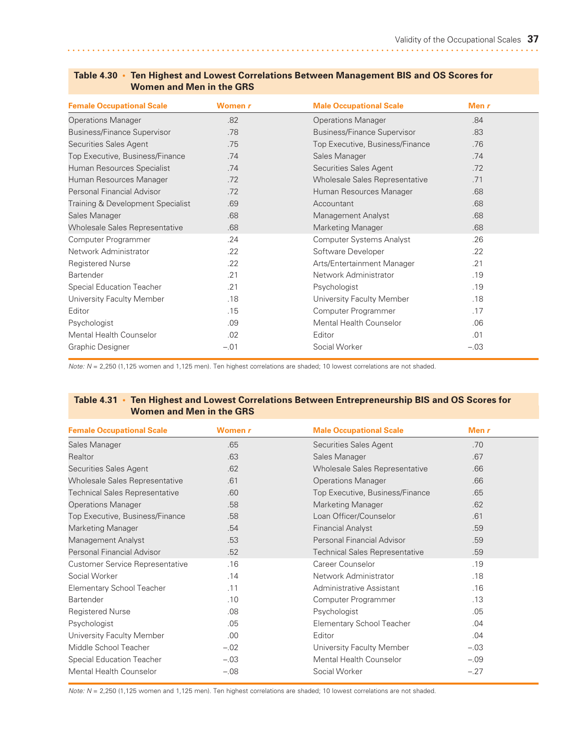**Table 4.30 • Ten Highest and Lowest Correlations Between Management BIS and OS Scores for Women and Men in the GRS**

| Female Occupational Scale | Women *r* | Male Occupational Scale | Men *r* |
|---|---|---|---|
| Operations Manager | .82 | Operations Manager | .84 |
| Business/Finance Supervisor | .78 | Business/Finance Supervisor | .83 |
| Securities Sales Agent | .75 | Top Executive, Business/Finance | .76 |
| Top Executive, Business/Finance | .74 | Sales Manager | .74 |
| Human Resources Specialist | .74 | Securities Sales Agent | .72 |
| Human Resources Manager | .72 | Wholesale Sales Representative | .71 |
| Personal Financial Advisor | .72 | Human Resources Manager | .68 |
| Training & Development Specialist | .69 | Accountant | .68 |
| Sales Manager | .68 | Management Analyst | .68 |
| Wholesale Sales Representative | .68 | Marketing Manager | .68 |
| Computer Programmer | .24 | Computer Systems Analyst | .26 |
| Network Administrator | .22 | Software Developer | .22 |
| Registered Nurse | .22 | Arts/Entertainment Manager | .21 |
| Bartender | .21 | Network Administrator | .19 |
| Special Education Teacher | .21 | Psychologist | .19 |
| University Faculty Member | .18 | University Faculty Member | .18 |
| Editor | .15 | Computer Programmer | .17 |
| Psychologist | .09 | Mental Health Counselor | .06 |
| Mental Health Counselor | .02 | Editor | .01 |
| Graphic Designer | –.01 | Social Worker | –.03 |

*Note: N* = 2,250 (1,125 women and 1,125 men). Ten highest correlations are shaded; 10 lowest correlations are not shaded.

**Table 4.31 • Ten Highest and Lowest Correlations Between Entrepreneurship BIS and OS Scores for Women and Men in the GRS**

| Female Occupational Scale | Women *r* | Male Occupational Scale | Men *r* |
|---|---|---|---|
| Sales Manager | .65 | Securities Sales Agent | .70 |
| Realtor | .63 | Sales Manager | .67 |
| Securities Sales Agent | .62 | Wholesale Sales Representative | .66 |
| Wholesale Sales Representative | .61 | Operations Manager | .66 |
| Technical Sales Representative | .60 | Top Executive, Business/Finance | .65 |
| Operations Manager | .58 | Marketing Manager | .62 |
| Top Executive, Business/Finance | .58 | Loan Officer/Counselor | .61 |
| Marketing Manager | .54 | Financial Analyst | .59 |
| Management Analyst | .53 | Personal Financial Advisor | .59 |
| Personal Financial Advisor | .52 | Technical Sales Representative | .59 |
| Customer Service Representative | .16 | Career Counselor | .19 |
| Social Worker | .14 | Network Administrator | .18 |
| Elementary School Teacher | .11 | Administrative Assistant | .16 |
| Bartender | .10 | Computer Programmer | .13 |
| Registered Nurse | .08 | Psychologist | .05 |
| Psychologist | .05 | Elementary School Teacher | .04 |
| University Faculty Member | .00 | Editor | .04 |
| Middle School Teacher | –.02 | University Faculty Member | –.03 |
| Special Education Teacher | –.03 | Mental Health Counselor | –.09 |
| Mental Health Counselor | –.08 | Social Worker | –.27 |

*Note: N* = 2,250 (1,125 women and 1,125 men). Ten highest correlations are shaded; 10 lowest correlations are not shaded.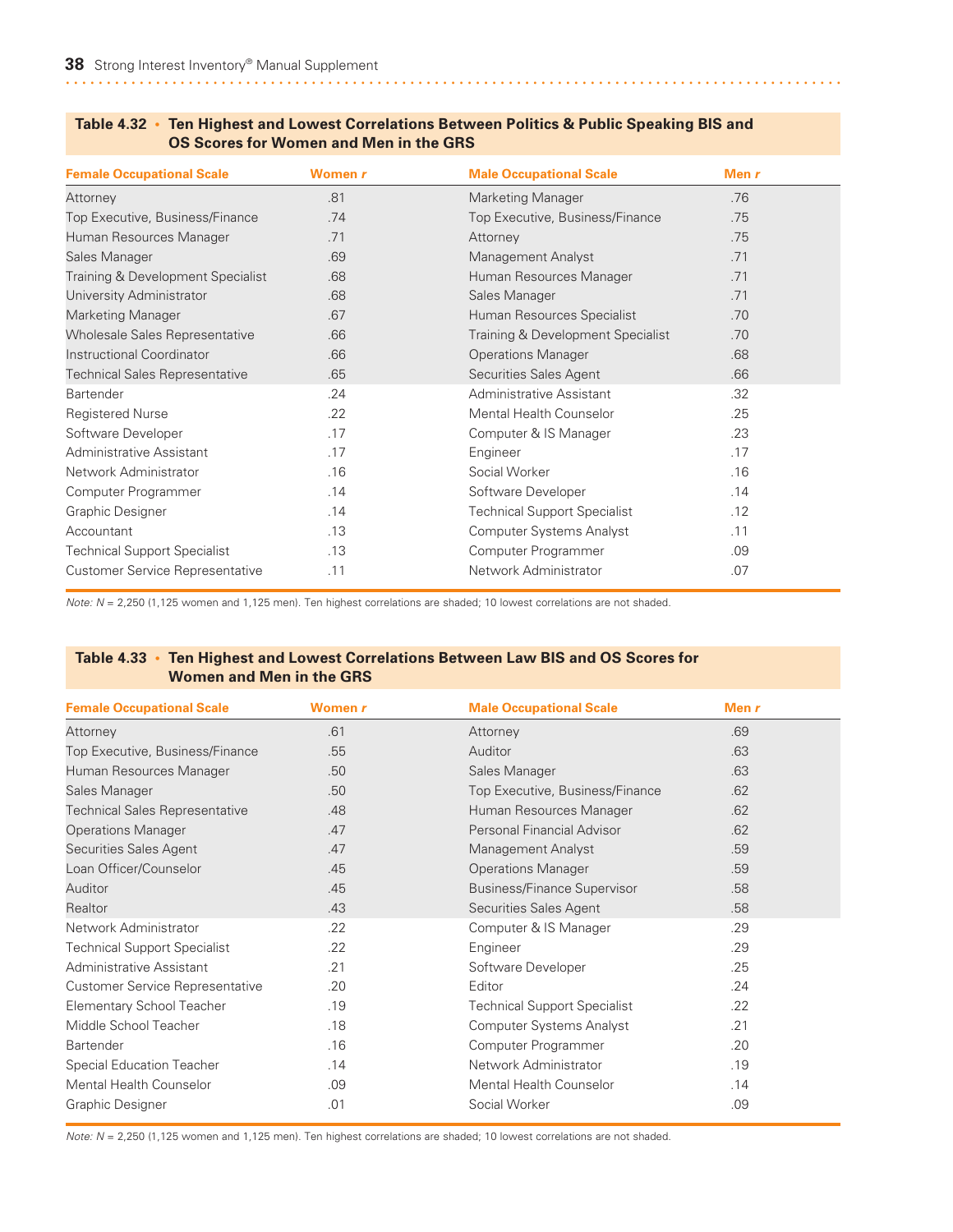**Table 4.32 • Ten Highest and Lowest Correlations Between Politics & Public Speaking BIS and OS Scores for Women and Men in the GRS**

| Female Occupational Scale | Women r | Male Occupational Scale | Men r |
|---|---|---|---|
| Attorney | .81 | Marketing Manager | .76 |
| Top Executive, Business/Finance | .74 | Top Executive, Business/Finance | .75 |
| Human Resources Manager | .71 | Attorney | .75 |
| Sales Manager | .69 | Management Analyst | .71 |
| Training & Development Specialist | .68 | Human Resources Manager | .71 |
| University Administrator | .68 | Sales Manager | .71 |
| Marketing Manager | .67 | Human Resources Specialist | .70 |
| Wholesale Sales Representative | .66 | Training & Development Specialist | .70 |
| Instructional Coordinator | .66 | Operations Manager | .68 |
| Technical Sales Representative | .65 | Securities Sales Agent | .66 |
| Bartender | .24 | Administrative Assistant | .32 |
| Registered Nurse | .22 | Mental Health Counselor | .25 |
| Software Developer | .17 | Computer & IS Manager | .23 |
| Administrative Assistant | .17 | Engineer | .17 |
| Network Administrator | .16 | Social Worker | .16 |
| Computer Programmer | .14 | Software Developer | .14 |
| Graphic Designer | .14 | Technical Support Specialist | .12 |
| Accountant | .13 | Computer Systems Analyst | .11 |
| Technical Support Specialist | .13 | Computer Programmer | .09 |
| Customer Service Representative | .11 | Network Administrator | .07 |

*Note:* $N$ = 2,250 (1,125 women and 1,125 men). Ten highest correlations are shaded; 10 lowest correlations are not shaded.

**Table 4.33 • Ten Highest and Lowest Correlations Between Law BIS and OS Scores for Women and Men in the GRS**

| Female Occupational Scale | Women r | Male Occupational Scale | Men r |
|---|---|---|---|
| Attorney | .61 | Attorney | .69 |
| Top Executive, Business/Finance | .55 | Auditor | .63 |
| Human Resources Manager | .50 | Sales Manager | .63 |
| Sales Manager | .50 | Top Executive, Business/Finance | .62 |
| Technical Sales Representative | .48 | Human Resources Manager | .62 |
| Operations Manager | .47 | Personal Financial Advisor | .62 |
| Securities Sales Agent | .47 | Management Analyst | .59 |
| Loan Officer/Counselor | .45 | Operations Manager | .59 |
| Auditor | .45 | Business/Finance Supervisor | .58 |
| Realtor | .43 | Securities Sales Agent | .58 |
| Network Administrator | .22 | Computer & IS Manager | .29 |
| Technical Support Specialist | .22 | Engineer | .29 |
| Administrative Assistant | .21 | Software Developer | .25 |
| Customer Service Representative | .20 | Editor | .24 |
| Elementary School Teacher | .19 | Technical Support Specialist | .22 |
| Middle School Teacher | .18 | Computer Systems Analyst | .21 |
| Bartender | .16 | Computer Programmer | .20 |
| Special Education Teacher | .14 | Network Administrator | .19 |
| Mental Health Counselor | .09 | Mental Health Counselor | .14 |
| Graphic Designer | .01 | Social Worker | .09 |

*Note:* $N$ = 2,250 (1,125 women and 1,125 men). Ten highest correlations are shaded; 10 lowest correlations are not shaded.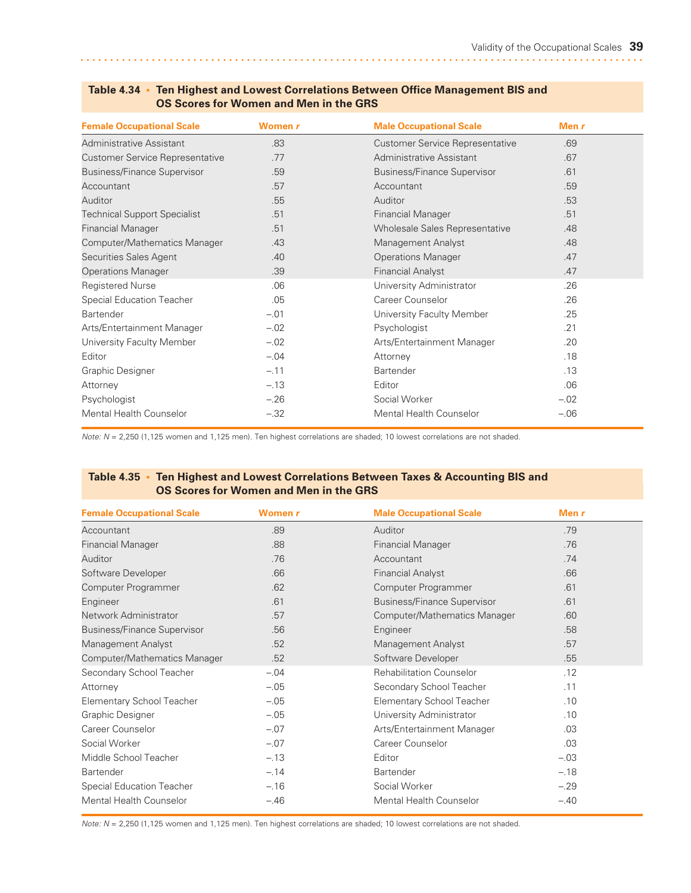**Table 4.34 • Ten Highest and Lowest Correlations Between Office Management BIS and OS Scores for Women and Men in the GRS**

| Female Occupational Scale | Women r | Male Occupational Scale | Men r |
|---|---|---|---|
| Administrative Assistant | .83 | Customer Service Representative | .69 |
| Customer Service Representative | .77 | Administrative Assistant | .67 |
| Business/Finance Supervisor | .59 | Business/Finance Supervisor | .61 |
| Accountant | .57 | Accountant | .59 |
| Auditor | .55 | Auditor | .53 |
| Technical Support Specialist | .51 | Financial Manager | .51 |
| Financial Manager | .51 | Wholesale Sales Representative | .48 |
| Computer/Mathematics Manager | .43 | Management Analyst | .48 |
| Securities Sales Agent | .40 | Operations Manager | .47 |
| Operations Manager | .39 | Financial Analyst | .47 |
| Registered Nurse | .06 | University Administrator | .26 |
| Special Education Teacher | .05 | Career Counselor | .26 |
| Bartender | –.01 | University Faculty Member | .25 |
| Arts/Entertainment Manager | –.02 | Psychologist | .21 |
| University Faculty Member | –.02 | Arts/Entertainment Manager | .20 |
| Editor | –.04 | Attorney | .18 |
| Graphic Designer | –.11 | Bartender | .13 |
| Attorney | –.13 | Editor | .06 |
| Psychologist | –.26 | Social Worker | –.02 |
| Mental Health Counselor | –.32 | Mental Health Counselor | –.06 |

*Note: N* = 2,250 (1,125 women and 1,125 men). Ten highest correlations are shaded; 10 lowest correlations are not shaded.

**Table 4.35 • Ten Highest and Lowest Correlations Between Taxes & Accounting BIS and OS Scores for Women and Men in the GRS**

| Female Occupational Scale | Women r | Male Occupational Scale | Men r |
|---|---|---|---|
| Accountant | .89 | Auditor | .79 |
| Financial Manager | .88 | Financial Manager | .76 |
| Auditor | .76 | Accountant | .74 |
| Software Developer | .66 | Financial Analyst | .66 |
| Computer Programmer | .62 | Computer Programmer | .61 |
| Engineer | .61 | Business/Finance Supervisor | .61 |
| Network Administrator | .57 | Computer/Mathematics Manager | .60 |
| Business/Finance Supervisor | .56 | Engineer | .58 |
| Management Analyst | .52 | Management Analyst | .57 |
| Computer/Mathematics Manager | .52 | Software Developer | .55 |
| Secondary School Teacher | –.04 | Rehabilitation Counselor | .12 |
| Attorney | –.05 | Secondary School Teacher | .11 |
| Elementary School Teacher | –.05 | Elementary School Teacher | .10 |
| Graphic Designer | –.05 | University Administrator | .10 |
| Career Counselor | –.07 | Arts/Entertainment Manager | .03 |
| Social Worker | –.07 | Career Counselor | .03 |
| Middle School Teacher | –.13 | Editor | –.03 |
| Bartender | –.14 | Bartender | –.18 |
| Special Education Teacher | –.16 | Social Worker | –.29 |
| Mental Health Counselor | –.46 | Mental Health Counselor | –.40 |

*Note: N* = 2,250 (1,125 women and 1,125 men). Ten highest correlations are shaded; 10 lowest correlations are not shaded.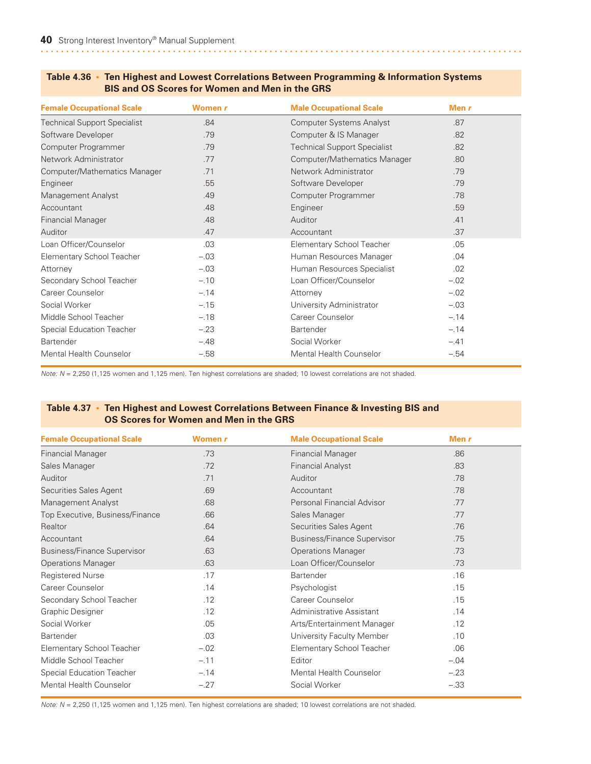**Table 4.36 • Ten Highest and Lowest Correlations Between Programming & Information Systems BIS and OS Scores for Women and Men in the GRS**

| Female Occupational Scale | Women *r* | Male Occupational Scale | Men *r* |
|---|---|---|---|
| Technical Support Specialist | .84 | Computer Systems Analyst | .87 |
| Software Developer | .79 | Computer & IS Manager | .82 |
| Computer Programmer | .79 | Technical Support Specialist | .82 |
| Network Administrator | .77 | Computer/Mathematics Manager | .80 |
| Computer/Mathematics Manager | .71 | Network Administrator | .79 |
| Engineer | .55 | Software Developer | .79 |
| Management Analyst | .49 | Computer Programmer | .78 |
| Accountant | .48 | Engineer | .59 |
| Financial Manager | .48 | Auditor | .41 |
| Auditor | .47 | Accountant | .37 |
| Loan Officer/Counselor | .03 | Elementary School Teacher | .05 |
| Elementary School Teacher | –.03 | Human Resources Manager | .04 |
| Attorney | –.03 | Human Resources Specialist | .02 |
| Secondary School Teacher | –.10 | Loan Officer/Counselor | –.02 |
| Career Counselor | –.14 | Attorney | –.02 |
| Social Worker | –.15 | University Administrator | –.03 |
| Middle School Teacher | –.18 | Career Counselor | –.14 |
| Special Education Teacher | –.23 | Bartender | –.14 |
| Bartender | –.48 | Social Worker | –.41 |
| Mental Health Counselor | –.58 | Mental Health Counselor | –.54 |

*Note: N* = 2,250 (1,125 women and 1,125 men). Ten highest correlations are shaded; 10 lowest correlations are not shaded.

**Table 4.37 • Ten Highest and Lowest Correlations Between Finance & Investing BIS and OS Scores for Women and Men in the GRS**

| Female Occupational Scale | Women *r* | Male Occupational Scale | Men *r* |
|---|---|---|---|
| Financial Manager | .73 | Financial Manager | .86 |
| Sales Manager | .72 | Financial Analyst | .83 |
| Auditor | .71 | Auditor | .78 |
| Securities Sales Agent | .69 | Accountant | .78 |
| Management Analyst | .68 | Personal Financial Advisor | .77 |
| Top Executive, Business/Finance | .66 | Sales Manager | .77 |
| Realtor | .64 | Securities Sales Agent | .76 |
| Accountant | .64 | Business/Finance Supervisor | .75 |
| Business/Finance Supervisor | .63 | Operations Manager | .73 |
| Operations Manager | .63 | Loan Officer/Counselor | .73 |
| Registered Nurse | .17 | Bartender | .16 |
| Career Counselor | .14 | Psychologist | .15 |
| Secondary School Teacher | .12 | Career Counselor | .15 |
| Graphic Designer | .12 | Administrative Assistant | .14 |
| Social Worker | .05 | Arts/Entertainment Manager | .12 |
| Bartender | .03 | University Faculty Member | .10 |
| Elementary School Teacher | –.02 | Elementary School Teacher | .06 |
| Middle School Teacher | –.11 | Editor | –.04 |
| Special Education Teacher | –.14 | Mental Health Counselor | –.23 |
| Mental Health Counselor | –.27 | Social Worker | –.33 |

*Note: N* = 2,250 (1,125 women and 1,125 men). Ten highest correlations are shaded; 10 lowest correlations are not shaded.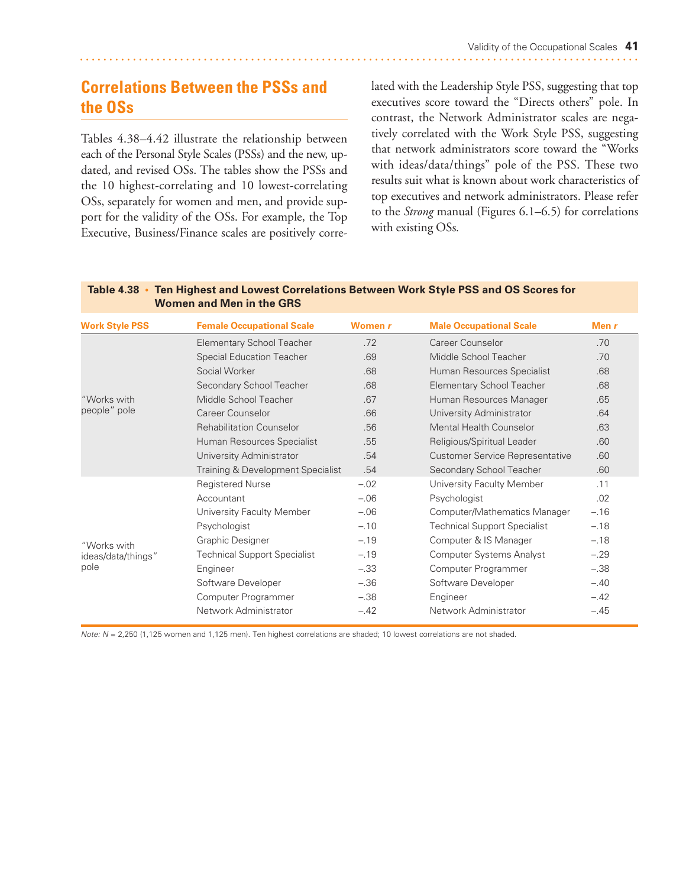## Correlations Between the PSSs and the OSs

Tables 4.38–4.42 illustrate the relationship between each of the Personal Style Scales (PSSs) and the new, updated, and revised OSs. The tables show the PSSs and the 10 highest-correlating and 10 lowest-correlating OSs, separately for women and men, and provide support for the validity of the OSs. For example, the Top Executive, Business/Finance scales are positively correlated with the Leadership Style PSS, suggesting that top executives score toward the "Directs others" pole. In contrast, the Network Administrator scales are negatively correlated with the Work Style PSS, suggesting that network administrators score toward the "Works with ideas/data/things" pole of the PSS. These two results suit what is known about work characteristics of top executives and network administrators. Please refer to the *Strong* manual (Figures 6.1–6.5) for correlations with existing OSs.

**Table 4.38 • Ten Highest and Lowest Correlations Between Work Style PSS and OS Scores for Women and Men in the GRS**

| Work Style PSS | Female Occupational Scale | Women *r* | Male Occupational Scale | Men *r* |
|---|---|---|---|---|
| "Works with people" pole | Elementary School Teacher | .72 | Career Counselor | .70 |
| | Special Education Teacher | .69 | Middle School Teacher | .70 |
| | Social Worker | .68 | Human Resources Specialist | .68 |
| | Secondary School Teacher | .68 | Elementary School Teacher | .68 |
| | Middle School Teacher | .67 | Human Resources Manager | .65 |
| | Career Counselor | .66 | University Administrator | .64 |
| | Rehabilitation Counselor | .56 | Mental Health Counselor | .63 |
| | Human Resources Specialist | .55 | Religious/Spiritual Leader | .60 |
| | University Administrator | .54 | Customer Service Representative | .60 |
| | Training & Development Specialist | .54 | Secondary School Teacher | .60 |
| "Works with ideas/data/things" pole | Registered Nurse | –.02 | University Faculty Member | .11 |
| | Accountant | –.06 | Psychologist | .02 |
| | University Faculty Member | –.06 | Computer/Mathematics Manager | –.16 |
| | Psychologist | –.10 | Technical Support Specialist | –.18 |
| | Graphic Designer | –.19 | Computer & IS Manager | –.18 |
| | Technical Support Specialist | –.19 | Computer Systems Analyst | –.29 |
| | Engineer | –.33 | Computer Programmer | –.38 |
| | Software Developer | –.36 | Software Developer | –.40 |
| | Computer Programmer | –.38 | Engineer | –.42 |
| | Network Administrator | –.42 | Network Administrator | –.45 |

*Note: N* = 2,250 (1,125 women and 1,125 men). Ten highest correlations are shaded; 10 lowest correlations are not shaded.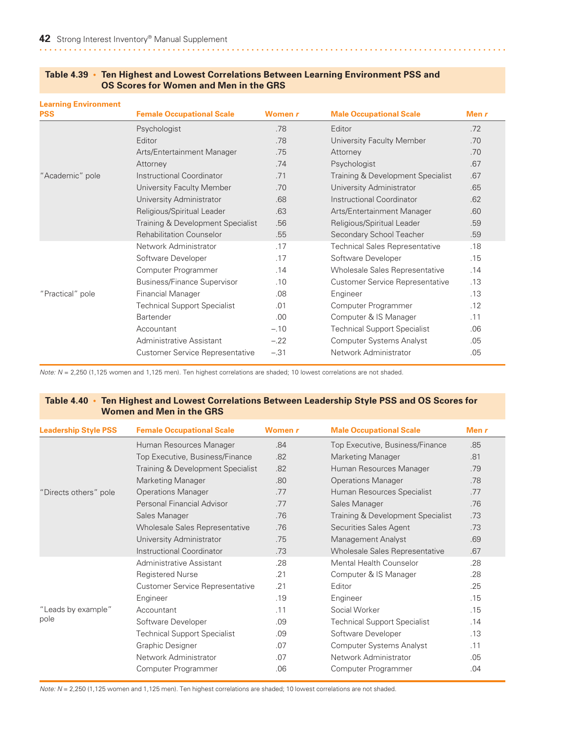**Table 4.39 • Ten Highest and Lowest Correlations Between Learning Environment PSS and OS Scores for Women and Men in the GRS**

| Learning Environment PSS | Female Occupational Scale | Women *r* | Male Occupational Scale | Men *r* |
|---|---|---|---|---|
| "Academic" pole | Psychologist | .78 | Editor | .72 |
| | Editor | .78 | University Faculty Member | .70 |
| | Arts/Entertainment Manager | .75 | Attorney | .70 |
| | Attorney | .74 | Psychologist | .67 |
| | Instructional Coordinator | .71 | Training & Development Specialist | .67 |
| | University Faculty Member | .70 | University Administrator | .65 |
| | University Administrator | .68 | Instructional Coordinator | .62 |
| | Religious/Spiritual Leader | .63 | Arts/Entertainment Manager | .60 |
| | Training & Development Specialist | .56 | Religious/Spiritual Leader | .59 |
| | Rehabilitation Counselor | .55 | Secondary School Teacher | .59 |
| "Practical" pole | Network Administrator | .17 | Technical Sales Representative | .18 |
| | Software Developer | .17 | Software Developer | .15 |
| | Computer Programmer | .14 | Wholesale Sales Representative | .14 |
| | Business/Finance Supervisor | .10 | Customer Service Representative | .13 |
| | Financial Manager | .08 | Engineer | .13 |
| | Technical Support Specialist | .01 | Computer Programmer | .12 |
| | Bartender | .00 | Computer & IS Manager | .11 |
| | Accountant | –.10 | Technical Support Specialist | .06 |
| | Administrative Assistant | –.22 | Computer Systems Analyst | .05 |
| | Customer Service Representative | –.31 | Network Administrator | .05 |

*Note: N* = 2,250 (1,125 women and 1,125 men). Ten highest correlations are shaded; 10 lowest correlations are not shaded.

**Table 4.40 • Ten Highest and Lowest Correlations Between Leadership Style PSS and OS Scores for Women and Men in the GRS**

| Leadership Style PSS | Female Occupational Scale | Women *r* | Male Occupational Scale | Men *r* |
|---|---|---|---|---|
| "Directs others" pole | Human Resources Manager | .84 | Top Executive, Business/Finance | .85 |
| | Top Executive, Business/Finance | .82 | Marketing Manager | .81 |
| | Training & Development Specialist | .82 | Human Resources Manager | .79 |
| | Marketing Manager | .80 | Operations Manager | .78 |
| | Operations Manager | .77 | Human Resources Specialist | .77 |
| | Personal Financial Advisor | .77 | Sales Manager | .76 |
| | Sales Manager | .76 | Training & Development Specialist | .73 |
| | Wholesale Sales Representative | .76 | Securities Sales Agent | .73 |
| | University Administrator | .75 | Management Analyst | .69 |
| | Instructional Coordinator | .73 | Wholesale Sales Representative | .67 |
| "Leads by example" pole | Administrative Assistant | .28 | Mental Health Counselor | .28 |
| | Registered Nurse | .21 | Computer & IS Manager | .28 |
| | Customer Service Representative | .21 | Editor | .25 |
| | Engineer | .19 | Engineer | .15 |
| | Accountant | .11 | Social Worker | .15 |
| | Software Developer | .09 | Technical Support Specialist | .14 |
| | Technical Support Specialist | .09 | Software Developer | .13 |
| | Graphic Designer | .07 | Computer Systems Analyst | .11 |
| | Network Administrator | .07 | Network Administrator | .05 |
| | Computer Programmer | .06 | Computer Programmer | .04 |

*Note: N* = 2,250 (1,125 women and 1,125 men). Ten highest correlations are shaded; 10 lowest correlations are not shaded.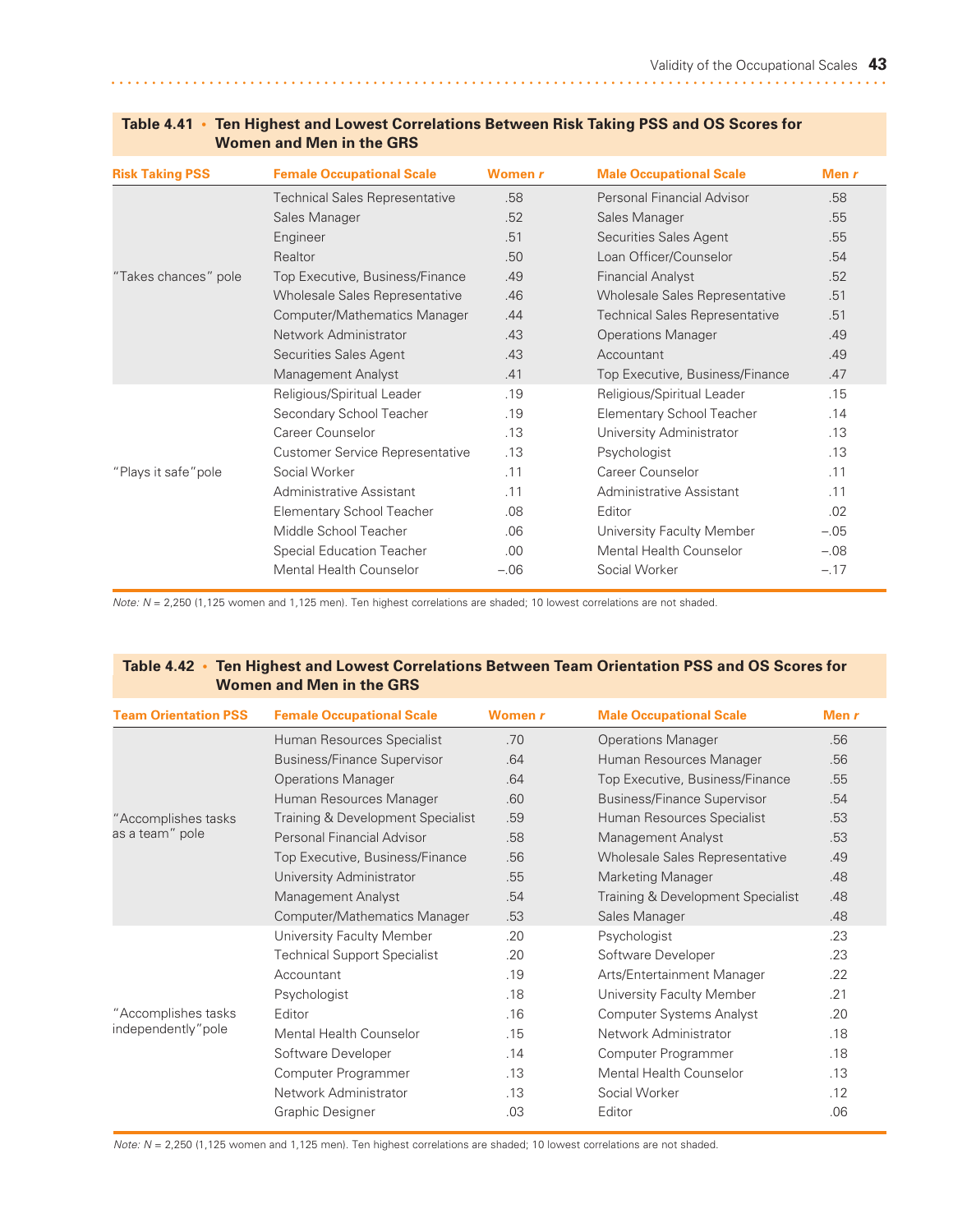**Table 4.41 • Ten Highest and Lowest Correlations Between Risk Taking PSS and OS Scores for Women and Men in the GRS**

| Risk Taking PSS | Female Occupational Scale | Women *r* | Male Occupational Scale | Men *r* |
|---|---|---|---|---|
| | Technical Sales Representative | .58 | Personal Financial Advisor | .58 |
| | Sales Manager | .52 | Sales Manager | .55 |
| | Engineer | .51 | Securities Sales Agent | .55 |
| | Realtor | .50 | Loan Officer/Counselor | .54 |
| "Takes chances" pole | Top Executive, Business/Finance | .49 | Financial Analyst | .52 |
| | Wholesale Sales Representative | .46 | Wholesale Sales Representative | .51 |
| | Computer/Mathematics Manager | .44 | Technical Sales Representative | .51 |
| | Network Administrator | .43 | Operations Manager | .49 |
| | Securities Sales Agent | .43 | Accountant | .49 |
| | Management Analyst | .41 | Top Executive, Business/Finance | .47 |
| | Religious/Spiritual Leader | .19 | Religious/Spiritual Leader | .15 |
| | Secondary School Teacher | .19 | Elementary School Teacher | .14 |
| | Career Counselor | .13 | University Administrator | .13 |
| | Customer Service Representative | .13 | Psychologist | .13 |
| "Plays it safe" pole | Social Worker | .11 | Career Counselor | .11 |
| | Administrative Assistant | .11 | Administrative Assistant | .11 |
| | Elementary School Teacher | .08 | Editor | .02 |
| | Middle School Teacher | .06 | University Faculty Member | −.05 |
| | Special Education Teacher | .00 | Mental Health Counselor | −.08 |
| | Mental Health Counselor | −.06 | Social Worker | −.17 |

*Note:* $N$ = 2,250 (1,125 women and 1,125 men). Ten highest correlations are shaded; 10 lowest correlations are not shaded.

**Table 4.42 • Ten Highest and Lowest Correlations Between Team Orientation PSS and OS Scores for Women and Men in the GRS**

| Team Orientation PSS | Female Occupational Scale | Women *r* | Male Occupational Scale | Men *r* |
|---|---|---|---|---|
| | Human Resources Specialist | .70 | Operations Manager | .56 |
| | Business/Finance Supervisor | .64 | Human Resources Manager | .56 |
| | Operations Manager | .64 | Top Executive, Business/Finance | .55 |
| | Human Resources Manager | .60 | Business/Finance Supervisor | .54 |
| "Accomplishes tasks as a team" pole | Training & Development Specialist | .59 | Human Resources Specialist | .53 |
| | Personal Financial Advisor | .58 | Management Analyst | .53 |
| | Top Executive, Business/Finance | .56 | Wholesale Sales Representative | .49 |
| | University Administrator | .55 | Marketing Manager | .48 |
| | Management Analyst | .54 | Training & Development Specialist | .48 |
| | Computer/Mathematics Manager | .53 | Sales Manager | .48 |
| | University Faculty Member | .20 | Psychologist | .23 |
| | Technical Support Specialist | .20 | Software Developer | .23 |
| | Accountant | .19 | Arts/Entertainment Manager | .22 |
| | Psychologist | .18 | University Faculty Member | .21 |
| "Accomplishes tasks independently" pole | Editor | .16 | Computer Systems Analyst | .20 |
| | Mental Health Counselor | .15 | Network Administrator | .18 |
| | Software Developer | .14 | Computer Programmer | .18 |
| | Computer Programmer | .13 | Mental Health Counselor | .13 |
| | Network Administrator | .13 | Social Worker | .12 |
| | Graphic Designer | .03 | Editor | .06 |

*Note:* $N$ = 2,250 (1,125 women and 1,125 men). Ten highest correlations are shaded; 10 lowest correlations are not shaded.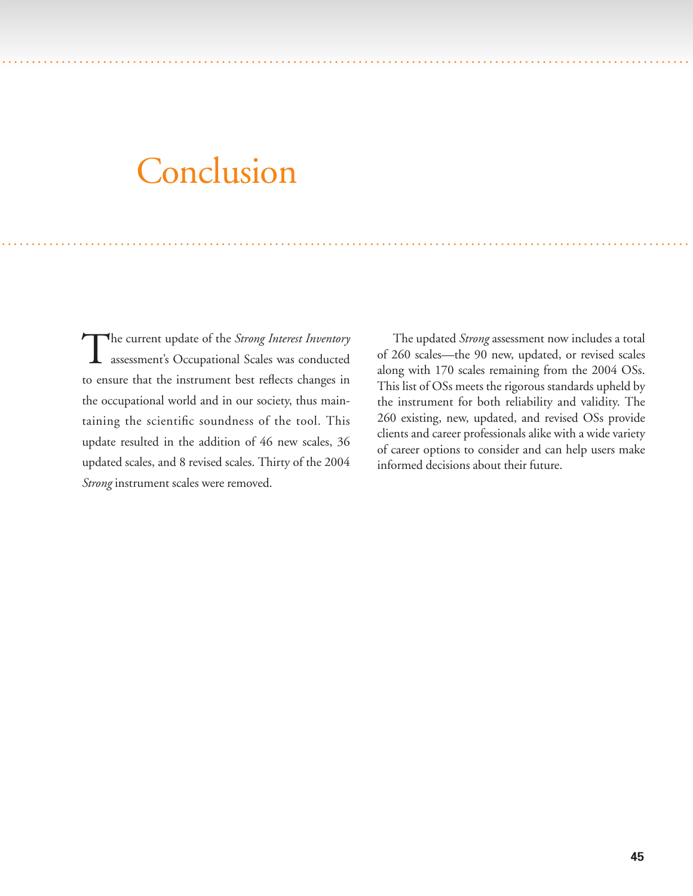# Conclusion

The current update of the *Strong Interest Inventory* assessment's Occupational Scales was conducted to ensure that the instrument best reflects changes in the occupational world and in our society, thus maintaining the scientific soundness of the tool. This update resulted in the addition of 46 new scales, 36 updated scales, and 8 revised scales. Thirty of the 2004 *Strong* instrument scales were removed.

The updated *Strong* assessment now includes a total of 260 scales—the 90 new, updated, or revised scales along with 170 scales remaining from the 2004 OSs. This list of OSs meets the rigorous standards upheld by the instrument for both reliability and validity. The 260 existing, new, updated, and revised OSs provide clients and career professionals alike with a wide variety of career options to consider and can help users make informed decisions about their future.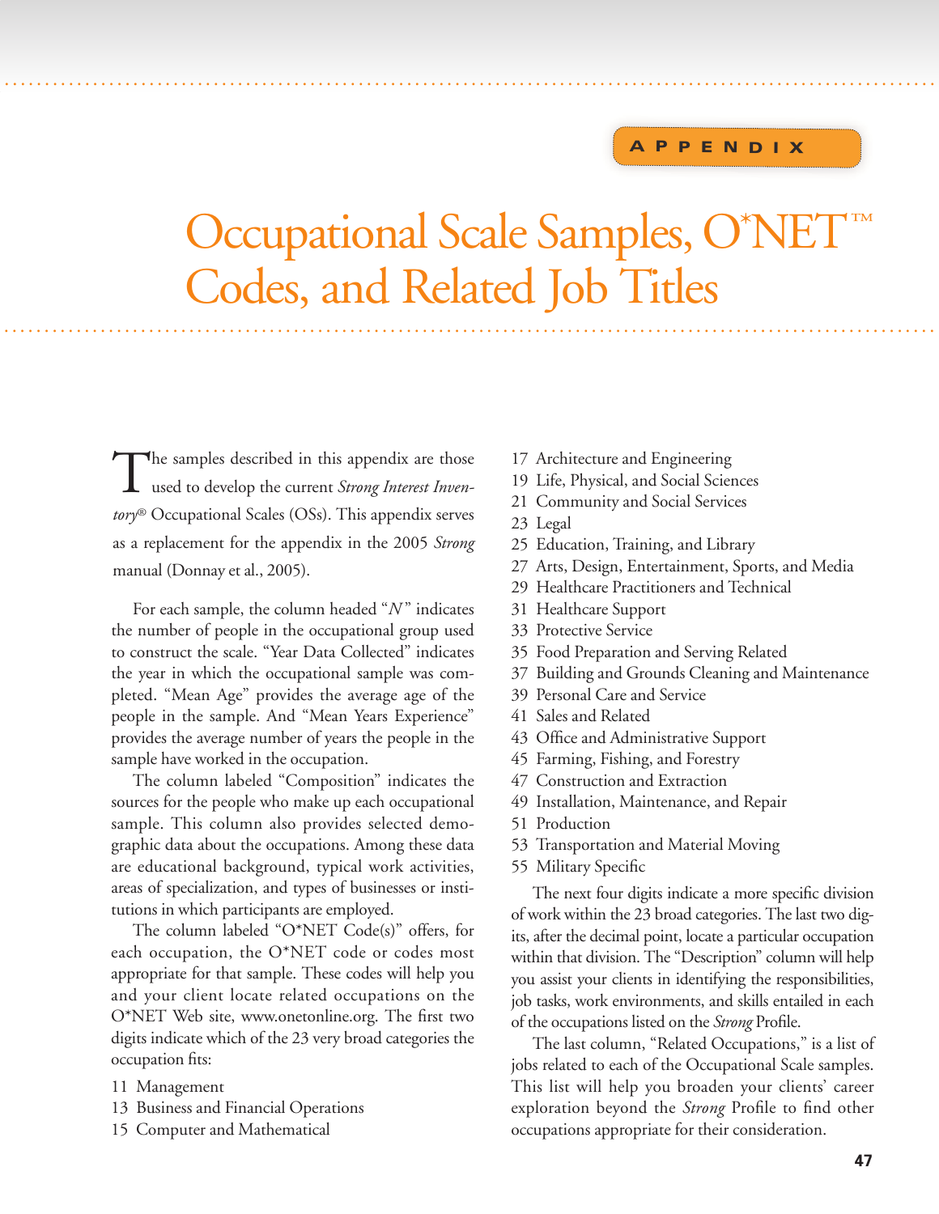APPENDIX

# Occupational Scale Samples, O*NET™ Codes, and Related Job Titles

The samples described in this appendix are those used to develop the current *Strong Interest Inventory*® Occupational Scales (OSs). This appendix serves as a replacement for the appendix in the 2005 *Strong* manual (Donnay et al., 2005).

For each sample, the column headed "*N*" indicates the number of people in the occupational group used to construct the scale. "Year Data Collected" indicates the year in which the occupational sample was completed. "Mean Age" provides the average age of the people in the sample. And "Mean Years Experience" provides the average number of years the people in the sample have worked in the occupation.

The column labeled "Composition" indicates the sources for the people who make up each occupational sample. This column also provides selected demographic data about the occupations. Among these data are educational background, typical work activities, areas of specialization, and types of businesses or institutions in which participants are employed.

The column labeled "O*NET Code(s)" offers, for each occupation, the O*NET code or codes most appropriate for that sample. These codes will help you and your client locate related occupations on the O*NET Web site, www.onetonline.org. The first two digits indicate which of the 23 very broad categories the occupation fits:

11 Management
13 Business and Financial Operations
15 Computer and Mathematical
17 Architecture and Engineering
19 Life, Physical, and Social Sciences
21 Community and Social Services
23 Legal
25 Education, Training, and Library
27 Arts, Design, Entertainment, Sports, and Media
29 Healthcare Practitioners and Technical
31 Healthcare Support
33 Protective Service
35 Food Preparation and Serving Related
37 Building and Grounds Cleaning and Maintenance
39 Personal Care and Service
41 Sales and Related
43 Office and Administrative Support
45 Farming, Fishing, and Forestry
47 Construction and Extraction
49 Installation, Maintenance, and Repair
51 Production
53 Transportation and Material Moving
55 Military Specific

The next four digits indicate a more specific division of work within the 23 broad categories. The last two digits, after the decimal point, locate a particular occupation within that division. The "Description" column will help you assist your clients in identifying the responsibilities, job tasks, work environments, and skills entailed in each of the occupations listed on the *Strong* Profile.

The last column, "Related Occupations," is a list of jobs related to each of the Occupational Scale samples. This list will help you broaden your clients' career exploration beyond the *Strong* Profile to find other occupations appropriate for their consideration.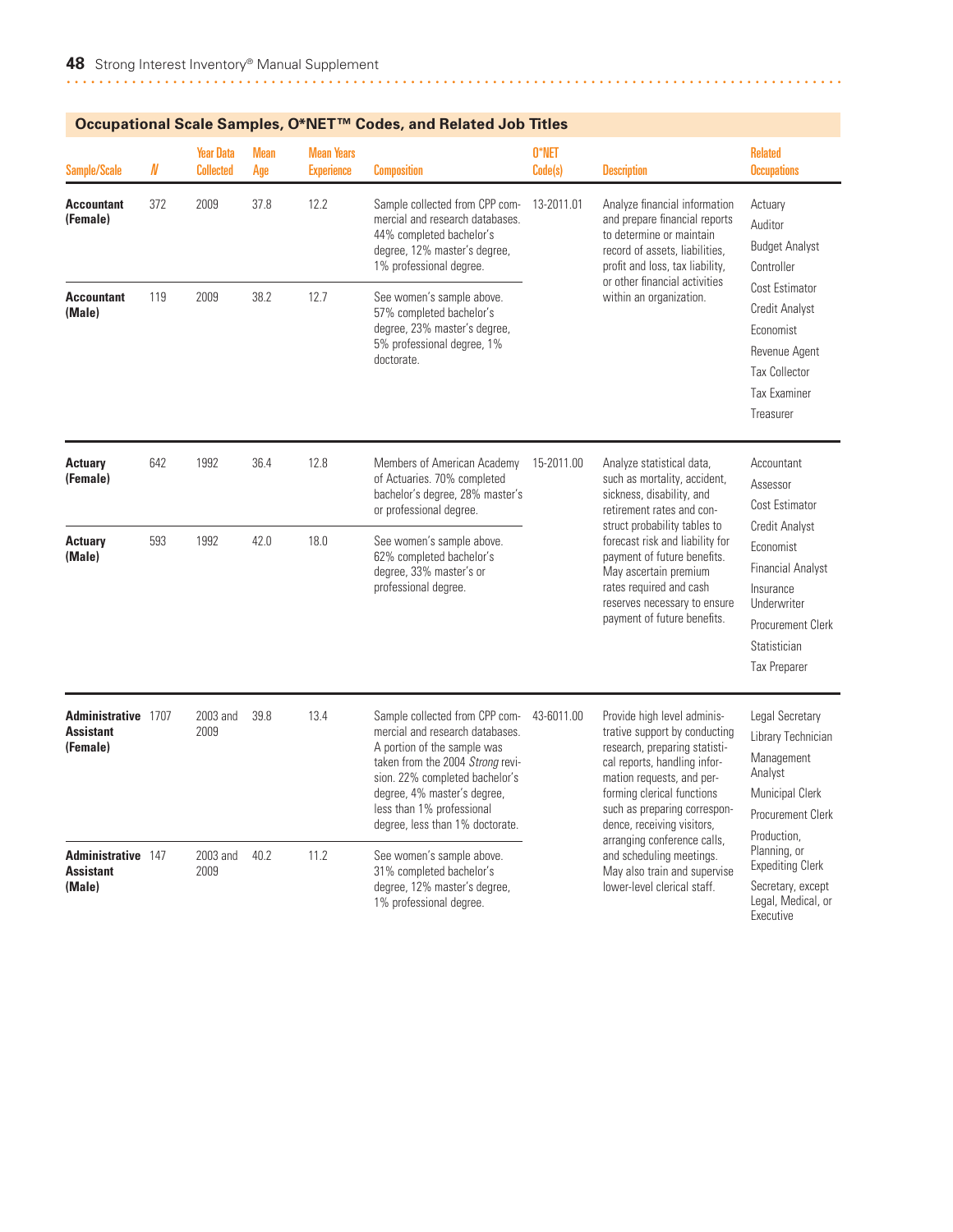## Occupational Scale Samples, O*NET™ Codes, and Related Job Titles

| Sample/Scale | N | Year Data Collected | Mean Age | Mean Years Experience | Composition | O*NET Code(s) | Description | Related Occupations |
|---|---|---|---|---|---|---|---|---|
| **Accountant (Female)** | 372 | 2009 | 37.8 | 12.2 | Sample collected from CPP commercial and research databases. 44% completed bachelor's degree, 12% master's degree, 1% professional degree. | 13-2011.01 | Analyze financial information and prepare financial reports to determine or maintain record of assets, liabilities, profit and loss, tax liability, or other financial activities within an organization. | Actuary<br>Auditor<br>Budget Analyst<br>Controller<br>Cost Estimator<br>Credit Analyst<br>Economist<br>Revenue Agent<br>Tax Collector<br>Tax Examiner<br>Treasurer |
| **Accountant (Male)** | 119 | 2009 | 38.2 | 12.7 | See women's sample above. 57% completed bachelor's degree, 23% master's degree, 5% professional degree, 1% doctorate. | | | |
| **Actuary (Female)** | 642 | 1992 | 36.4 | 12.8 | Members of American Academy of Actuaries. 70% completed bachelor's degree, 28% master's or professional degree. | 15-2011.00 | Analyze statistical data, such as mortality, accident, sickness, disability, and retirement rates and construct probability tables to forecast risk and liability for payment of future benefits. May ascertain premium rates required and cash reserves necessary to ensure payment of future benefits. | Accountant<br>Assessor<br>Cost Estimator<br>Credit Analyst<br>Economist<br>Financial Analyst<br>Insurance Underwriter<br>Procurement Clerk<br>Statistician<br>Tax Preparer |
| **Actuary (Male)** | 593 | 1992 | 42.0 | 18.0 | See women's sample above. 62% completed bachelor's degree, 33% master's or professional degree. | | | |
| **Administrative Assistant (Female)** | 1707 | 2003 and 2009 | 39.8 | 13.4 | Sample collected from CPP commercial and research databases. A portion of the sample was taken from the 2004 *Strong* revision. 22% completed bachelor's degree, 4% master's degree, less than 1% professional degree, less than 1% doctorate. | 43-6011.00 | Provide high level administrative support by conducting research, preparing statistical reports, handling information requests, and performing clerical functions such as preparing correspondence, receiving visitors, arranging conference calls, and scheduling meetings. May also train and supervise lower-level clerical staff. | Legal Secretary<br>Library Technician<br>Management Analyst<br>Municipal Clerk<br>Procurement Clerk<br>Production, Planning, or Expediting Clerk<br>Secretary, except Legal, Medical, or Executive |
| **Administrative Assistant (Male)** | 147 | 2003 and 2009 | 40.2 | 11.2 | See women's sample above. 31% completed bachelor's degree, 12% master's degree, 1% professional degree. | | | |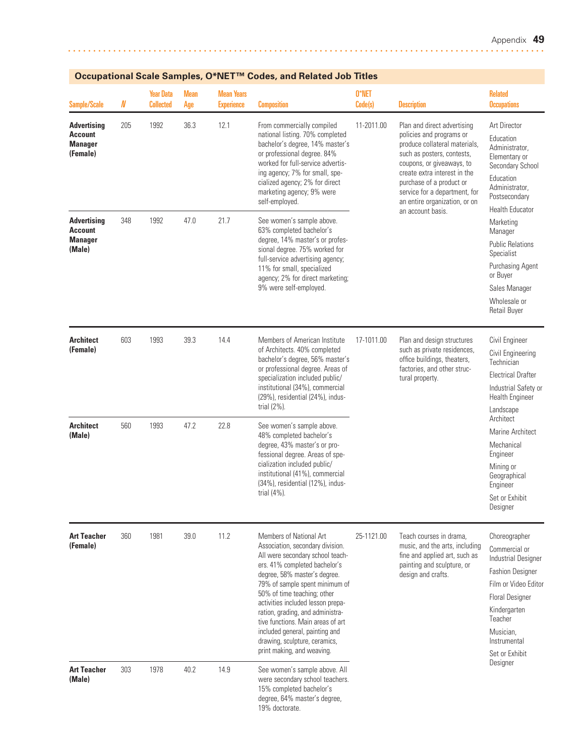## Occupational Scale Samples, O*NET™ Codes, and Related Job Titles

| Sample/Scale | N | Year Data Collected | Mean Age | Mean Years Experience | Composition | O*NET Code(s) | Description | Related Occupations |
|---|---|---|---|---|---|---|---|---|
| **Advertising Account Manager (Female)** | 205 | 1992 | 36.3 | 12.1 | From commercially compiled national listing. 70% completed bachelor's degree, 14% master's or professional degree. 84% worked for full-service advertising agency; 7% for small, specialized agency; 2% for direct marketing agency; 9% were self-employed. | 11-2011.00 | Plan and direct advertising policies and programs or produce collateral materials, such as posters, contests, coupons, or giveaways, to create extra interest in the purchase of a product or service for a department, for an entire organization, or on an account basis. | Art Director; Education Administrator, Elementary or Secondary School; Education Administrator, Postsecondary; Health Educator; Marketing Manager; Public Relations Specialist; Purchasing Agent or Buyer; Sales Manager; Wholesale or Retail Buyer |
| **Advertising Account Manager (Male)** | 348 | 1992 | 47.0 | 21.7 | See women's sample above. 63% completed bachelor's degree, 14% master's or professional degree. 75% worked for full-service advertising agency; 11% for small, specialized agency; 2% for direct marketing; 9% were self-employed. | | | |
| **Architect (Female)** | 603 | 1993 | 39.3 | 14.4 | Members of American Institute of Architects. 40% completed bachelor's degree, 56% master's or professional degree. Areas of specialization included public/institutional (34%), commercial (29%), residential (24%), industrial (2%). | 17-1011.00 | Plan and design structures such as private residences, office buildings, theaters, factories, and other structural property. | Civil Engineer; Civil Engineering Technician; Electrical Drafter; Industrial Safety or Health Engineer; Landscape Architect; Marine Architect; Mechanical Engineer; Mining or Geographical Engineer; Set or Exhibit Designer |
| **Architect (Male)** | 560 | 1993 | 47.2 | 22.8 | See women's sample above. 48% completed bachelor's degree, 43% master's or professional degree. Areas of specialization included public/institutional (41%), commercial (34%), residential (12%), industrial (4%). | | | |
| **Art Teacher (Female)** | 360 | 1981 | 39.0 | 11.2 | Members of National Art Association, secondary division. All were secondary school teachers. 41% completed bachelor's degree, 58% master's degree. 79% of sample spent minimum of 50% of time teaching; other activities included lesson preparation, grading, and administrative functions. Main areas of art included general, painting and drawing, sculpture, ceramics, print making, and weaving. | 25-1121.00 | Teach courses in drama, music, and the arts, including fine and applied art, such as painting and sculpture, or design and crafts. | Choreographer; Commercial or Industrial Designer; Fashion Designer; Film or Video Editor; Floral Designer; Kindergarten Teacher; Musician, Instrumental; Set or Exhibit Designer |
| **Art Teacher (Male)** | 303 | 1978 | 40.2 | 14.9 | See women's sample above. All were secondary school teachers. 15% completed bachelor's degree, 64% master's degree, 19% doctorate. | | | |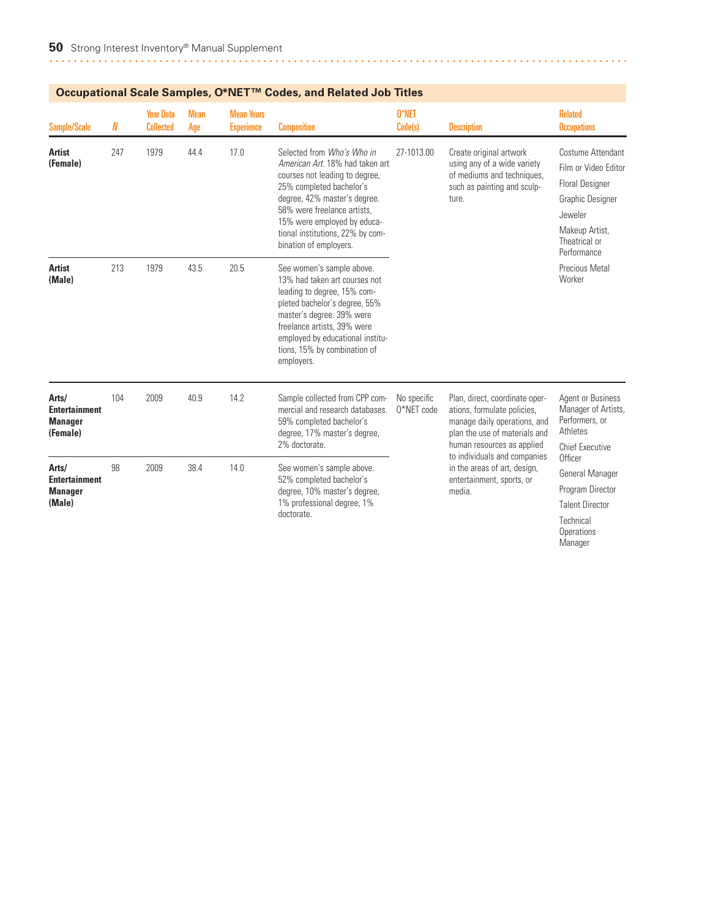## Occupational Scale Samples, O*NET™ Codes, and Related Job Titles

| Sample/Scale | N | Year Data Collected | Mean Age | Mean Years Experience | Composition | O*NET Code(s) | Description | Related Occupations |
|---|---|---|---|---|---|---|---|---|
| **Artist (Female)** | 247 | 1979 | 44.4 | 17.0 | Selected from *Who's Who in American Art*. 18% had taken art courses not leading to degree, 25% completed bachelor's degree, 42% master's degree. 58% were freelance artists, 15% were employed by educational institutions, 22% by combination of employers. | 27-1013.00 | Create original artwork using any of a wide variety of mediums and techniques, such as painting and sculpture. | Costume Attendant<br>Film or Video Editor<br>Floral Designer<br>Graphic Designer<br>Jeweler<br>Makeup Artist, Theatrical or Performance<br>Precious Metal Worker |
| **Artist (Male)** | 213 | 1979 | 43.5 | 20.5 | See women's sample above. 13% had taken art courses not leading to degree, 15% completed bachelor's degree, 55% master's degree. 39% were freelance artists, 39% were employed by educational institutions, 15% by combination of employers. | | | |
| **Arts/ Entertainment Manager (Female)** | 104 | 2009 | 40.9 | 14.2 | Sample collected from CPP commercial and research databases. 59% completed bachelor's degree, 17% master's degree, 2% doctorate. | No specific O*NET code | Plan, direct, coordinate operations, formulate policies, manage daily operations, and plan the use of materials and human resources as applied to individuals and companies in the areas of art, design, entertainment, sports, or media. | Agent or Business Manager of Artists, Performers, or Athletes<br>Chief Executive Officer<br>General Manager<br>Program Director<br>Talent Director<br>Technical Operations Manager |
| **Arts/ Entertainment Manager (Male)** | 98 | 2009 | 38.4 | 14.0 | See women's sample above. 52% completed bachelor's degree, 10% master's degree, 1% professional degree, 1% doctorate. | | | |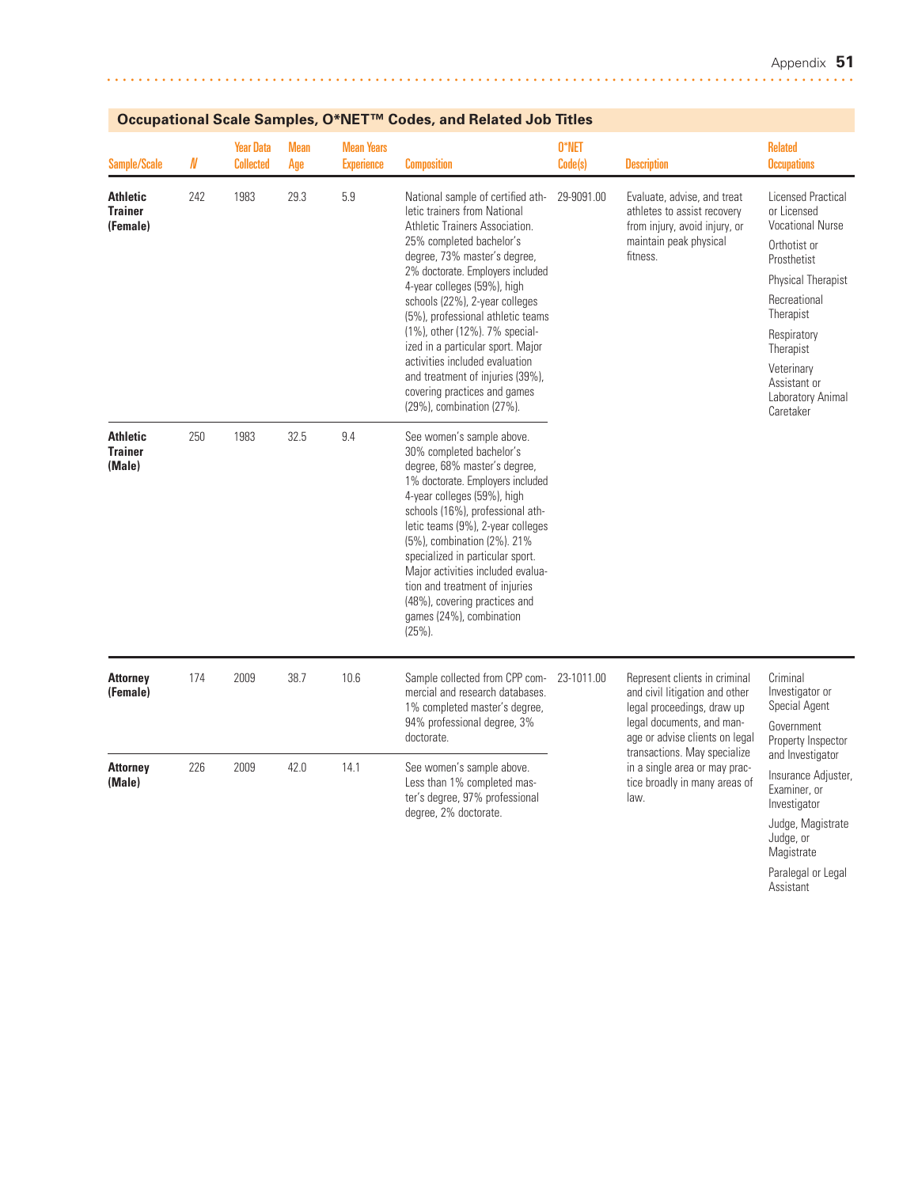## Occupational Scale Samples, O*NET™ Codes, and Related Job Titles

| Sample/Scale | N | Year Data Collected | Mean Age | Mean Years Experience | Composition | O*NET Code(s) | Description | Related Occupations |
|---|---|---|---|---|---|---|---|---|
| **Athletic Trainer (Female)** | 242 | 1983 | 29.3 | 5.9 | National sample of certified athletic trainers from National Athletic Trainers Association. 25% completed bachelor's degree, 73% master's degree, 2% doctorate. Employers included 4-year colleges (59%), high schools (22%), 2-year colleges (5%), professional athletic teams (1%), other (12%). 7% specialized in a particular sport. Major activities included evaluation and treatment of injuries (39%), covering practices and games (29%), combination (27%). | 29-9091.00 | Evaluate, advise, and treat athletes to assist recovery from injury, avoid injury, or maintain peak physical fitness. | Licensed Practical or Licensed Vocational Nurse; Orthotist or Prosthetist; Physical Therapist; Recreational Therapist; Respiratory Therapist; Veterinary Assistant or Laboratory Animal Caretaker |
| **Athletic Trainer (Male)** | 250 | 1983 | 32.5 | 9.4 | See women's sample above. 30% completed bachelor's degree, 68% master's degree, 1% doctorate. Employers included 4-year colleges (59%), high schools (16%), professional athletic teams (9%), 2-year colleges (5%), combination (2%). 21% specialized in particular sport. Major activities included evaluation and treatment of injuries (48%), covering practices and games (24%), combination (25%). | | | |
| **Attorney (Female)** | 174 | 2009 | 38.7 | 10.6 | Sample collected from CPP commercial and research databases. 1% completed master's degree, 94% professional degree, 3% doctorate. | 23-1011.00 | Represent clients in criminal and civil litigation and other legal proceedings, draw up legal documents, and manage or advise clients on legal transactions. May specialize in a single area or may practice broadly in many areas of law. | Criminal Investigator or Special Agent; Government Property Inspector and Investigator; Insurance Adjuster, Examiner, or Investigator; Judge, Magistrate Judge, or Magistrate; Paralegal or Legal Assistant |
| **Attorney (Male)** | 226 | 2009 | 42.0 | 14.1 | See women's sample above. Less than 1% completed master's degree, 97% professional degree, 2% doctorate. | | | |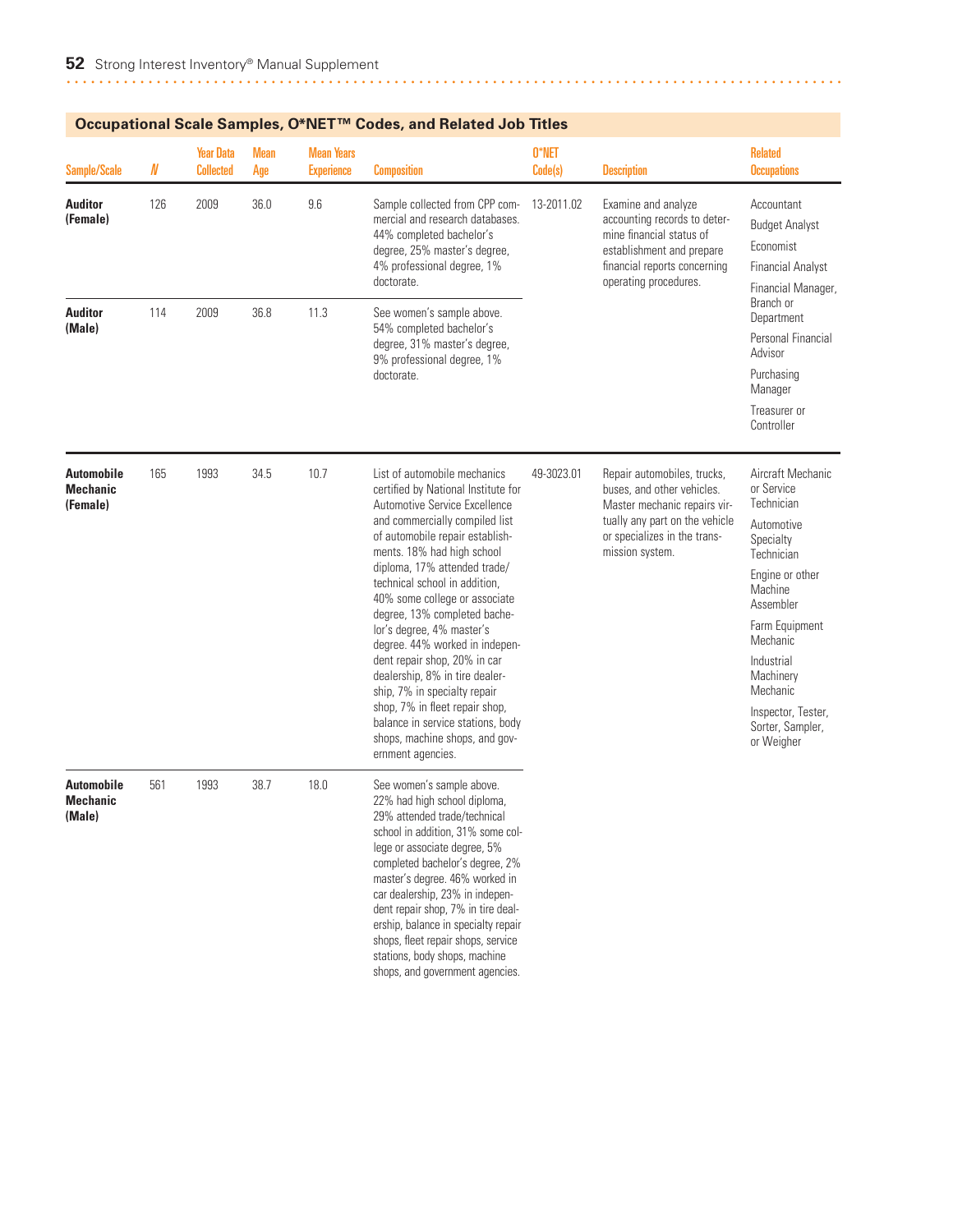## Occupational Scale Samples, O*NET™ Codes, and Related Job Titles

| Sample/Scale | N | Year Data Collected | Mean Age | Mean Years Experience | Composition | O*NET Code(s) | Description | Related Occupations |
|---|---|---|---|---|---|---|---|---|
| **Auditor (Female)** | 126 | 2009 | 36.0 | 9.6 | Sample collected from CPP commercial and research databases. 44% completed bachelor's degree, 25% master's degree, 4% professional degree, 1% doctorate. | 13-2011.02 | Examine and analyze accounting records to determine financial status of establishment and prepare financial reports concerning operating procedures. | Accountant<br>Budget Analyst<br>Economist<br>Financial Analyst<br>Financial Manager, Branch or Department<br>Personal Financial Advisor<br>Purchasing Manager<br>Treasurer or Controller |
| **Auditor (Male)** | 114 | 2009 | 36.8 | 11.3 | See women's sample above. 54% completed bachelor's degree, 31% master's degree, 9% professional degree, 1% doctorate. | | | |
| **Automobile Mechanic (Female)** | 165 | 1993 | 34.5 | 10.7 | List of automobile mechanics certified by National Institute for Automotive Service Excellence and commercially compiled list of automobile repair establishments. 18% had high school diploma, 17% attended trade/technical school in addition, 40% some college or associate degree, 13% completed bachelor's degree, 4% master's degree. 44% worked in independent repair shop, 20% in car dealership, 8% in tire dealership, 7% in specialty repair shop, 7% in fleet repair shop, balance in service stations, body shops, machine shops, and government agencies. | 49-3023.01 | Repair automobiles, trucks, buses, and other vehicles. Master mechanic repairs virtually any part on the vehicle or specializes in the transmission system. | Aircraft Mechanic or Service Technician<br>Automotive Specialty Technician<br>Engine or other Machine Assembler<br>Farm Equipment Mechanic<br>Industrial Machinery Mechanic<br>Inspector, Tester, Sorter, Sampler, or Weigher |
| **Automobile Mechanic (Male)** | 561 | 1993 | 38.7 | 18.0 | See women's sample above. 22% had high school diploma, 29% attended trade/technical school in addition, 31% some college or associate degree, 5% completed bachelor's degree, 2% master's degree. 46% worked in car dealership, 23% in independent repair shop, 7% in tire dealership, balance in specialty repair shops, fleet repair shops, service stations, body shops, machine shops, and government agencies. | | | |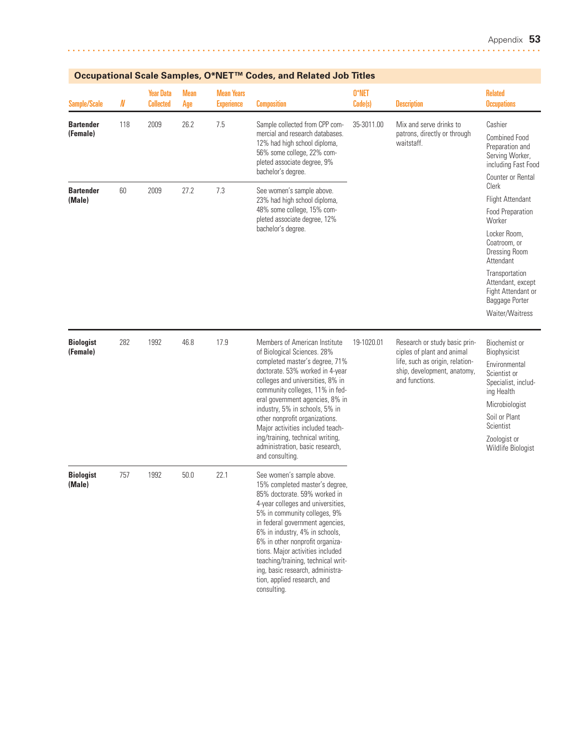## Occupational Scale Samples, O*NET™ Codes, and Related Job Titles

| Sample/Scale | N | Year Data Collected | Mean Age | Mean Years Experience | Composition | O*NET Code(s) | Description | Related Occupations |
|---|---|---|---|---|---|---|---|---|
| **Bartender (Female)** | 118 | 2009 | 26.2 | 7.5 | Sample collected from CPP commercial and research databases. 12% had high school diploma, 56% some college, 22% completed associate degree, 9% bachelor's degree. | 35-3011.00 | Mix and serve drinks to patrons, directly or through waitstaff. | Cashier; Combined Food Preparation and Serving Worker, including Fast Food; Counter or Rental Clerk; Flight Attendant; Food Preparation Worker; Locker Room, Coatroom, or Dressing Room Attendant; Transportation Attendant, except Fight Attendant or Baggage Porter; Waiter/Waitress |
| **Bartender (Male)** | 60 | 2009 | 27.2 | 7.3 | See women's sample above. 23% had high school diploma, 48% some college, 15% completed associate degree, 12% bachelor's degree. | | | |
| **Biologist (Female)** | 282 | 1992 | 46.8 | 17.9 | Members of American Institute of Biological Sciences. 28% completed master's degree, 71% doctorate. 53% worked in 4-year colleges and universities, 8% in community colleges, 11% in federal government agencies, 8% in industry, 5% in schools, 5% in other nonprofit organizations. Major activities included teaching/training, technical writing, administration, basic research, and consulting. | 19-1020.01 | Research or study basic principles of plant and animal life, such as origin, relationship, development, anatomy, and functions. | Biochemist or Biophysicist; Environmental Scientist or Specialist, including Health; Microbiologist; Soil or Plant Scientist; Zoologist or Wildlife Biologist |
| **Biologist (Male)** | 757 | 1992 | 50.0 | 22.1 | See women's sample above. 15% completed master's degree, 85% doctorate. 59% worked in 4-year colleges and universities, 5% in community colleges, 9% in federal government agencies, 6% in industry, 4% in schools, 6% in other nonprofit organizations. Major activities included teaching/training, technical writing, basic research, administration, applied research, and consulting. | | | |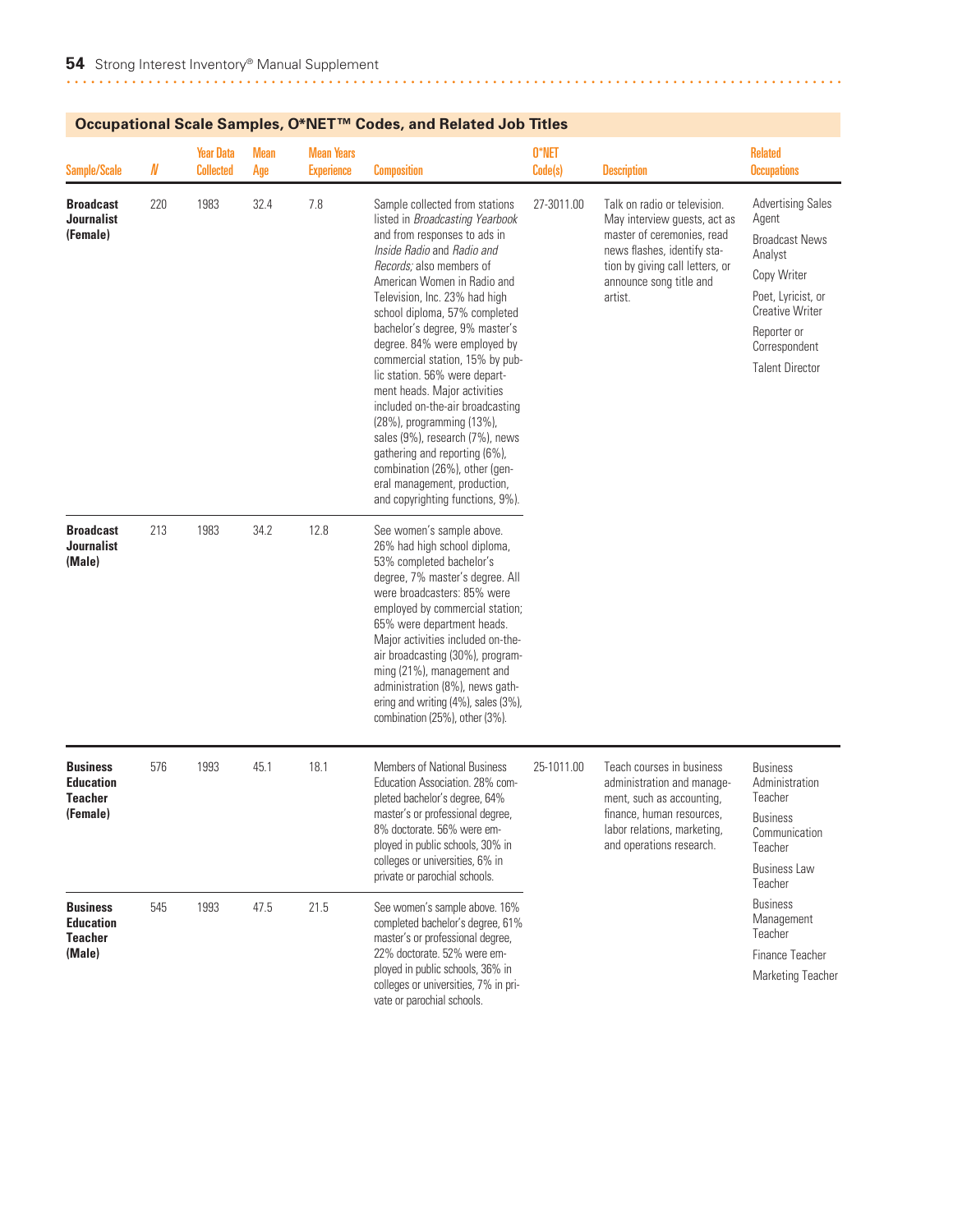## Occupational Scale Samples, O*NET™ Codes, and Related Job Titles

| Sample/Scale | N | Year Data Collected | Mean Age | Mean Years Experience | Composition | O*NET Code(s) | Description | Related Occupations |
|---|---|---|---|---|---|---|---|---|
| **Broadcast Journalist (Female)** | 220 | 1983 | 32.4 | 7.8 | Sample collected from stations listed in *Broadcasting Yearbook* and from responses to ads in *Inside Radio* and *Radio and Records;* also members of American Women in Radio and Television, Inc. 23% had high school diploma, 57% completed bachelor's degree, 9% master's degree. 84% were employed by commercial station, 15% by public station. 56% were department heads. Major activities included on-the-air broadcasting (28%), programming (13%), sales (9%), research (7%), news gathering and reporting (6%), combination (26%), other (general management, production, and copyrighting functions, 9%). | 27-3011.00 | Talk on radio or television. May interview guests, act as master of ceremonies, read news flashes, identify station by giving call letters, or announce song title and artist. | Advertising Sales Agent<br>Broadcast News Analyst<br>Copy Writer<br>Poet, Lyricist, or Creative Writer<br>Reporter or Correspondent<br>Talent Director |
| **Broadcast Journalist (Male)** | 213 | 1983 | 34.2 | 12.8 | See women's sample above. 26% had high school diploma, 53% completed bachelor's degree, 7% master's degree. All were broadcasters: 85% were employed by commercial station; 65% were department heads. Major activities included on-the-air broadcasting (30%), programming (21%), management and administration (8%), news gathering and writing (4%), sales (3%), combination (25%), other (3%). | | | |
| **Business Education Teacher (Female)** | 576 | 1993 | 45.1 | 18.1 | Members of National Business Education Association. 28% completed bachelor's degree, 64% master's or professional degree, 8% doctorate. 56% were employed in public schools, 30% in colleges or universities, 6% in private or parochial schools. | 25-1011.00 | Teach courses in business administration and management, such as accounting, finance, human resources, labor relations, marketing, and operations research. | Business Administration Teacher<br>Business Communication Teacher<br>Business Law Teacher<br>Business Management Teacher<br>Finance Teacher<br>Marketing Teacher |
| **Business Education Teacher (Male)** | 545 | 1993 | 47.5 | 21.5 | See women's sample above. 16% completed bachelor's degree, 61% master's or professional degree, 22% doctorate. 52% were employed in public schools, 36% in colleges or universities, 7% in private or parochial schools. | | | |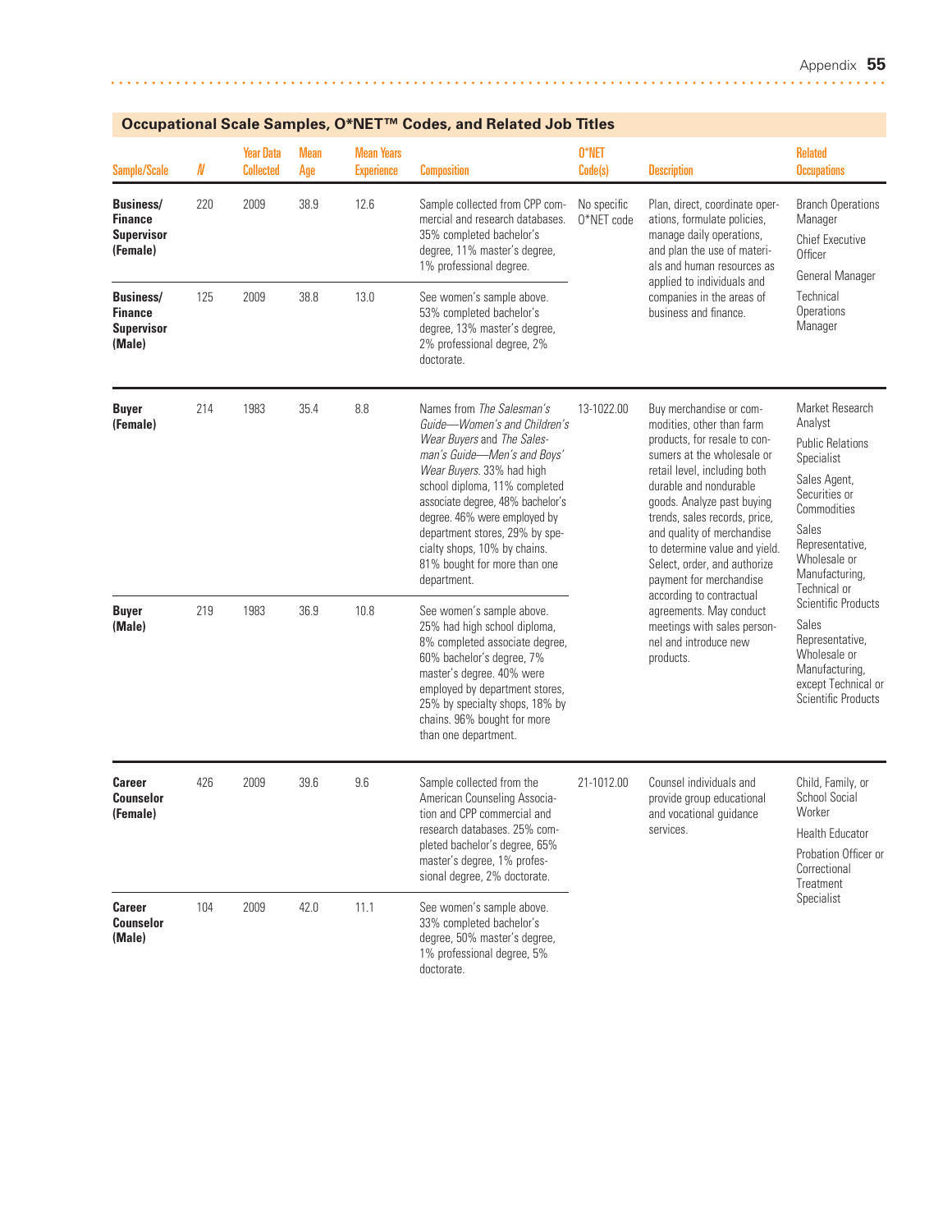## Occupational Scale Samples, O*NET™ Codes, and Related Job Titles

| Sample/Scale | N | Year Data Collected | Mean Age | Mean Years Experience | Composition | O*NET Code(s) | Description | Related Occupations |
|---|---|---|---|---|---|---|---|---|
| **Business/ Finance Supervisor (Female)** | 220 | 2009 | 38.9 | 12.6 | Sample collected from CPP commercial and research databases. 35% completed bachelor's degree, 11% master's degree, 1% professional degree. | No specific O*NET code | Plan, direct, coordinate operations, formulate policies, manage daily operations, and plan the use of materials and human resources as applied to individuals and companies in the areas of business and finance. | Branch Operations Manager; Chief Executive Officer; General Manager; Technical Operations Manager |
| **Business/ Finance Supervisor (Male)** | 125 | 2009 | 38.8 | 13.0 | See women's sample above. 53% completed bachelor's degree, 13% master's degree, 2% professional degree, 2% doctorate. | | | |
| **Buyer (Female)** | 214 | 1983 | 35.4 | 8.8 | Names from *The Salesman's Guide—Women's and Children's Wear Buyers* and *The Salesman's Guide—Men's and Boys' Wear Buyers*. 33% had high school diploma, 11% completed associate degree, 48% bachelor's degree. 46% were employed by department stores, 29% by specialty shops, 10% by chains. 81% bought for more than one department. | 13-1022.00 | Buy merchandise or commodities, other than farm products, for resale to consumers at the wholesale or retail level, including both durable and nondurable goods. Analyze past buying trends, sales records, price, and quality of merchandise to determine value and yield. Select, order, and authorize payment for merchandise according to contractual agreements. May conduct meetings with sales personnel and introduce new products. | Market Research Analyst; Public Relations Specialist; Sales Agent, Securities or Commodities; Sales Representative, Wholesale or Manufacturing, Technical or Scientific Products; Sales Representative, Wholesale or Manufacturing, except Technical or Scientific Products |
| **Buyer (Male)** | 219 | 1983 | 36.9 | 10.8 | See women's sample above. 25% had high school diploma, 8% completed associate degree, 60% bachelor's degree, 7% master's degree. 40% were employed by department stores, 25% by specialty shops, 18% by chains. 96% bought for more than one department. | | | |
| **Career Counselor (Female)** | 426 | 2009 | 39.6 | 9.6 | Sample collected from the American Counseling Association and CPP commercial and research databases. 25% completed bachelor's degree, 65% master's degree, 1% professional degree, 2% doctorate. | 21-1012.00 | Counsel individuals and provide group educational and vocational guidance services. | Child, Family, or School Social Worker; Health Educator; Probation Officer or Correctional Treatment Specialist |
| **Career Counselor (Male)** | 104 | 2009 | 42.0 | 11.1 | See women's sample above. 33% completed bachelor's degree, 50% master's degree, 1% professional degree, 5% doctorate. | | | |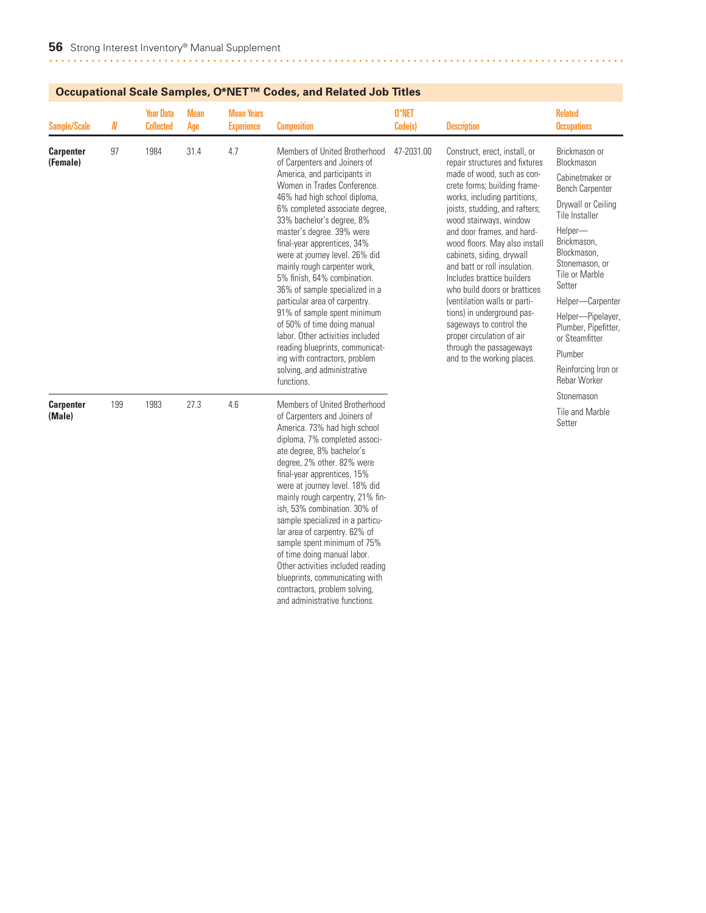## Occupational Scale Samples, O*NET™ Codes, and Related Job Titles

| Sample/Scale | N | Year Data Collected | Mean Age | Mean Years Experience | Composition | O*NET Code(s) | Description | Related Occupations |
|---|---|---|---|---|---|---|---|---|
| **Carpenter (Female)** | 97 | 1984 | 31.4 | 4.7 | Members of United Brotherhood of Carpenters and Joiners of America, and participants in Women in Trades Conference. 46% had high school diploma, 6% completed associate degree, 33% bachelor's degree, 8% master's degree. 39% were final-year apprentices, 34% were at journey level. 26% did mainly rough carpenter work, 5% finish, 64% combination. 36% of sample specialized in a particular area of carpentry. 91% of sample spent minimum of 50% of time doing manual labor. Other activities included reading blueprints, communicating with contractors, problem solving, and administrative functions. | 47-2031.00 | Construct, erect, install, or repair structures and fixtures made of wood, such as concrete forms; building frameworks, including partitions, joists, studding, and rafters; wood stairways, window and door frames, and hardwood floors. May also install cabinets, siding, drywall and batt or roll insulation. Includes brattice builders who build doors or brattices (ventilation walls or partitions) in underground passageways to control the proper circulation of air through the passageways and to the working places. | Brickmason or Blockmason; Cabinetmaker or Bench Carpenter; Drywall or Ceiling Tile Installer; Helper—Brickmason, Blockmason, Stonemason, or Tile or Marble Setter; Helper—Carpenter; Helper—Pipelayer, Plumber, Pipefitter, or Steamfitter; Plumber; Reinforcing Iron or Rebar Worker; Stonemason; Tile and Marble Setter |
| **Carpenter (Male)** | 199 | 1983 | 27.3 | 4.6 | Members of United Brotherhood of Carpenters and Joiners of America. 73% had high school diploma, 7% completed associate degree, 8% bachelor's degree, 2% other. 82% were final-year apprentices, 15% were at journey level. 18% did mainly rough carpentry, 21% finish, 53% combination. 30% of sample specialized in a particular area of carpentry. 62% of sample spent minimum of 75% of time doing manual labor. Other activities included reading blueprints, communicating with contractors, problem solving, and administrative functions. | | | |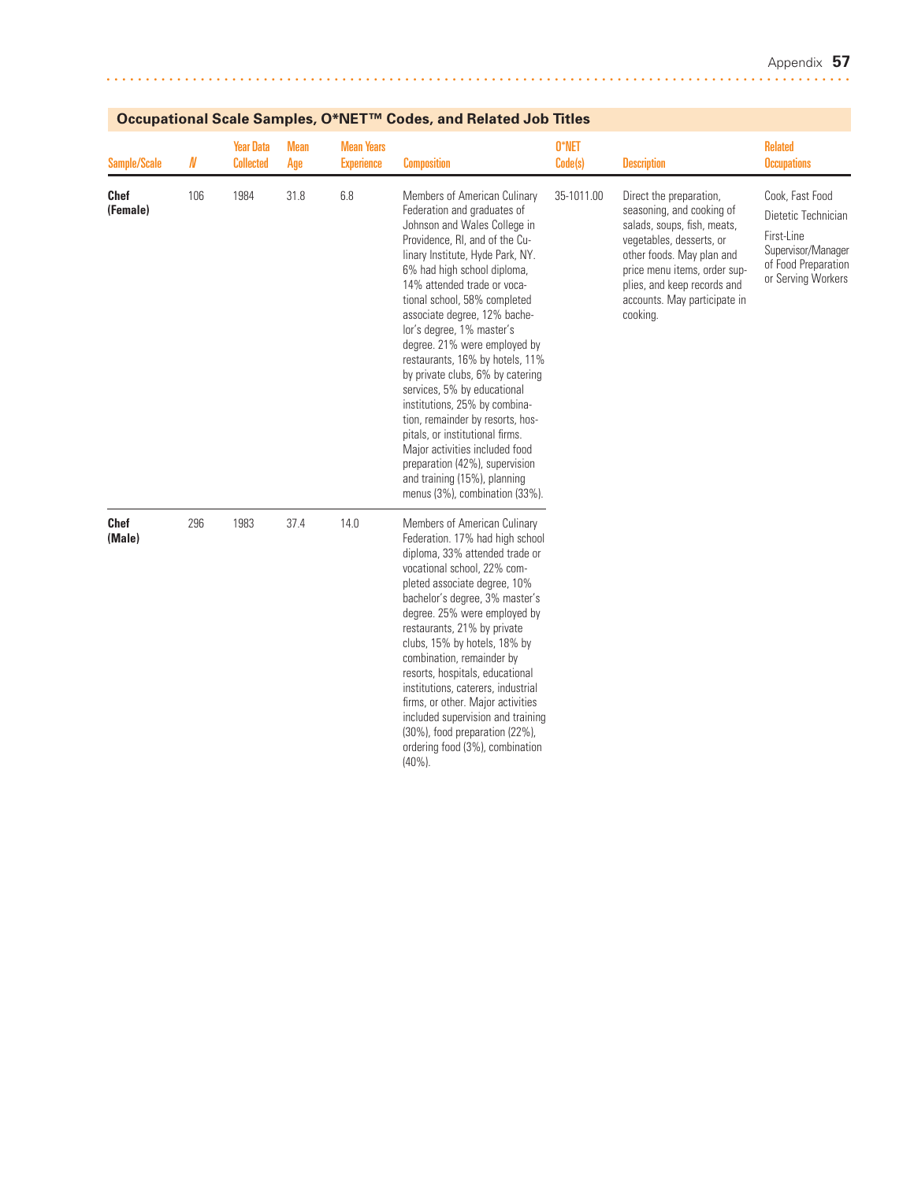## Occupational Scale Samples, O*NET™ Codes, and Related Job Titles

| Sample/Scale | N | Year Data Collected | Mean Age | Mean Years Experience | Composition | O*NET Code(s) | Description | Related Occupations |
|---|---|---|---|---|---|---|---|---|
| **Chef (Female)** | 106 | 1984 | 31.8 | 6.8 | Members of American Culinary Federation and graduates of Johnson and Wales College in Providence, RI, and of the Culinary Institute, Hyde Park, NY. 6% had high school diploma, 14% attended trade or vocational school, 58% completed associate degree, 12% bachelor's degree, 1% master's degree. 21% were employed by restaurants, 16% by hotels, 11% by private clubs, 6% by catering services, 5% by educational institutions, 25% by combination, remainder by resorts, hospitals, or institutional firms. Major activities included food preparation (42%), supervision and training (15%), planning menus (3%), combination (33%). | 35-1011.00 | Direct the preparation, seasoning, and cooking of salads, soups, fish, meats, vegetables, desserts, or other foods. May plan and price menu items, order supplies, and keep records and accounts. May participate in cooking. | Cook, Fast Food<br>Dietetic Technician<br>First-Line Supervisor/Manager of Food Preparation or Serving Workers |
| **Chef (Male)** | 296 | 1983 | 37.4 | 14.0 | Members of American Culinary Federation. 17% had high school diploma, 33% attended trade or vocational school, 22% completed associate degree, 10% bachelor's degree, 3% master's degree. 25% were employed by restaurants, 21% by private clubs, 15% by hotels, 18% by combination, remainder by resorts, hospitals, educational institutions, caterers, industrial firms, or other. Major activities included supervision and training (30%), food preparation (22%), ordering food (3%), combination (40%). | | | |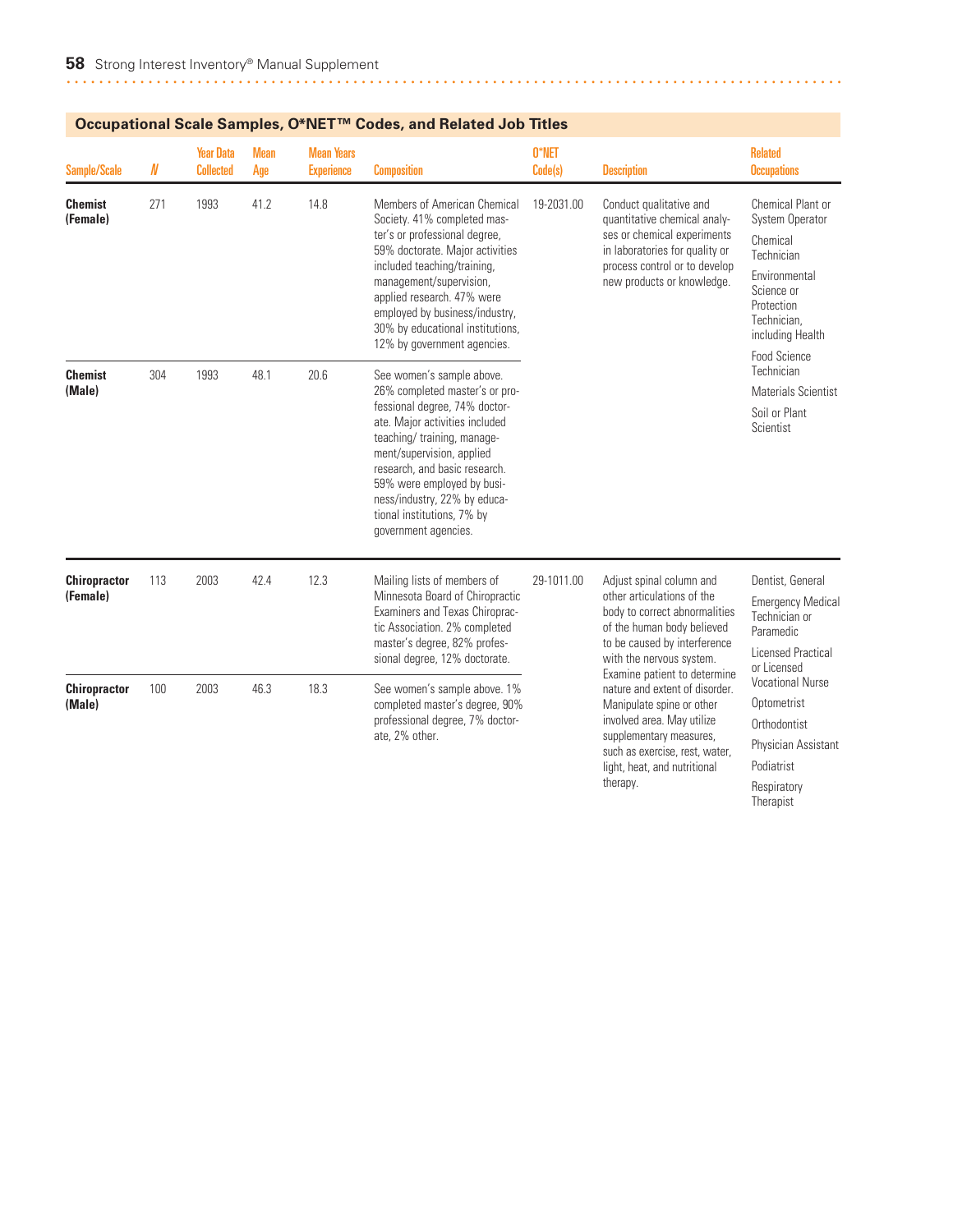## Occupational Scale Samples, O*NET™ Codes, and Related Job Titles

| Sample/Scale | N | Year Data Collected | Mean Age | Mean Years Experience | Composition | O*NET Code(s) | Description | Related Occupations |
|---|---|---|---|---|---|---|---|---|
| **Chemist (Female)** | 271 | 1993 | 41.2 | 14.8 | Members of American Chemical Society. 41% completed master's or professional degree, 59% doctorate. Major activities included teaching/training, management/supervision, applied research. 47% were employed by business/industry, 30% by educational institutions, 12% by government agencies. | 19-2031.00 | Conduct qualitative and quantitative chemical analyses or chemical experiments in laboratories for quality or process control or to develop new products or knowledge. | Chemical Plant or System Operator<br>Chemical Technician<br>Environmental Science or Protection Technician, including Health<br>Food Science Technician<br>Materials Scientist<br>Soil or Plant Scientist |
| **Chemist (Male)** | 304 | 1993 | 48.1 | 20.6 | See women's sample above. 26% completed master's or professional degree, 74% doctorate. Major activities included teaching/ training, management/supervision, applied research, and basic research. 59% were employed by business/industry, 22% by educational institutions, 7% by government agencies. | | | |
| **Chiropractor (Female)** | 113 | 2003 | 42.4 | 12.3 | Mailing lists of members of Minnesota Board of Chiropractic Examiners and Texas Chiropractic Association. 2% completed master's degree, 82% professional degree, 12% doctorate. | 29-1011.00 | Adjust spinal column and other articulations of the body to correct abnormalities of the human body believed to be caused by interference with the nervous system. Examine patient to determine nature and extent of disorder. Manipulate spine or other involved area. May utilize supplementary measures, such as exercise, rest, water, light, heat, and nutritional therapy. | Dentist, General<br>Emergency Medical Technician or Paramedic<br>Licensed Practical or Licensed Vocational Nurse<br>Optometrist<br>Orthodontist<br>Physician Assistant<br>Podiatrist<br>Respiratory Therapist |
| **Chiropractor (Male)** | 100 | 2003 | 46.3 | 18.3 | See women's sample above. 1% completed master's degree, 90% professional degree, 7% doctorate, 2% other. | | | |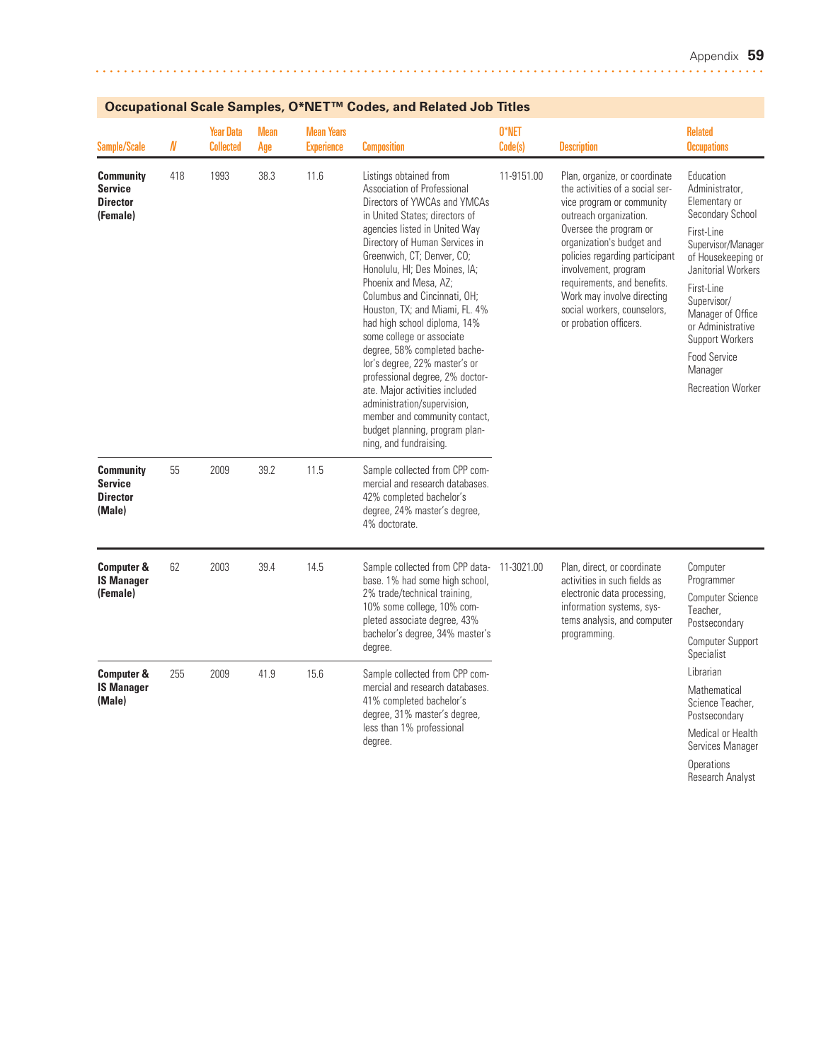## Occupational Scale Samples, O*NET™ Codes, and Related Job Titles

| Sample/Scale | N | Year Data Collected | Mean Age | Mean Years Experience | Composition | O*NET Code(s) | Description | Related Occupations |
|---|---|---|---|---|---|---|---|---|
| **Community Service Director (Female)** | 418 | 1993 | 38.3 | 11.6 | Listings obtained from Association of Professional Directors of YWCAs and YMCAs in United States; directors of agencies listed in United Way Directory of Human Services in Greenwich, CT; Denver, CO; Honolulu, HI; Des Moines, IA; Phoenix and Mesa, AZ; Columbus and Cincinnati, OH; Houston, TX; and Miami, FL. 4% had high school diploma, 14% some college or associate degree, 58% completed bachelor's degree, 22% master's or professional degree, 2% doctorate. Major activities included administration/supervision, member and community contact, budget planning, program planning, and fundraising. | 11-9151.00 | Plan, organize, or coordinate the activities of a social service program or community outreach organization. Oversee the program or organization's budget and policies regarding participant involvement, program requirements, and benefits. Work may involve directing social workers, counselors, or probation officers. | Education Administrator, Elementary or Secondary School; First-Line Supervisor/Manager of Housekeeping or Janitorial Workers; First-Line Supervisor/Manager of Office or Administrative Support Workers; Food Service Manager; Recreation Worker |
| **Community Service Director (Male)** | 55 | 2009 | 39.2 | 11.5 | Sample collected from CPP commercial and research databases. 42% completed bachelor's degree, 24% master's degree, 4% doctorate. | | | |
| **Computer & IS Manager (Female)** | 62 | 2003 | 39.4 | 14.5 | Sample collected from CPP database. 1% had some high school, 2% trade/technical training, 10% some college, 10% completed associate degree, 43% bachelor's degree, 34% master's degree. | 11-3021.00 | Plan, direct, or coordinate activities in such fields as electronic data processing, information systems, systems analysis, and computer programming. | Computer Programmer; Computer Science Teacher, Postsecondary; Computer Support Specialist; Librarian; Mathematical Science Teacher, Postsecondary; Medical or Health Services Manager; Operations Research Analyst |
| **Computer & IS Manager (Male)** | 255 | 2009 | 41.9 | 15.6 | Sample collected from CPP commercial and research databases. 41% completed bachelor's degree, 31% master's degree, less than 1% professional degree. | | | |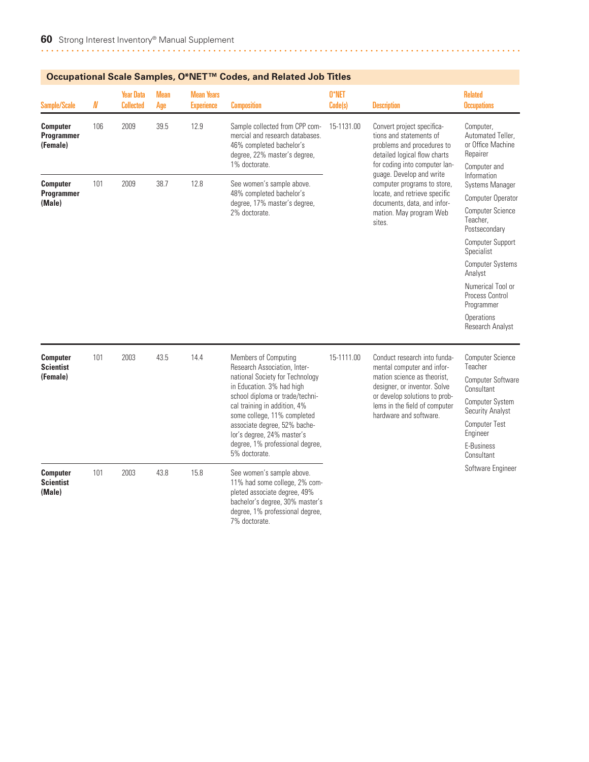## Occupational Scale Samples, O*NET™ Codes, and Related Job Titles

| Sample/Scale | N | Year Data Collected | Mean Age | Mean Years Experience | Composition | O*NET Code(s) | Description | Related Occupations |
|---|---|---|---|---|---|---|---|---|
| **Computer Programmer (Female)** | 106 | 2009 | 39.5 | 12.9 | Sample collected from CPP commercial and research databases. 46% completed bachelor's degree, 22% master's degree, 1% doctorate. | 15-1131.00 | Convert project specifications and statements of problems and procedures to detailed logical flow charts for coding into computer language. Develop and write computer programs to store, locate, and retrieve specific documents, data, and information. May program Web sites. | Computer, Automated Teller, or Office Machine Repairer; Computer and Information Systems Manager; Computer Operator; Computer Science Teacher, Postsecondary; Computer Support Specialist; Computer Systems Analyst; Numerical Tool or Process Control Programmer; Operations Research Analyst |
| **Computer Programmer (Male)** | 101 | 2009 | 38.7 | 12.8 | See women's sample above. 48% completed bachelor's degree, 17% master's degree, 2% doctorate. | | | |
| **Computer Scientist (Female)** | 101 | 2003 | 43.5 | 14.4 | Members of Computing Research Association, International Society for Technology in Education. 3% had high school diploma or trade/technical training in addition, 4% some college, 11% completed associate degree, 52% bachelor's degree, 24% master's degree, 1% professional degree, 5% doctorate. | 15-1111.00 | Conduct research into fundamental computer and information science as theorist, designer, or inventor. Solve or develop solutions to problems in the field of computer hardware and software. | Computer Science Teacher; Computer Software Consultant; Computer System Security Analyst; Computer Test Engineer; E-Business Consultant; Software Engineer |
| **Computer Scientist (Male)** | 101 | 2003 | 43.8 | 15.8 | See women's sample above. 11% had some college, 2% completed associate degree, 49% bachelor's degree, 30% master's degree, 1% professional degree, 7% doctorate. | | | |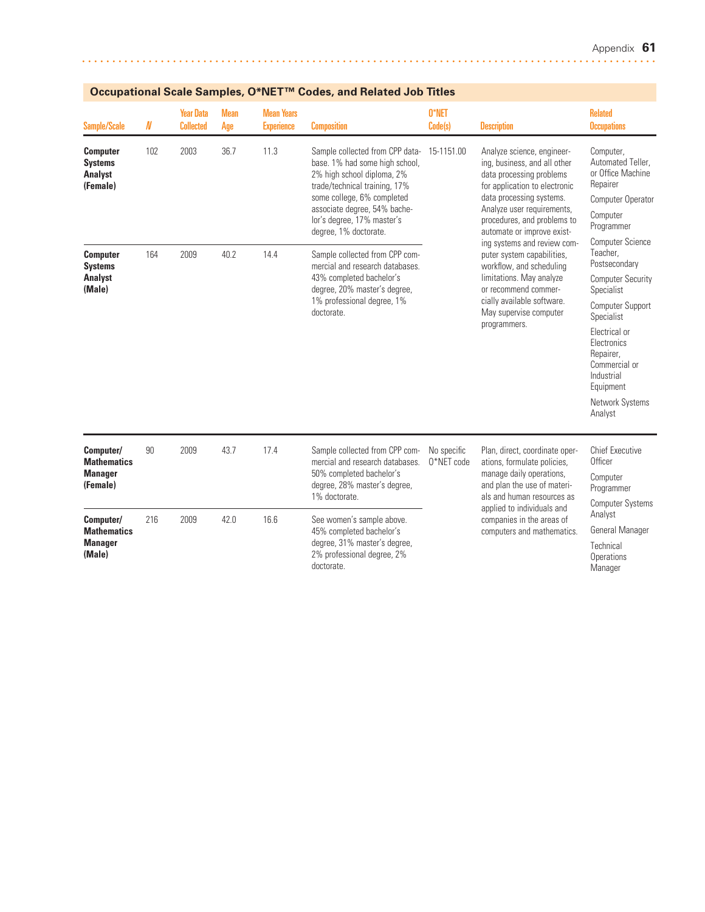## Occupational Scale Samples, O*NET™ Codes, and Related Job Titles

| Sample/Scale | N | Year Data Collected | Mean Age | Mean Years Experience | Composition | O*NET Code(s) | Description | Related Occupations |
|---|---|---|---|---|---|---|---|---|
| **Computer Systems Analyst (Female)** | 102 | 2003 | 36.7 | 11.3 | Sample collected from CPP database. 1% had some high school, 2% high school diploma, 2% trade/technical training, 17% some college, 6% completed associate degree, 54% bachelor's degree, 17% master's degree, 1% doctorate. | 15-1151.00 | Analyze science, engineering, business, and all other data processing problems for application to electronic data processing systems. Analyze user requirements, procedures, and problems to automate or improve existing systems and review computer system capabilities, workflow, and scheduling limitations. May analyze or recommend commercially available software. May supervise computer programmers. | Computer, Automated Teller, or Office Machine Repairer; Computer Operator; Computer Programmer; Computer Science Teacher, Postsecondary; Computer Security Specialist; Computer Support Specialist; Electrical or Electronics Repairer, Commercial or Industrial Equipment; Network Systems Analyst |
| **Computer Systems Analyst (Male)** | 164 | 2009 | 40.2 | 14.4 | Sample collected from CPP commercial and research databases. 43% completed bachelor's degree, 20% master's degree, 1% professional degree, 1% doctorate. | | | |
| **Computer/ Mathematics Manager (Female)** | 90 | 2009 | 43.7 | 17.4 | Sample collected from CPP commercial and research databases. 50% completed bachelor's degree, 28% master's degree, 1% doctorate. | No specific O*NET code | Plan, direct, coordinate operations, formulate policies, manage daily operations, and plan the use of materials and human resources as applied to individuals and companies in the areas of computers and mathematics. | Chief Executive Officer; Computer Programmer; Computer Systems Analyst; General Manager; Technical Operations Manager |
| **Computer/ Mathematics Manager (Male)** | 216 | 2009 | 42.0 | 16.6 | See women's sample above. 45% completed bachelor's degree, 31% master's degree, 2% professional degree, 2% doctorate. | | | |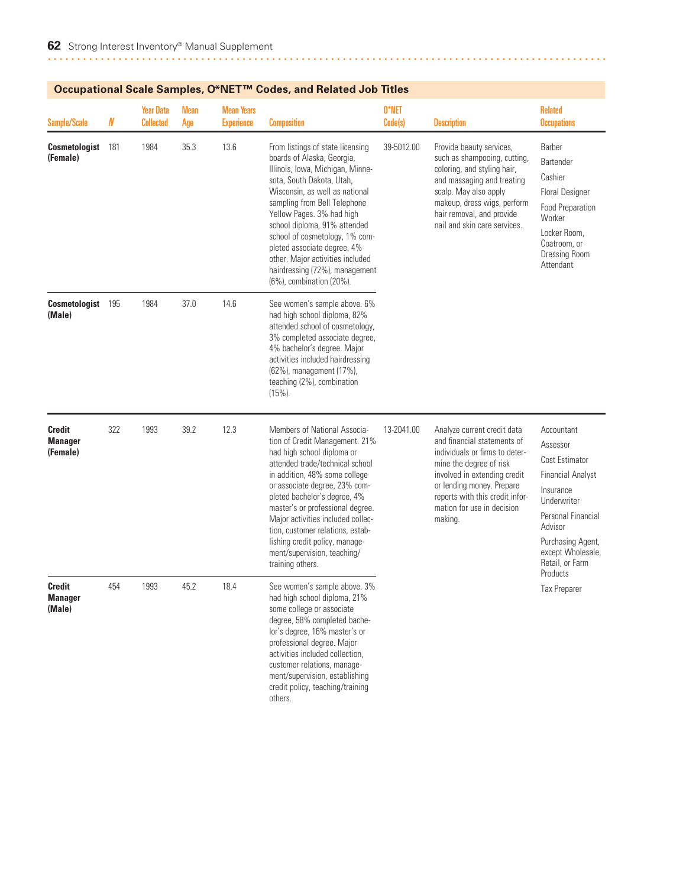## Occupational Scale Samples, O*NET™ Codes, and Related Job Titles

| Sample/Scale | N | Year Data Collected | Mean Age | Mean Years Experience | Composition | O*NET Code(s) | Description | Related Occupations |
|---|---|---|---|---|---|---|---|---|
| **Cosmetologist (Female)** | 181 | 1984 | 35.3 | 13.6 | From listings of state licensing boards of Alaska, Georgia, Illinois, Iowa, Michigan, Minnesota, South Dakota, Utah, Wisconsin, as well as national sampling from Bell Telephone Yellow Pages. 3% had high school diploma, 91% attended school of cosmetology, 1% completed associate degree, 4% other. Major activities included hairdressing (72%), management (6%), combination (20%). | 39-5012.00 | Provide beauty services, such as shampooing, cutting, coloring, and styling hair, and massaging and treating scalp. May also apply makeup, dress wigs, perform hair removal, and provide nail and skin care services. | Barber<br>Bartender<br>Cashier<br>Floral Designer<br>Food Preparation Worker<br>Locker Room, Coatroom, or Dressing Room Attendant |
| **Cosmetologist (Male)** | 195 | 1984 | 37.0 | 14.6 | See women's sample above. 6% had high school diploma, 82% attended school of cosmetology, 3% completed associate degree, 4% bachelor's degree. Major activities included hairdressing (62%), management (17%), teaching (2%), combination (15%). | | | |
| **Credit Manager (Female)** | 322 | 1993 | 39.2 | 12.3 | Members of National Association of Credit Management. 21% had high school diploma or attended trade/technical school in addition, 48% some college or associate degree, 23% completed bachelor's degree, 4% master's or professional degree. Major activities included collection, customer relations, establishing credit policy, management/supervision, teaching/training others. | 13-2041.00 | Analyze current credit data and financial statements of individuals or firms to determine the degree of risk involved in extending credit or lending money. Prepare reports with this credit information for use in decision making. | Accountant<br>Assessor<br>Cost Estimator<br>Financial Analyst<br>Insurance Underwriter<br>Personal Financial Advisor<br>Purchasing Agent, except Wholesale, Retail, or Farm Products<br>Tax Preparer |
| **Credit Manager (Male)** | 454 | 1993 | 45.2 | 18.4 | See women's sample above. 3% had high school diploma, 21% some college or associate degree, 58% completed bachelor's degree, 16% master's or professional degree. Major activities included collection, customer relations, management/supervision, establishing credit policy, teaching/training others. | | | |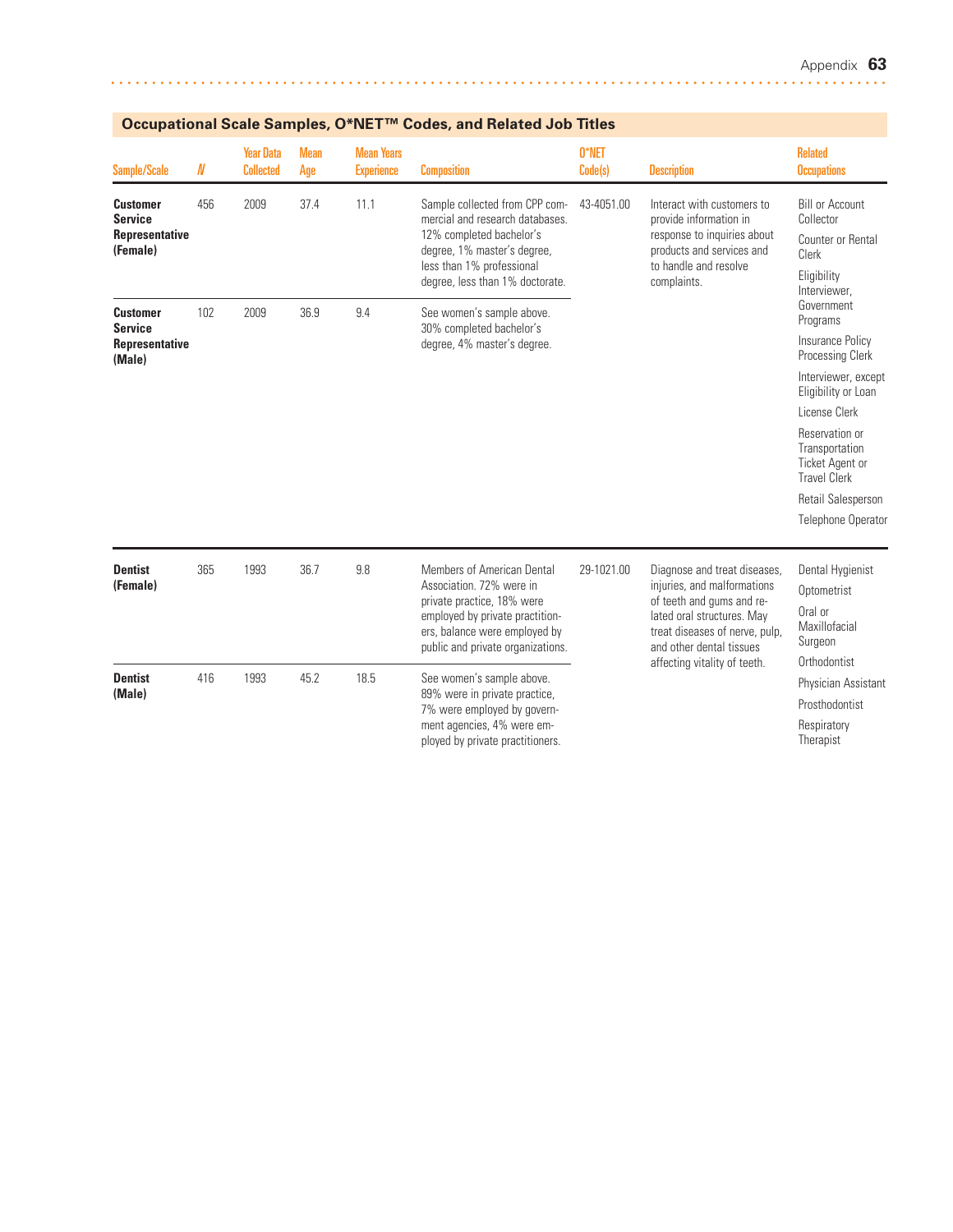## Occupational Scale Samples, O*NET™ Codes, and Related Job Titles

| Sample/Scale | N | Year Data Collected | Mean Age | Mean Years Experience | Composition | O*NET Code(s) | Description | Related Occupations |
|---|---|---|---|---|---|---|---|---|
| **Customer Service Representative (Female)** | 456 | 2009 | 37.4 | 11.1 | Sample collected from CPP commercial and research databases. 12% completed bachelor's degree, 1% master's degree, less than 1% professional degree, less than 1% doctorate. | 43-4051.00 | Interact with customers to provide information in response to inquiries about products and services and to handle and resolve complaints. | Bill or Account Collector; Counter or Rental Clerk; Eligibility Interviewer, Government Programs; Insurance Policy Processing Clerk; Interviewer, except Eligibility or Loan; License Clerk; Reservation or Transportation Ticket Agent or Travel Clerk; Retail Salesperson; Telephone Operator |
| **Customer Service Representative (Male)** | 102 | 2009 | 36.9 | 9.4 | See women's sample above. 30% completed bachelor's degree, 4% master's degree. | | | |
| **Dentist (Female)** | 365 | 1993 | 36.7 | 9.8 | Members of American Dental Association. 72% were in private practice, 18% were employed by private practitioners, balance were employed by public and private organizations. | 29-1021.00 | Diagnose and treat diseases, injuries, and malformations of teeth and gums and related oral structures. May treat diseases of nerve, pulp, and other dental tissues affecting vitality of teeth. | Dental Hygienist; Optometrist; Oral or Maxillofacial Surgeon; Orthodontist; Physician Assistant; Prosthodontist; Respiratory Therapist |
| **Dentist (Male)** | 416 | 1993 | 45.2 | 18.5 | See women's sample above. 89% were in private practice, 7% were employed by government agencies, 4% were employed by private practitioners. | | | |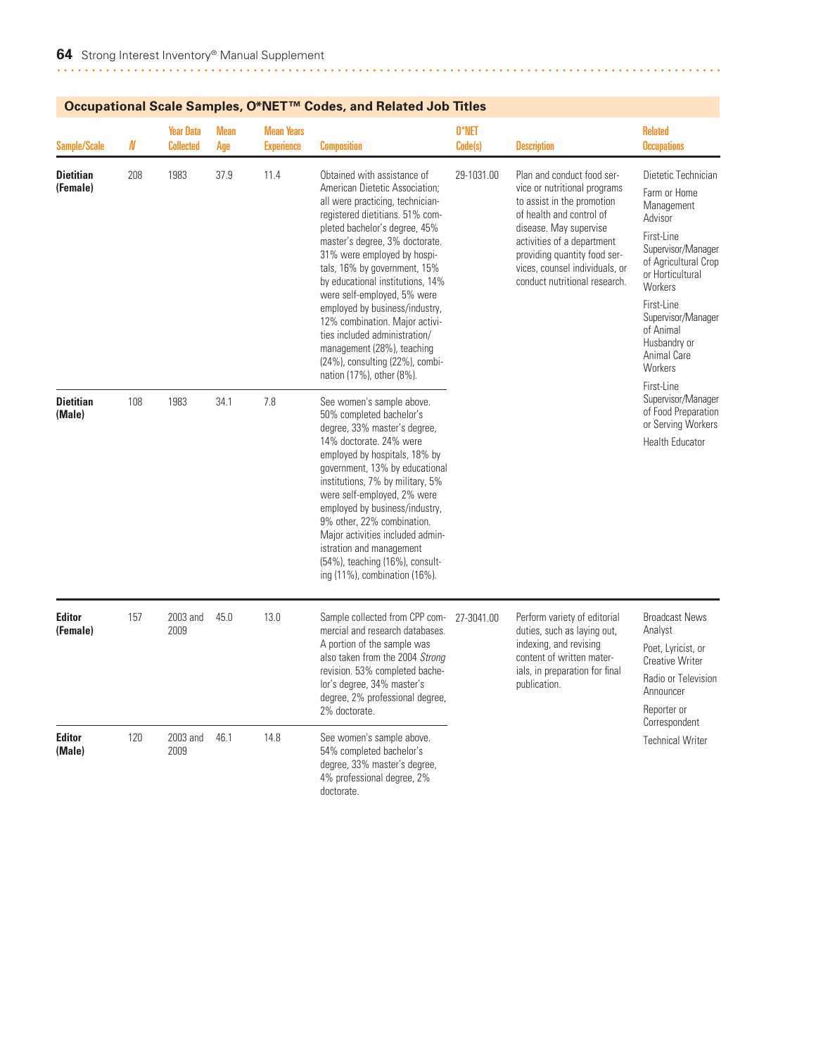## Occupational Scale Samples, O*NET™ Codes, and Related Job Titles

| Sample/Scale | N | Year Data Collected | Mean Age | Mean Years Experience | Composition | O*NET Code(s) | Description | Related Occupations |
|---|---|---|---|---|---|---|---|---|
| **Dietitian (Female)** | 208 | 1983 | 37.9 | 11.4 | Obtained with assistance of American Dietetic Association; all were practicing, technician-registered dietitians. 51% completed bachelor's degree, 45% master's degree, 3% doctorate. 31% were employed by hospitals, 16% by government, 15% by educational institutions, 14% were self-employed, 5% were employed by business/industry, 12% combination. Major activities included administration/management (28%), teaching (24%), consulting (22%), combination (17%), other (8%). | 29-1031.00 | Plan and conduct food service or nutritional programs to assist in the promotion of health and control of disease. May supervise activities of a department providing quantity food services, counsel individuals, or conduct nutritional research. | Dietetic Technician<br>Farm or Home Management Advisor<br>First-Line Supervisor/Manager of Agricultural Crop or Horticultural Workers<br>First-Line Supervisor/Manager of Animal Husbandry or Animal Care Workers<br>First-Line Supervisor/Manager of Food Preparation or Serving Workers<br>Health Educator |
| **Dietitian (Male)** | 108 | 1983 | 34.1 | 7.8 | See women's sample above. 50% completed bachelor's degree, 33% master's degree, 14% doctorate. 24% were employed by hospitals, 18% by government, 13% by educational institutions, 7% by military, 5% were self-employed, 2% were employed by business/industry, 9% other, 22% combination. Major activities included administration and management (54%), teaching (16%), consulting (11%), combination (16%). | | | |
| **Editor (Female)** | 157 | 2003 and 2009 | 45.0 | 13.0 | Sample collected from CPP commercial and research databases. A portion of the sample was also taken from the 2004 *Strong* revision. 53% completed bachelor's degree, 34% master's degree, 2% professional degree, 2% doctorate. | 27-3041.00 | Perform variety of editorial duties, such as laying out, indexing, and revising content of written materials, in preparation for final publication. | Broadcast News Analyst<br>Poet, Lyricist, or Creative Writer<br>Radio or Television Announcer<br>Reporter or Correspondent<br>Technical Writer |
| **Editor (Male)** | 120 | 2003 and 2009 | 46.1 | 14.8 | See women's sample above. 54% completed bachelor's degree, 33% master's degree, 4% professional degree, 2% doctorate. | | | |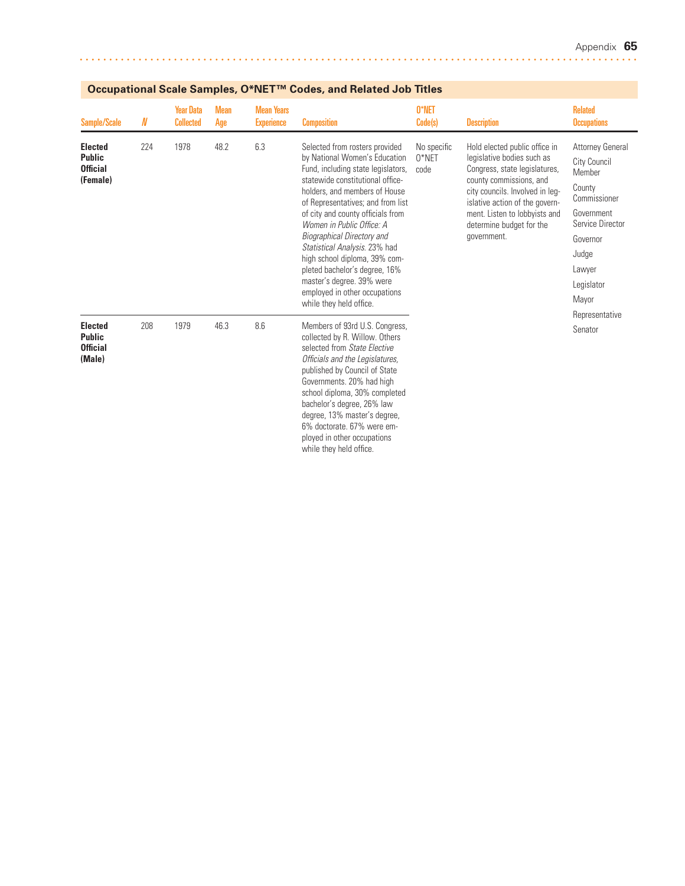## Occupational Scale Samples, O*NET™ Codes, and Related Job Titles

| Sample/Scale | N | Year Data Collected | Mean Age | Mean Years Experience | Composition | O*NET Code(s) | Description | Related Occupations |
|---|---|---|---|---|---|---|---|---|
| **Elected Public Official (Female)** | 224 | 1978 | 48.2 | 6.3 | Selected from rosters provided by National Women's Education Fund, including state legislators, statewide constitutional office-holders, and members of House of Representatives; and from list of city and county officials from *Women in Public Office: A Biographical Directory and Statistical Analysis*. 23% had high school diploma, 39% completed bachelor's degree, 16% master's degree. 39% were employed in other occupations while they held office. | No specific O*NET code | Hold elected public office in legislative bodies such as Congress, state legislatures, county commissions, and city councils. Involved in legislative action of the government. Listen to lobbyists and determine budget for the government. | Attorney General<br>City Council Member<br>County Commissioner<br>Government Service Director<br>Governor<br>Judge<br>Lawyer<br>Legislator<br>Mayor<br>Representative<br>Senator |
| **Elected Public Official (Male)** | 208 | 1979 | 46.3 | 8.6 | Members of 93rd U.S. Congress, collected by R. Willow. Others selected from *State Elective Officials and the Legislatures*, published by Council of State Governments. 20% had high school diploma, 30% completed bachelor's degree, 26% law degree, 13% master's degree, 6% doctorate. 67% were employed in other occupations while they held office. | | | |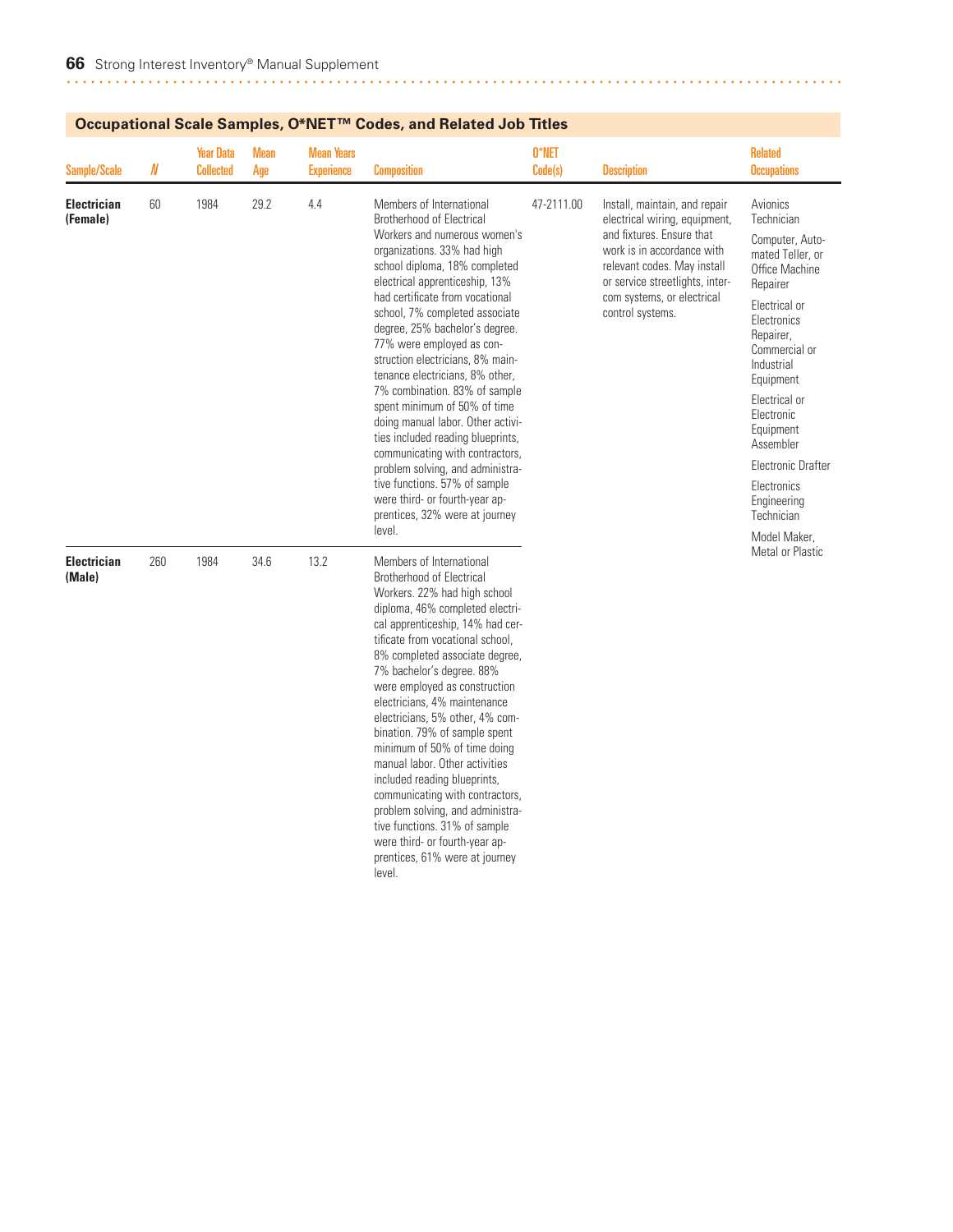## Occupational Scale Samples, O*NET™ Codes, and Related Job Titles

| Sample/Scale | N | Year Data Collected | Mean Age | Mean Years Experience | Composition | O*NET Code(s) | Description | Related Occupations |
|---|---|---|---|---|---|---|---|---|
| **Electrician (Female)** | 60 | 1984 | 29.2 | 4.4 | Members of International Brotherhood of Electrical Workers and numerous women's organizations. 33% had high school diploma, 18% completed electrical apprenticeship, 13% had certificate from vocational school, 7% completed associate degree, 25% bachelor's degree. 77% were employed as construction electricians, 8% maintenance electricians, 8% other, 7% combination. 83% of sample spent minimum of 50% of time doing manual labor. Other activities included reading blueprints, communicating with contractors, problem solving, and administrative functions. 57% of sample were third- or fourth-year apprentices, 32% were at journey level. | 47-2111.00 | Install, maintain, and repair electrical wiring, equipment, and fixtures. Ensure that work is in accordance with relevant codes. May install or service streetlights, intercom systems, or electrical control systems. | Avionics Technician; Computer, Automated Teller, or Office Machine Repairer; Electrical or Electronics Repairer, Commercial or Industrial Equipment; Electrical or Electronic Equipment Assembler; Electronic Drafter; Electronics Engineering Technician; Model Maker, Metal or Plastic |
| **Electrician (Male)** | 260 | 1984 | 34.6 | 13.2 | Members of International Brotherhood of Electrical Workers. 22% had high school diploma, 46% completed electrical apprenticeship, 14% had certificate from vocational school, 8% completed associate degree, 7% bachelor's degree. 88% were employed as construction electricians, 4% maintenance electricians, 5% other, 4% combination. 79% of sample spent minimum of 50% of time doing manual labor. Other activities included reading blueprints, communicating with contractors, problem solving, and administrative functions. 31% of sample were third- or fourth-year apprentices, 61% were at journey level. | | | |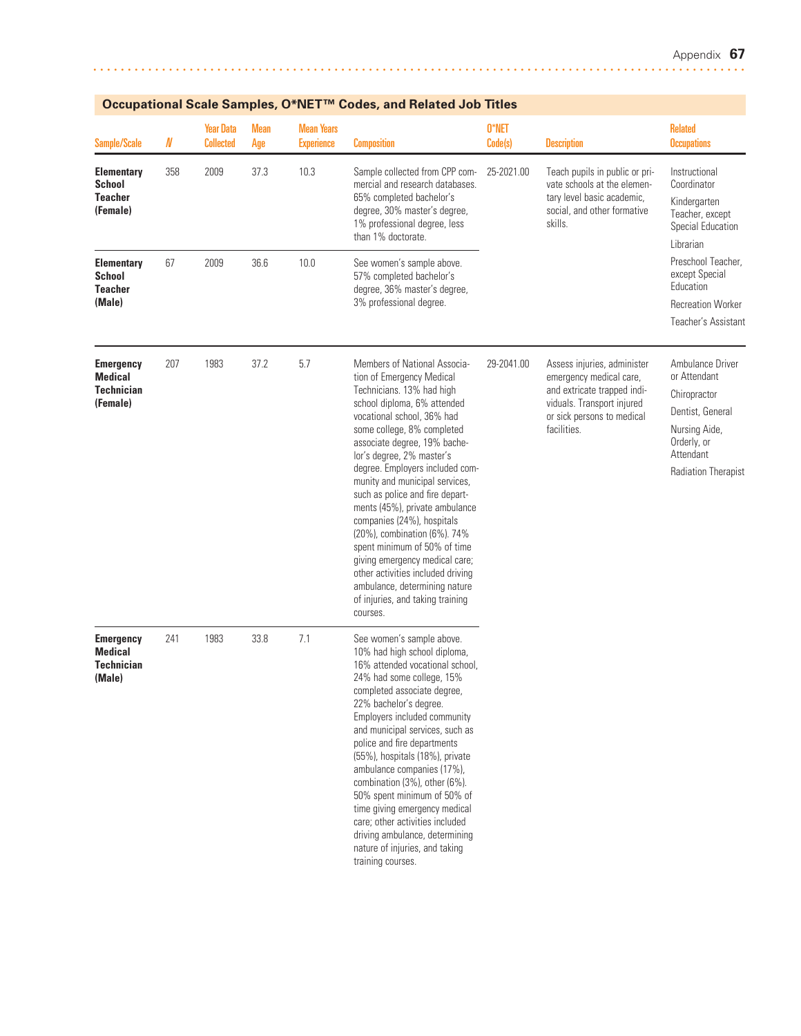## Occupational Scale Samples, O*NET™ Codes, and Related Job Titles

| Sample/Scale | N | Year Data Collected | Mean Age | Mean Years Experience | Composition | O*NET Code(s) | Description | Related Occupations |
|---|---|---|---|---|---|---|---|---|
| **Elementary School Teacher (Female)** | 358 | 2009 | 37.3 | 10.3 | Sample collected from CPP commercial and research databases. 65% completed bachelor's degree, 30% master's degree, 1% professional degree, less than 1% doctorate. | 25-2021.00 | Teach pupils in public or private schools at the elementary level basic academic, social, and other formative skills. | Instructional Coordinator<br>Kindergarten Teacher, except Special Education<br>Librarian<br>Preschool Teacher, except Special Education<br>Recreation Worker<br>Teacher's Assistant |
| **Elementary School Teacher (Male)** | 67 | 2009 | 36.6 | 10.0 | See women's sample above. 57% completed bachelor's degree, 36% master's degree, 3% professional degree. | | | |
| **Emergency Medical Technician (Female)** | 207 | 1983 | 37.2 | 5.7 | Members of National Association of Emergency Medical Technicians. 13% had high school diploma, 6% attended vocational school, 36% had some college, 8% completed associate degree, 19% bachelor's degree, 2% master's degree. Employers included community and municipal services, such as police and fire departments (45%), private ambulance companies (24%), hospitals (20%), combination (6%). 74% spent minimum of 50% of time giving emergency medical care; other activities included driving ambulance, determining nature of injuries, and taking training courses. | 29-2041.00 | Assess injuries, administer emergency medical care, and extricate trapped individuals. Transport injured or sick persons to medical facilities. | Ambulance Driver or Attendant<br>Chiropractor<br>Dentist, General<br>Nursing Aide, Orderly, or Attendant<br>Radiation Therapist |
| **Emergency Medical Technician (Male)** | 241 | 1983 | 33.8 | 7.1 | See women's sample above. 10% had high school diploma, 16% attended vocational school, 24% had some college, 15% completed associate degree, 22% bachelor's degree. Employers included community and municipal services, such as police and fire departments (55%), hospitals (18%), private ambulance companies (17%), combination (3%), other (6%). 50% spent minimum of 50% of time giving emergency medical care; other activities included driving ambulance, determining nature of injuries, and taking training courses. | | | |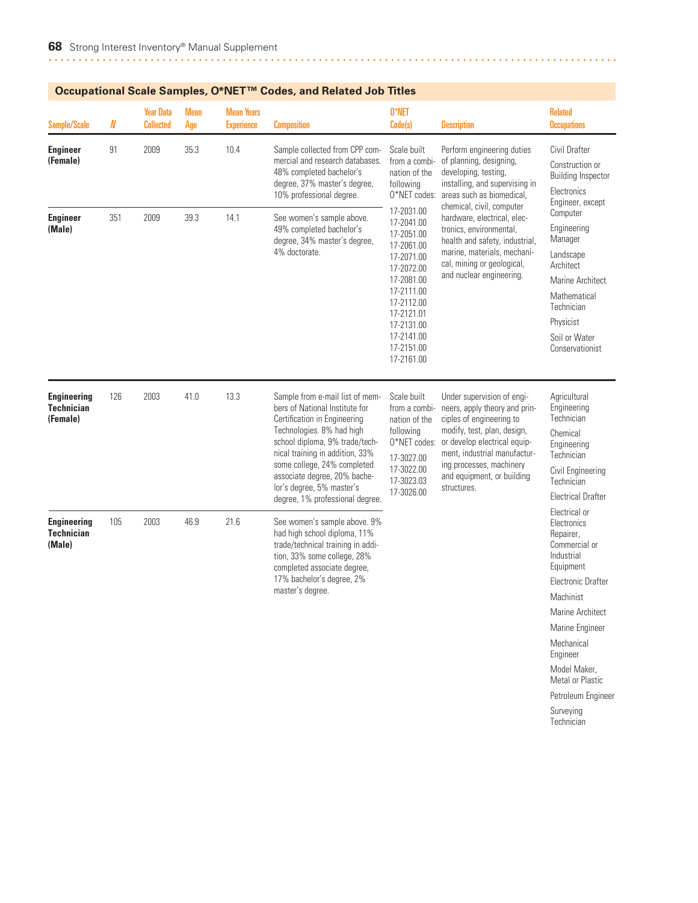## Occupational Scale Samples, O*NET™ Codes, and Related Job Titles

| Sample/Scale | N | Year Data Collected | Mean Age | Mean Years Experience | Composition | O*NET Code(s) | Description | Related Occupations |
|---|---|---|---|---|---|---|---|---|
| **Engineer (Female)** | 91 | 2009 | 35.3 | 10.4 | Sample collected from CPP commercial and research databases. 48% completed bachelor's degree, 37% master's degree, 10% professional degree. | Scale built from a combination of the following O*NET codes: 17-2031.00 17-2041.00 17-2051.00 17-2061.00 17-2071.00 17-2072.00 17-2081.00 17-2111.00 17-2112.00 17-2121.01 17-2131.00 17-2141.00 17-2151.00 17-2161.00 | Perform engineering duties of planning, designing, developing, testing, installing, and supervising in areas such as biomedical, chemical, civil, computer hardware, electrical, electronics, environmental, health and safety, industrial, marine, materials, mechanical, mining or geological, and nuclear engineering. | Civil Drafter; Construction or Building Inspector; Electronics Engineer, except Computer; Engineering Manager; Landscape Architect; Marine Architect; Mathematical Technician; Physicist; Soil or Water Conservationist |
| **Engineer (Male)** | 351 | 2009 | 39.3 | 14.1 | See women's sample above. 49% completed bachelor's degree, 34% master's degree, 4% doctorate. | | | |
| **Engineering Technician (Female)** | 126 | 2003 | 41.0 | 13.3 | Sample from e-mail list of members of National Institute for Certification in Engineering Technologies. 8% had high school diploma, 9% trade/technical training in addition, 33% some college, 24% completed associate degree, 20% bachelor's degree, 5% master's degree, 1% professional degree. | Scale built from a combination of the following O*NET codes: 17-3027.00 17-3022.00 17-3023.03 17-3026.00 | Under supervision of engineers, apply theory and principles of engineering to modify, test, plan, design, or develop electrical equipment, industrial manufacturing processes, machinery and equipment, or building structures. | Agricultural Engineering Technician; Chemical Engineering Technician; Civil Engineering Technician; Electrical Drafter; Electrical or Electronics Repairer, Commercial or Industrial Equipment; Electronic Drafter; Machinist; Marine Architect; Marine Engineer; Mechanical Engineer; Model Maker, Metal or Plastic; Petroleum Engineer; Surveying Technician |
| **Engineering Technician (Male)** | 105 | 2003 | 46.9 | 21.6 | See women's sample above. 9% had high school diploma, 11% trade/technical training in addition, 33% some college, 28% completed associate degree, 17% bachelor's degree, 2% master's degree. | | | |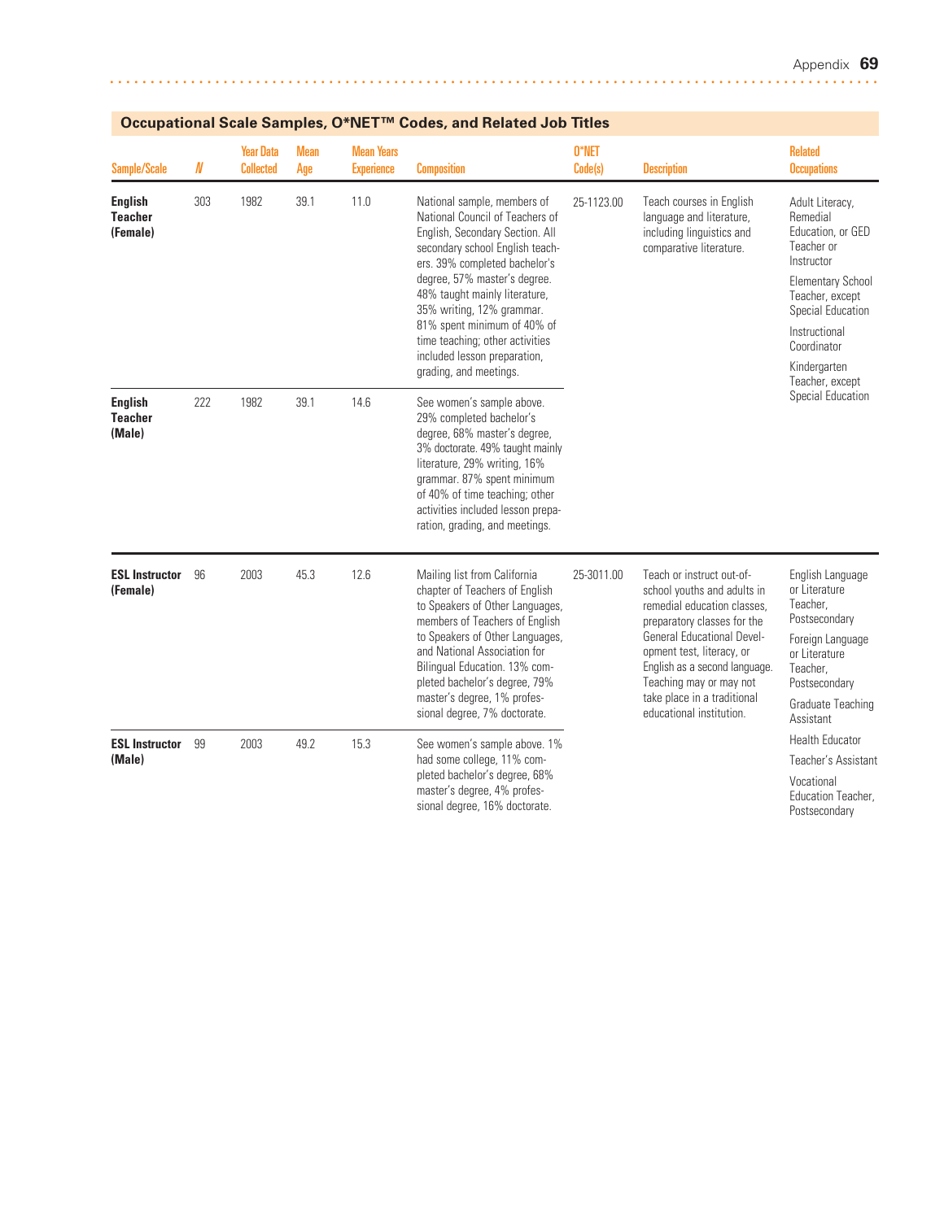## Occupational Scale Samples, O*NET™ Codes, and Related Job Titles

| Sample/Scale | N | Year Data Collected | Mean Age | Mean Years Experience | Composition | O*NET Code(s) | Description | Related Occupations |
|---|---|---|---|---|---|---|---|---|
| **English Teacher (Female)** | 303 | 1982 | 39.1 | 11.0 | National sample, members of National Council of Teachers of English, Secondary Section. All secondary school English teachers. 39% completed bachelor's degree, 57% master's degree. 48% taught mainly literature, 35% writing, 12% grammar. 81% spent minimum of 40% of time teaching; other activities included lesson preparation, grading, and meetings. | 25-1123.00 | Teach courses in English language and literature, including linguistics and comparative literature. | Adult Literacy, Remedial Education, or GED Teacher or Instructor<br>Elementary School Teacher, except Special Education<br>Instructional Coordinator<br>Kindergarten Teacher, except Special Education |
| **English Teacher (Male)** | 222 | 1982 | 39.1 | 14.6 | See women's sample above. 29% completed bachelor's degree, 68% master's degree, 3% doctorate. 49% taught mainly literature, 29% writing, 16% grammar. 87% spent minimum of 40% of time teaching; other activities included lesson preparation, grading, and meetings. | | | |
| **ESL Instructor (Female)** | 96 | 2003 | 45.3 | 12.6 | Mailing list from California chapter of Teachers of English to Speakers of Other Languages, members of Teachers of English to Speakers of Other Languages, and National Association for Bilingual Education. 13% completed bachelor's degree, 79% master's degree, 1% professional degree, 7% doctorate. | 25-3011.00 | Teach or instruct out-of-school youths and adults in remedial education classes, preparatory classes for the General Educational Development test, literacy, or English as a second language. Teaching may or may not take place in a traditional educational institution. | English Language or Literature Teacher, Postsecondary<br>Foreign Language or Literature Teacher, Postsecondary<br>Graduate Teaching Assistant<br>Health Educator<br>Teacher's Assistant<br>Vocational Education Teacher, Postsecondary |
| **ESL Instructor (Male)** | 99 | 2003 | 49.2 | 15.3 | See women's sample above. 1% had some college, 11% completed bachelor's degree, 68% master's degree, 4% professional degree, 16% doctorate. | | | |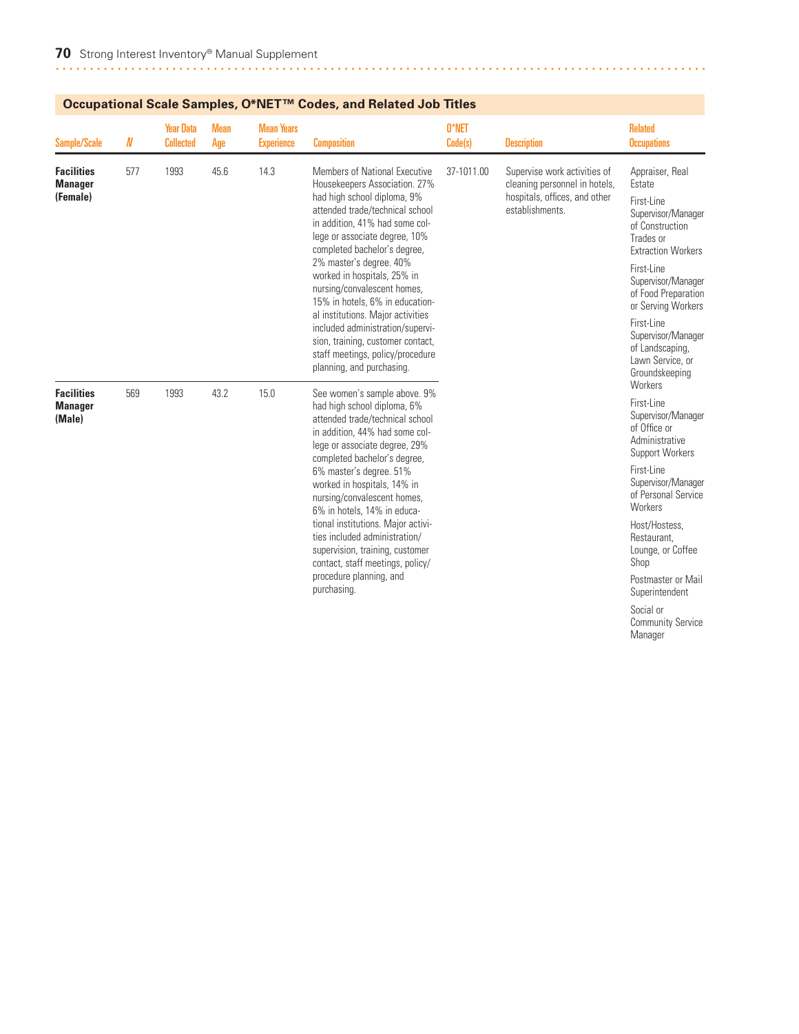## Occupational Scale Samples, O*NET™ Codes, and Related Job Titles

| Sample/Scale | N | Year Data Collected | Mean Age | Mean Years Experience | Composition | O*NET Code(s) | Description | Related Occupations |
|---|---|---|---|---|---|---|---|---|
| **Facilities Manager (Female)** | 577 | 1993 | 45.6 | 14.3 | Members of National Executive Housekeepers Association. 27% had high school diploma, 9% attended trade/technical school in addition, 41% had some college or associate degree, 10% completed bachelor's degree, 2% master's degree. 40% worked in hospitals, 25% in nursing/convalescent homes, 15% in hotels, 6% in educational institutions. Major activities included administration/supervision, training, customer contact, staff meetings, policy/procedure planning, and purchasing. | 37-1011.00 | Supervise work activities of cleaning personnel in hotels, hospitals, offices, and other establishments. | Appraiser, Real Estate<br>First-Line Supervisor/Manager of Construction Trades or Extraction Workers<br>First-Line Supervisor/Manager of Food Preparation or Serving Workers<br>First-Line Supervisor/Manager of Landscaping, Lawn Service, or Groundskeeping Workers<br>First-Line Supervisor/Manager of Office or Administrative Support Workers<br>First-Line Supervisor/Manager of Personal Service Workers<br>Host/Hostess, Restaurant, Lounge, or Coffee Shop<br>Postmaster or Mail Superintendent<br>Social or Community Service Manager |
| **Facilities Manager (Male)** | 569 | 1993 | 43.2 | 15.0 | See women's sample above. 9% had high school diploma, 6% attended trade/technical school in addition, 44% had some college or associate degree, 29% completed bachelor's degree, 6% master's degree. 51% worked in hospitals, 14% in nursing/convalescent homes, 6% in hotels, 14% in educational institutions. Major activities included administration/supervision, training, customer contact, staff meetings, policy/procedure planning, and purchasing. | | | |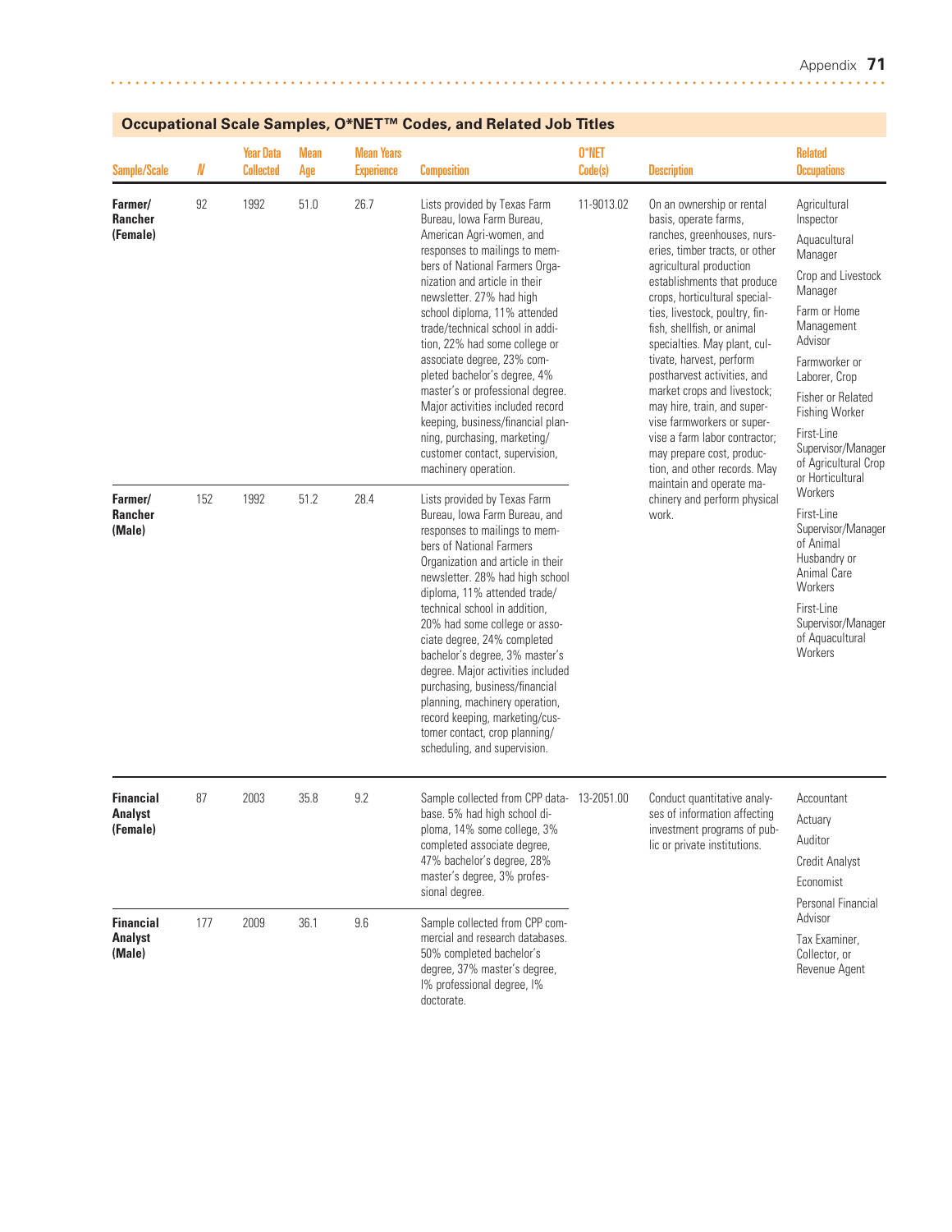## Occupational Scale Samples, O*NET™ Codes, and Related Job Titles

| Sample/Scale | N | Year Data Collected | Mean Age | Mean Years Experience | Composition | O*NET Code(s) | Description | Related Occupations |
|---|---|---|---|---|---|---|---|---|
| **Farmer/ Rancher (Female)** | 92 | 1992 | 51.0 | 26.7 | Lists provided by Texas Farm Bureau, Iowa Farm Bureau, American Agri-women, and responses to mailings to members of National Farmers Organization and article in their newsletter. 27% had high school diploma, 11% attended trade/technical school in addition, 22% had some college or associate degree, 23% completed bachelor's degree, 4% master's or professional degree. Major activities included record keeping, business/financial planning, purchasing, marketing/customer contact, supervision, machinery operation. | 11-9013.02 | On an ownership or rental basis, operate farms, ranches, greenhouses, nurseries, timber tracts, or other agricultural production establishments that produce crops, horticultural specialties, livestock, poultry, finfish, shellfish, or animal specialties. May plant, cultivate, harvest, perform postharvest activities, and market crops and livestock; may hire, train, and supervise farmworkers or supervise a farm labor contractor; may prepare cost, production, and other records. May maintain and operate machinery and perform physical work. | Agricultural Inspector; Aquacultural Manager; Crop and Livestock Manager; Farm or Home Management Advisor; Farmworker or Laborer, Crop; Fisher or Related Fishing Worker; First-Line Supervisor/Manager of Agricultural Crop or Horticultural Workers; First-Line Supervisor/Manager of Animal Husbandry or Animal Care Workers; First-Line Supervisor/Manager of Aquacultural Workers |
| **Farmer/ Rancher (Male)** | 152 | 1992 | 51.2 | 28.4 | Lists provided by Texas Farm Bureau, Iowa Farm Bureau, and responses to mailings to members of National Farmers Organization and article in their newsletter. 28% had high school diploma, 11% attended trade/technical school in addition, 20% had some college or associate degree, 24% completed bachelor's degree, 3% master's degree. Major activities included purchasing, business/financial planning, machinery operation, record keeping, marketing/customer contact, crop planning/scheduling, and supervision. | | | |
| **Financial Analyst (Female)** | 87 | 2003 | 35.8 | 9.2 | Sample collected from CPP database. 5% had high school diploma, 14% some college, 3% completed associate degree, 47% bachelor's degree, 28% master's degree, 3% professional degree. | 13-2051.00 | Conduct quantitative analyses of information affecting investment programs of public or private institutions. | Accountant; Actuary; Auditor; Credit Analyst; Economist; Personal Financial Advisor; Tax Examiner, Collector, or Revenue Agent |
| **Financial Analyst (Male)** | 177 | 2009 | 36.1 | 9.6 | Sample collected from CPP commercial and research databases. 50% completed bachelor's degree, 37% master's degree, 1% professional degree, 1% doctorate. | | | |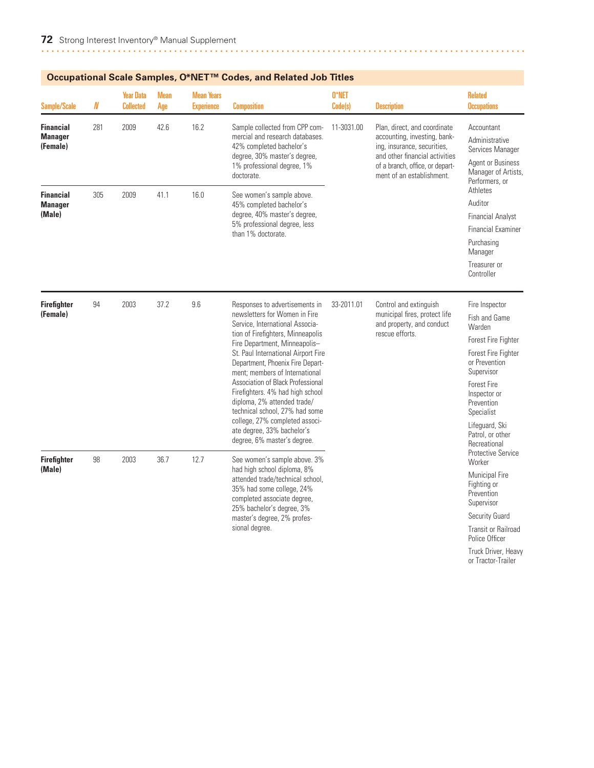## Occupational Scale Samples, O*NET™ Codes, and Related Job Titles

| Sample/Scale | N | Year Data Collected | Mean Age | Mean Years Experience | Composition | O*NET Code(s) | Description | Related Occupations |
|---|---|---|---|---|---|---|---|---|
| **Financial Manager (Female)** | 281 | 2009 | 42.6 | 16.2 | Sample collected from CPP commercial and research databases. 42% completed bachelor's degree, 30% master's degree, 1% professional degree, 1% doctorate. | 11-3031.00 | Plan, direct, and coordinate accounting, investing, banking, insurance, securities, and other financial activities of a branch, office, or department of an establishment. | Accountant<br>Administrative Services Manager<br>Agent or Business Manager of Artists, Performers, or Athletes<br>Auditor<br>Financial Analyst<br>Financial Examiner<br>Purchasing Manager<br>Treasurer or Controller |
| **Financial Manager (Male)** | 305 | 2009 | 41.1 | 16.0 | See women's sample above. 45% completed bachelor's degree, 40% master's degree, 5% professional degree, less than 1% doctorate. | | | |
| **Firefighter (Female)** | 94 | 2003 | 37.2 | 9.6 | Responses to advertisements in newsletters for Women in Fire Service, International Association of Firefighters, Minneapolis Fire Department, Minneapolis–St. Paul International Airport Fire Department, Phoenix Fire Department; members of International Association of Black Professional Firefighters. 4% had high school diploma, 2% attended trade/technical school, 27% had some college, 27% completed associate degree, 33% bachelor's degree, 6% master's degree. | 33-2011.01 | Control and extinguish municipal fires, protect life and property, and conduct rescue efforts. | Fire Inspector<br>Fish and Game Warden<br>Forest Fire Fighter<br>Forest Fire Fighter or Prevention Supervisor<br>Forest Fire Inspector or Prevention Specialist<br>Lifeguard, Ski Patrol, or other Recreational Protective Service Worker<br>Municipal Fire Fighting or Prevention Supervisor<br>Security Guard<br>Transit or Railroad Police Officer<br>Truck Driver, Heavy or Tractor-Trailer |
| **Firefighter (Male)** | 98 | 2003 | 36.7 | 12.7 | See women's sample above. 3% had high school diploma, 8% attended trade/technical school, 35% had some college, 24% completed associate degree, 25% bachelor's degree, 3% master's degree, 2% professional degree. | | | |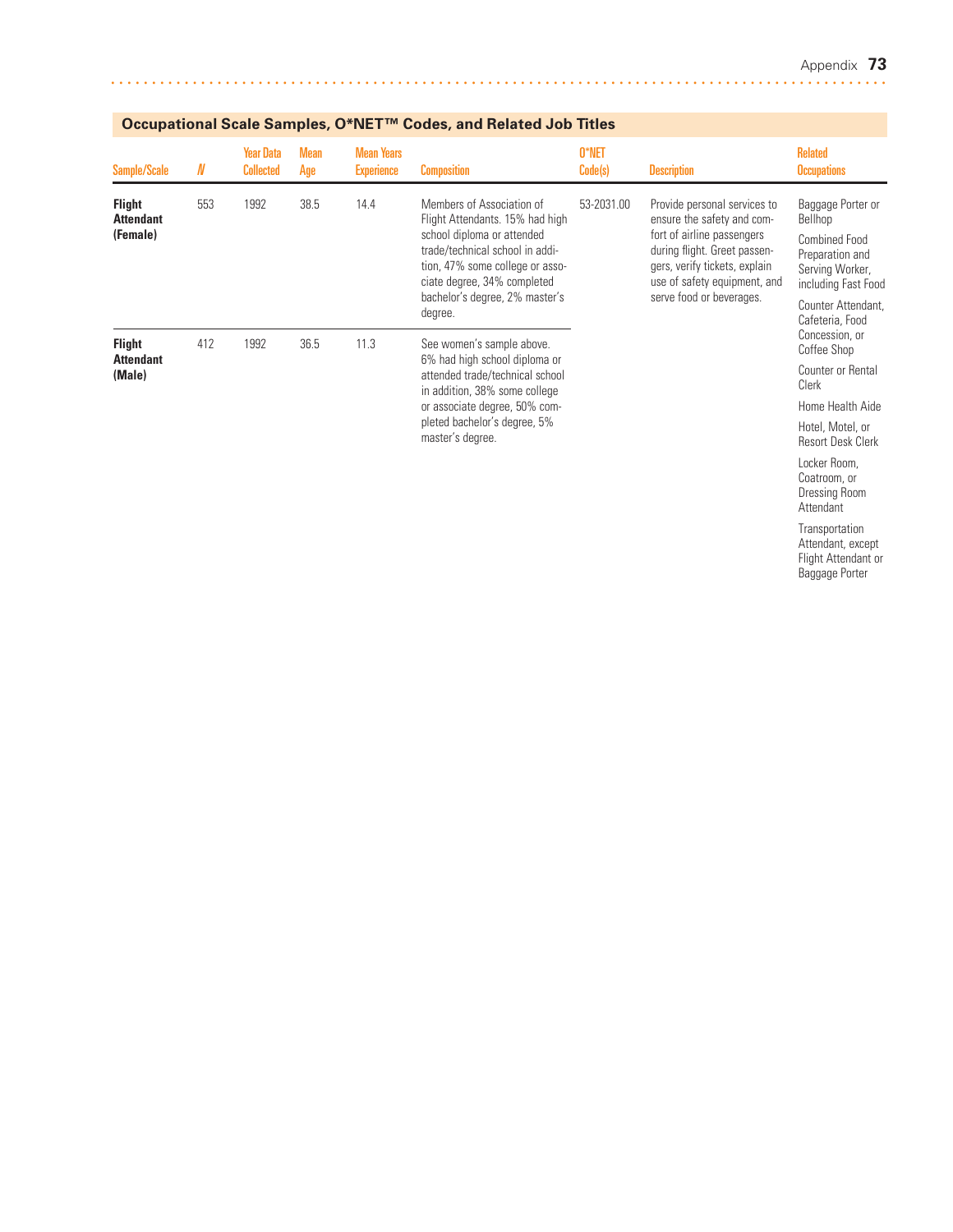## Occupational Scale Samples, O*NET™ Codes, and Related Job Titles

| Sample/Scale | N | Year Data Collected | Mean Age | Mean Years Experience | Composition | O*NET Code(s) | Description | Related Occupations |
|---|---|---|---|---|---|---|---|---|
| **Flight Attendant (Female)** | 553 | 1992 | 38.5 | 14.4 | Members of Association of Flight Attendants. 15% had high school diploma or attended trade/technical school in addition, 47% some college or associate degree, 34% completed bachelor's degree, 2% master's degree. | 53-2031.00 | Provide personal services to ensure the safety and comfort of airline passengers during flight. Greet passengers, verify tickets, explain use of safety equipment, and serve food or beverages. | Baggage Porter or Bellhop; Combined Food Preparation and Serving Worker, including Fast Food; Counter Attendant, Cafeteria, Food Concession, or Coffee Shop; Counter or Rental Clerk; Home Health Aide; Hotel, Motel, or Resort Desk Clerk; Locker Room, Coatroom, or Dressing Room Attendant; Transportation Attendant, except Flight Attendant or Baggage Porter |
| **Flight Attendant (Male)** | 412 | 1992 | 36.5 | 11.3 | See women's sample above. 6% had high school diploma or attended trade/technical school in addition, 38% some college or associate degree, 50% completed bachelor's degree, 5% master's degree. | | | |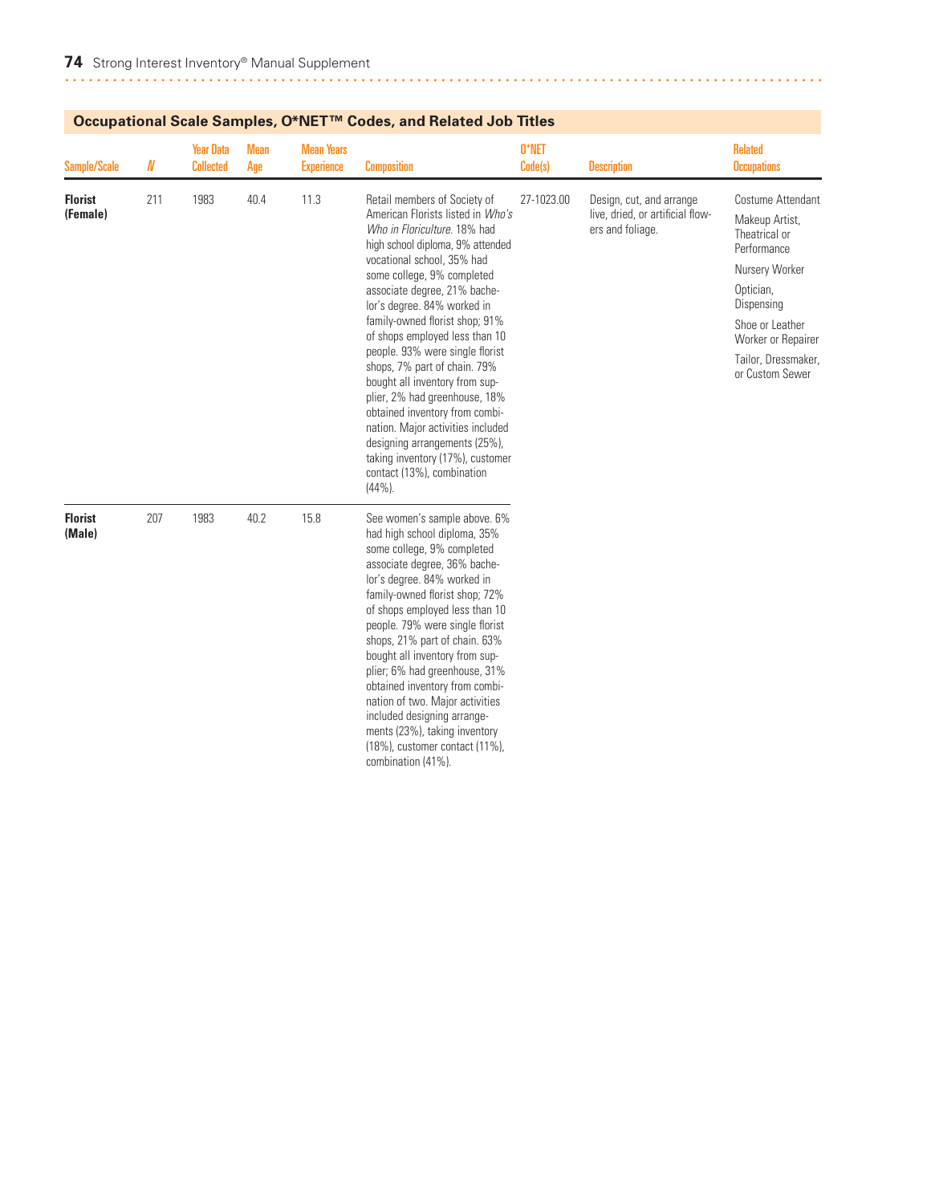## Occupational Scale Samples, O*NET™ Codes, and Related Job Titles

| Sample/Scale | N | Year Data Collected | Mean Age | Mean Years Experience | Composition | O*NET Code(s) | Description | Related Occupations |
|---|---|---|---|---|---|---|---|---|
| **Florist (Female)** | 211 | 1983 | 40.4 | 11.3 | Retail members of Society of American Florists listed in *Who's Who in Floriculture*. 18% had high school diploma, 9% attended vocational school, 35% had some college, 9% completed associate degree, 21% bachelor's degree. 84% worked in family-owned florist shop; 91% of shops employed less than 10 people. 93% were single florist shops, 7% part of chain. 79% bought all inventory from supplier, 2% had greenhouse, 18% obtained inventory from combination. Major activities included designing arrangements (25%), taking inventory (17%), customer contact (13%), combination (44%). | 27-1023.00 | Design, cut, and arrange live, dried, or artificial flowers and foliage. | Costume Attendant<br>Makeup Artist, Theatrical or Performance<br>Nursery Worker<br>Optician, Dispensing<br>Shoe or Leather Worker or Repairer<br>Tailor, Dressmaker, or Custom Sewer |
| **Florist (Male)** | 207 | 1983 | 40.2 | 15.8 | See women's sample above. 6% had high school diploma, 35% some college, 9% completed associate degree, 36% bachelor's degree. 84% worked in family-owned florist shop; 72% of shops employed less than 10 people. 79% were single florist shops, 21% part of chain. 63% bought all inventory from supplier; 6% had greenhouse, 31% obtained inventory from combination of two. Major activities included designing arrangements (23%), taking inventory (18%), customer contact (11%), combination (41%). | | | |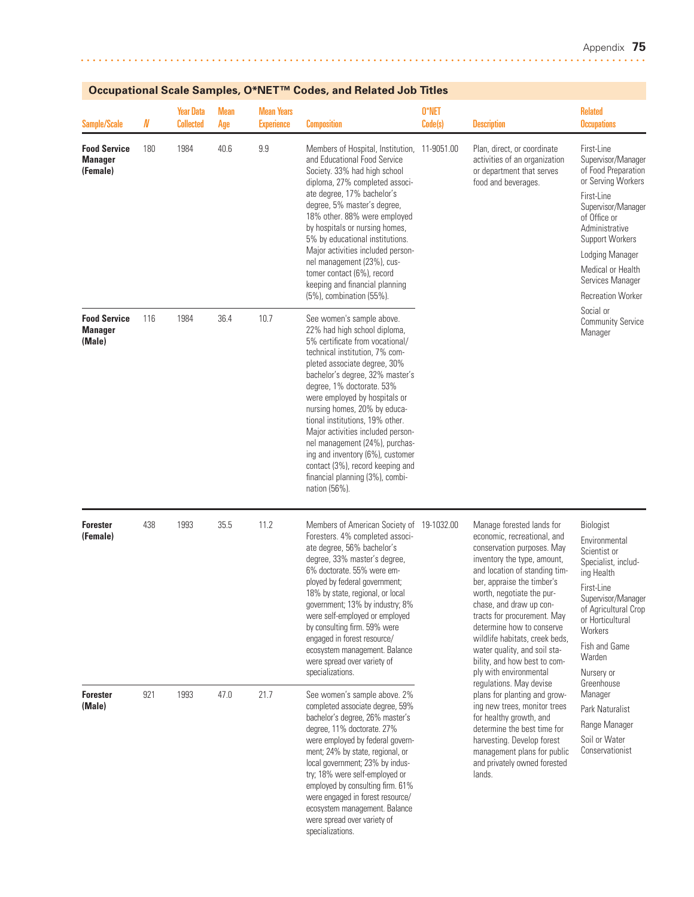## Occupational Scale Samples, O*NET™ Codes, and Related Job Titles

| Sample/Scale | N | Year Data Collected | Mean Age | Mean Years Experience | Composition | O*NET Code(s) | Description | Related Occupations |
|---|---|---|---|---|---|---|---|---|
| **Food Service Manager (Female)** | 180 | 1984 | 40.6 | 9.9 | Members of Hospital, Institution, and Educational Food Service Society. 33% had high school diploma, 27% completed associate degree, 17% bachelor's degree, 5% master's degree, 18% other. 88% were employed by hospitals or nursing homes, 5% by educational institutions. Major activities included personnel management (23%), customer contact (6%), record keeping and financial planning (5%), combination (55%). | 11-9051.00 | Plan, direct, or coordinate activities of an organization or department that serves food and beverages. | First-Line Supervisor/Manager of Food Preparation or Serving Workers; First-Line Supervisor/Manager of Office or Administrative Support Workers; Lodging Manager; Medical or Health Services Manager; Recreation Worker; Social or Community Service Manager |
| **Food Service Manager (Male)** | 116 | 1984 | 36.4 | 10.7 | See women's sample above. 22% had high school diploma, 5% certificate from vocational/technical institution, 7% completed associate degree, 30% bachelor's degree, 32% master's degree, 1% doctorate. 53% were employed by hospitals or nursing homes, 20% by educational institutions, 19% other. Major activities included personnel management (24%), purchasing and inventory (6%), customer contact (3%), record keeping and financial planning (3%), combination (56%). | | | |
| **Forester (Female)** | 438 | 1993 | 35.5 | 11.2 | Members of American Society of Foresters. 4% completed associate degree, 56% bachelor's degree, 33% master's degree, 6% doctorate. 55% were employed by federal government; 18% by state, regional, or local government; 13% by industry; 8% were self-employed or employed by consulting firm. 59% were engaged in forest resource/ecosystem management. Balance were spread over variety of specializations. | 19-1032.00 | Manage forested lands for economic, recreational, and conservation purposes. May inventory the type, amount, and location of standing timber, appraise the timber's worth, negotiate the purchase, and draw up contracts for procurement. May determine how to conserve wildlife habitats, creek beds, water quality, and soil stability, and how best to comply with environmental regulations. May devise plans for planting and growing new trees, monitor trees for healthy growth, and determine the best time for harvesting. Develop forest management plans for public and privately owned forested lands. | Biologist; Environmental Scientist or Specialist, including Health; First-Line Supervisor/Manager of Agricultural Crop or Horticultural Workers; Fish and Game Warden; Nursery or Greenhouse Manager; Park Naturalist; Range Manager; Soil or Water Conservationist |
| **Forester (Male)** | 921 | 1993 | 47.0 | 21.7 | See women's sample above. 2% completed associate degree, 59% bachelor's degree, 26% master's degree, 11% doctorate. 27% were employed by federal government; 24% by state, regional, or local government; 23% by industry; 18% were self-employed or employed by consulting firm. 61% were engaged in forest resource/ecosystem management. Balance were spread over variety of specializations. | | | |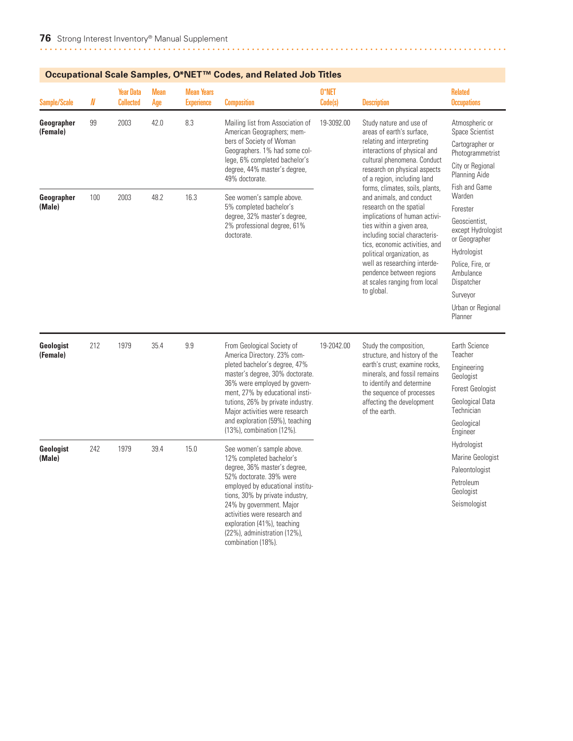## Occupational Scale Samples, O*NET™ Codes, and Related Job Titles

| Sample/Scale | N | Year Data Collected | Mean Age | Mean Years Experience | Composition | O*NET Code(s) | Description | Related Occupations |
|---|---|---|---|---|---|---|---|---|
| **Geographer (Female)** | 99 | 2003 | 42.0 | 8.3 | Mailing list from Association of American Geographers; members of Society of Woman Geographers. 1% had some college, 6% completed bachelor's degree, 44% master's degree, 49% doctorate. | 19-3092.00 | Study nature and use of areas of earth's surface, relating and interpreting interactions of physical and cultural phenomena. Conduct research on physical aspects of a region, including land forms, climates, soils, plants, and animals, and conduct research on the spatial implications of human activities within a given area, including social characteristics, economic activities, and political organization, as well as researching interdependence between regions at scales ranging from local to global. | Atmospheric or Space Scientist; Cartographer or Photogrammetrist; City or Regional Planning Aide; Fish and Game Warden; Forester; Geoscientist, except Hydrologist or Geographer; Hydrologist; Police, Fire, or Ambulance Dispatcher; Surveyor; Urban or Regional Planner |
| **Geographer (Male)** | 100 | 2003 | 48.2 | 16.3 | See women's sample above. 5% completed bachelor's degree, 32% master's degree, 2% professional degree, 61% doctorate. | | | |
| **Geologist (Female)** | 212 | 1979 | 35.4 | 9.9 | From Geological Society of America Directory. 23% completed bachelor's degree, 47% master's degree, 30% doctorate. 36% were employed by government, 27% by educational institutions, 26% by private industry. Major activities were research and exploration (59%), teaching (13%), combination (12%). | 19-2042.00 | Study the composition, structure, and history of the earth's crust; examine rocks, minerals, and fossil remains to identify and determine the sequence of processes affecting the development of the earth. | Earth Science Teacher; Engineering Geologist; Forest Geologist; Geological Data Technician; Geological Engineer; Hydrologist; Marine Geologist; Paleontologist; Petroleum Geologist; Seismologist |
| **Geologist (Male)** | 242 | 1979 | 39.4 | 15.0 | See women's sample above. 12% completed bachelor's degree, 36% master's degree, 52% doctorate. 39% were employed by educational institutions, 30% by private industry, 24% by government. Major activities were research and exploration (41%), teaching (22%), administration (12%), combination (18%). | | | |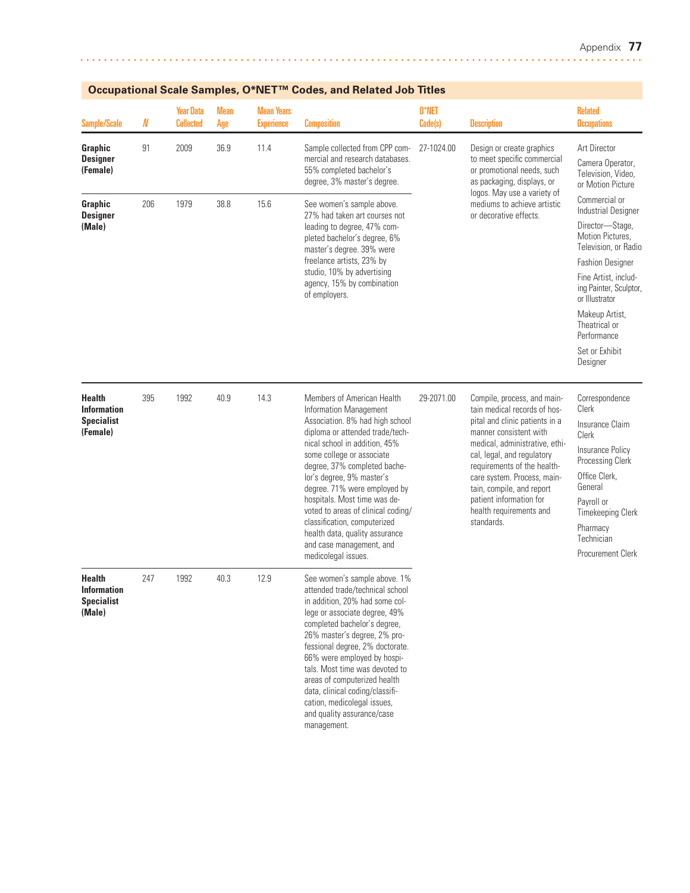## Occupational Scale Samples, O*NET™ Codes, and Related Job Titles

| Sample/Scale | N | Year Data Collected | Mean Age | Mean Years Experience | Composition | O*NET Code(s) | Description | Related Occupations |
|---|---|---|---|---|---|---|---|---|
| **Graphic Designer (Female)** | 91 | 2009 | 36.9 | 11.4 | Sample collected from CPP commercial and research databases. 55% completed bachelor's degree, 3% master's degree. | 27-1024.00 | Design or create graphics to meet specific commercial or promotional needs, such as packaging, displays, or logos. May use a variety of mediums to achieve artistic or decorative effects. | Art Director; Camera Operator, Television, Video, or Motion Picture; Commercial or Industrial Designer; Director—Stage, Motion Pictures, Television, or Radio; Fashion Designer; Fine Artist, including Painter, Sculptor, or Illustrator; Makeup Artist, Theatrical or Performance; Set or Exhibit Designer |
| **Graphic Designer (Male)** | 206 | 1979 | 38.8 | 15.6 | See women's sample above. 27% had taken art courses not leading to degree, 47% completed bachelor's degree, 6% master's degree. 39% were freelance artists, 23% by studio, 10% by advertising agency, 15% by combination of employers. | | | |
| **Health Information Specialist (Female)** | 395 | 1992 | 40.9 | 14.3 | Members of American Health Information Management Association. 8% had high school diploma or attended trade/technical school in addition, 45% some college or associate degree, 37% completed bachelor's degree, 9% master's degree. 71% were employed by hospitals. Most time was devoted to areas of clinical coding/classification, computerized health data, quality assurance and case management, and medicolegal issues. | 29-2071.00 | Compile, process, and maintain medical records of hospital and clinic patients in a manner consistent with medical, administrative, ethical, legal, and regulatory requirements of the health-care system. Process, maintain, compile, and report patient information for health requirements and standards. | Correspondence Clerk; Insurance Claim Clerk; Insurance Policy Processing Clerk; Office Clerk, General; Payroll or Timekeeping Clerk; Pharmacy Technician; Procurement Clerk |
| **Health Information Specialist (Male)** | 247 | 1992 | 40.3 | 12.9 | See women's sample above. 1% attended trade/technical school in addition, 20% had some college or associate degree, 49% completed bachelor's degree, 26% master's degree, 2% professional degree, 2% doctorate. 66% were employed by hospitals. Most time was devoted to areas of computerized health data, clinical coding/classification, medicolegal issues, and quality assurance/case management. | | | |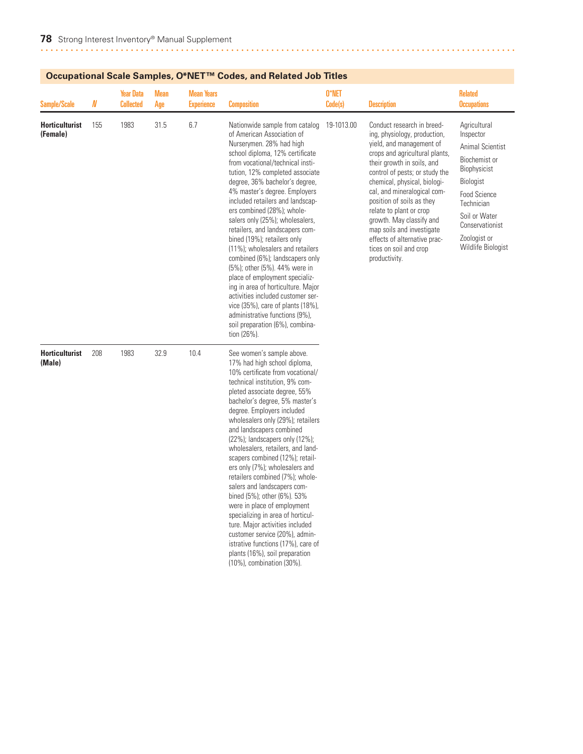## Occupational Scale Samples, O*NET™ Codes, and Related Job Titles

| Sample/Scale | N | Year Data Collected | Mean Age | Mean Years Experience | Composition | O*NET Code(s) | Description | Related Occupations |
|---|---|---|---|---|---|---|---|---|
| **Horticulturist (Female)** | 155 | 1983 | 31.5 | 6.7 | Nationwide sample from catalog of American Association of Nurserymen. 28% had high school diploma, 12% certificate from vocational/technical institution, 12% completed associate degree, 36% bachelor's degree, 4% master's degree. Employers included retailers and landscapers combined (28%); wholesalers only (25%); wholesalers, retailers, and landscapers combined (19%); retailers only (11%); wholesalers and retailers combined (6%); landscapers only (5%); other (5%). 44% were in place of employment specializing in area of horticulture. Major activities included customer service (35%), care of plants (18%), administrative functions (9%), soil preparation (6%), combination (26%). | 19-1013.00 | Conduct research in breeding, physiology, production, yield, and management of crops and agricultural plants, their growth in soils, and control of pests; or study the chemical, physical, biological, and mineralogical composition of soils as they relate to plant or crop growth. May classify and map soils and investigate effects of alternative practices on soil and crop productivity. | Agricultural Inspector<br>Animal Scientist<br>Biochemist or Biophysicist<br>Biologist<br>Food Science Technician<br>Soil or Water Conservationist<br>Zoologist or Wildlife Biologist |
| **Horticulturist (Male)** | 208 | 1983 | 32.9 | 10.4 | See women's sample above. 17% had high school diploma, 10% certificate from vocational/technical institution, 9% completed associate degree, 55% bachelor's degree, 5% master's degree. Employers included wholesalers only (29%); retailers and landscapers combined (22%); landscapers only (12%); wholesalers, retailers, and landscapers combined (12%); retailers only (7%); wholesalers and retailers combined (7%); wholesalers and landscapers combined (5%); other (6%). 53% were in place of employment specializing in area of horticulture. Major activities included customer service (20%), administrative functions (17%), care of plants (16%), soil preparation (10%), combination (30%). | | | |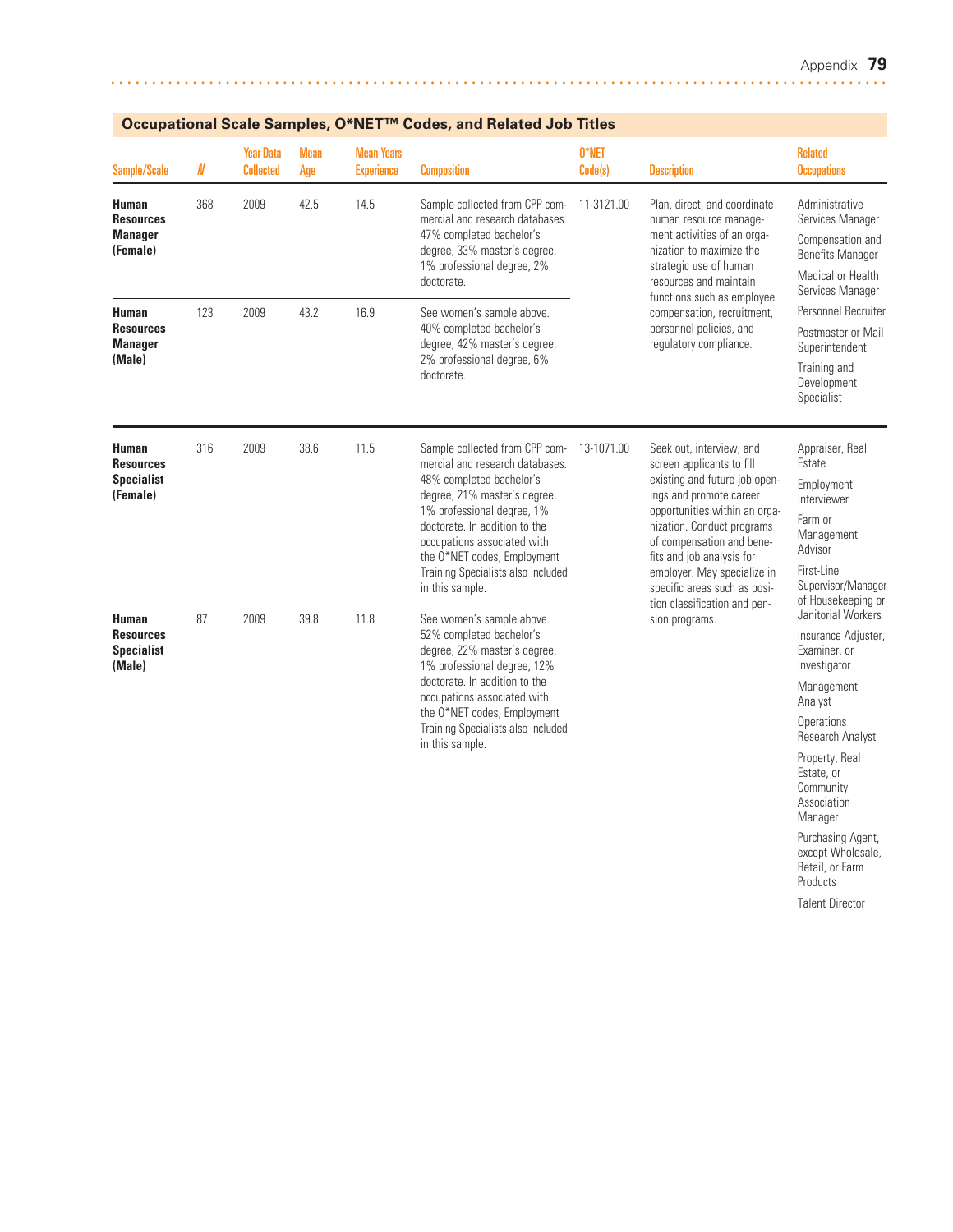## Occupational Scale Samples, O*NET™ Codes, and Related Job Titles

| Sample/Scale | N | Year Data Collected | Mean Age | Mean Years Experience | Composition | O*NET Code(s) | Description | Related Occupations |
|---|---|---|---|---|---|---|---|---|
| **Human Resources Manager (Female)** | 368 | 2009 | 42.5 | 14.5 | Sample collected from CPP commercial and research databases. 47% completed bachelor's degree, 33% master's degree, 1% professional degree, 2% doctorate. | 11-3121.00 | Plan, direct, and coordinate human resource management activities of an organization to maximize the strategic use of human resources and maintain functions such as employee compensation, recruitment, personnel policies, and regulatory compliance. | Administrative Services Manager<br>Compensation and Benefits Manager<br>Medical or Health Services Manager<br>Personnel Recruiter<br>Postmaster or Mail Superintendent<br>Training and Development Specialist |
| **Human Resources Manager (Male)** | 123 | 2009 | 43.2 | 16.9 | See women's sample above. 40% completed bachelor's degree, 42% master's degree, 2% professional degree, 6% doctorate. | | | |
| **Human Resources Specialist (Female)** | 316 | 2009 | 38.6 | 11.5 | Sample collected from CPP commercial and research databases. 48% completed bachelor's degree, 21% master's degree, 1% professional degree, 1% doctorate. In addition to the occupations associated with the O*NET codes, Employment Training Specialists also included in this sample. | 13-1071.00 | Seek out, interview, and screen applicants to fill existing and future job openings and promote career opportunities within an organization. Conduct programs of compensation and benefits and job analysis for employer. May specialize in specific areas such as position classification and pension programs. | Appraiser, Real Estate<br>Employment Interviewer<br>Farm or Management Advisor<br>First-Line Supervisor/Manager of Housekeeping or Janitorial Workers<br>Insurance Adjuster, Examiner, or Investigator<br>Management Analyst<br>Operations Research Analyst<br>Property, Real Estate, or Community Association Manager<br>Purchasing Agent, except Wholesale, Retail, or Farm Products<br>Talent Director |
| **Human Resources Specialist (Male)** | 87 | 2009 | 39.8 | 11.8 | See women's sample above. 52% completed bachelor's degree, 22% master's degree, 1% professional degree, 12% doctorate. In addition to the occupations associated with the O*NET codes, Employment Training Specialists also included in this sample. | | | |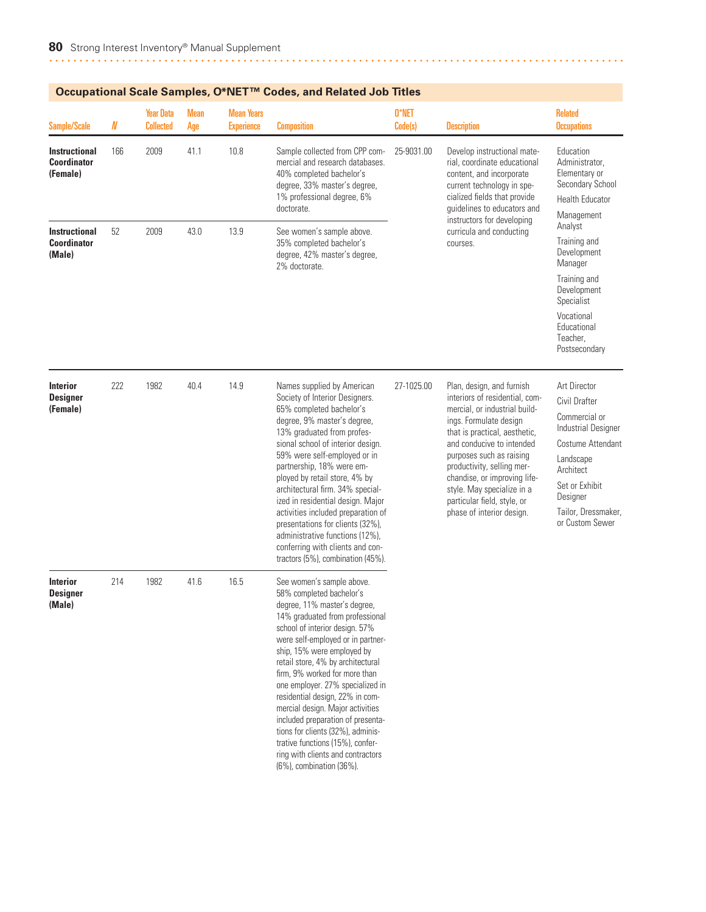## Occupational Scale Samples, O*NET™ Codes, and Related Job Titles

| Sample/Scale | N | Year Data Collected | Mean Age | Mean Years Experience | Composition | O*NET Code(s) | Description | Related Occupations |
|---|---|---|---|---|---|---|---|---|
| **Instructional Coordinator (Female)** | 166 | 2009 | 41.1 | 10.8 | Sample collected from CPP commercial and research databases. 40% completed bachelor's degree, 33% master's degree, 1% professional degree, 6% doctorate. | 25-9031.00 | Develop instructional material, coordinate educational content, and incorporate current technology in specialized fields that provide guidelines to educators and instructors for developing curricula and conducting courses. | Education Administrator, Elementary or Secondary School; Health Educator; Management Analyst; Training and Development Manager; Training and Development Specialist; Vocational Educational Teacher, Postsecondary |
| **Instructional Coordinator (Male)** | 52 | 2009 | 43.0 | 13.9 | See women's sample above. 35% completed bachelor's degree, 42% master's degree, 2% doctorate. | | | |
| **Interior Designer (Female)** | 222 | 1982 | 40.4 | 14.9 | Names supplied by American Society of Interior Designers. 65% completed bachelor's degree, 9% master's degree, 13% graduated from professional school of interior design. 59% were self-employed or in partnership, 18% were employed by retail store, 4% by architectural firm. 34% specialized in residential design. Major activities included preparation of presentations for clients (32%), administrative functions (12%), conferring with clients and contractors (5%), combination (45%). | 27-1025.00 | Plan, design, and furnish interiors of residential, commercial, or industrial buildings. Formulate design that is practical, aesthetic, and conducive to intended purposes such as raising productivity, selling merchandise, or improving lifestyle. May specialize in a particular field, style, or phase of interior design. | Art Director; Civil Drafter; Commercial or Industrial Designer; Costume Attendant; Landscape Architect; Set or Exhibit Designer; Tailor, Dressmaker, or Custom Sewer |
| **Interior Designer (Male)** | 214 | 1982 | 41.6 | 16.5 | See women's sample above. 58% completed bachelor's degree, 11% master's degree, 14% graduated from professional school of interior design. 57% were self-employed or in partnership, 15% were employed by retail store, 4% by architectural firm, 9% worked for more than one employer. 27% specialized in residential design, 22% in commercial design. Major activities included preparation of presentations for clients (32%), administrative functions (15%), conferring with clients and contractors (6%), combination (36%). | | | |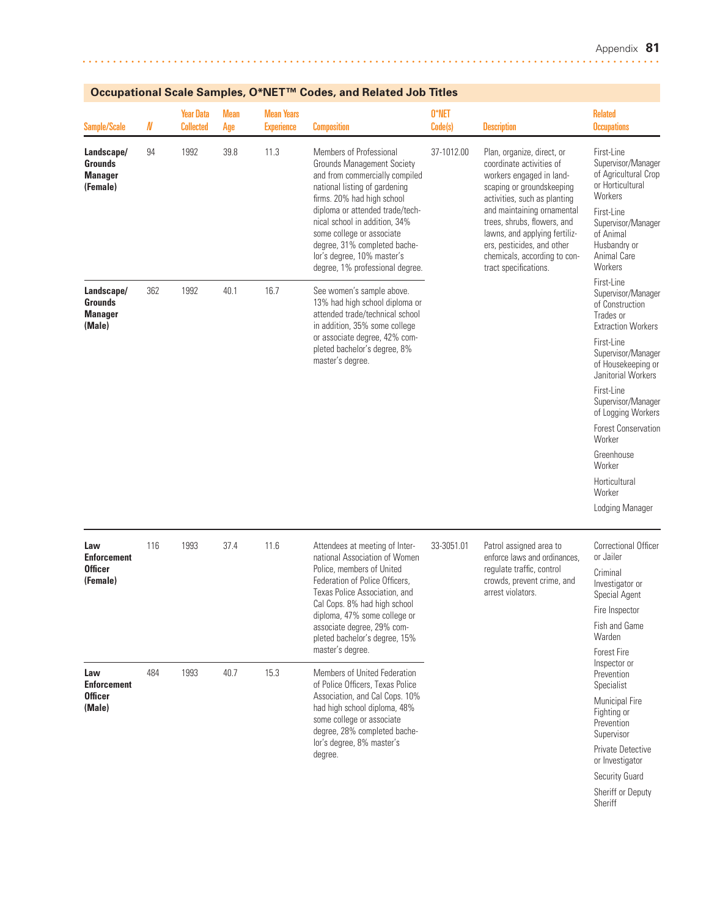## Occupational Scale Samples, O*NET™ Codes, and Related Job Titles

| Sample/Scale | N | Year Data Collected | Mean Age | Mean Years Experience | Composition | O*NET Code(s) | Description | Related Occupations |
|---|---|---|---|---|---|---|---|---|
| **Landscape/ Grounds Manager (Female)** | 94 | 1992 | 39.8 | 11.3 | Members of Professional Grounds Management Society and from commercially compiled national listing of gardening firms. 20% had high school diploma or attended trade/technical school in addition, 34% some college or associate degree, 31% completed bachelor's degree, 10% master's degree, 1% professional degree. | 37-1012.00 | Plan, organize, direct, or coordinate activities of workers engaged in landscaping or groundskeeping activities, such as planting and maintaining ornamental trees, shrubs, flowers, and lawns, and applying fertilizers, pesticides, and other chemicals, according to contract specifications. | First-Line Supervisor/Manager of Agricultural Crop or Horticultural Workers; First-Line Supervisor/Manager of Animal Husbandry or Animal Care Workers; First-Line Supervisor/Manager of Construction Trades or Extraction Workers; First-Line Supervisor/Manager of Housekeeping or Janitorial Workers; First-Line Supervisor/Manager of Logging Workers; Forest Conservation Worker; Greenhouse Worker; Horticultural Worker; Lodging Manager |
| **Landscape/ Grounds Manager (Male)** | 362 | 1992 | 40.1 | 16.7 | See women's sample above. 13% had high school diploma or attended trade/technical school in addition, 35% some college or associate degree, 42% completed bachelor's degree, 8% master's degree. | | | |
| **Law Enforcement Officer (Female)** | 116 | 1993 | 37.4 | 11.6 | Attendees at meeting of International Association of Women Police, members of United Federation of Police Officers, Texas Police Association, and Cal Cops. 8% had high school diploma, 47% some college or associate degree, 29% completed bachelor's degree, 15% master's degree. | 33-3051.01 | Patrol assigned area to enforce laws and ordinances, regulate traffic, control crowds, prevent crime, and arrest violators. | Correctional Officer or Jailer; Criminal Investigator or Special Agent; Fire Inspector; Fish and Game Warden; Forest Fire Inspector or Prevention Specialist; Municipal Fire Fighting or Prevention Supervisor; Private Detective or Investigator; Security Guard; Sheriff or Deputy Sheriff |
| **Law Enforcement Officer (Male)** | 484 | 1993 | 40.7 | 15.3 | Members of United Federation of Police Officers, Texas Police Association, and Cal Cops. 10% had high school diploma, 48% some college or associate degree, 28% completed bachelor's degree, 8% master's degree. | | | |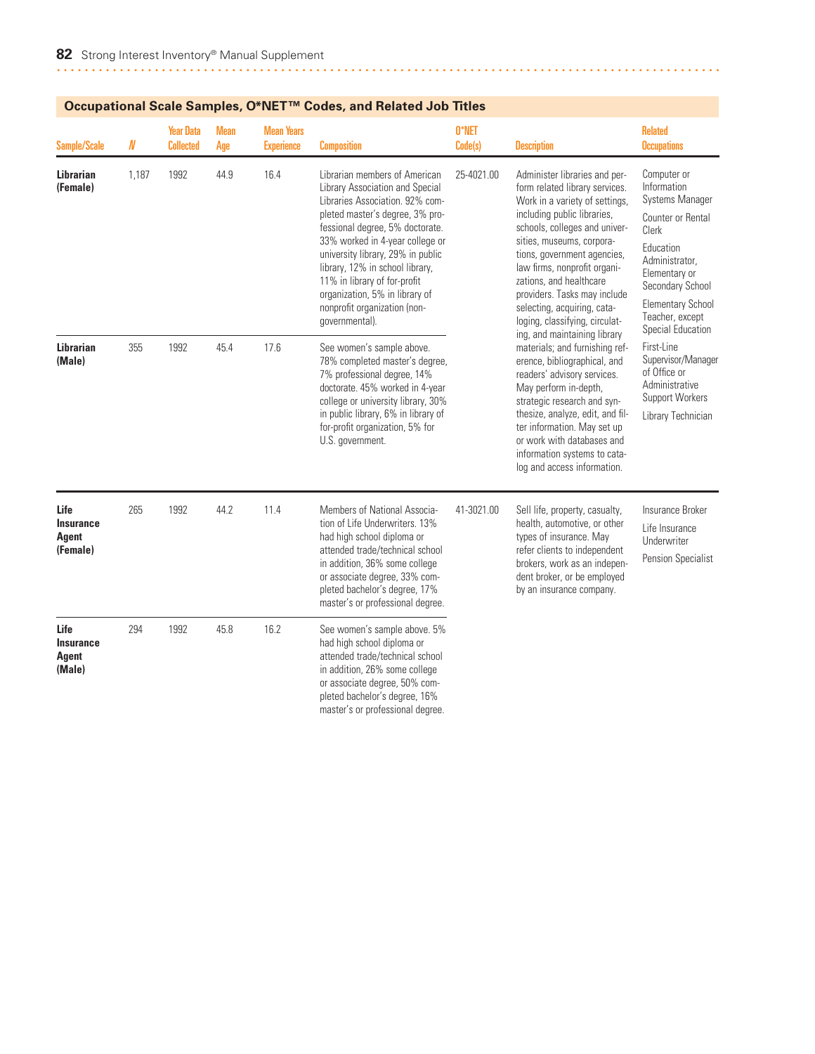## Occupational Scale Samples, O*NET™ Codes, and Related Job Titles

| Sample/Scale | N | Year Data Collected | Mean Age | Mean Years Experience | Composition | O*NET Code(s) | Description | Related Occupations |
|---|---|---|---|---|---|---|---|---|
| **Librarian (Female)** | 1,187 | 1992 | 44.9 | 16.4 | Librarian members of American Library Association and Special Libraries Association. 92% completed master's degree, 3% professional degree, 5% doctorate. 33% worked in 4-year college or university library, 29% in public library, 12% in school library, 11% in library of for-profit organization, 5% in library of nonprofit organization (nongovernmental). | 25-4021.00 | Administer libraries and perform related library services. Work in a variety of settings, including public libraries, schools, colleges and universities, museums, corporations, government agencies, law firms, nonprofit organizations, and healthcare providers. Tasks may include selecting, acquiring, cataloging, classifying, circulating, and maintaining library materials; and furnishing reference, bibliographical, and readers' advisory services. May perform in-depth, strategic research and synthesize, analyze, edit, and filter information. May set up or work with databases and information systems to catalog and access information. | Computer or Information Systems Manager; Counter or Rental Clerk; Education Administrator, Elementary or Secondary School; Elementary School Teacher, except Special Education; First-Line Supervisor/Manager of Office or Administrative Support Workers; Library Technician |
| **Librarian (Male)** | 355 | 1992 | 45.4 | 17.6 | See women's sample above. 78% completed master's degree, 7% professional degree, 14% doctorate. 45% worked in 4-year college or university library, 30% in public library, 6% in library of for-profit organization, 5% for U.S. government. | | | |
| **Life Insurance Agent (Female)** | 265 | 1992 | 44.2 | 11.4 | Members of National Association of Life Underwriters. 13% had high school diploma or attended trade/technical school in addition, 36% some college or associate degree, 33% completed bachelor's degree, 17% master's or professional degree. | 41-3021.00 | Sell life, property, casualty, health, automotive, or other types of insurance. May refer clients to independent brokers, work as an independent broker, or be employed by an insurance company. | Insurance Broker; Life Insurance Underwriter; Pension Specialist |
| **Life Insurance Agent (Male)** | 294 | 1992 | 45.8 | 16.2 | See women's sample above. 5% had high school diploma or attended trade/technical school in addition, 26% some college or associate degree, 50% completed bachelor's degree, 16% master's or professional degree. | | | |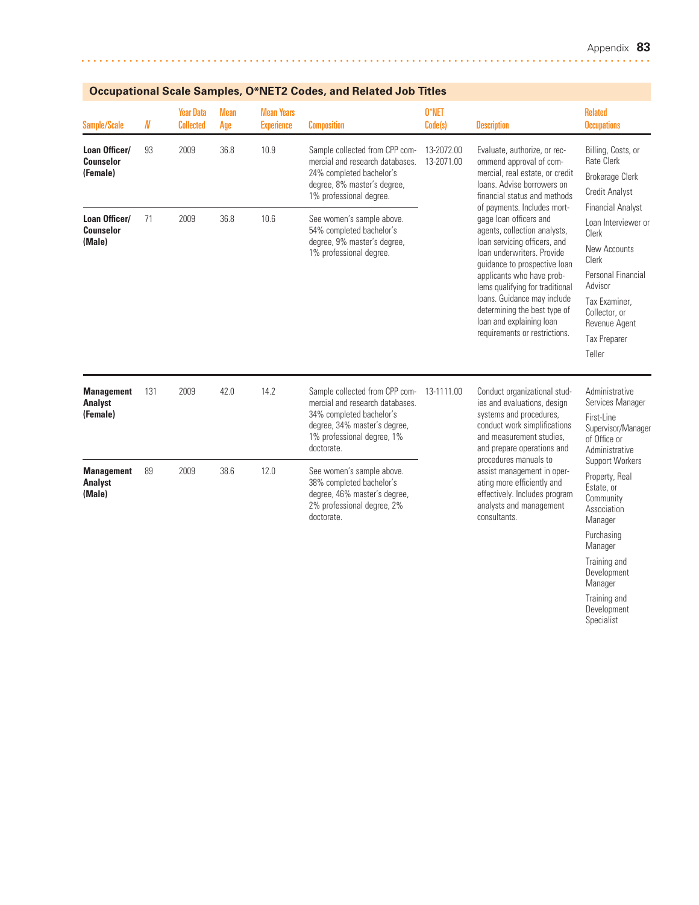## Occupational Scale Samples, O*NET2 Codes, and Related Job Titles

| Sample/Scale | N | Year Data Collected | Mean Age | Mean Years Experience | Composition | O*NET Code(s) | Description | Related Occupations |
|---|---|---|---|---|---|---|---|---|
| **Loan Officer/ Counselor (Female)** | 93 | 2009 | 36.8 | 10.9 | Sample collected from CPP commercial and research databases. 24% completed bachelor's degree, 8% master's degree, 1% professional degree. | 13-2072.00 13-2071.00 | Evaluate, authorize, or recommend approval of commercial, real estate, or credit loans. Advise borrowers on financial status and methods of payments. Includes mortgage loan officers and agents, collection analysts, loan servicing officers, and loan underwriters. Provide guidance to prospective loan applicants who have problems qualifying for traditional loans. Guidance may include determining the best type of loan and explaining loan requirements or restrictions. | Billing, Costs, or Rate Clerk; Brokerage Clerk; Credit Analyst; Financial Analyst; Loan Interviewer or Clerk; New Accounts Clerk; Personal Financial Advisor; Tax Examiner, Collector, or Revenue Agent; Tax Preparer; Teller |
| **Loan Officer/ Counselor (Male)** | 71 | 2009 | 36.8 | 10.6 | See women's sample above. 54% completed bachelor's degree, 9% master's degree, 1% professional degree. | | | |
| **Management Analyst (Female)** | 131 | 2009 | 42.0 | 14.2 | Sample collected from CPP commercial and research databases. 34% completed bachelor's degree, 34% master's degree, 1% professional degree, 1% doctorate. | 13-1111.00 | Conduct organizational studies and evaluations, design systems and procedures, conduct work simplifications and measurement studies, and prepare operations and procedures manuals to assist management in operating more efficiently and effectively. Includes program analysts and management consultants. | Administrative Services Manager; First-Line Supervisor/Manager of Office or Administrative Support Workers; Property, Real Estate, or Community Association Manager; Purchasing Manager; Training and Development Manager; Training and Development Specialist |
| **Management Analyst (Male)** | 89 | 2009 | 38.6 | 12.0 | See women's sample above. 38% completed bachelor's degree, 46% master's degree, 2% professional degree, 2% doctorate. | | | |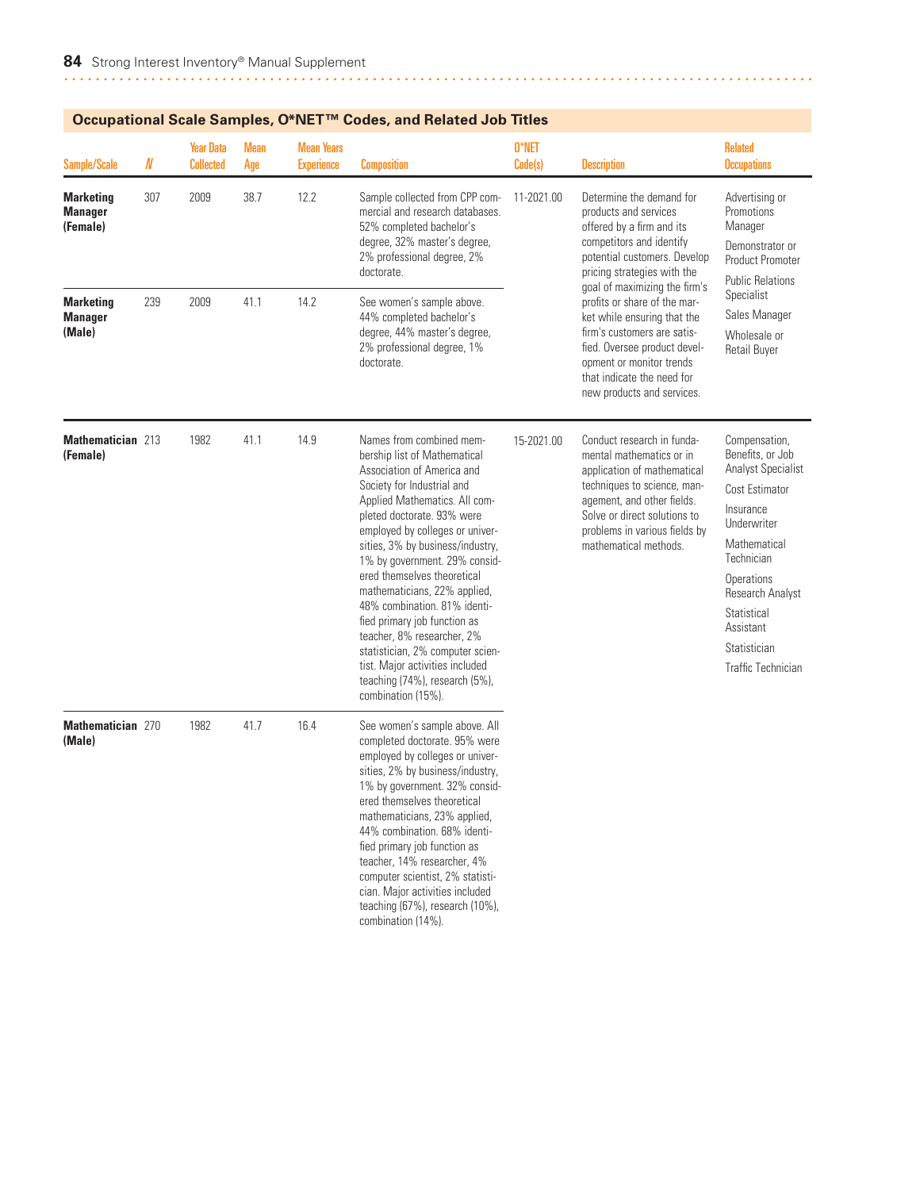## Occupational Scale Samples, O*NET™ Codes, and Related Job Titles

| Sample/Scale | N | Year Data Collected | Mean Age | Mean Years Experience | Composition | O*NET Code(s) | Description | Related Occupations |
|---|---|---|---|---|---|---|---|---|
| **Marketing Manager (Female)** | 307 | 2009 | 38.7 | 12.2 | Sample collected from CPP commercial and research databases. 52% completed bachelor's degree, 32% master's degree, 2% professional degree, 2% doctorate. | 11-2021.00 | Determine the demand for products and services offered by a firm and its competitors and identify potential customers. Develop pricing strategies with the goal of maximizing the firm's profits or share of the market while ensuring that the firm's customers are satisfied. Oversee product development or monitor trends that indicate the need for new products and services. | Advertising or Promotions Manager; Demonstrator or Product Promoter; Public Relations Specialist; Sales Manager; Wholesale or Retail Buyer |
| **Marketing Manager (Male)** | 239 | 2009 | 41.1 | 14.2 | See women's sample above. 44% completed bachelor's degree, 44% master's degree, 2% professional degree, 1% doctorate. | | | |
| **Mathematician (Female)** | 213 | 1982 | 41.1 | 14.9 | Names from combined membership list of Mathematical Association of America and Society for Industrial and Applied Mathematics. All completed doctorate. 93% were employed by colleges or universities, 3% by business/industry, 1% by government. 29% considered themselves theoretical mathematicians, 22% applied, 48% combination. 81% identified primary job function as teacher, 8% researcher, 2% statistician, 2% computer scientist. Major activities included teaching (74%), research (5%), combination (15%). | 15-2021.00 | Conduct research in fundamental mathematics or in application of mathematical techniques to science, management, and other fields. Solve or direct solutions to problems in various fields by mathematical methods. | Compensation, Benefits, or Job Analyst Specialist; Cost Estimator; Insurance Underwriter; Mathematical Technician; Operations Research Analyst; Statistical Assistant; Statistician; Traffic Technician |
| **Mathematician (Male)** | 270 | 1982 | 41.7 | 16.4 | See women's sample above. All completed doctorate. 95% were employed by colleges or universities, 2% by business/industry, 1% by government. 32% considered themselves theoretical mathematicians, 23% applied, 44% combination. 68% identified primary job function as teacher, 14% researcher, 4% computer scientist, 2% statistician. Major activities included teaching (67%), research (10%), combination (14%). | | | |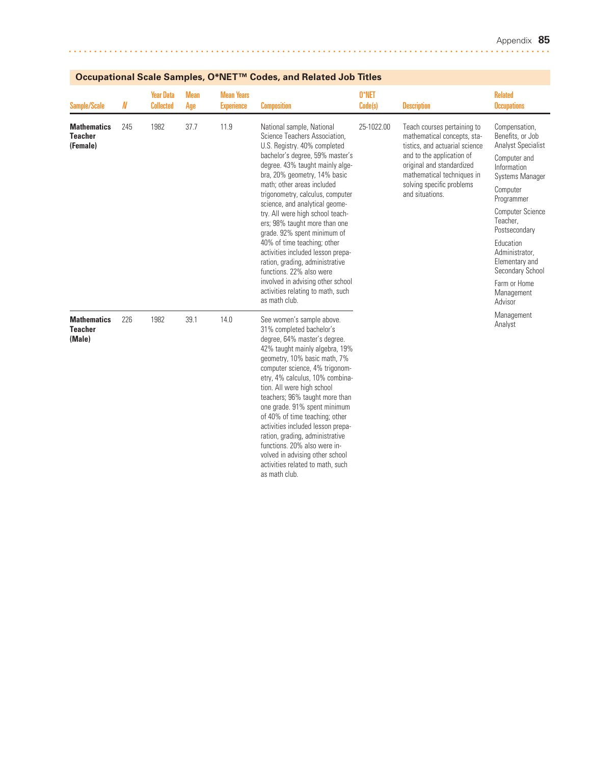## Occupational Scale Samples, O*NET™ Codes, and Related Job Titles

| Sample/Scale | N | Year Data Collected | Mean Age | Mean Years Experience | Composition | O*NET Code(s) | Description | Related Occupations |
|---|---|---|---|---|---|---|---|---|
| **Mathematics Teacher (Female)** | 245 | 1982 | 37.7 | 11.9 | National sample, National Science Teachers Association, U.S. Registry. 40% completed bachelor's degree, 59% master's degree. 43% taught mainly algebra, 20% geometry, 14% basic math; other areas included trigonometry, calculus, computer science, and analytical geometry. All were high school teachers; 98% taught more than one grade. 92% spent minimum of 40% of time teaching; other activities included lesson preparation, grading, administrative functions. 22% also were involved in advising other school activities relating to math, such as math club. | 25-1022.00 | Teach courses pertaining to mathematical concepts, statistics, and actuarial science and to the application of original and standardized mathematical techniques in solving specific problems and situations. | Compensation, Benefits, or Job Analyst Specialist; Computer and Information Systems Manager; Computer Programmer; Computer Science Teacher, Postsecondary; Education Administrator, Elementary and Secondary School; Farm or Home Management Advisor; Management Analyst |
| **Mathematics Teacher (Male)** | 226 | 1982 | 39.1 | 14.0 | See women's sample above. 31% completed bachelor's degree, 64% master's degree. 42% taught mainly algebra, 19% geometry, 10% basic math, 7% computer science, 4% trigonometry, 4% calculus, 10% combination. All were high school teachers; 96% taught more than one grade. 91% spent minimum of 40% of time teaching; other activities included lesson preparation, grading, administrative functions. 20% also were involved in advising other school activities related to math, such as math club. | | | |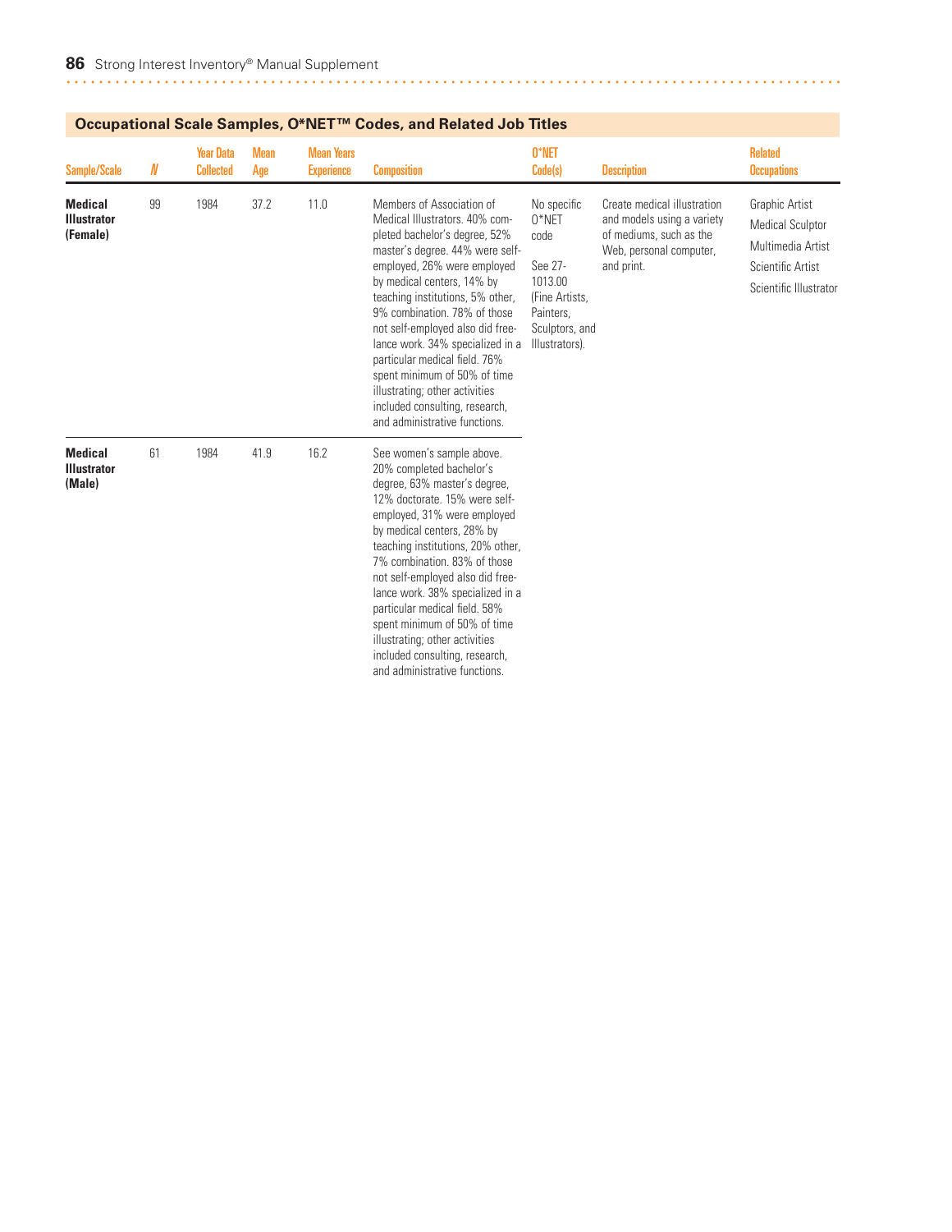## Occupational Scale Samples, O*NET™ Codes, and Related Job Titles

| Sample/Scale | N | Year Data Collected | Mean Age | Mean Years Experience | Composition | O*NET Code(s) | Description | Related Occupations |
|---|---|---|---|---|---|---|---|---|
| **Medical Illustrator (Female)** | 99 | 1984 | 37.2 | 11.0 | Members of Association of Medical Illustrators. 40% completed bachelor's degree, 52% master's degree. 44% were self-employed, 26% were employed by medical centers, 14% by teaching institutions, 5% other, 9% combination. 78% of those not self-employed also did free-lance work. 34% specialized in a particular medical field. 76% spent minimum of 50% of time illustrating; other activities included consulting, research, and administrative functions. | No specific O*NET code<br><br>See 27-1013.00 (Fine Artists, Painters, Sculptors, and Illustrators). | Create medical illustration and models using a variety of mediums, such as the Web, personal computer, and print. | Graphic Artist<br>Medical Sculptor<br>Multimedia Artist<br>Scientific Artist<br>Scientific Illustrator |
| **Medical Illustrator (Male)** | 61 | 1984 | 41.9 | 16.2 | See women's sample above. 20% completed bachelor's degree, 63% master's degree, 12% doctorate. 15% were self-employed, 31% were employed by medical centers, 28% by teaching institutions, 20% other, 7% combination. 83% of those not self-employed also did free-lance work. 38% specialized in a particular medical field. 58% spent minimum of 50% of time illustrating; other activities included consulting, research, and administrative functions. | | | |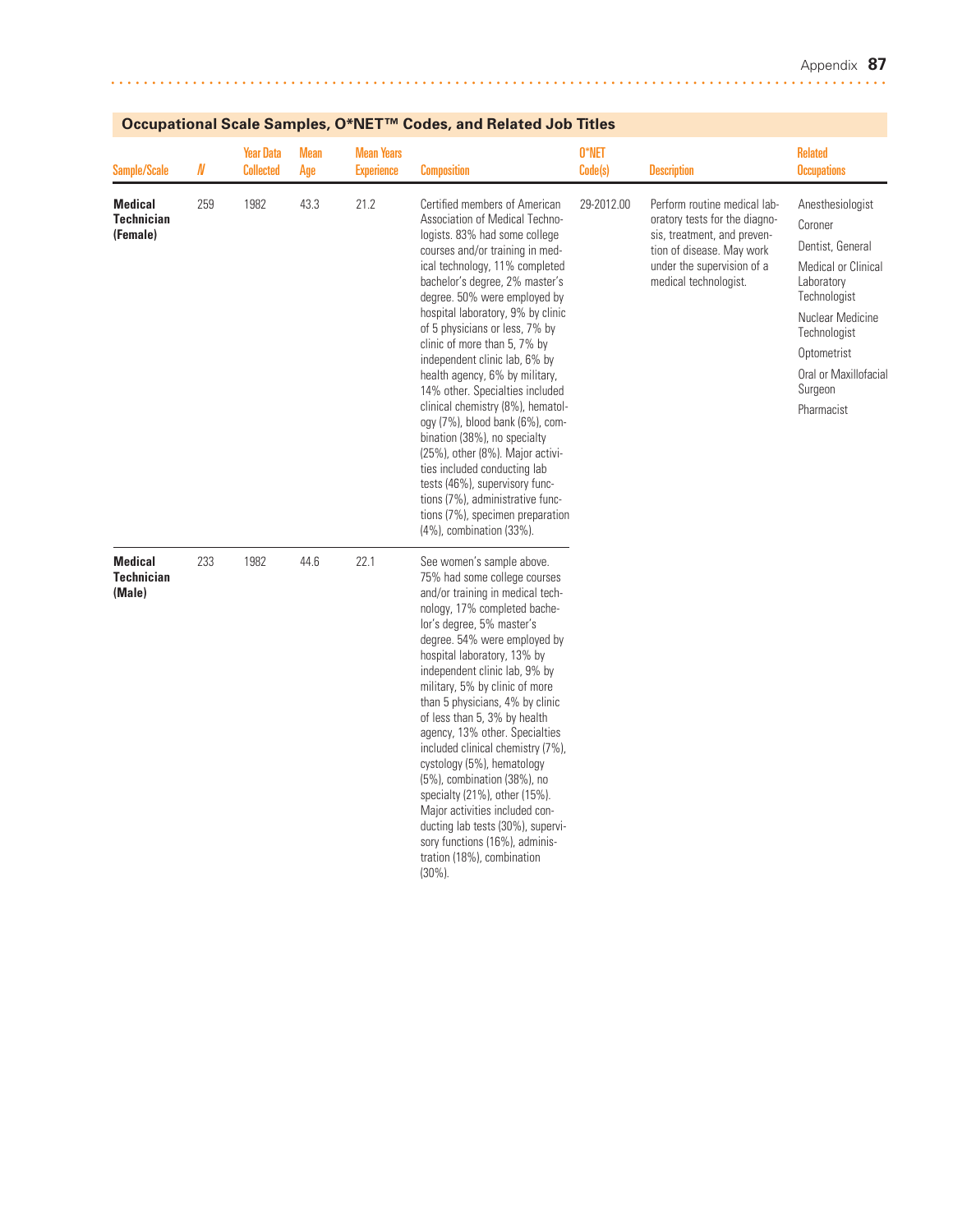## Occupational Scale Samples, O*NET™ Codes, and Related Job Titles

| Sample/Scale | N | Year Data Collected | Mean Age | Mean Years Experience | Composition | O*NET Code(s) | Description | Related Occupations |
|---|---|---|---|---|---|---|---|---|
| **Medical Technician (Female)** | 259 | 1982 | 43.3 | 21.2 | Certified members of American Association of Medical Technologists. 83% had some college courses and/or training in medical technology, 11% completed bachelor's degree, 2% master's degree. 50% were employed by hospital laboratory, 9% by clinic of 5 physicians or less, 7% by clinic of more than 5, 7% by independent clinic lab, 6% by health agency, 6% by military, 14% other. Specialties included clinical chemistry (8%), hematology (7%), blood bank (6%), combination (38%), no specialty (25%), other (8%). Major activities included conducting lab tests (46%), supervisory functions (7%), administrative functions (7%), specimen preparation (4%), combination (33%). | 29-2012.00 | Perform routine medical laboratory tests for the diagnosis, treatment, and prevention of disease. May work under the supervision of a medical technologist. | Anesthesiologist<br>Coroner<br>Dentist, General<br>Medical or Clinical Laboratory Technologist<br>Nuclear Medicine Technologist<br>Optometrist<br>Oral or Maxillofacial Surgeon<br>Pharmacist |
| **Medical Technician (Male)** | 233 | 1982 | 44.6 | 22.1 | See women's sample above. 75% had some college courses and/or training in medical technology, 17% completed bachelor's degree, 5% master's degree. 54% were employed by hospital laboratory, 13% by independent clinic lab, 9% by military, 5% by clinic of more than 5 physicians, 4% by clinic of less than 5, 3% by health agency, 13% other. Specialties included clinical chemistry (7%), cystology (5%), hematology (5%), combination (38%), no specialty (21%), other (15%). Major activities included conducting lab tests (30%), supervisory functions (16%), administration (18%), combination (30%). | | | |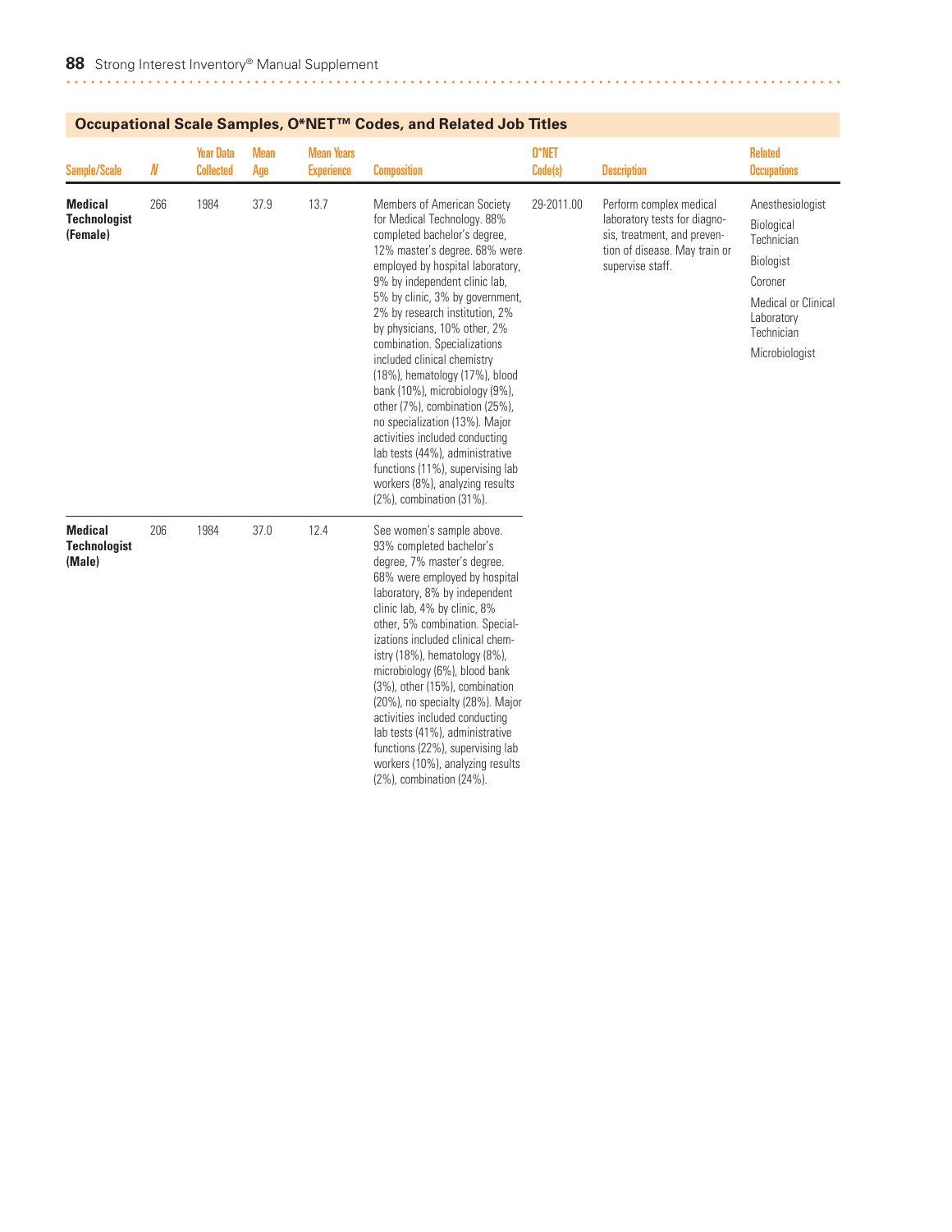## Occupational Scale Samples, O*NET™ Codes, and Related Job Titles

| Sample/Scale | N | Year Data Collected | Mean Age | Mean Years Experience | Composition | O*NET Code(s) | Description | Related Occupations |
|---|---|---|---|---|---|---|---|---|
| **Medical Technologist (Female)** | 266 | 1984 | 37.9 | 13.7 | Members of American Society for Medical Technology. 88% completed bachelor's degree, 12% master's degree. 68% were employed by hospital laboratory, 9% by independent clinic lab, 5% by clinic, 3% by government, 2% by research institution, 2% by physicians, 10% other, 2% combination. Specializations included clinical chemistry (18%), hematology (17%), blood bank (10%), microbiology (9%), other (7%), combination (25%), no specialization (13%). Major activities included conducting lab tests (44%), administrative functions (11%), supervising lab workers (8%), analyzing results (2%), combination (31%). | 29-2011.00 | Perform complex medical laboratory tests for diagnosis, treatment, and prevention of disease. May train or supervise staff. | Anesthesiologist<br>Biological Technician<br>Biologist<br>Coroner<br>Medical or Clinical Laboratory Technician<br>Microbiologist |
| **Medical Technologist (Male)** | 206 | 1984 | 37.0 | 12.4 | See women's sample above. 93% completed bachelor's degree, 7% master's degree. 68% were employed by hospital laboratory, 8% by independent clinic lab, 4% by clinic, 8% other, 5% combination. Specializations included clinical chemistry (18%), hematology (8%), microbiology (6%), blood bank (3%), other (15%), combination (20%), no specialty (28%). Major activities included conducting lab tests (41%), administrative functions (22%), supervising lab workers (10%), analyzing results (2%), combination (24%). | | | |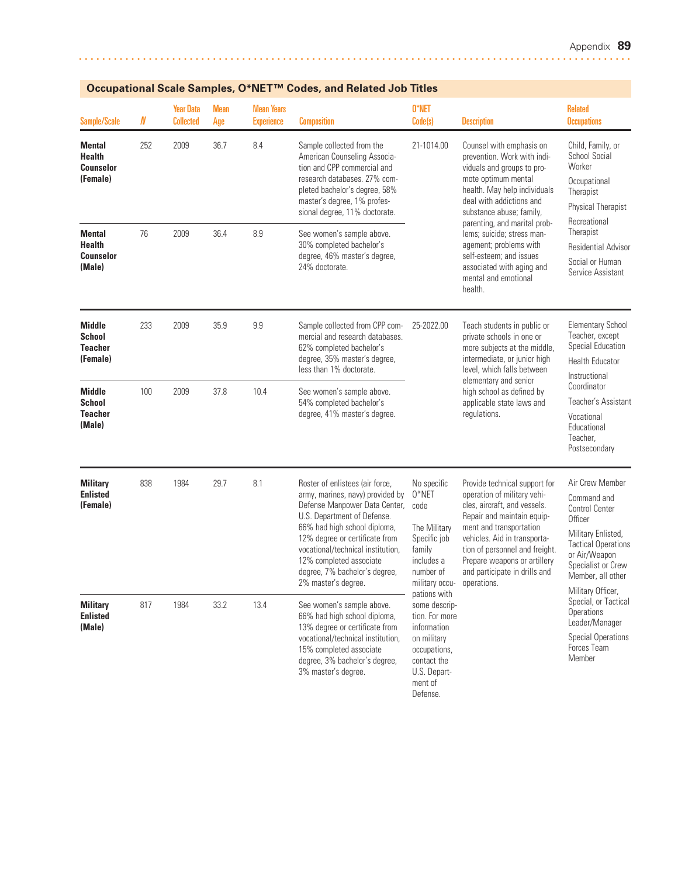## Occupational Scale Samples, O*NET™ Codes, and Related Job Titles

| Sample/Scale | N | Year Data Collected | Mean Age | Mean Years Experience | Composition | O*NET Code(s) | Description | Related Occupations |
|---|---|---|---|---|---|---|---|---|
| **Mental Health Counselor (Female)** | 252 | 2009 | 36.7 | 8.4 | Sample collected from the American Counseling Association and CPP commercial and research databases. 27% completed bachelor's degree, 58% master's degree, 1% professional degree, 11% doctorate. | 21-1014.00 | Counsel with emphasis on prevention. Work with individuals and groups to promote optimum mental health. May help individuals deal with addictions and substance abuse; family, parenting, and marital problems; suicide; stress management; problems with self-esteem; and issues associated with aging and mental and emotional health. | Child, Family, or School Social Worker; Occupational Therapist; Physical Therapist; Recreational Therapist; Residential Advisor; Social or Human Service Assistant |
| **Mental Health Counselor (Male)** | 76 | 2009 | 36.4 | 8.9 | See women's sample above. 30% completed bachelor's degree, 46% master's degree, 24% doctorate. | | | |
| **Middle School Teacher (Female)** | 233 | 2009 | 35.9 | 9.9 | Sample collected from CPP commercial and research databases. 62% completed bachelor's degree, 35% master's degree, less than 1% doctorate. | 25-2022.00 | Teach students in public or private schools in one or more subjects at the middle, intermediate, or junior high level, which falls between elementary and senior high school as defined by applicable state laws and regulations. | Elementary School Teacher, except Special Education; Health Educator; Instructional Coordinator; Teacher's Assistant; Vocational Educational Teacher, Postsecondary |
| **Middle School Teacher (Male)** | 100 | 2009 | 37.8 | 10.4 | See women's sample above. 54% completed bachelor's degree, 41% master's degree. | | | |
| **Military Enlisted (Female)** | 838 | 1984 | 29.7 | 8.1 | Roster of enlistees (air force, army, marines, navy) provided by Defense Manpower Data Center, U.S. Department of Defense. 66% had high school diploma, 12% degree or certificate from vocational/technical institution, 12% completed associate degree, 7% bachelor's degree, 2% master's degree. | No specific O*NET code<br><br>The Military Specific job family includes a number of military occupations with some description. For more information on military occupations, contact the U.S. Department of Defense. | Provide technical support for operation of military vehicles, aircraft, and vessels. Repair and maintain equipment and transportation vehicles. Aid in transportation of personnel and freight. Prepare weapons or artillery and participate in drills and operations. | Air Crew Member; Command and Control Center Officer; Military Enlisted, Tactical Operations or Air/Weapon Specialist or Crew Member, all other; Military Officer, Special, or Tactical Operations Leader/Manager; Special Operations Forces Team Member |
| **Military Enlisted (Male)** | 817 | 1984 | 33.2 | 13.4 | See women's sample above. 66% had high school diploma, 13% degree or certificate from vocational/technical institution, 15% completed associate degree, 3% bachelor's degree, 3% master's degree. | | | |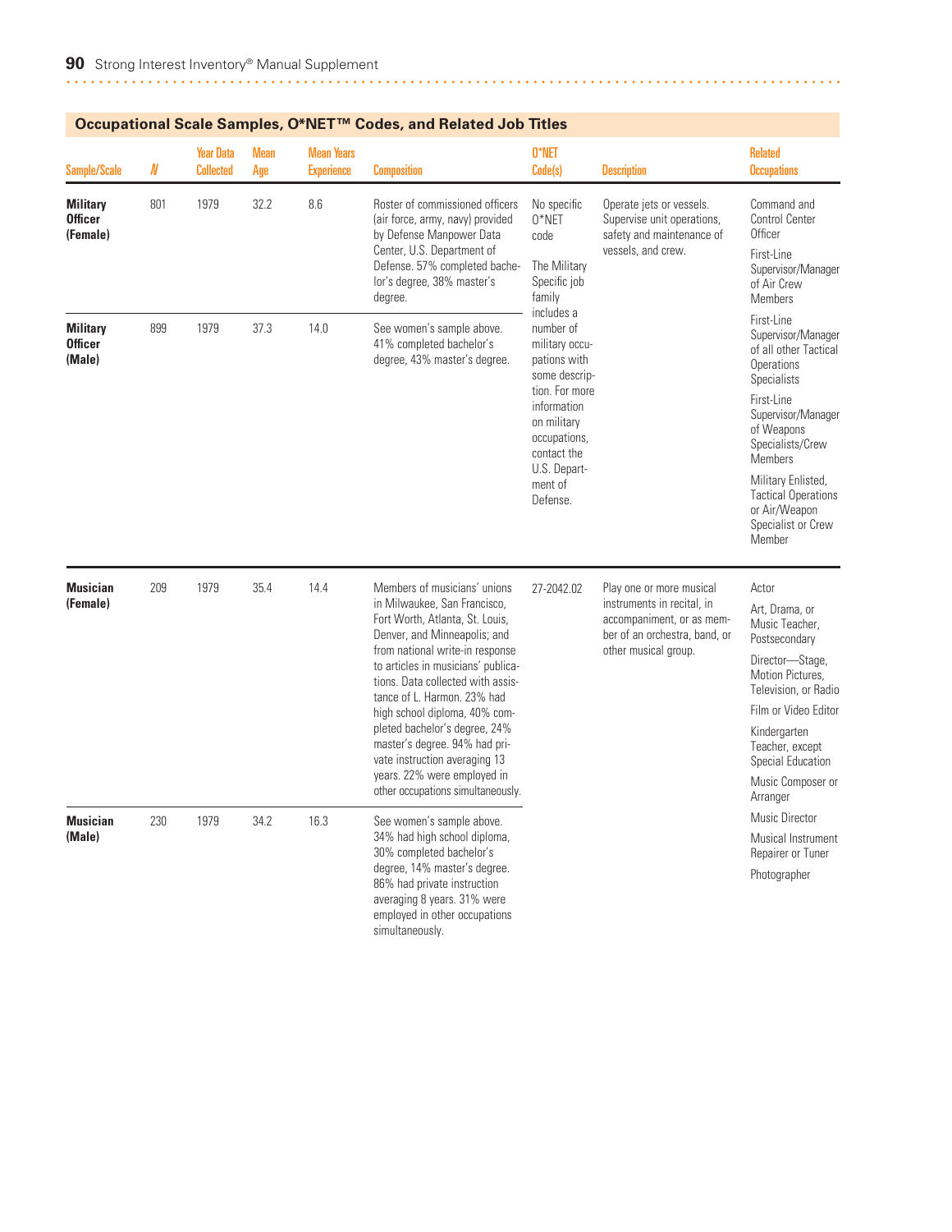## Occupational Scale Samples, O*NET™ Codes, and Related Job Titles

| Sample/Scale | N | Year Data Collected | Mean Age | Mean Years Experience | Composition | O*NET Code(s) | Description | Related Occupations |
|---|---|---|---|---|---|---|---|---|
| **Military Officer (Female)** | 801 | 1979 | 32.2 | 8.6 | Roster of commissioned officers (air force, army, navy) provided by Defense Manpower Data Center, U.S. Department of Defense. 57% completed bachelor's degree, 38% master's degree. | No specific O*NET code<br><br>The Military Specific job family includes a number of military occupations with some description. For more information on military occupations, contact the U.S. Department of Defense. | Operate jets or vessels. Supervise unit operations, safety and maintenance of vessels, and crew. | Command and Control Center Officer<br><br>First-Line Supervisor/Manager of Air Crew Members<br><br>First-Line Supervisor/Manager of all other Tactical Operations Specialists<br><br>First-Line Supervisor/Manager of Weapons Specialists/Crew Members<br><br>Military Enlisted, Tactical Operations or Air/Weapon Specialist or Crew Member |
| **Military Officer (Male)** | 899 | 1979 | 37.3 | 14.0 | See women's sample above. 41% completed bachelor's degree, 43% master's degree. | | | |
| **Musician (Female)** | 209 | 1979 | 35.4 | 14.4 | Members of musicians' unions in Milwaukee, San Francisco, Fort Worth, Atlanta, St. Louis, Denver, and Minneapolis; and from national write-in response to articles in musicians' publications. Data collected with assistance of L. Harmon. 23% had high school diploma, 40% completed bachelor's degree, 24% master's degree. 94% had private instruction averaging 13 years. 22% were employed in other occupations simultaneously. | 27-2042.02 | Play one or more musical instruments in recital, in accompaniment, or as member of an orchestra, band, or other musical group. | Actor<br><br>Art, Drama, or Music Teacher, Postsecondary<br><br>Director—Stage, Motion Pictures, Television, or Radio<br><br>Film or Video Editor<br><br>Kindergarten Teacher, except Special Education<br><br>Music Composer or Arranger<br><br>Music Director<br><br>Musical Instrument Repairer or Tuner<br><br>Photographer |
| **Musician (Male)** | 230 | 1979 | 34.2 | 16.3 | See women's sample above. 34% had high school diploma, 30% completed bachelor's degree, 14% master's degree. 86% had private instruction averaging 8 years. 31% were employed in other occupations simultaneously. | | | |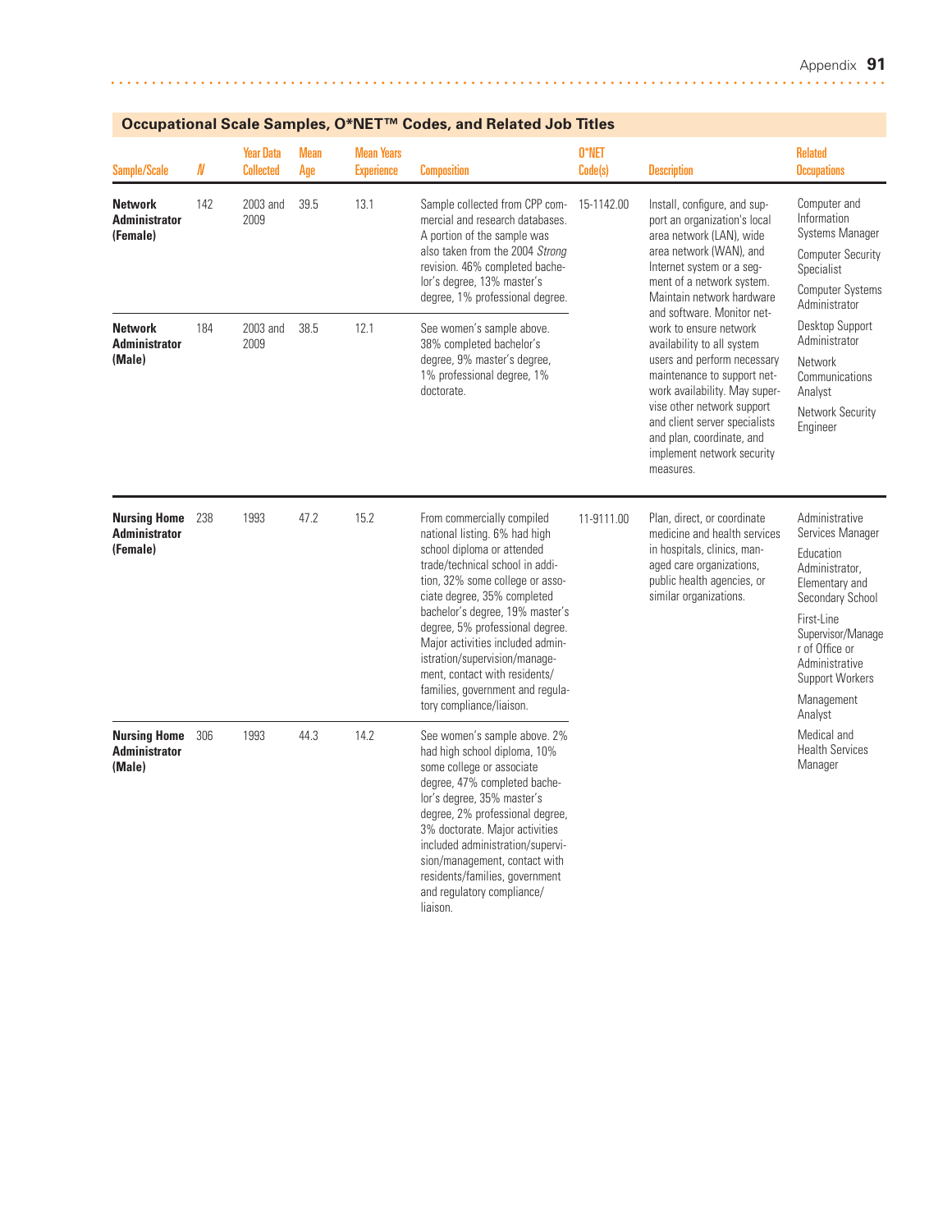## Occupational Scale Samples, O*NET™ Codes, and Related Job Titles

| Sample/Scale | N | Year Data Collected | Mean Age | Mean Years Experience | Composition | O*NET Code(s) | Description | Related Occupations |
|---|---|---|---|---|---|---|---|---|
| **Network Administrator (Female)** | 142 | 2003 and 2009 | 39.5 | 13.1 | Sample collected from CPP commercial and research databases. A portion of the sample was also taken from the 2004 *Strong* revision. 46% completed bachelor's degree, 13% master's degree, 1% professional degree. | 15-1142.00 | Install, configure, and support an organization's local area network (LAN), wide area network (WAN), and Internet system or a segment of a network system. Maintain network hardware and software. Monitor network to ensure network availability to all system users and perform necessary maintenance to support network availability. May supervise other network support and client server specialists and plan, coordinate, and implement network security measures. | Computer and Information Systems Manager; Computer Security Specialist; Computer Systems Administrator; Desktop Support Administrator; Network Communications Analyst; Network Security Engineer |
| **Network Administrator (Male)** | 184 | 2003 and 2009 | 38.5 | 12.1 | See women's sample above. 38% completed bachelor's degree, 9% master's degree, 1% professional degree, 1% doctorate. | | | |
| **Nursing Home Administrator (Female)** | 238 | 1993 | 47.2 | 15.2 | From commercially compiled national listing. 6% had high school diploma or attended trade/technical school in addition, 32% some college or associate degree, 35% completed bachelor's degree, 19% master's degree, 5% professional degree. Major activities included administration/supervision/management, contact with residents/families, government and regulatory compliance/liaison. | 11-9111.00 | Plan, direct, or coordinate medicine and health services in hospitals, clinics, managed care organizations, public health agencies, or similar organizations. | Administrative Services Manager; Education Administrator, Elementary and Secondary School; First-Line Supervisor/Manager of Office or Administrative Support Workers; Management Analyst; Medical and Health Services Manager |
| **Nursing Home Administrator (Male)** | 306 | 1993 | 44.3 | 14.2 | See women's sample above. 2% had high school diploma, 10% some college or associate degree, 47% completed bachelor's degree, 35% master's degree, 2% professional degree, 3% doctorate. Major activities included administration/supervision/management, contact with residents/families, government and regulatory compliance/liaison. | | | |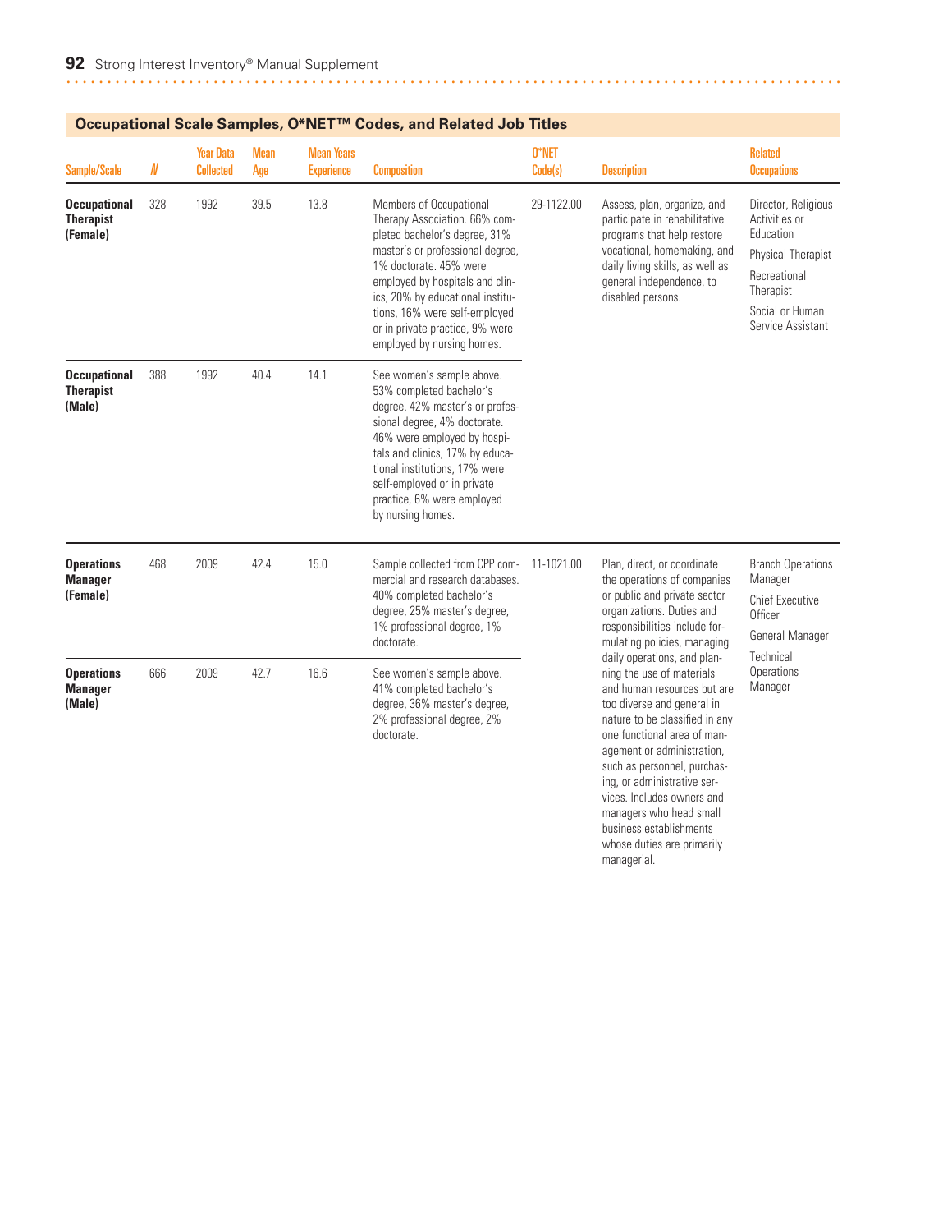## Occupational Scale Samples, O*NET™ Codes, and Related Job Titles

| Sample/Scale | N | Year Data Collected | Mean Age | Mean Years Experience | Composition | O*NET Code(s) | Description | Related Occupations |
|---|---|---|---|---|---|---|---|---|
| **Occupational Therapist (Female)** | 328 | 1992 | 39.5 | 13.8 | Members of Occupational Therapy Association. 66% completed bachelor's degree, 31% master's or professional degree, 1% doctorate. 45% were employed by hospitals and clinics, 20% by educational institutions, 16% were self-employed or in private practice, 9% were employed by nursing homes. | 29-1122.00 | Assess, plan, organize, and participate in rehabilitative programs that help restore vocational, homemaking, and daily living skills, as well as general independence, to disabled persons. | Director, Religious Activities or Education; Physical Therapist; Recreational Therapist; Social or Human Service Assistant |
| **Occupational Therapist (Male)** | 388 | 1992 | 40.4 | 14.1 | See women's sample above. 53% completed bachelor's degree, 42% master's or professional degree, 4% doctorate. 46% were employed by hospitals and clinics, 17% by educational institutions, 17% were self-employed or in private practice, 6% were employed by nursing homes. | | | |
| **Operations Manager (Female)** | 468 | 2009 | 42.4 | 15.0 | Sample collected from CPP commercial and research databases. 40% completed bachelor's degree, 25% master's degree, 1% professional degree, 1% doctorate. | 11-1021.00 | Plan, direct, or coordinate the operations of companies or public and private sector organizations. Duties and responsibilities include formulating policies, managing daily operations, and planning the use of materials and human resources but are too diverse and general in nature to be classified in any one functional area of management or administration, such as personnel, purchasing, or administrative services. Includes owners and managers who head small business establishments whose duties are primarily managerial. | Branch Operations Manager; Chief Executive Officer; General Manager; Technical Operations Manager |
| **Operations Manager (Male)** | 666 | 2009 | 42.7 | 16.6 | See women's sample above. 41% completed bachelor's degree, 36% master's degree, 2% professional degree, 2% doctorate. | | | |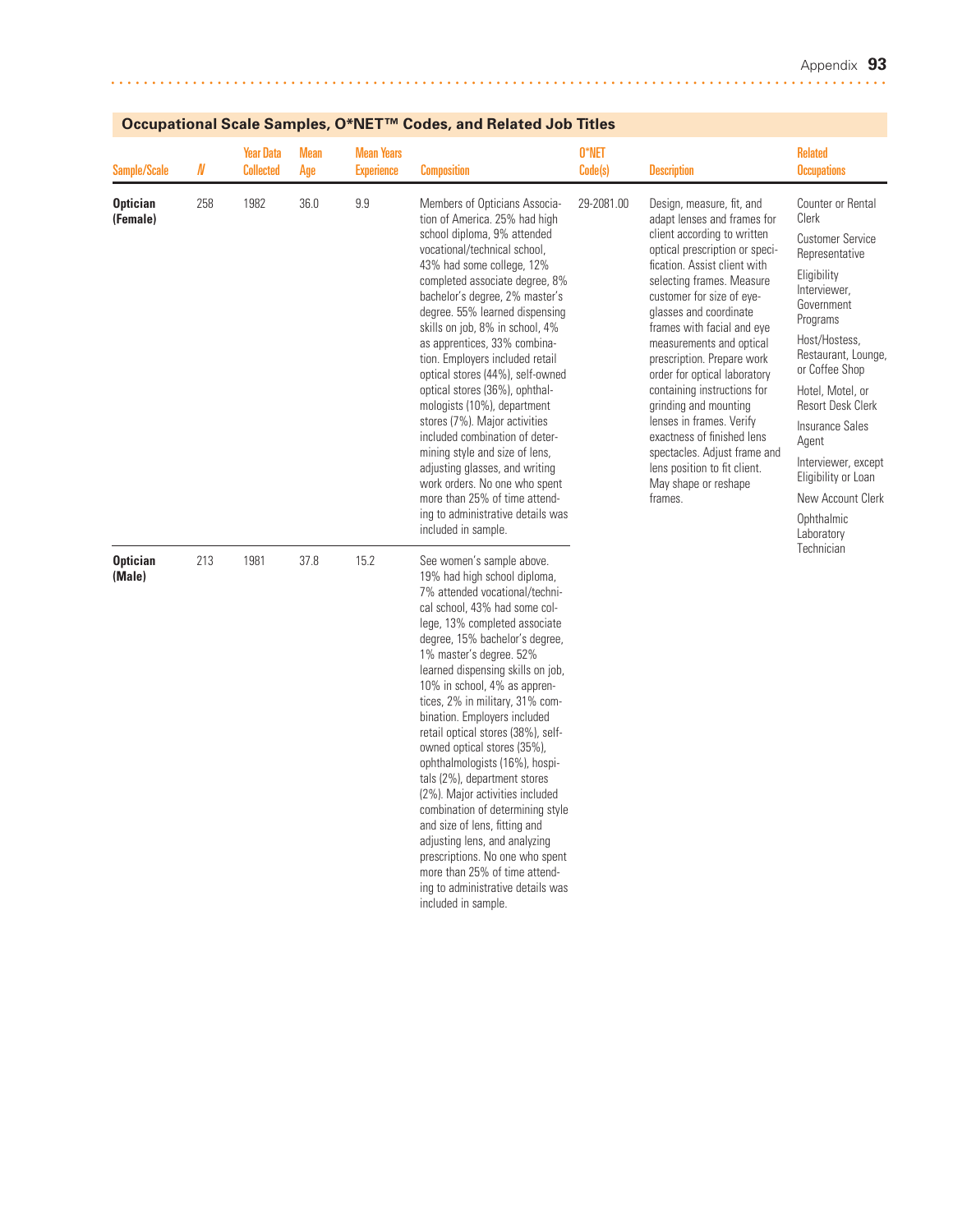## Occupational Scale Samples, O*NET™ Codes, and Related Job Titles

| Sample/Scale | N | Year Data Collected | Mean Age | Mean Years Experience | Composition | O*NET Code(s) | Description | Related Occupations |
|---|---|---|---|---|---|---|---|---|
| **Optician (Female)** | 258 | 1982 | 36.0 | 9.9 | Members of Opticians Association of America. 25% had high school diploma, 9% attended vocational/technical school, 43% had some college, 12% completed associate degree, 8% bachelor's degree, 2% master's degree. 55% learned dispensing skills on job, 8% in school, 4% as apprentices, 33% combination. Employers included retail optical stores (44%), self-owned optical stores (36%), ophthalmologists (10%), department stores (7%). Major activities included combination of determining style and size of lens, adjusting glasses, and writing work orders. No one who spent more than 25% of time attending to administrative details was included in sample. | 29-2081.00 | Design, measure, fit, and adapt lenses and frames for client according to written optical prescription or specification. Assist client with selecting frames. Measure customer for size of eyeglasses and coordinate frames with facial and eye measurements and optical prescription. Prepare work order for optical laboratory containing instructions for grinding and mounting lenses in frames. Verify exactness of finished lens spectacles. Adjust frame and lens position to fit client. May shape or reshape frames. | Counter or Rental Clerk; Customer Service Representative; Eligibility Interviewer, Government Programs; Host/Hostess, Restaurant, Lounge, or Coffee Shop; Hotel, Motel, or Resort Desk Clerk; Insurance Sales Agent; Interviewer, except Eligibility or Loan; New Account Clerk; Ophthalmic Laboratory Technician |
| **Optician (Male)** | 213 | 1981 | 37.8 | 15.2 | See women's sample above. 19% had high school diploma, 7% attended vocational/technical school, 43% had some college, 13% completed associate degree, 15% bachelor's degree, 1% master's degree. 52% learned dispensing skills on job, 10% in school, 4% as apprentices, 2% in military, 31% combination. Employers included retail optical stores (38%), self-owned optical stores (35%), ophthalmologists (16%), hospitals (2%), department stores (2%). Major activities included combination of determining style and size of lens, fitting and adjusting lens, and analyzing prescriptions. No one who spent more than 25% of time attending to administrative details was included in sample. | | | |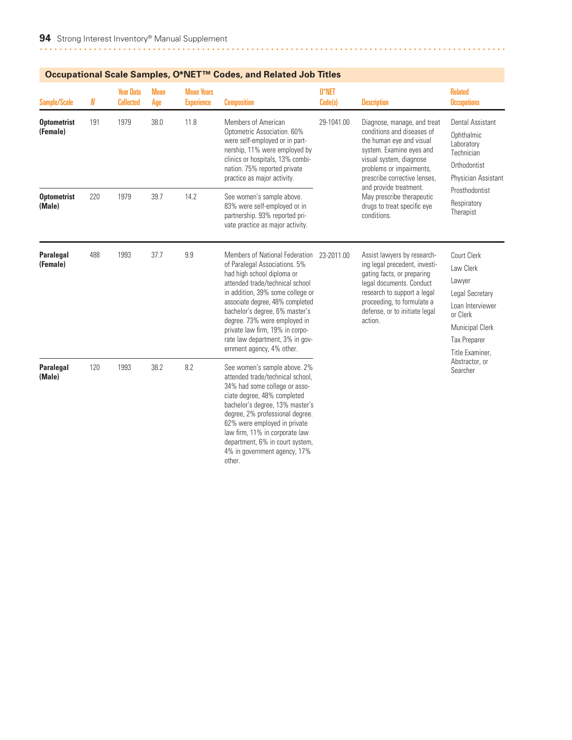## Occupational Scale Samples, O*NET™ Codes, and Related Job Titles

| Sample/Scale | N | Year Data Collected | Mean Age | Mean Years Experience | Composition | O*NET Code(s) | Description | Related Occupations |
|---|---|---|---|---|---|---|---|---|
| **Optometrist (Female)** | 191 | 1979 | 38.0 | 11.8 | Members of American Optometric Association. 60% were self-employed or in partnership, 11% were employed by clinics or hospitals, 13% combination. 75% reported private practice as major activity. | 29-1041.00 | Diagnose, manage, and treat conditions and diseases of the human eye and visual system. Examine eyes and visual system, diagnose problems or impairments, prescribe corrective lenses, and provide treatment. May prescribe therapeutic drugs to treat specific eye conditions. | Dental Assistant<br>Ophthalmic Laboratory Technician<br>Orthodontist<br>Physician Assistant<br>Prosthodontist<br>Respiratory Therapist |
| **Optometrist (Male)** | 220 | 1979 | 39.7 | 14.2 | See women's sample above. 83% were self-employed or in partnership. 93% reported private practice as major activity. | | | |
| **Paralegal (Female)** | 488 | 1993 | 37.7 | 9.9 | Members of National Federation of Paralegal Associations. 5% had high school diploma or attended trade/technical school in addition, 39% some college or associate degree, 48% completed bachelor's degree, 6% master's degree. 73% were employed in private law firm, 19% in corporate law department, 3% in government agency, 4% other. | 23-2011.00 | Assist lawyers by researching legal precedent, investigating facts, or preparing legal documents. Conduct research to support a legal proceeding, to formulate a defense, or to initiate legal action. | Court Clerk<br>Law Clerk<br>Lawyer<br>Legal Secretary<br>Loan Interviewer or Clerk<br>Municipal Clerk<br>Tax Preparer<br>Title Examiner, Abstractor, or Searcher |
| **Paralegal (Male)** | 120 | 1993 | 38.2 | 8.2 | See women's sample above. 2% attended trade/technical school, 34% had some college or associate degree, 48% completed bachelor's degree, 13% master's degree, 2% professional degree. 62% were employed in private law firm, 11% in corporate law department, 6% in court system, 4% in government agency, 17% other. | | | |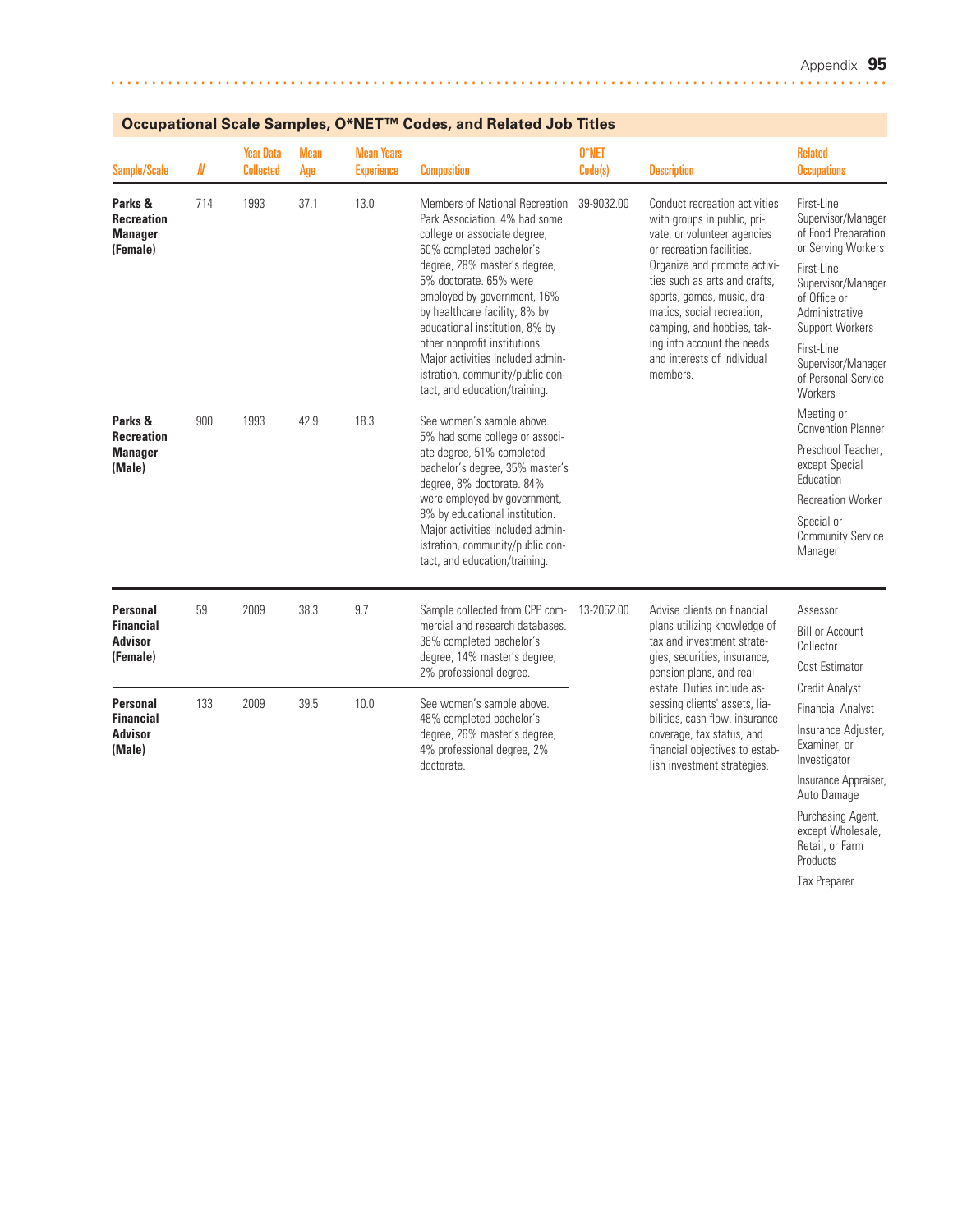## Occupational Scale Samples, O*NET™ Codes, and Related Job Titles

| Sample/Scale | N | Year Data Collected | Mean Age | Mean Years Experience | Composition | O*NET Code(s) | Description | Related Occupations |
|---|---|---|---|---|---|---|---|---|
| **Parks & Recreation Manager (Female)** | 714 | 1993 | 37.1 | 13.0 | Members of National Recreation Park Association. 4% had some college or associate degree, 60% completed bachelor's degree, 28% master's degree, 5% doctorate. 65% were employed by government, 16% by healthcare facility, 8% by educational institution, 8% by other nonprofit institutions. Major activities included administration, community/public contact, and education/training. | 39-9032.00 | Conduct recreation activities with groups in public, private, or volunteer agencies or recreation facilities. Organize and promote activities such as arts and crafts, sports, games, music, dramatics, social recreation, camping, and hobbies, taking into account the needs and interests of individual members. | First-Line Supervisor/Manager of Food Preparation or Serving Workers<br>First-Line Supervisor/Manager of Office or Administrative Support Workers<br>First-Line Supervisor/Manager of Personal Service Workers<br>Meeting or Convention Planner<br>Preschool Teacher, except Special Education<br>Recreation Worker<br>Special or Community Service Manager |
| **Parks & Recreation Manager (Male)** | 900 | 1993 | 42.9 | 18.3 | See women's sample above. 5% had some college or associate degree, 51% completed bachelor's degree, 35% master's degree, 8% doctorate. 84% were employed by government, 8% by educational institution. Major activities included administration, community/public contact, and education/training. | | | |
| **Personal Financial Advisor (Female)** | 59 | 2009 | 38.3 | 9.7 | Sample collected from CPP commercial and research databases. 36% completed bachelor's degree, 14% master's degree, 2% professional degree. | 13-2052.00 | Advise clients on financial plans utilizing knowledge of tax and investment strategies, securities, insurance, pension plans, and real estate. Duties include assessing clients' assets, liabilities, cash flow, insurance coverage, tax status, and financial objectives to establish investment strategies. | Assessor<br>Bill or Account Collector<br>Cost Estimator<br>Credit Analyst<br>Financial Analyst<br>Insurance Adjuster, Examiner, or Investigator<br>Insurance Appraiser, Auto Damage<br>Purchasing Agent, except Wholesale, Retail, or Farm Products<br>Tax Preparer |
| **Personal Financial Advisor (Male)** | 133 | 2009 | 39.5 | 10.0 | See women's sample above. 48% completed bachelor's degree, 26% master's degree, 4% professional degree, 2% doctorate. | | | |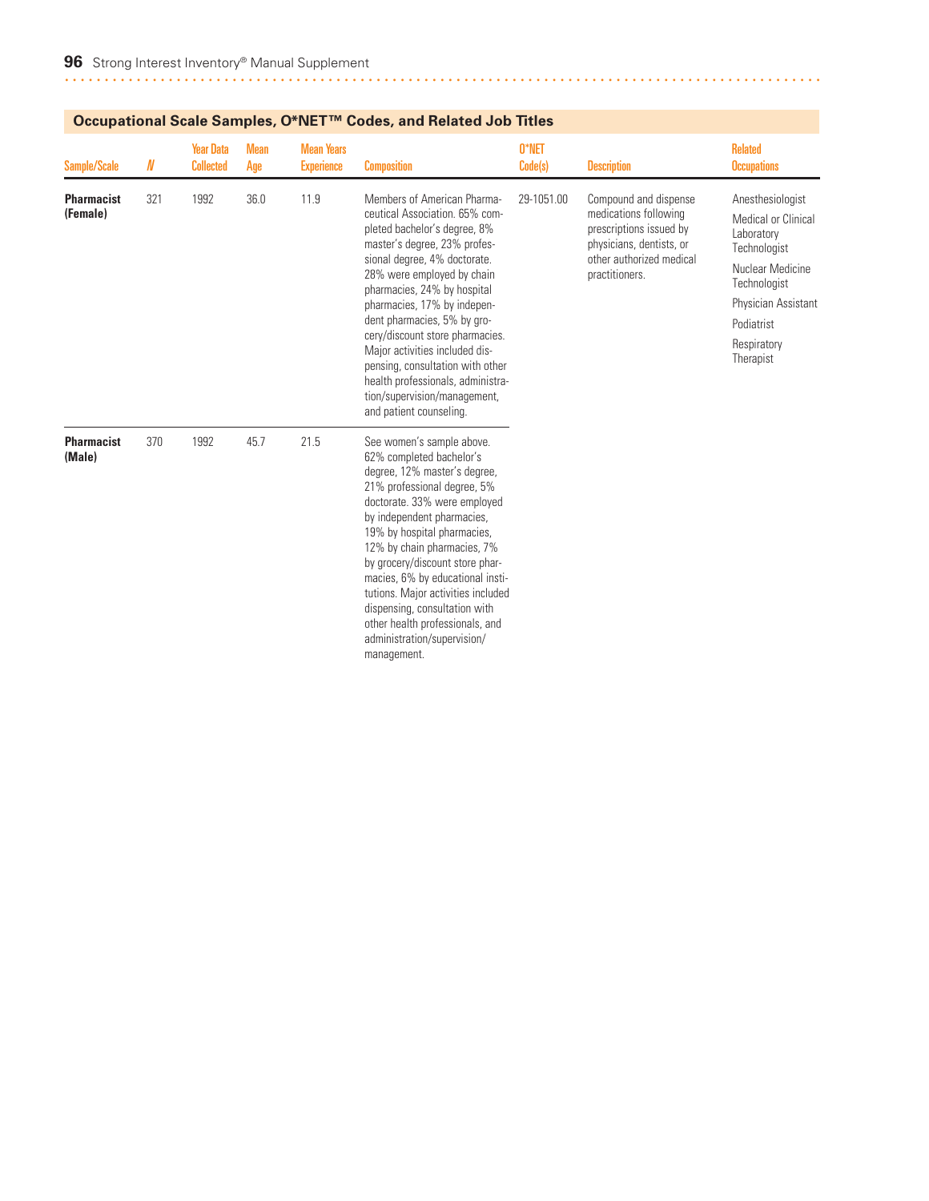## Occupational Scale Samples, O*NET™ Codes, and Related Job Titles

| Sample/Scale | N | Year Data Collected | Mean Age | Mean Years Experience | Composition | O*NET Code(s) | Description | Related Occupations |
|---|---|---|---|---|---|---|---|---|
| **Pharmacist (Female)** | 321 | 1992 | 36.0 | 11.9 | Members of American Pharmaceutical Association. 65% completed bachelor's degree, 8% master's degree, 23% professional degree, 4% doctorate. 28% were employed by chain pharmacies, 24% by hospital pharmacies, 17% by independent pharmacies, 5% by grocery/discount store pharmacies. Major activities included dispensing, consultation with other health professionals, administration/supervision/management, and patient counseling. | 29-1051.00 | Compound and dispense medications following prescriptions issued by physicians, dentists, or other authorized medical practitioners. | Anesthesiologist<br>Medical or Clinical Laboratory Technologist<br>Nuclear Medicine Technologist<br>Physician Assistant<br>Podiatrist<br>Respiratory Therapist |
| **Pharmacist (Male)** | 370 | 1992 | 45.7 | 21.5 | See women's sample above. 62% completed bachelor's degree, 12% master's degree, 21% professional degree, 5% doctorate. 33% were employed by independent pharmacies, 19% by hospital pharmacies, 12% by chain pharmacies, 7% by grocery/discount store pharmacies, 6% by educational institutions. Major activities included dispensing, consultation with other health professionals, and administration/supervision/management. | | | |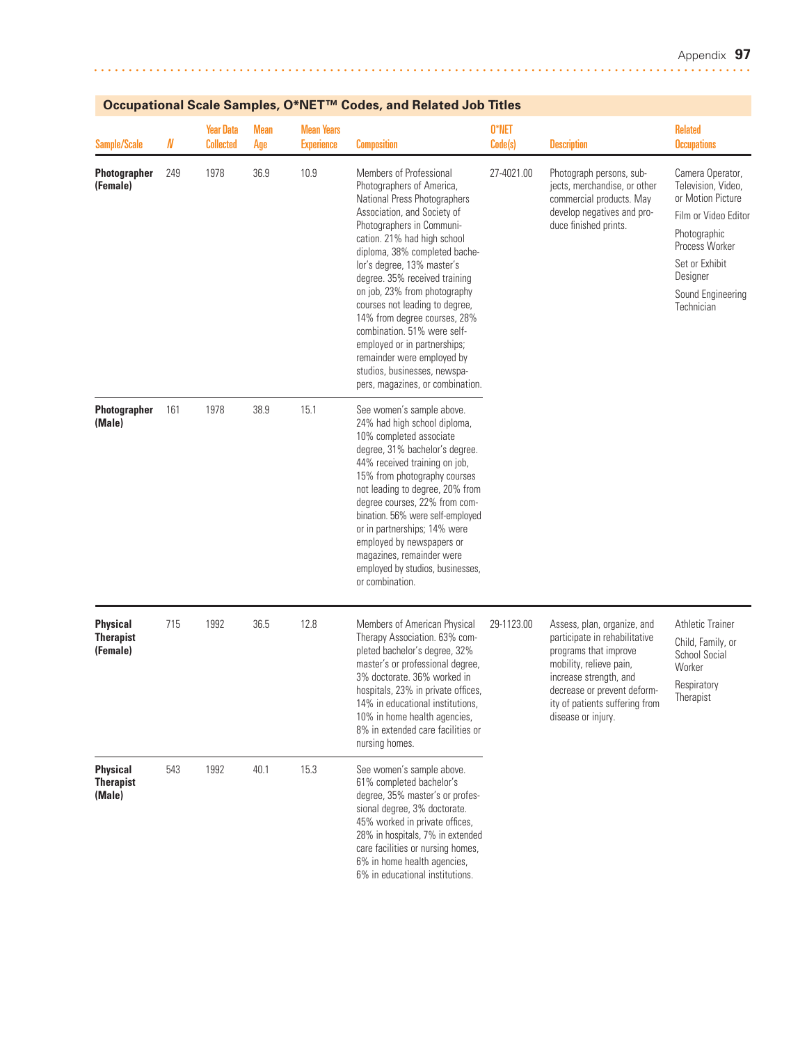## Occupational Scale Samples, O*NET™ Codes, and Related Job Titles

| Sample/Scale | N | Year Data Collected | Mean Age | Mean Years Experience | Composition | O*NET Code(s) | Description | Related Occupations |
|---|---|---|---|---|---|---|---|---|
| **Photographer (Female)** | 249 | 1978 | 36.9 | 10.9 | Members of Professional Photographers of America, National Press Photographers Association, and Society of Photographers in Communication. 21% had high school diploma, 38% completed bachelor's degree, 13% master's degree. 35% received training on job, 23% from photography courses not leading to degree, 14% from degree courses, 28% combination. 51% were self-employed or in partnerships; remainder were employed by studios, businesses, newspapers, magazines, or combination. | 27-4021.00 | Photograph persons, subjects, merchandise, or other commercial products. May develop negatives and produce finished prints. | Camera Operator, Television, Video, or Motion Picture<br>Film or Video Editor<br>Photographic Process Worker<br>Set or Exhibit Designer<br>Sound Engineering Technician |
| **Photographer (Male)** | 161 | 1978 | 38.9 | 15.1 | See women's sample above. 24% had high school diploma, 10% completed associate degree, 31% bachelor's degree. 44% received training on job, 15% from photography courses not leading to degree, 20% from degree courses, 22% from combination. 56% were self-employed or in partnerships; 14% were employed by newspapers or magazines, remainder were employed by studios, businesses, or combination. | | | |
| **Physical Therapist (Female)** | 715 | 1992 | 36.5 | 12.8 | Members of American Physical Therapy Association. 63% completed bachelor's degree, 32% master's or professional degree, 3% doctorate. 36% worked in hospitals, 23% in private offices, 14% in educational institutions, 10% in home health agencies, 8% in extended care facilities or nursing homes. | 29-1123.00 | Assess, plan, organize, and participate in rehabilitative programs that improve mobility, relieve pain, increase strength, and decrease or prevent deformity of patients suffering from disease or injury. | Athletic Trainer<br>Child, Family, or School Social Worker<br>Respiratory Therapist |
| **Physical Therapist (Male)** | 543 | 1992 | 40.1 | 15.3 | See women's sample above. 61% completed bachelor's degree, 35% master's or professional degree, 3% doctorate. 45% worked in private offices, 28% in hospitals, 7% in extended care facilities or nursing homes, 6% in home health agencies, 6% in educational institutions. | | | |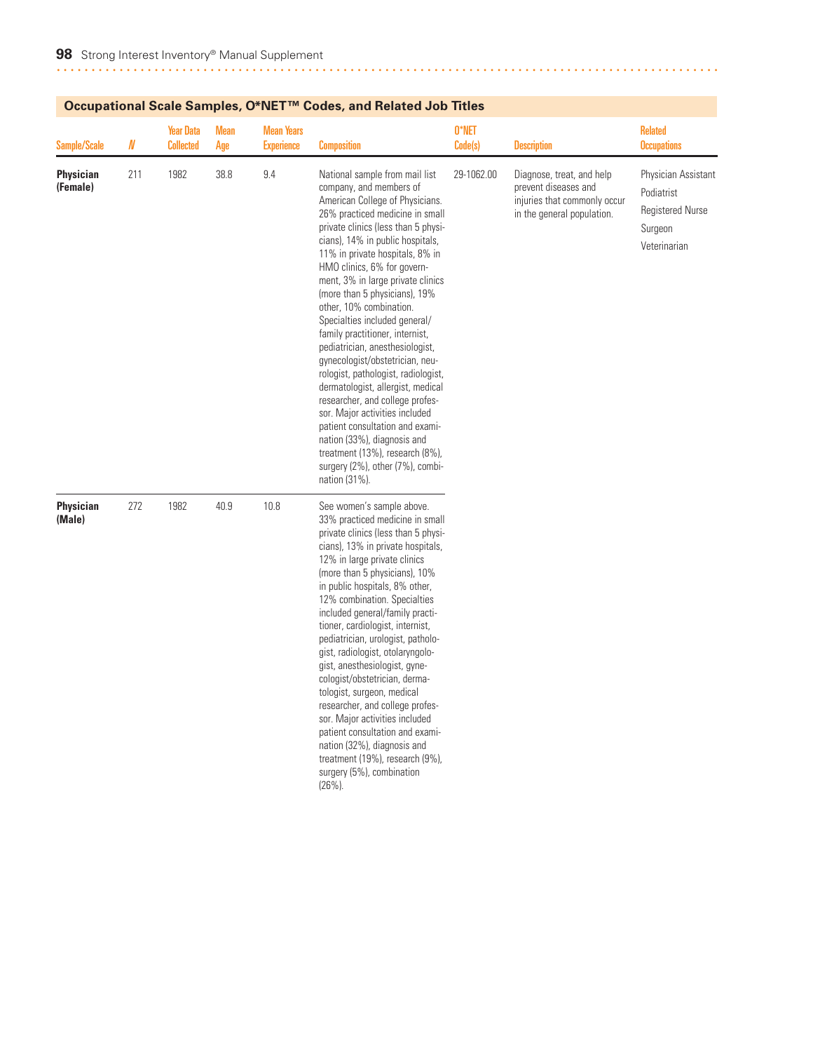## Occupational Scale Samples, O*NET™ Codes, and Related Job Titles

| Sample/Scale | N | Year Data Collected | Mean Age | Mean Years Experience | Composition | O*NET Code(s) | Description | Related Occupations |
|---|---|---|---|---|---|---|---|---|
| **Physician (Female)** | 211 | 1982 | 38.8 | 9.4 | National sample from mail list company, and members of American College of Physicians. 26% practiced medicine in small private clinics (less than 5 physicians), 14% in public hospitals, 11% in private hospitals, 8% in HMO clinics, 6% for government, 3% in large private clinics (more than 5 physicians), 19% other, 10% combination. Specialties included general/family practitioner, internist, pediatrician, anesthesiologist, gynecologist/obstetrician, neurologist, pathologist, radiologist, dermatologist, allergist, medical researcher, and college professor. Major activities included patient consultation and examination (33%), diagnosis and treatment (13%), research (8%), surgery (2%), other (7%), combination (31%). | 29-1062.00 | Diagnose, treat, and help prevent diseases and injuries that commonly occur in the general population. | Physician Assistant<br>Podiatrist<br>Registered Nurse<br>Surgeon<br>Veterinarian |
| **Physician (Male)** | 272 | 1982 | 40.9 | 10.8 | See women's sample above. 33% practiced medicine in small private clinics (less than 5 physicians), 13% in private hospitals, 12% in large private clinics (more than 5 physicians), 10% in public hospitals, 8% other, 12% combination. Specialties included general/family practitioner, cardiologist, internist, pediatrician, urologist, pathologist, radiologist, otolaryngologist, anesthesiologist, gynecologist/obstetrician, dermatologist, surgeon, medical researcher, and college professor. Major activities included patient consultation and examination (32%), diagnosis and treatment (19%), research (9%), surgery (5%), combination (26%). | | | |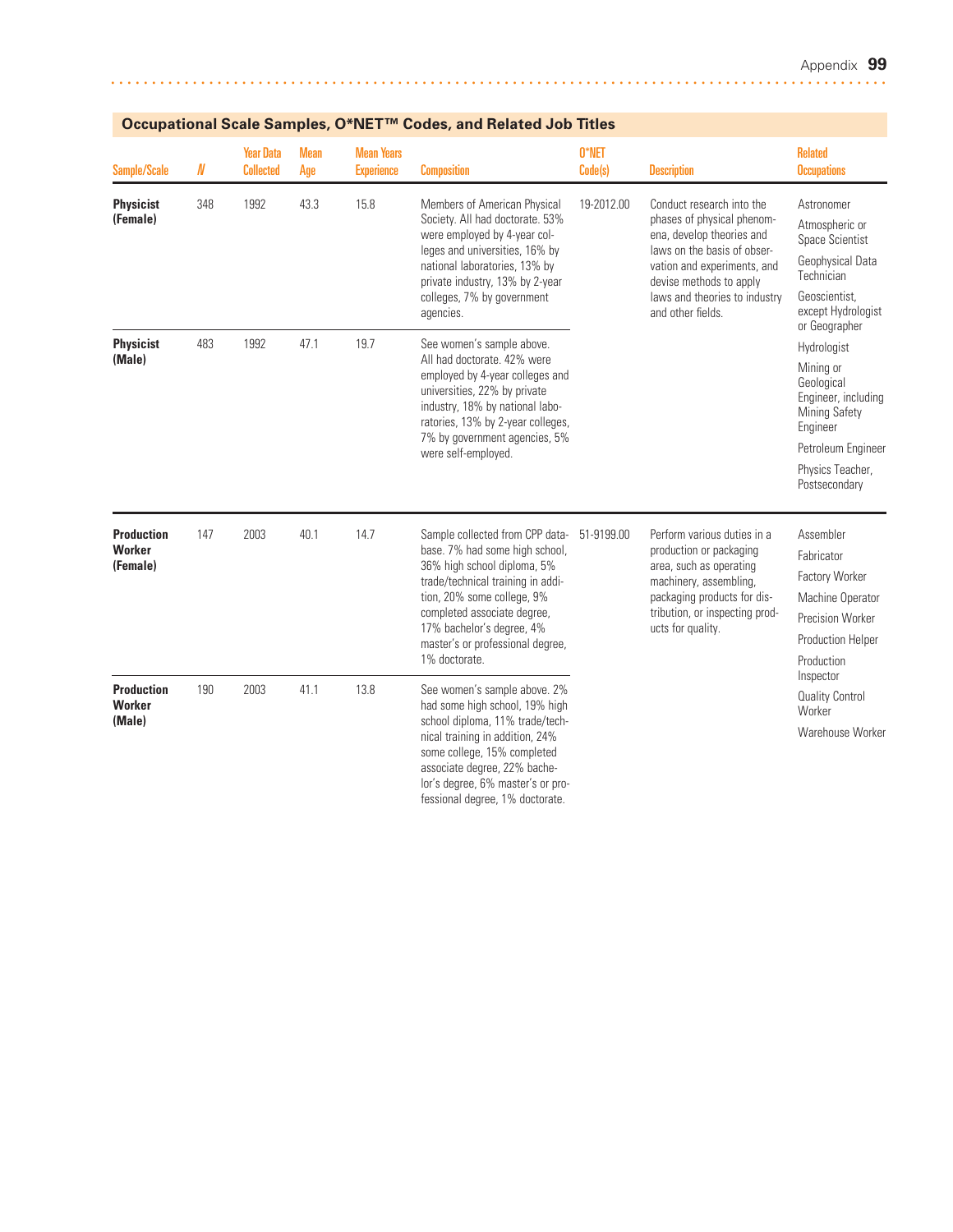## Occupational Scale Samples, O*NET™ Codes, and Related Job Titles

| Sample/Scale | N | Year Data Collected | Mean Age | Mean Years Experience | Composition | O*NET Code(s) | Description | Related Occupations |
|---|---|---|---|---|---|---|---|---|
| **Physicist (Female)** | 348 | 1992 | 43.3 | 15.8 | Members of American Physical Society. All had doctorate. 53% were employed by 4-year colleges and universities, 16% by national laboratories, 13% by private industry, 13% by 2-year colleges, 7% by government agencies. | 19-2012.00 | Conduct research into the phases of physical phenomena, develop theories and laws on the basis of observation and experiments, and devise methods to apply laws and theories to industry and other fields. | Astronomer; Atmospheric or Space Scientist; Geophysical Data Technician; Geoscientist, except Hydrologist or Geographer; Hydrologist; Mining or Geological Engineer, including Mining Safety Engineer; Petroleum Engineer; Physics Teacher, Postsecondary |
| **Physicist (Male)** | 483 | 1992 | 47.1 | 19.7 | See women's sample above. All had doctorate. 42% were employed by 4-year colleges and universities, 22% by private industry, 18% by national laboratories, 13% by 2-year colleges, 7% by government agencies, 5% were self-employed. | | | |
| **Production Worker (Female)** | 147 | 2003 | 40.1 | 14.7 | Sample collected from CPP database. 7% had some high school, 36% high school diploma, 5% trade/technical training in addition, 20% some college, 9% completed associate degree, 17% bachelor's degree, 4% master's or professional degree, 1% doctorate. | 51-9199.00 | Perform various duties in a production or packaging area, such as operating machinery, assembling, packaging products for distribution, or inspecting products for quality. | Assembler; Fabricator; Factory Worker; Machine Operator; Precision Worker; Production Helper; Production Inspector; Quality Control Worker; Warehouse Worker |
| **Production Worker (Male)** | 190 | 2003 | 41.1 | 13.8 | See women's sample above. 2% had some high school, 19% high school diploma, 11% trade/technical training in addition, 24% some college, 15% completed associate degree, 22% bachelor's degree, 6% master's or professional degree, 1% doctorate. | | | |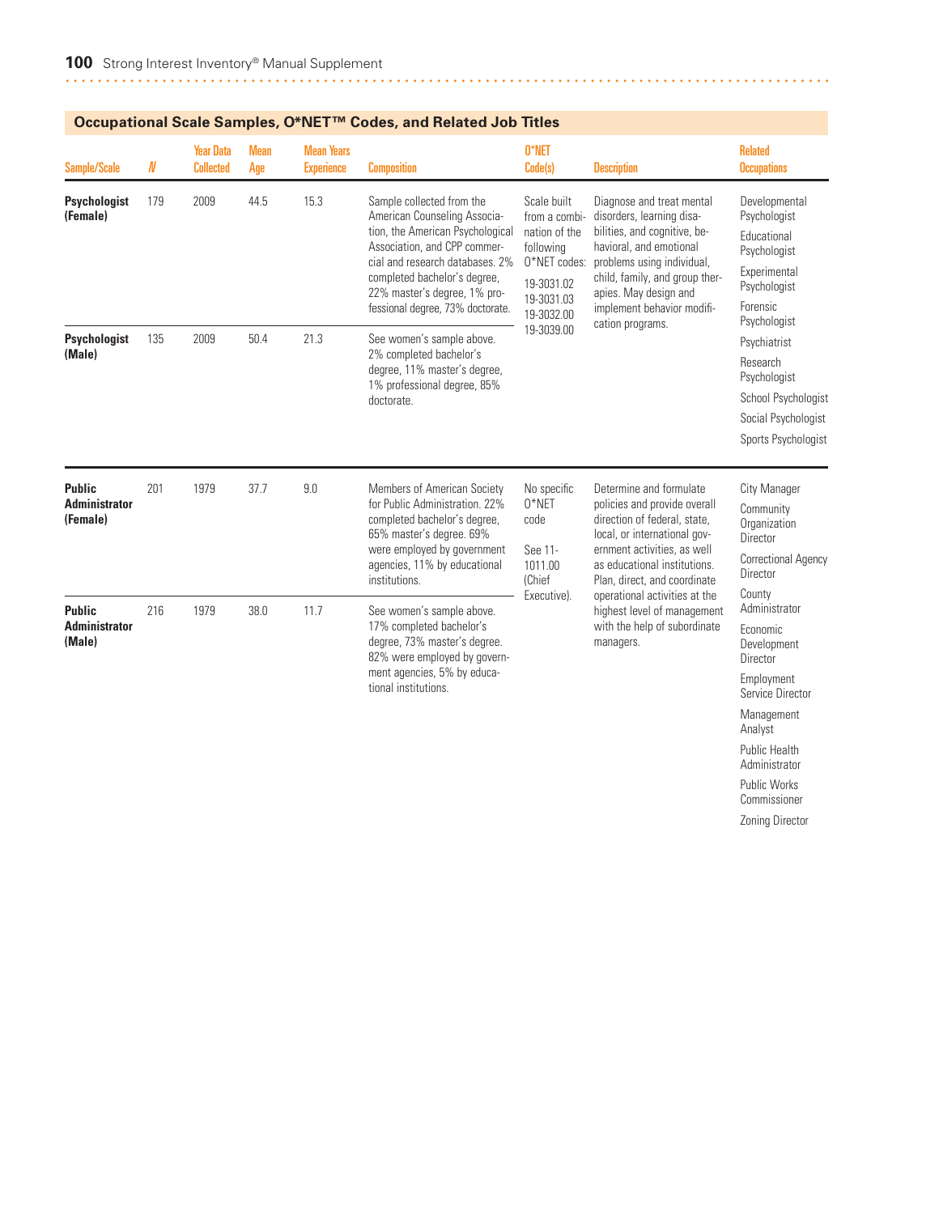## Occupational Scale Samples, O*NET™ Codes, and Related Job Titles

| Sample/Scale | N | Year Data Collected | Mean Age | Mean Years Experience | Composition | O*NET Code(s) | Description | Related Occupations |
|---|---|---|---|---|---|---|---|---|
| **Psychologist (Female)** | 179 | 2009 | 44.5 | 15.3 | Sample collected from the American Counseling Association, the American Psychological Association, and CPP commercial and research databases. 2% completed bachelor's degree, 22% master's degree, 1% professional degree, 73% doctorate. | Scale built from a combination of the following O*NET codes: 19-3031.02 19-3031.03 19-3032.00 19-3039.00 | Diagnose and treat mental disorders, learning disabilities, and cognitive, behavioral, and emotional problems using individual, child, family, and group therapies. May design and implement behavior modification programs. | Developmental Psychologist; Educational Psychologist; Experimental Psychologist; Forensic Psychologist; Psychiatrist; Research Psychologist; School Psychologist; Social Psychologist; Sports Psychologist |
| **Psychologist (Male)** | 135 | 2009 | 50.4 | 21.3 | See women's sample above. 2% completed bachelor's degree, 11% master's degree, 1% professional degree, 85% doctorate. | | | |
| **Public Administrator (Female)** | 201 | 1979 | 37.7 | 9.0 | Members of American Society for Public Administration. 22% completed bachelor's degree, 65% master's degree. 69% were employed by government agencies, 11% by educational institutions. | No specific O*NET code. See 11-1011.00 (Chief Executive). | Determine and formulate policies and provide overall direction of federal, state, local, or international government activities, as well as educational institutions. Plan, direct, and coordinate operational activities at the highest level of management with the help of subordinate managers. | City Manager; Community Organization Director; Correctional Agency Director; County Administrator; Economic Development Director; Employment Service Director; Management Analyst; Public Health Administrator; Public Works Commissioner; Zoning Director |
| **Public Administrator (Male)** | 216 | 1979 | 38.0 | 11.7 | See women's sample above. 17% completed bachelor's degree, 73% master's degree. 82% were employed by government agencies, 5% by educational institutions. | | | |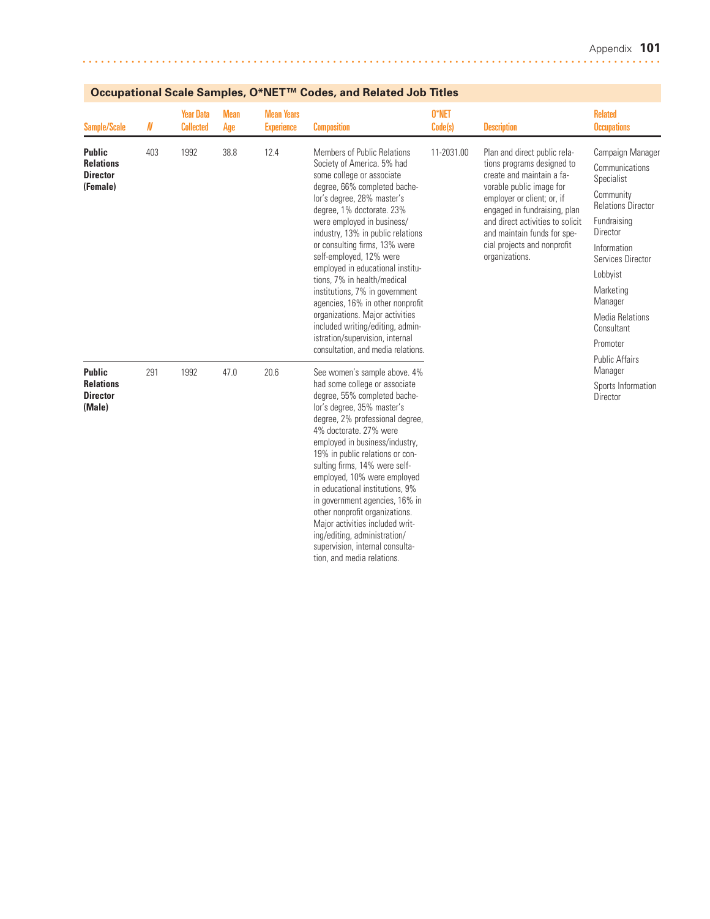## Occupational Scale Samples, O*NET™ Codes, and Related Job Titles

| Sample/Scale | N | Year Data Collected | Mean Age | Mean Years Experience | Composition | O*NET Code(s) | Description | Related Occupations |
|---|---|---|---|---|---|---|---|---|
| **Public Relations Director (Female)** | 403 | 1992 | 38.8 | 12.4 | Members of Public Relations Society of America. 5% had some college or associate degree, 66% completed bachelor's degree, 28% master's degree, 1% doctorate. 23% were employed in business/industry, 13% in public relations or consulting firms, 13% were self-employed, 12% were employed in educational institutions, 7% in health/medical institutions, 7% in government agencies, 16% in other nonprofit organizations. Major activities included writing/editing, administration/supervision, internal consultation, and media relations. | 11-2031.00 | Plan and direct public relations programs designed to create and maintain a favorable public image for employer or client; or, if engaged in fundraising, plan and direct activities to solicit and maintain funds for special projects and nonprofit organizations. | Campaign Manager<br>Communications Specialist<br>Community Relations Director<br>Fundraising Director<br>Information Services Director<br>Lobbyist<br>Marketing Manager<br>Media Relations Consultant<br>Promoter<br>Public Affairs Manager<br>Sports Information Director |
| **Public Relations Director (Male)** | 291 | 1992 | 47.0 | 20.6 | See women's sample above. 4% had some college or associate degree, 55% completed bachelor's degree, 35% master's degree, 2% professional degree, 4% doctorate. 27% were employed in business/industry, 19% in public relations or consulting firms, 14% were self-employed, 10% were employed in educational institutions, 9% in government agencies, 16% in other nonprofit organizations. Major activities included writing/editing, administration/supervision, internal consultation, and media relations. | | | |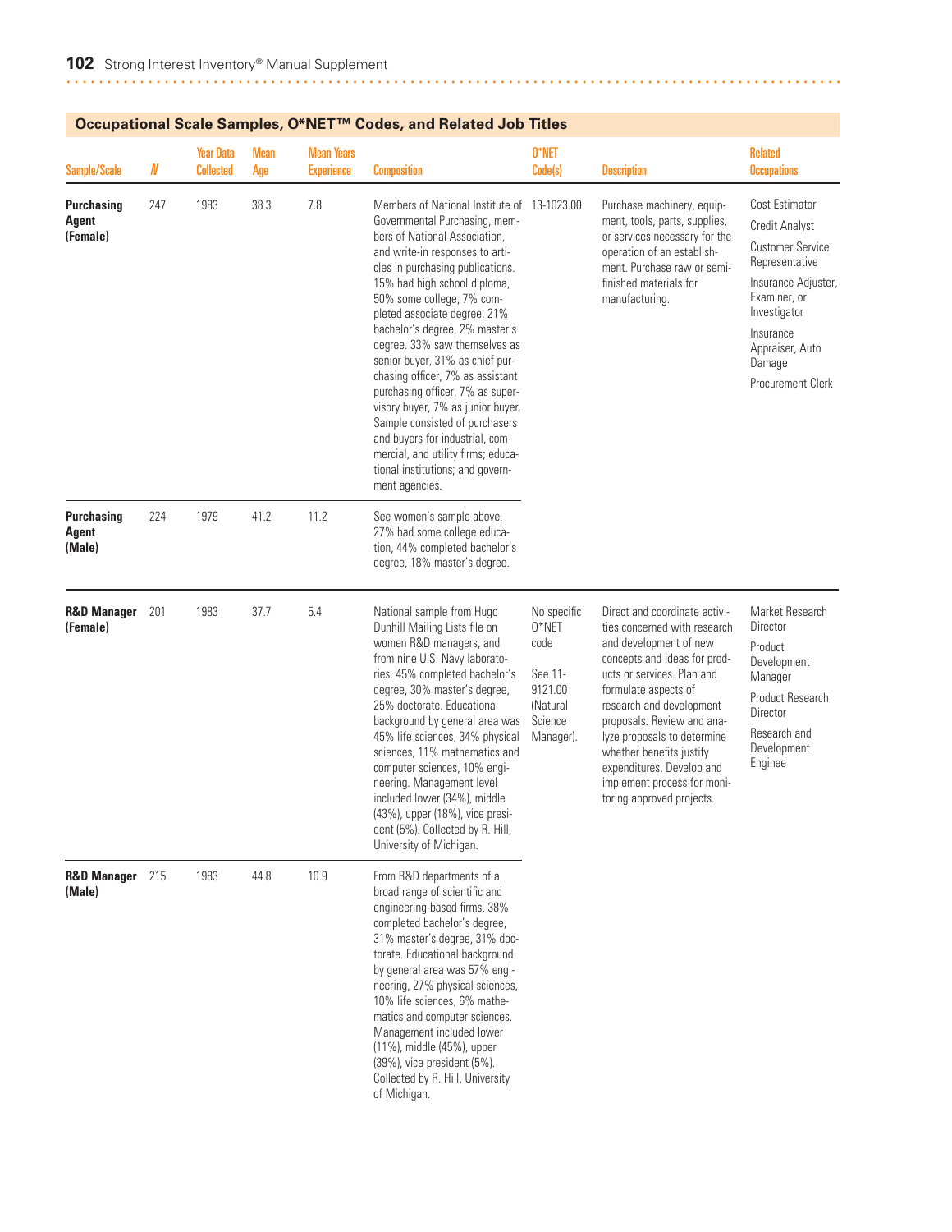## Occupational Scale Samples, O*NET™ Codes, and Related Job Titles

| Sample/Scale | N | Year Data Collected | Mean Age | Mean Years Experience | Composition | O*NET Code(s) | Description | Related Occupations |
|---|---|---|---|---|---|---|---|---|
| **Purchasing Agent (Female)** | 247 | 1983 | 38.3 | 7.8 | Members of National Institute of Governmental Purchasing, members of National Association, and write-in responses to articles in purchasing publications. 15% had high school diploma, 50% some college, 7% completed associate degree, 21% bachelor's degree, 2% master's degree. 33% saw themselves as senior buyer, 31% as chief purchasing officer, 7% as assistant purchasing officer, 7% as supervisory buyer, 7% as junior buyer. Sample consisted of purchasers and buyers for industrial, commercial, and utility firms; educational institutions; and government agencies. | 13-1023.00 | Purchase machinery, equipment, tools, parts, supplies, or services necessary for the operation of an establishment. Purchase raw or semi-finished materials for manufacturing. | Cost Estimator<br>Credit Analyst<br>Customer Service Representative<br>Insurance Adjuster, Examiner, or Investigator<br>Insurance Appraiser, Auto Damage<br>Procurement Clerk |
| **Purchasing Agent (Male)** | 224 | 1979 | 41.2 | 11.2 | See women's sample above. 27% had some college education, 44% completed bachelor's degree, 18% master's degree. | | | |
| **R&D Manager (Female)** | 201 | 1983 | 37.7 | 5.4 | National sample from Hugo Dunhill Mailing Lists file on women R&D managers, and from nine U.S. Navy laboratories. 45% completed bachelor's degree, 30% master's degree, 25% doctorate. Educational background by general area was 45% life sciences, 34% physical sciences, 11% mathematics and computer sciences, 10% engineering. Management level included lower (34%), middle (43%), upper (18%), vice president (5%). Collected by R. Hill, University of Michigan. | No specific O*NET code<br><br>See 11-9121.00 (Natural Science Manager). | Direct and coordinate activities concerned with research and development of new concepts and ideas for products or services. Plan and formulate aspects of research and development proposals. Review and analyze proposals to determine whether benefits justify expenditures. Develop and implement process for monitoring approved projects. | Market Research Director<br>Product Development Manager<br>Product Research Director<br>Research and Development Enginee |
| **R&D Manager (Male)** | 215 | 1983 | 44.8 | 10.9 | From R&D departments of a broad range of scientific and engineering-based firms. 38% completed bachelor's degree, 31% master's degree, 31% doctorate. Educational background by general area was 57% engineering, 27% physical sciences, 10% life sciences, 6% mathematics and computer sciences. Management included lower (11%), middle (45%), upper (39%), vice president (5%). Collected by R. Hill, University of Michigan. | | | |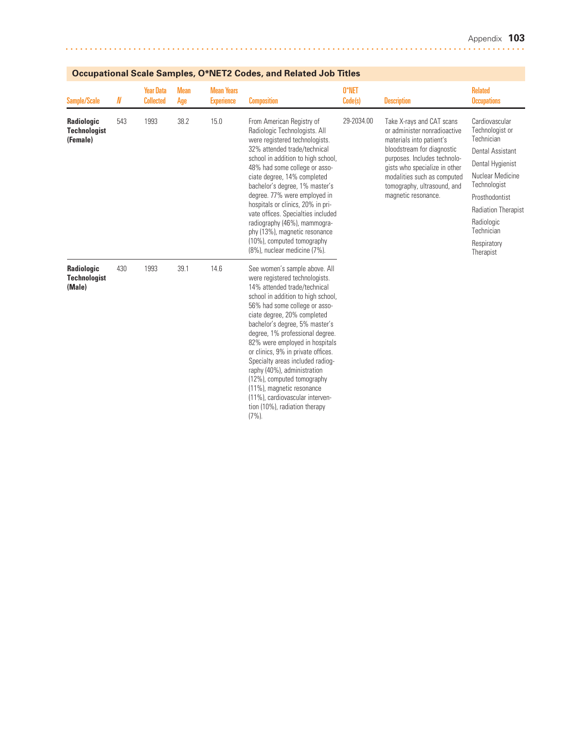## Occupational Scale Samples, O*NET2 Codes, and Related Job Titles

| Sample/Scale | N | Year Data Collected | Mean Age | Mean Years Experience | Composition | O*NET Code(s) | Description | Related Occupations |
|---|---|---|---|---|---|---|---|---|
| **Radiologic Technologist (Female)** | 543 | 1993 | 38.2 | 15.0 | From American Registry of Radiologic Technologists. All were registered technologists. 32% attended trade/technical school in addition to high school, 48% had some college or associate degree, 14% completed bachelor's degree, 1% master's degree. 77% were employed in hospitals or clinics, 20% in private offices. Specialties included radiography (46%), mammography (13%), magnetic resonance (10%), computed tomography (8%), nuclear medicine (7%). | 29-2034.00 | Take X-rays and CAT scans or administer nonradioactive materials into patient's bloodstream for diagnostic purposes. Includes technologists who specialize in other modalities such as computed tomography, ultrasound, and magnetic resonance. | Cardiovascular Technologist or Technician<br>Dental Assistant<br>Dental Hygienist<br>Nuclear Medicine Technologist<br>Prosthodontist<br>Radiation Therapist<br>Radiologic Technician<br>Respiratory Therapist |
| **Radiologic Technologist (Male)** | 430 | 1993 | 39.1 | 14.6 | See women's sample above. All were registered technologists. 14% attended trade/technical school in addition to high school, 56% had some college or associate degree, 20% completed bachelor's degree, 5% master's degree, 1% professional degree. 82% were employed in hospitals or clinics, 9% in private offices. Specialty areas included radiography (40%), administration (12%), computed tomography (11%), magnetic resonance (11%), cardiovascular intervention (10%), radiation therapy (7%). | | | |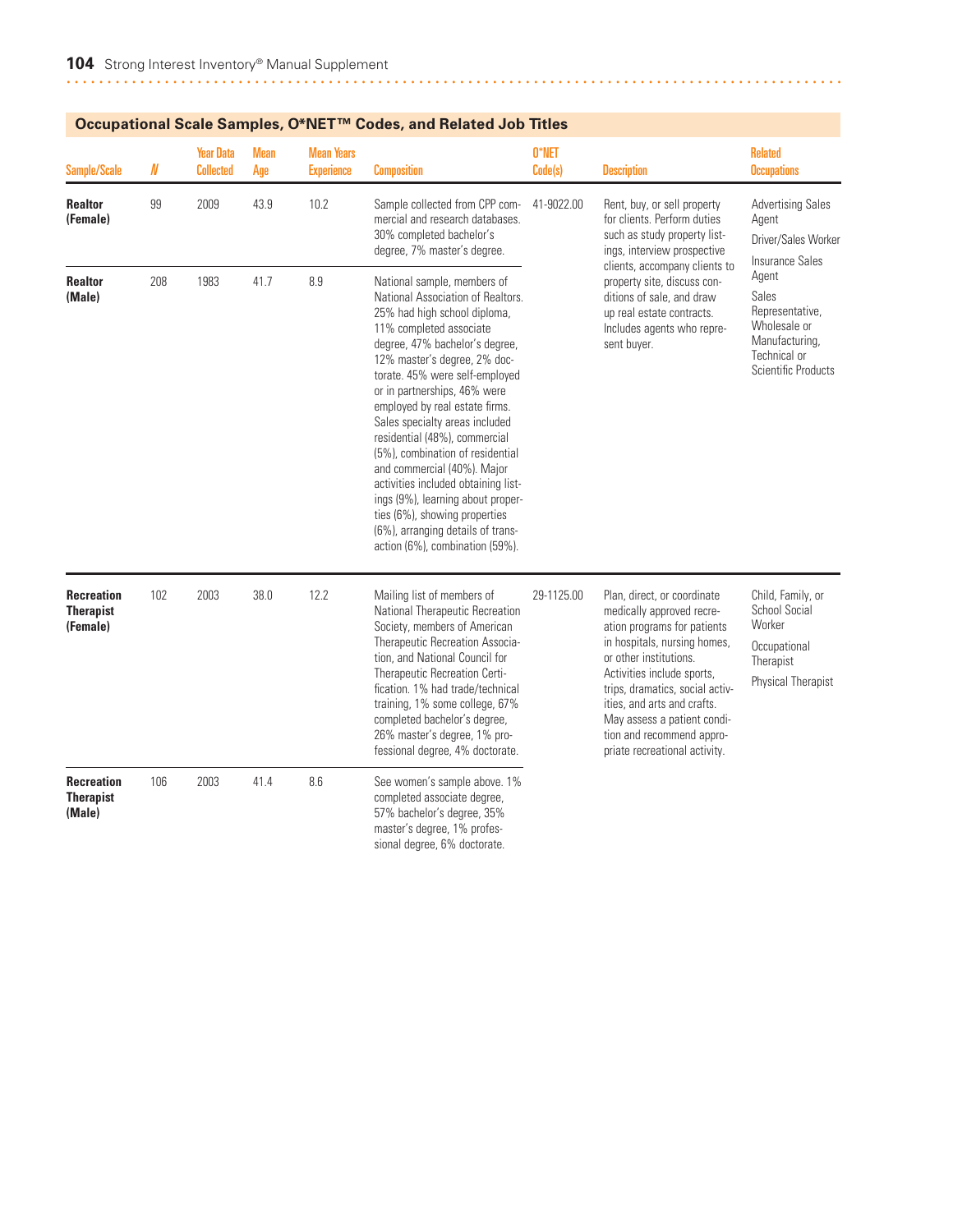## Occupational Scale Samples, O*NET™ Codes, and Related Job Titles

| Sample/Scale | N | Year Data Collected | Mean Age | Mean Years Experience | Composition | O*NET Code(s) | Description | Related Occupations |
|---|---|---|---|---|---|---|---|---|
| **Realtor (Female)** | 99 | 2009 | 43.9 | 10.2 | Sample collected from CPP commercial and research databases. 30% completed bachelor's degree, 7% master's degree. | 41-9022.00 | Rent, buy, or sell property for clients. Perform duties such as study property listings, interview prospective clients, accompany clients to property site, discuss conditions of sale, and draw up real estate contracts. Includes agents who represent buyer. | Advertising Sales Agent; Driver/Sales Worker; Insurance Sales Agent; Sales Representative, Wholesale or Manufacturing, Technical or Scientific Products |
| **Realtor (Male)** | 208 | 1983 | 41.7 | 8.9 | National sample, members of National Association of Realtors. 25% had high school diploma, 11% completed associate degree, 47% bachelor's degree, 12% master's degree, 2% doctorate. 45% were self-employed or in partnerships, 46% were employed by real estate firms. Sales specialty areas included residential (48%), commercial (5%), combination of residential and commercial (40%). Major activities included obtaining listings (9%), learning about properties (6%), showing properties (6%), arranging details of transaction (6%), combination (59%). | | | |
| **Recreation Therapist (Female)** | 102 | 2003 | 38.0 | 12.2 | Mailing list of members of National Therapeutic Recreation Society, members of American Therapeutic Recreation Association, and National Council for Therapeutic Recreation Certification. 1% had trade/technical training, 1% some college, 67% completed bachelor's degree, 26% master's degree, 1% professional degree, 4% doctorate. | 29-1125.00 | Plan, direct, or coordinate medically approved recreation programs for patients in hospitals, nursing homes, or other institutions. Activities include sports, trips, dramatics, social activities, and arts and crafts. May assess a patient condition and recommend appropriate recreational activity. | Child, Family, or School Social Worker; Occupational Therapist; Physical Therapist |
| **Recreation Therapist (Male)** | 106 | 2003 | 41.4 | 8.6 | See women's sample above. 1% completed associate degree, 57% bachelor's degree, 35% master's degree, 1% professional degree, 6% doctorate. | | | |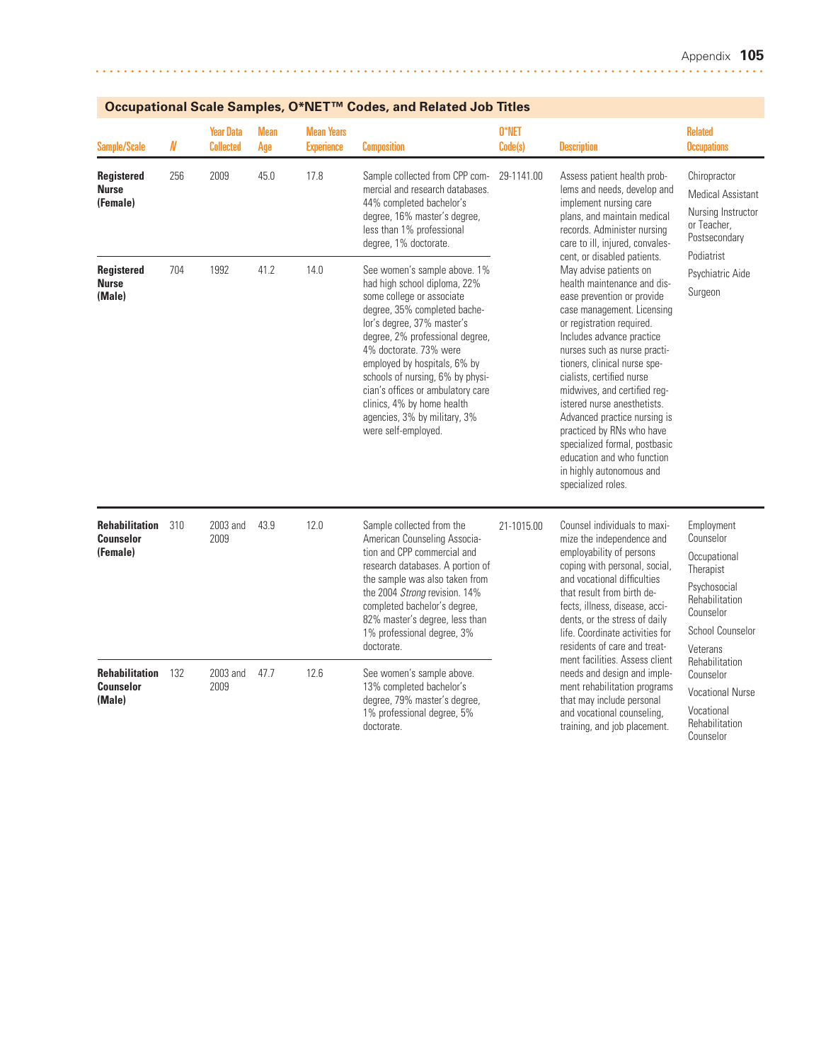## Occupational Scale Samples, O*NET™ Codes, and Related Job Titles

| Sample/Scale | N | Year Data Collected | Mean Age | Mean Years Experience | Composition | O*NET Code(s) | Description | Related Occupations |
|---|---|---|---|---|---|---|---|---|
| **Registered Nurse (Female)** | 256 | 2009 | 45.0 | 17.8 | Sample collected from CPP commercial and research databases. 44% completed bachelor's degree, 16% master's degree, less than 1% professional degree, 1% doctorate. | 29-1141.00 | Assess patient health problems and needs, develop and implement nursing care plans, and maintain medical records. Administer nursing care to ill, injured, convalescent, or disabled patients. May advise patients on health maintenance and disease prevention or provide case management. Licensing or registration required. Includes advance practice nurses such as nurse practitioners, clinical nurse specialists, certified nurse midwives, and certified registered nurse anesthetists. Advanced practice nursing is practiced by RNs who have specialized formal, postbasic education and who function in highly autonomous and specialized roles. | Chiropractor<br>Medical Assistant<br>Nursing Instructor or Teacher, Postsecondary<br>Podiatrist<br>Psychiatric Aide<br>Surgeon |
| **Registered Nurse (Male)** | 704 | 1992 | 41.2 | 14.0 | See women's sample above. 1% had high school diploma, 22% some college or associate degree, 35% completed bachelor's degree, 37% master's degree, 2% professional degree, 4% doctorate. 73% were employed by hospitals, 6% by schools of nursing, 6% by physician's offices or ambulatory care clinics, 4% by home health agencies, 3% by military, 3% were self-employed. | | | |
| **Rehabilitation Counselor (Female)** | 310 | 2003 and 2009 | 43.9 | 12.0 | Sample collected from the American Counseling Association and CPP commercial and research databases. A portion of the sample was also taken from the 2004 *Strong* revision. 14% completed bachelor's degree, 82% master's degree, less than 1% professional degree, 3% doctorate. | 21-1015.00 | Counsel individuals to maximize the independence and employability of persons coping with personal, social, and vocational difficulties that result from birth defects, illness, disease, accidents, or the stress of daily life. Coordinate activities for residents of care and treatment facilities. Assess client needs and design and implement rehabilitation programs that may include personal and vocational counseling, training, and job placement. | Employment Counselor<br>Occupational Therapist<br>Psychosocial Rehabilitation Counselor<br>School Counselor<br>Veterans Rehabilitation Counselor<br>Vocational Nurse<br>Vocational Rehabilitation Counselor |
| **Rehabilitation Counselor (Male)** | 132 | 2003 and 2009 | 47.7 | 12.6 | See women's sample above. 13% completed bachelor's degree, 79% master's degree, 1% professional degree, 5% doctorate. | | | |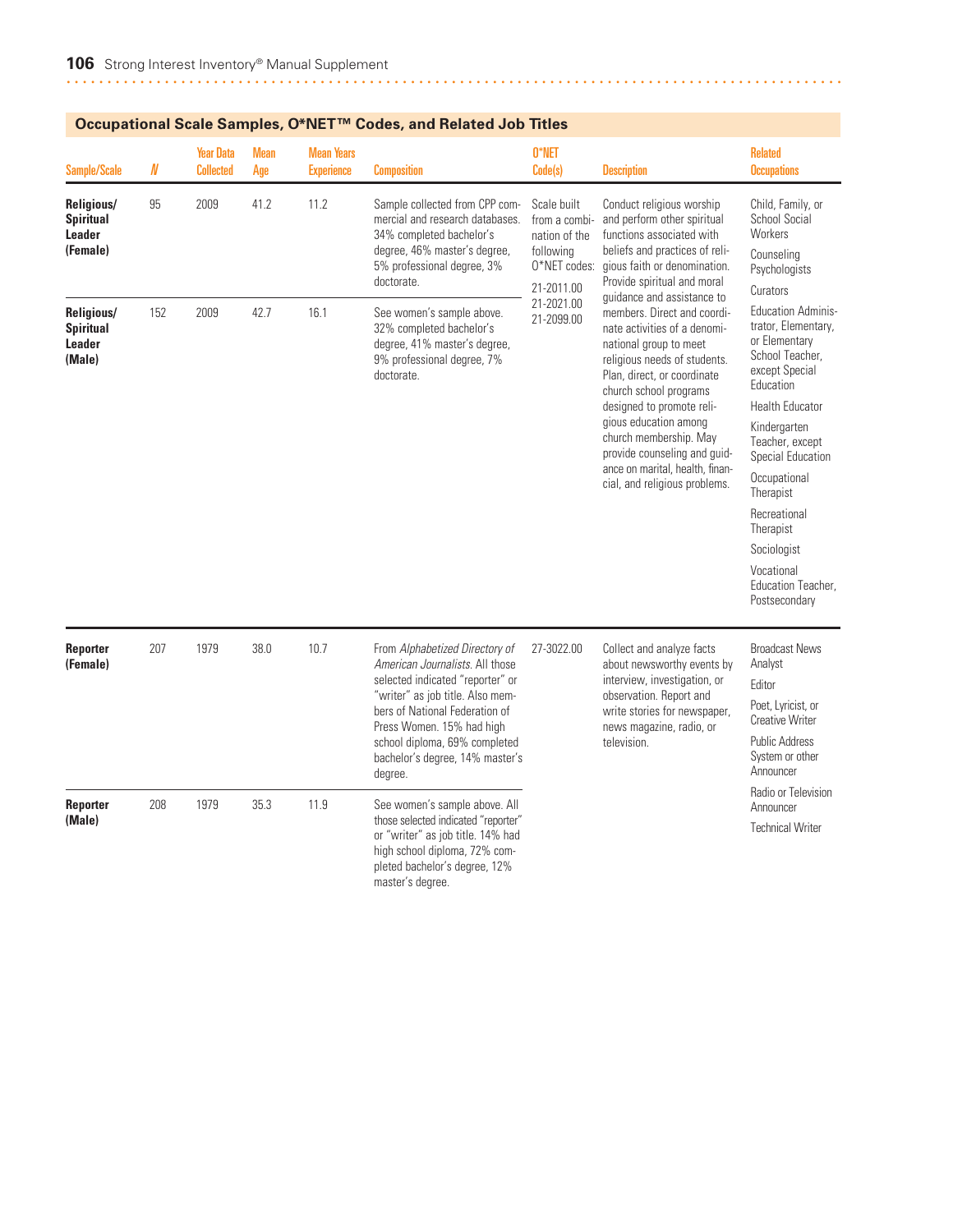## Occupational Scale Samples, O*NET™ Codes, and Related Job Titles

| Sample/Scale | N | Year Data Collected | Mean Age | Mean Years Experience | Composition | O*NET Code(s) | Description | Related Occupations |
|---|---|---|---|---|---|---|---|---|
| **Religious/ Spiritual Leader (Female)** | 95 | 2009 | 41.2 | 11.2 | Sample collected from CPP commercial and research databases. 34% completed bachelor's degree, 46% master's degree, 5% professional degree, 3% doctorate. | Scale built from a combination of the following O*NET codes: 21-2011.00 21-2021.00 21-2099.00 | Conduct religious worship and perform other spiritual functions associated with beliefs and practices of religious faith or denomination. Provide spiritual and moral guidance and assistance to members. Direct and coordinate activities of a denominational group to meet religious needs of students. Plan, direct, or coordinate church school programs designed to promote religious education among church membership. May provide counseling and guidance on marital, health, financial, and religious problems. | Child, Family, or School Social Workers; Counseling Psychologists; Curators; Education Administrator, Elementary, or Elementary School Teacher, except Special Education; Health Educator; Kindergarten Teacher, except Special Education; Occupational Therapist; Recreational Therapist; Sociologist; Vocational Education Teacher, Postsecondary |
| **Religious/ Spiritual Leader (Male)** | 152 | 2009 | 42.7 | 16.1 | See women's sample above. 32% completed bachelor's degree, 41% master's degree, 9% professional degree, 7% doctorate. | | | |
| **Reporter (Female)** | 207 | 1979 | 38.0 | 10.7 | From *Alphabetized Directory of American Journalists.* All those selected indicated "reporter" or "writer" as job title. Also members of National Federation of Press Women. 15% had high school diploma, 69% completed bachelor's degree, 14% master's degree. | 27-3022.00 | Collect and analyze facts about newsworthy events by interview, investigation, or observation. Report and write stories for newspaper, news magazine, radio, or television. | Broadcast News Analyst; Editor; Poet, Lyricist, or Creative Writer; Public Address System or other Announcer; Radio or Television Announcer; Technical Writer |
| **Reporter (Male)** | 208 | 1979 | 35.3 | 11.9 | See women's sample above. All those selected indicated "reporter" or "writer" as job title. 14% had high school diploma, 72% completed bachelor's degree, 12% master's degree. | | | |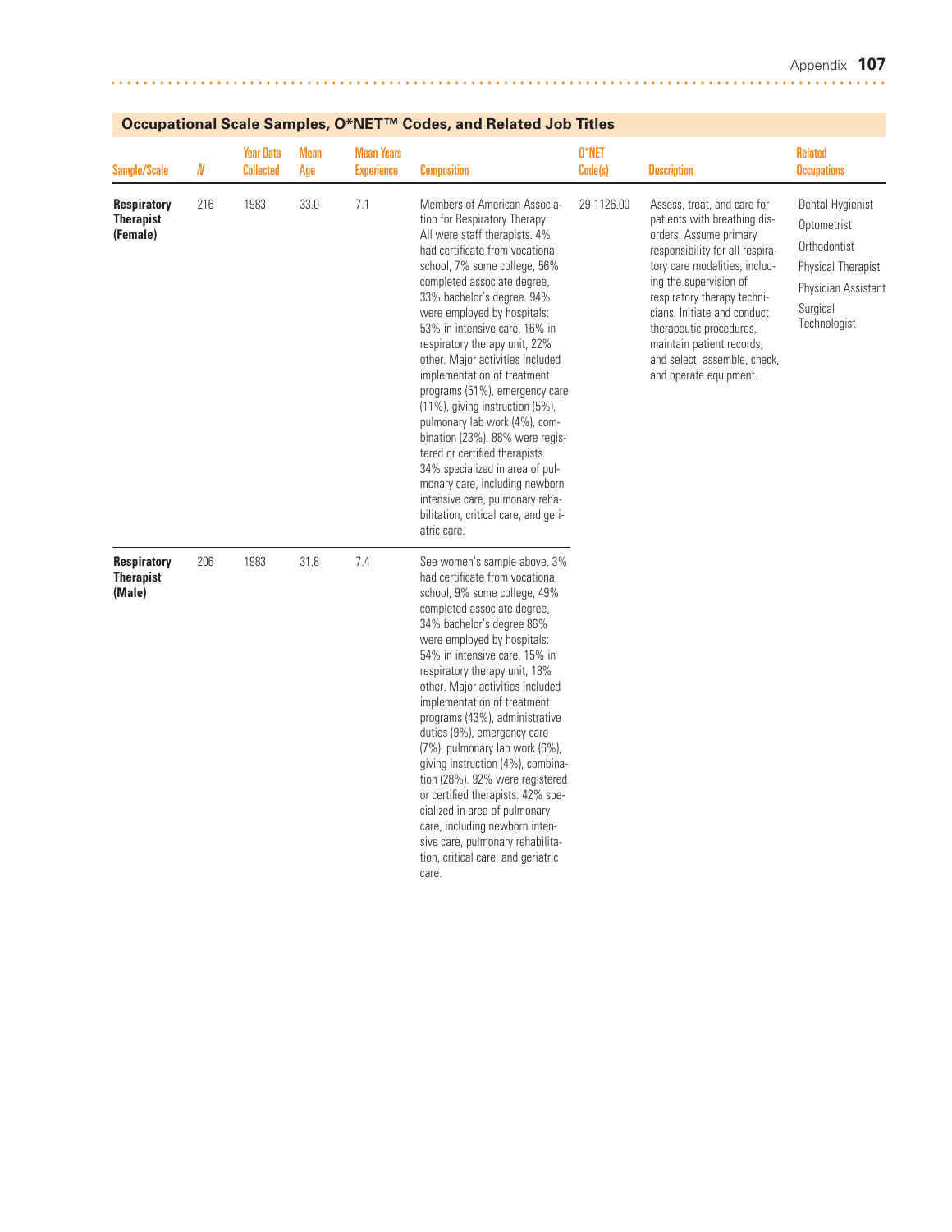## Occupational Scale Samples, O*NET™ Codes, and Related Job Titles

| Sample/Scale | N | Year Data Collected | Mean Age | Mean Years Experience | Composition | O*NET Code(s) | Description | Related Occupations |
|---|---|---|---|---|---|---|---|---|
| **Respiratory Therapist (Female)** | 216 | 1983 | 33.0 | 7.1 | Members of American Association for Respiratory Therapy. All were staff therapists. 4% had certificate from vocational school, 7% some college, 56% completed associate degree, 33% bachelor's degree. 94% were employed by hospitals: 53% in intensive care, 16% in respiratory therapy unit, 22% other. Major activities included implementation of treatment programs (51%), emergency care (11%), giving instruction (5%), pulmonary lab work (4%), combination (23%). 88% were registered or certified therapists. 34% specialized in area of pulmonary care, including newborn intensive care, pulmonary rehabilitation, critical care, and geriatric care. | 29-1126.00 | Assess, treat, and care for patients with breathing disorders. Assume primary responsibility for all respiratory care modalities, including the supervision of respiratory therapy technicians. Initiate and conduct therapeutic procedures, maintain patient records, and select, assemble, check, and operate equipment. | Dental Hygienist<br>Optometrist<br>Orthodontist<br>Physical Therapist<br>Physician Assistant<br>Surgical Technologist |
| **Respiratory Therapist (Male)** | 206 | 1983 | 31.8 | 7.4 | See women's sample above. 3% had certificate from vocational school, 9% some college, 49% completed associate degree, 34% bachelor's degree 86% were employed by hospitals: 54% in intensive care, 15% in respiratory therapy unit, 18% other. Major activities included implementation of treatment programs (43%), administrative duties (9%), emergency care (7%), pulmonary lab work (6%), giving instruction (4%), combination (28%). 92% were registered or certified therapists. 42% specialized in area of pulmonary care, including newborn intensive care, pulmonary rehabilitation, critical care, and geriatric care. | | | |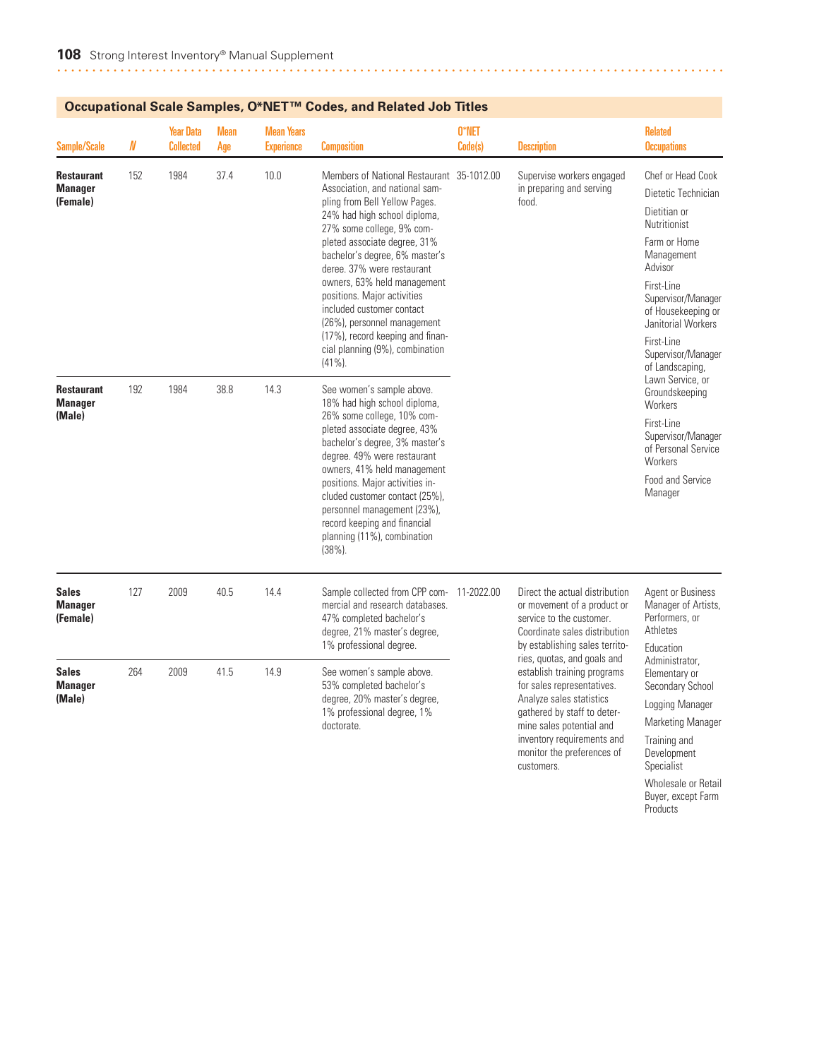## Occupational Scale Samples, O*NET™ Codes, and Related Job Titles

| Sample/Scale | N | Year Data Collected | Mean Age | Mean Years Experience | Composition | O*NET Code(s) | Description | Related Occupations |
|---|---|---|---|---|---|---|---|---|
| **Restaurant Manager (Female)** | 152 | 1984 | 37.4 | 10.0 | Members of National Restaurant Association, and national sampling from Bell Yellow Pages. 24% had high school diploma, 27% some college, 9% completed associate degree, 31% bachelor's degree, 6% master's deree. 37% were restaurant owners, 63% held management positions. Major activities included customer contact (26%), personnel management (17%), record keeping and financial planning (9%), combination (41%). | 35-1012.00 | Supervise workers engaged in preparing and serving food. | Chef or Head Cook<br>Dietetic Technician<br>Dietitian or Nutritionist<br>Farm or Home Management Advisor<br>First-Line Supervisor/Manager of Housekeeping or Janitorial Workers<br>First-Line Supervisor/Manager of Landscaping, Lawn Service, or Groundskeeping Workers<br>First-Line Supervisor/Manager of Personal Service Workers<br>Food and Service Manager |
| **Restaurant Manager (Male)** | 192 | 1984 | 38.8 | 14.3 | See women's sample above. 18% had high school diploma, 26% some college, 10% completed associate degree, 43% bachelor's degree, 3% master's degree. 49% were restaurant owners, 41% held management positions. Major activities included customer contact (25%), personnel management (23%), record keeping and financial planning (11%), combination (38%). | | | |
| **Sales Manager (Female)** | 127 | 2009 | 40.5 | 14.4 | Sample collected from CPP commercial and research databases. 47% completed bachelor's degree, 21% master's degree, 1% professional degree. | 11-2022.00 | Direct the actual distribution or movement of a product or service to the customer. Coordinate sales distribution by establishing sales territories, quotas, and goals and establish training programs for sales representatives. Analyze sales statistics gathered by staff to determine sales potential and inventory requirements and monitor the preferences of customers. | Agent or Business Manager of Artists, Performers, or Athletes<br>Education Administrator, Elementary or Secondary School<br>Logging Manager<br>Marketing Manager<br>Training and Development Specialist<br>Wholesale or Retail Buyer, except Farm Products |
| **Sales Manager (Male)** | 264 | 2009 | 41.5 | 14.9 | See women's sample above. 53% completed bachelor's degree, 20% master's degree, 1% professional degree, 1% doctorate. | | | |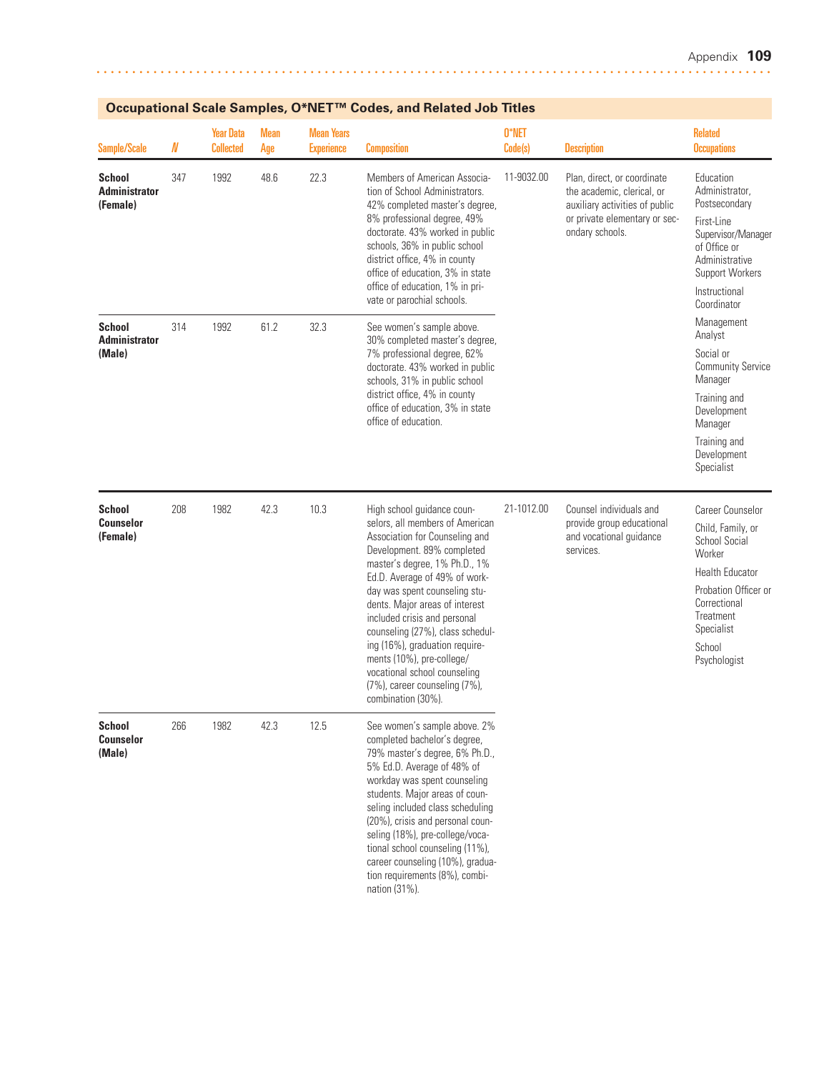## Occupational Scale Samples, O*NET™ Codes, and Related Job Titles

| Sample/Scale | N | Year Data Collected | Mean Age | Mean Years Experience | Composition | O*NET Code(s) | Description | Related Occupations |
|---|---|---|---|---|---|---|---|---|
| **School Administrator (Female)** | 347 | 1992 | 48.6 | 22.3 | Members of American Association of School Administrators. 42% completed master's degree, 8% professional degree, 49% doctorate. 43% worked in public schools, 36% in public school district office, 4% in county office of education, 3% in state office of education, 1% in private or parochial schools. | 11-9032.00 | Plan, direct, or coordinate the academic, clerical, or auxiliary activities of public or private elementary or secondary schools. | Education Administrator, Postsecondary<br>First-Line Supervisor/Manager of Office or Administrative Support Workers<br>Instructional Coordinator<br>Management Analyst<br>Social or Community Service Manager<br>Training and Development Manager<br>Training and Development Specialist |
| **School Administrator (Male)** | 314 | 1992 | 61.2 | 32.3 | See women's sample above. 30% completed master's degree, 7% professional degree, 62% doctorate. 43% worked in public schools, 31% in public school district office, 4% in county office of education, 3% in state office of education. | | | |
| **School Counselor (Female)** | 208 | 1982 | 42.3 | 10.3 | High school guidance counselors, all members of American Association for Counseling and Development. 89% completed master's degree, 1% Ph.D., 1% Ed.D. Average of 49% of workday was spent counseling students. Major areas of interest included crisis and personal counseling (27%), class scheduling (16%), graduation requirements (10%), pre-college/vocational school counseling (7%), career counseling (7%), combination (30%). | 21-1012.00 | Counsel individuals and provide group educational and vocational guidance services. | Career Counselor<br>Child, Family, or School Social Worker<br>Health Educator<br>Probation Officer or Correctional Treatment Specialist<br>School Psychologist |
| **School Counselor (Male)** | 266 | 1982 | 42.3 | 12.5 | See women's sample above. 2% completed bachelor's degree, 79% master's degree, 6% Ph.D., 5% Ed.D. Average of 48% of workday was spent counseling students. Major areas of counseling included class scheduling (20%), crisis and personal counseling (18%), pre-college/vocational school counseling (11%), career counseling (10%), graduation requirements (8%), combination (31%). | | | |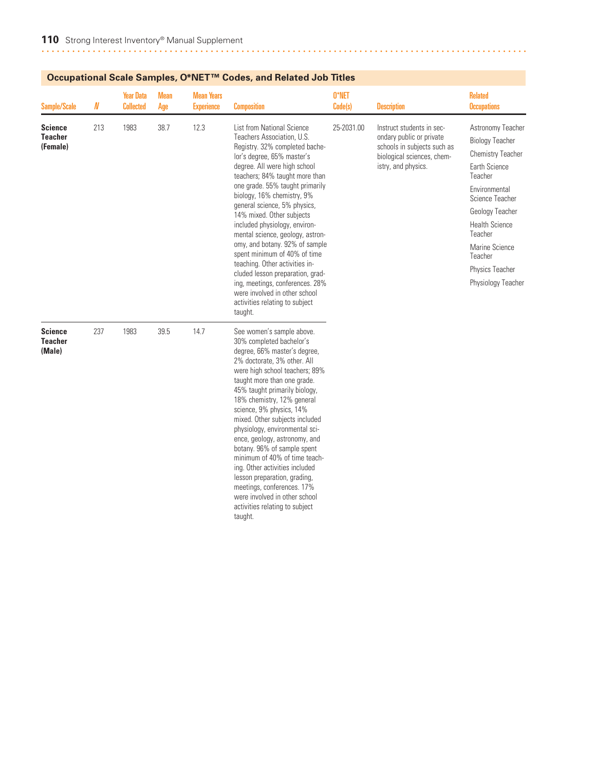## Occupational Scale Samples, O*NET™ Codes, and Related Job Titles

| Sample/Scale | N | Year Data Collected | Mean Age | Mean Years Experience | Composition | O*NET Code(s) | Description | Related Occupations |
|---|---|---|---|---|---|---|---|---|
| **Science Teacher (Female)** | 213 | 1983 | 38.7 | 12.3 | List from National Science Teachers Association, U.S. Registry. 32% completed bachelor's degree, 65% master's degree. All were high school teachers; 84% taught more than one grade. 55% taught primarily biology, 16% chemistry, 9% general science, 5% physics, 14% mixed. Other subjects included physiology, environmental science, geology, astronomy, and botany. 92% of sample spent minimum of 40% of time teaching. Other activities included lesson preparation, grading, meetings, conferences. 28% were involved in other school activities relating to subject taught. | 25-2031.00 | Instruct students in secondary public or private schools in subjects such as biological sciences, chemistry, and physics. | Astronomy Teacher<br>Biology Teacher<br>Chemistry Teacher<br>Earth Science Teacher<br>Environmental Science Teacher<br>Geology Teacher<br>Health Science Teacher<br>Marine Science Teacher<br>Physics Teacher<br>Physiology Teacher |
| **Science Teacher (Male)** | 237 | 1983 | 39.5 | 14.7 | See women's sample above. 30% completed bachelor's degree, 66% master's degree, 2% doctorate, 3% other. All were high school teachers; 89% taught more than one grade. 45% taught primarily biology, 18% chemistry, 12% general science, 9% physics, 14% mixed. Other subjects included physiology, environmental science, geology, astronomy, and botany. 96% of sample spent minimum of 40% of time teaching. Other activities included lesson preparation, grading, meetings, conferences. 17% were involved in other school activities relating to subject taught. | | | |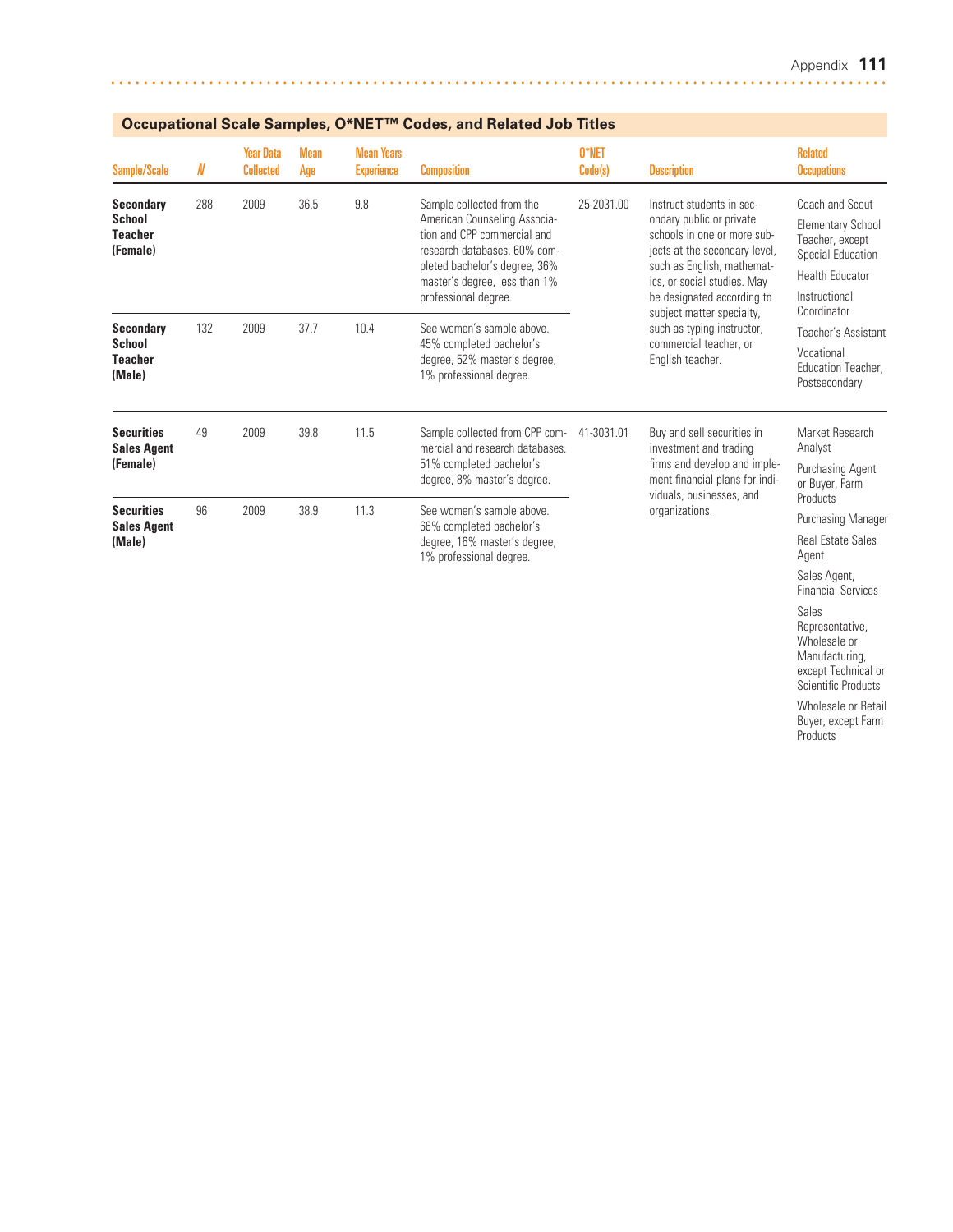## Occupational Scale Samples, O*NET™ Codes, and Related Job Titles

| Sample/Scale | N | Year Data Collected | Mean Age | Mean Years Experience | Composition | O*NET Code(s) | Description | Related Occupations |
|---|---|---|---|---|---|---|---|---|
| **Secondary School Teacher (Female)** | 288 | 2009 | 36.5 | 9.8 | Sample collected from the American Counseling Association and CPP commercial and research databases. 60% completed bachelor's degree, 36% master's degree, less than 1% professional degree. | 25-2031.00 | Instruct students in secondary public or private schools in one or more subjects at the secondary level, such as English, mathematics, or social studies. May be designated according to subject matter specialty, such as typing instructor, commercial teacher, or English teacher. | Coach and Scout<br>Elementary School Teacher, except Special Education<br>Health Educator<br>Instructional Coordinator<br>Teacher's Assistant<br>Vocational Education Teacher, Postsecondary |
| **Secondary School Teacher (Male)** | 132 | 2009 | 37.7 | 10.4 | See women's sample above. 45% completed bachelor's degree, 52% master's degree, 1% professional degree. | | | |
| **Securities Sales Agent (Female)** | 49 | 2009 | 39.8 | 11.5 | Sample collected from CPP commercial and research databases. 51% completed bachelor's degree, 8% master's degree. | 41-3031.01 | Buy and sell securities in investment and trading firms and develop and implement financial plans for individuals, businesses, and organizations. | Market Research Analyst<br>Purchasing Agent or Buyer, Farm Products<br>Purchasing Manager<br>Real Estate Sales Agent<br>Sales Agent, Financial Services<br>Sales Representative, Wholesale or Manufacturing, except Technical or Scientific Products<br>Wholesale or Retail Buyer, except Farm Products |
| **Securities Sales Agent (Male)** | 96 | 2009 | 38.9 | 11.3 | See women's sample above. 66% completed bachelor's degree, 16% master's degree, 1% professional degree. | | | |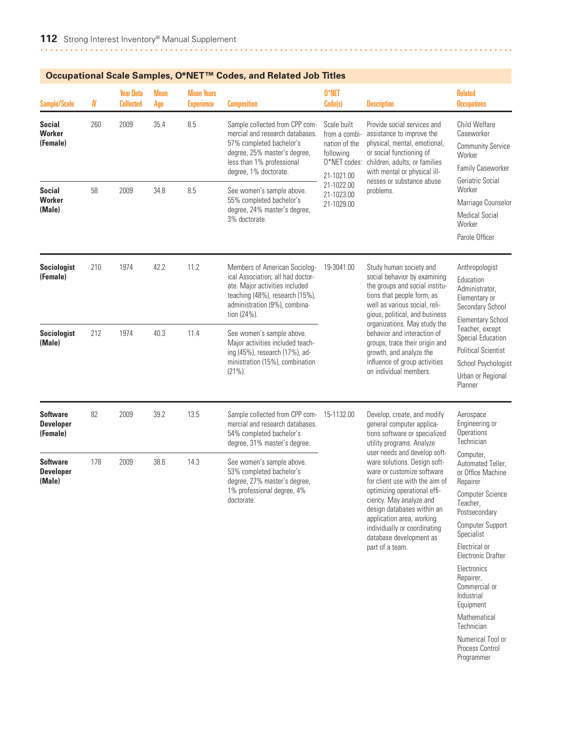## Occupational Scale Samples, O*NET™ Codes, and Related Job Titles

| Sample/Scale | N | Year Data Collected | Mean Age | Mean Years Experience | Composition | O*NET Code(s) | Description | Related Occupations |
|---|---|---|---|---|---|---|---|---|
| **Social Worker (Female)** | 260 | 2009 | 35.4 | 8.5 | Sample collected from CPP commercial and research databases. 57% completed bachelor's degree, 25% master's degree, less than 1% professional degree, 1% doctorate. | Scale built from a combination of the following O*NET codes: 21-1021.00 21-1022.00 21-1023.00 21-1029.00 | Provide social services and assistance to improve the physical, mental, emotional, or social functioning of children, adults, or families with mental or physical illnesses or substance abuse problems. | Child Welfare Caseworker<br>Community Service Worker<br>Family Caseworker<br>Geriatric Social Worker<br>Marriage Counselor<br>Medical Social Worker<br>Parole Officer |
| **Social Worker (Male)** | 58 | 2009 | 34.8 | 8.5 | See women's sample above. 55% completed bachelor's degree, 24% master's degree, 3% doctorate. | | | |
| **Sociologist (Female)** | 210 | 1974 | 42.2 | 11.2 | Members of American Sociological Association; all had doctorate. Major activities included teaching (48%), research (15%), administration (9%), combination (24%). | 19-3041.00 | Study human society and social behavior by examining the groups and social institutions that people form, as well as various social, religious, political, and business organizations. May study the behavior and interaction of groups, trace their origin and growth, and analyze the influence of group activities on individual members. | Anthropologist<br>Education Administrator, Elementary or Secondary School<br>Elementary School Teacher, except Special Education<br>Political Scientist<br>School Psychologist<br>Urban or Regional Planner |
| **Sociologist (Male)** | 212 | 1974 | 40.3 | 11.4 | See women's sample above. Major activities included teaching (45%), research (17%), administration (15%), combination (21%). | | | |
| **Software Developer (Female)** | 82 | 2009 | 39.2 | 13.5 | Sample collected from CPP commercial and research databases. 54% completed bachelor's degree, 31% master's degree. | 15-1132.00 | Develop, create, and modify general computer applications software or specialized utility programs. Analyze user needs and develop software solutions. Design software or customize software for client use with the aim of optimizing operational efficiency. May analyze and design databases within an application area, working individually or coordinating database development as part of a team. | Aerospace Engineering or Operations Technician<br>Computer, Automated Teller, or Office Machine Repairer<br>Computer Science Teacher, Postsecondary<br>Computer Support Specialist<br>Electrical or Electronic Drafter<br>Electronics Repairer, Commercial or Industrial Equipment<br>Mathematical Technician<br>Numerical Tool or Process Control Programmer |
| **Software Developer (Male)** | 178 | 2009 | 38.6 | 14.3 | See women's sample above. 53% completed bachelor's degree, 27% master's degree, 1% professional degree, 4% doctorate. | | | |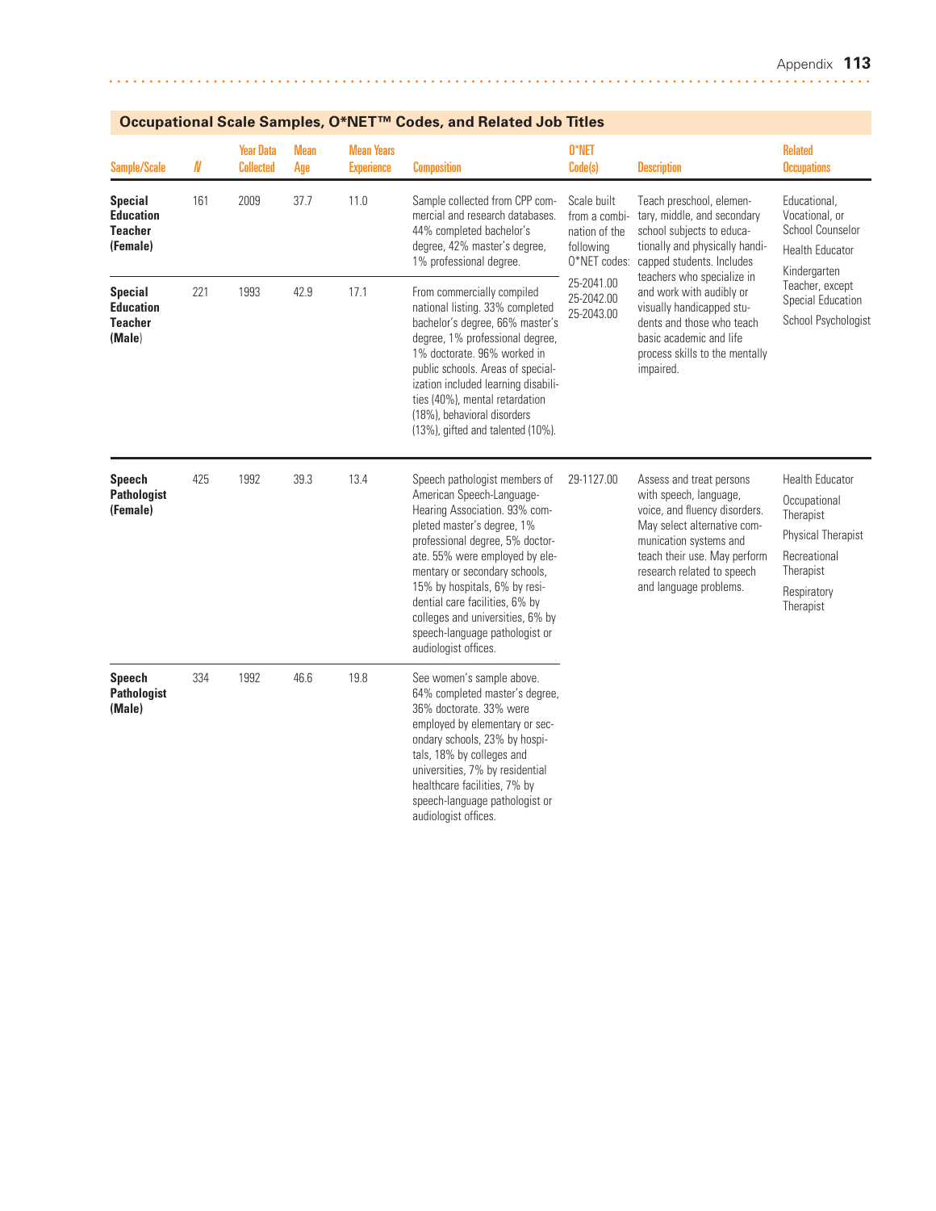## Occupational Scale Samples, O*NET™ Codes, and Related Job Titles

| Sample/Scale | N | Year Data Collected | Mean Age | Mean Years Experience | Composition | O*NET Code(s) | Description | Related Occupations |
|---|---|---|---|---|---|---|---|---|
| **Special Education Teacher (Female)** | 161 | 2009 | 37.7 | 11.0 | Sample collected from CPP commercial and research databases. 44% completed bachelor's degree, 42% master's degree, 1% professional degree. | Scale built from a combination of the following O*NET codes: 25-2041.00 25-2042.00 25-2043.00 | Teach preschool, elementary, middle, and secondary school subjects to educationally and physically handicapped students. Includes teachers who specialize in and work with audibly or visually handicapped students and those who teach basic academic and life process skills to the mentally impaired. | Educational, Vocational, or School Counselor; Health Educator; Kindergarten Teacher, except Special Education; School Psychologist |
| **Special Education Teacher (Male)** | 221 | 1993 | 42.9 | 17.1 | From commercially compiled national listing. 33% completed bachelor's degree, 66% master's degree, 1% professional degree, 1% doctorate. 96% worked in public schools. Areas of specialization included learning disabilities (40%), mental retardation (18%), behavioral disorders (13%), gifted and talented (10%). | | | |
| **Speech Pathologist (Female)** | 425 | 1992 | 39.3 | 13.4 | Speech pathologist members of American Speech-Language-Hearing Association. 93% completed master's degree, 1% professional degree, 5% doctorate. 55% were employed by elementary or secondary schools, 15% by hospitals, 6% by residential care facilities, 6% by colleges and universities, 6% by speech-language pathologist or audiologist offices. | 29-1127.00 | Assess and treat persons with speech, language, voice, and fluency disorders. May select alternative communication systems and teach their use. May perform research related to speech and language problems. | Health Educator; Occupational Therapist; Physical Therapist; Recreational Therapist; Respiratory Therapist |
| **Speech Pathologist (Male)** | 334 | 1992 | 46.6 | 19.8 | See women's sample above. 64% completed master's degree, 36% doctorate. 33% were employed by elementary or secondary schools, 23% by hospitals, 18% by colleges and universities, 7% by residential healthcare facilities, 7% by speech-language pathologist or audiologist offices. | | | |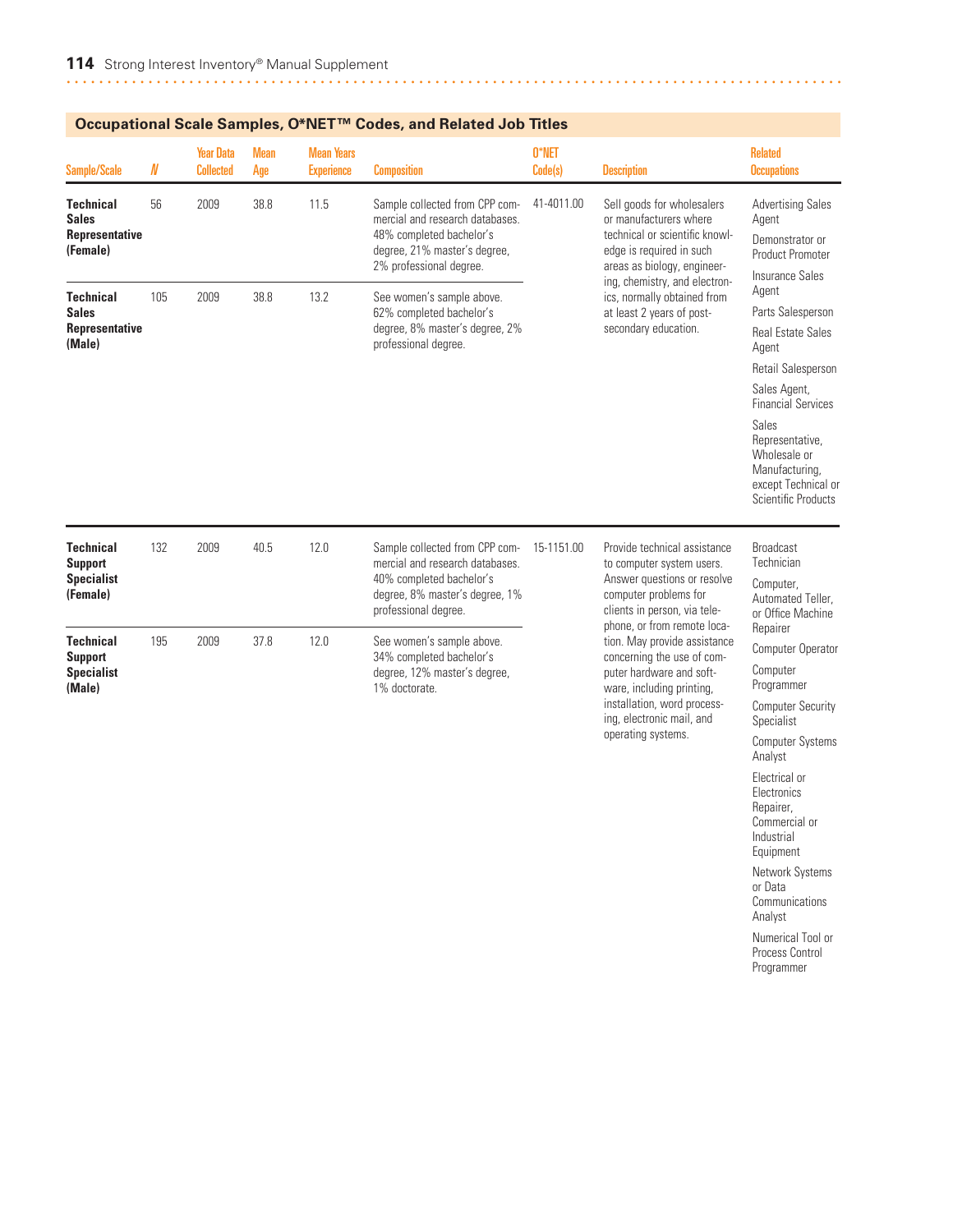## Occupational Scale Samples, O*NET™ Codes, and Related Job Titles

| Sample/Scale | N | Year Data Collected | Mean Age | Mean Years Experience | Composition | O*NET Code(s) | Description | Related Occupations |
|---|---|---|---|---|---|---|---|---|
| **Technical Sales Representative (Female)** | 56 | 2009 | 38.8 | 11.5 | Sample collected from CPP commercial and research databases. 48% completed bachelor's degree, 21% master's degree, 2% professional degree. | 41-4011.00 | Sell goods for wholesalers or manufacturers where technical or scientific knowledge is required in such areas as biology, engineering, chemistry, and electronics, normally obtained from at least 2 years of postsecondary education. | Advertising Sales Agent; Demonstrator or Product Promoter; Insurance Sales Agent; Parts Salesperson; Real Estate Sales Agent; Retail Salesperson; Sales Agent, Financial Services; Sales Representative, Wholesale or Manufacturing, except Technical or Scientific Products |
| **Technical Sales Representative (Male)** | 105 | 2009 | 38.8 | 13.2 | See women's sample above. 62% completed bachelor's degree, 8% master's degree, 2% professional degree. | | | |
| **Technical Support Specialist (Female)** | 132 | 2009 | 40.5 | 12.0 | Sample collected from CPP commercial and research databases. 40% completed bachelor's degree, 8% master's degree, 1% professional degree. | 15-1151.00 | Provide technical assistance to computer system users. Answer questions or resolve computer problems for clients in person, via telephone, or from remote location. May provide assistance concerning the use of computer hardware and software, including printing, installation, word processing, electronic mail, and operating systems. | Broadcast Technician; Computer, Automated Teller, or Office Machine Repairer; Computer Operator; Computer Programmer; Computer Security Specialist; Computer Systems Analyst; Electrical or Electronics Repairer, Commercial or Industrial Equipment; Network Systems or Data Communications Analyst; Numerical Tool or Process Control Programmer |
| **Technical Support Specialist (Male)** | 195 | 2009 | 37.8 | 12.0 | See women's sample above. 34% completed bachelor's degree, 12% master's degree, 1% doctorate. | | | |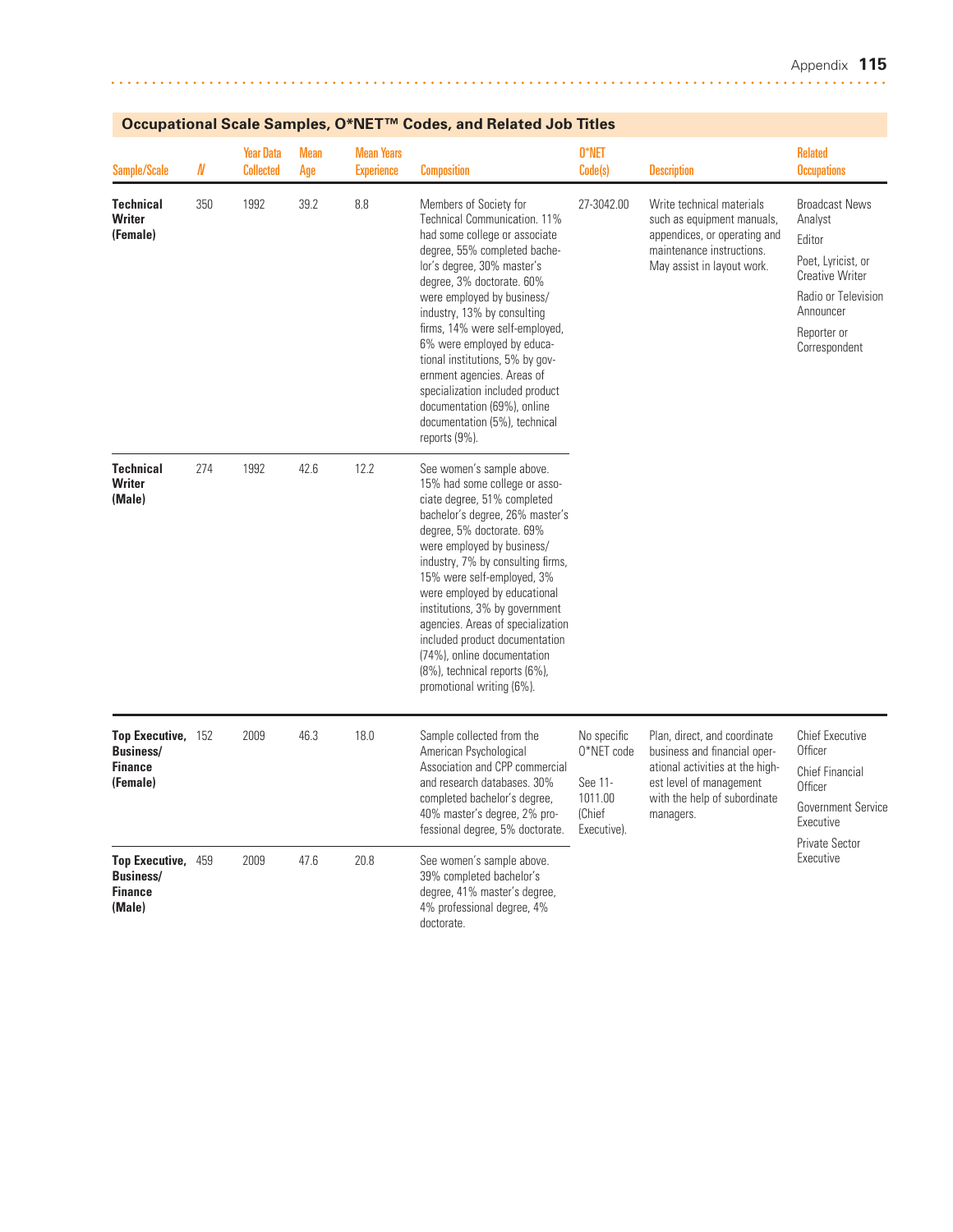## Occupational Scale Samples, O*NET™ Codes, and Related Job Titles

| Sample/Scale | N | Year Data Collected | Mean Age | Mean Years Experience | Composition | O*NET Code(s) | Description | Related Occupations |
|---|---|---|---|---|---|---|---|---|
| **Technical Writer (Female)** | 350 | 1992 | 39.2 | 8.8 | Members of Society for Technical Communication. 11% had some college or associate degree, 55% completed bachelor's degree, 30% master's degree, 3% doctorate. 60% were employed by business/industry, 13% by consulting firms, 14% were self-employed, 6% were employed by educational institutions, 5% by government agencies. Areas of specialization included product documentation (69%), online documentation (5%), technical reports (9%). | 27-3042.00 | Write technical materials such as equipment manuals, appendices, or operating and maintenance instructions. May assist in layout work. | Broadcast News Analyst; Editor; Poet, Lyricist, or Creative Writer; Radio or Television Announcer; Reporter or Correspondent |
| **Technical Writer (Male)** | 274 | 1992 | 42.6 | 12.2 | See women's sample above. 15% had some college or associate degree, 51% completed bachelor's degree, 26% master's degree, 5% doctorate. 69% were employed by business/industry, 7% by consulting firms, 15% were self-employed, 3% were employed by educational institutions, 3% by government agencies. Areas of specialization included product documentation (74%), online documentation (8%), technical reports (6%), promotional writing (6%). | | | |
| **Top Executive, Business/Finance (Female)** | 152 | 2009 | 46.3 | 18.0 | Sample collected from the American Psychological Association and CPP commercial and research databases. 30% completed bachelor's degree, 40% master's degree, 2% professional degree, 5% doctorate. | No specific O*NET code. See 11-1011.00 (Chief Executive). | Plan, direct, and coordinate business and financial operational activities at the highest level of management with the help of subordinate managers. | Chief Executive Officer; Chief Financial Officer; Government Service Executive; Private Sector Executive |
| **Top Executive, Business/Finance (Male)** | 459 | 2009 | 47.6 | 20.8 | See women's sample above. 39% completed bachelor's degree, 41% master's degree, 4% professional degree, 4% doctorate. | | | |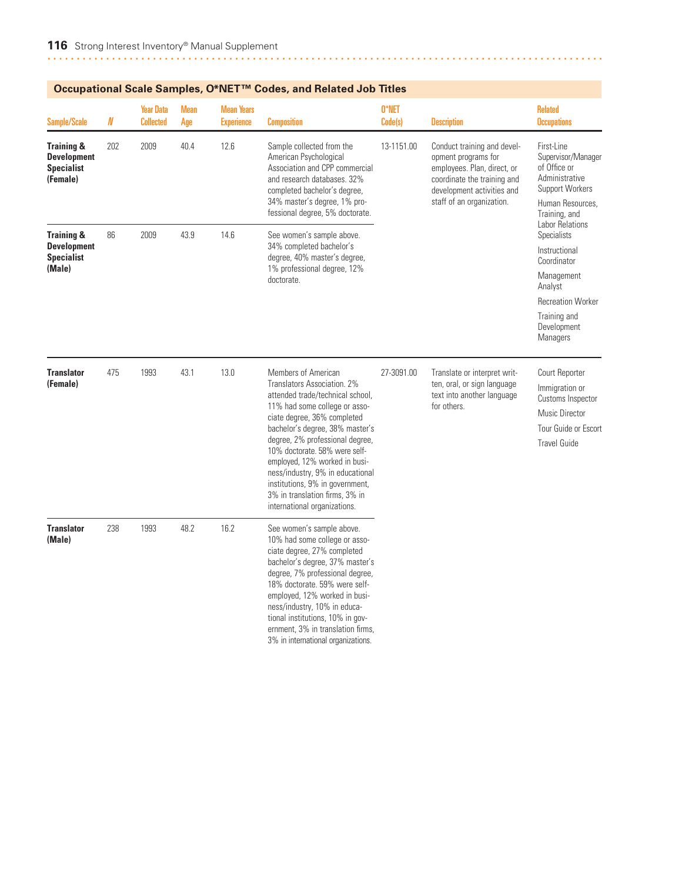## Occupational Scale Samples, O*NET™ Codes, and Related Job Titles

| Sample/Scale | N | Year Data Collected | Mean Age | Mean Years Experience | Composition | O*NET Code(s) | Description | Related Occupations |
|---|---|---|---|---|---|---|---|---|
| **Training & Development Specialist (Female)** | 202 | 2009 | 40.4 | 12.6 | Sample collected from the American Psychological Association and CPP commercial and research databases. 32% completed bachelor's degree, 34% master's degree, 1% professional degree, 5% doctorate. | 13-1151.00 | Conduct training and development programs for employees. Plan, direct, or coordinate the training and development activities and staff of an organization. | First-Line Supervisor/Manager of Office or Administrative Support Workers; Human Resources, Training, and Labor Relations Specialists; Instructional Coordinator; Management Analyst; Recreation Worker; Training and Development Managers |
| **Training & Development Specialist (Male)** | 86 | 2009 | 43.9 | 14.6 | See women's sample above. 34% completed bachelor's degree, 40% master's degree, 1% professional degree, 12% doctorate. | | | |
| **Translator (Female)** | 475 | 1993 | 43.1 | 13.0 | Members of American Translators Association. 2% attended trade/technical school, 11% had some college or associate degree, 36% completed bachelor's degree, 38% master's degree, 2% professional degree, 10% doctorate. 58% were self-employed, 12% worked in business/industry, 9% in educational institutions, 9% in government, 3% in translation firms, 3% in international organizations. | 27-3091.00 | Translate or interpret written, oral, or sign language text into another language for others. | Court Reporter; Immigration or Customs Inspector; Music Director; Tour Guide or Escort; Travel Guide |
| **Translator (Male)** | 238 | 1993 | 48.2 | 16.2 | See women's sample above. 10% had some college or associate degree, 27% completed bachelor's degree, 37% master's degree, 7% professional degree, 18% doctorate. 59% were self-employed, 12% worked in business/industry, 10% in educational institutions, 10% in government, 3% in translation firms, 3% in international organizations. | | | |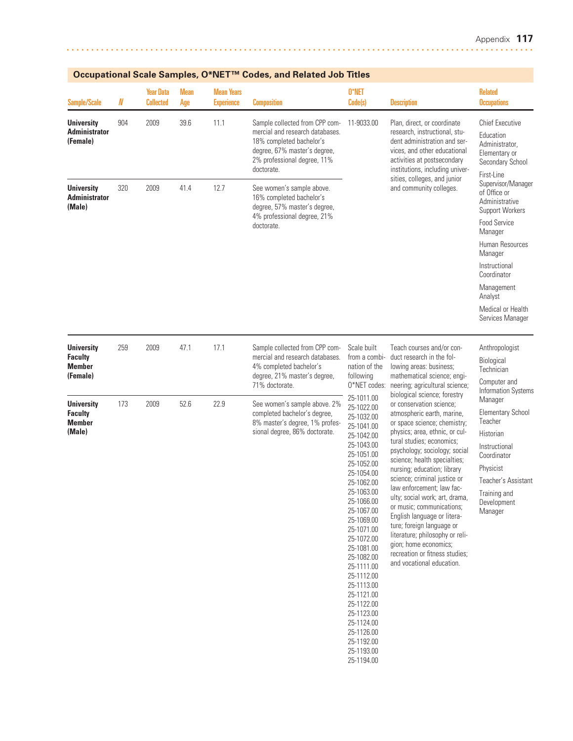## Occupational Scale Samples, O*NET™ Codes, and Related Job Titles

| Sample/Scale | N | Year Data Collected | Mean Age | Mean Years Experience | Composition | O*NET Code(s) | Description | Related Occupations |
|---|---|---|---|---|---|---|---|---|
| **University Administrator (Female)** | 904 | 2009 | 39.6 | 11.1 | Sample collected from CPP commercial and research databases. 18% completed bachelor's degree, 67% master's degree, 2% professional degree, 11% doctorate. | 11-9033.00 | Plan, direct, or coordinate research, instructional, student administration and services, and other educational activities at postsecondary institutions, including universities, colleges, and junior and community colleges. | Chief Executive<br>Education Administrator, Elementary or Secondary School<br>First-Line Supervisor/Manager of Office or Administrative Support Workers<br>Food Service Manager<br>Human Resources Manager<br>Instructional Coordinator<br>Management Analyst<br>Medical or Health Services Manager |
| **University Administrator (Male)** | 320 | 2009 | 41.4 | 12.7 | See women's sample above. 16% completed bachelor's degree, 57% master's degree, 4% professional degree, 21% doctorate. | | | |
| **University Faculty Member (Female)** | 259 | 2009 | 47.1 | 17.1 | Sample collected from CPP commercial and research databases. 4% completed bachelor's degree, 21% master's degree, 71% doctorate. | Scale built from a combination of the following O*NET codes:<br>25-1011.00<br>25-1022.00<br>25-1032.00<br>25-1041.00<br>25-1042.00<br>25-1043.00<br>25-1051.00<br>25-1052.00<br>25-1054.00<br>25-1062.00<br>25-1063.00<br>25-1066.00<br>25-1067.00<br>25-1069.00<br>25-1071.00<br>25-1072.00<br>25-1081.00<br>25-1082.00<br>25-1111.00<br>25-1112.00<br>25-1113.00<br>25-1121.00<br>25-1122.00<br>25-1123.00<br>25-1124.00<br>25-1126.00<br>25-1192.00<br>25-1193.00<br>25-1194.00 | Teach courses and/or conduct research in the following areas: business; mathematical science; engineering; agricultural science; biological science; forestry or conservation science; atmospheric earth, marine, or space science; chemistry; physics; area, ethnic, or cultural studies; economics; psychology; sociology; social science; health specialties; nursing; education; library science; criminal justice or law enforcement; law faculty; social work; art, drama, or music; communications; English language or literature; foreign language or literature; philosophy or religion; home economics; recreation or fitness studies; and vocational education. | Anthropologist<br>Biological Technician<br>Computer and Information Systems Manager<br>Elementary School Teacher<br>Historian<br>Instructional Coordinator<br>Physicist<br>Teacher's Assistant<br>Training and Development Manager |
| **University Faculty Member (Male)** | 173 | 2009 | 52.6 | 22.9 | See women's sample above. 2% completed bachelor's degree, 8% master's degree, 1% professional degree, 86% doctorate. | | | |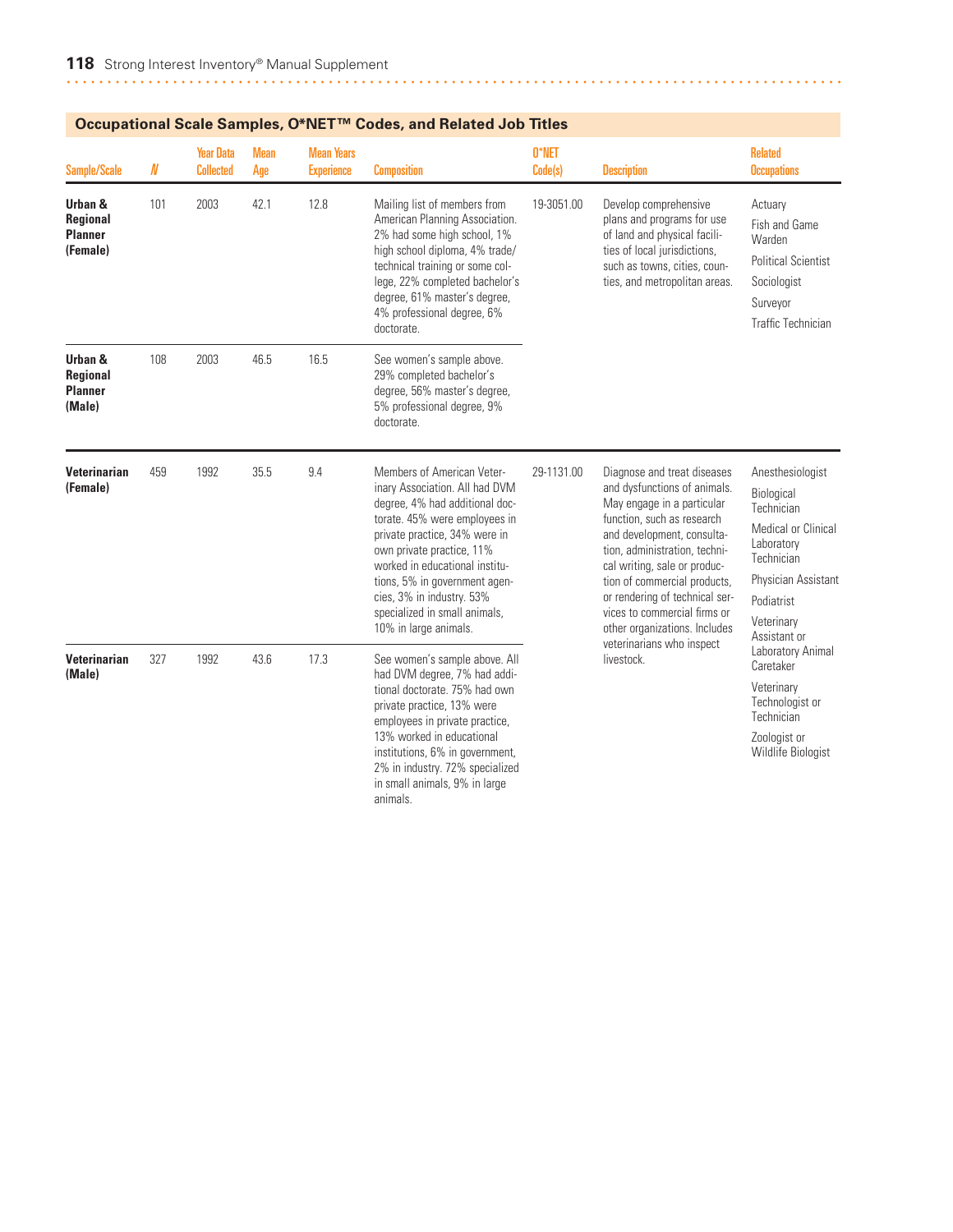## Occupational Scale Samples, O*NET™ Codes, and Related Job Titles

| Sample/Scale | N | Year Data Collected | Mean Age | Mean Years Experience | Composition | O*NET Code(s) | Description | Related Occupations |
|---|---|---|---|---|---|---|---|---|
| **Urban & Regional Planner (Female)** | 101 | 2003 | 42.1 | 12.8 | Mailing list of members from American Planning Association. 2% had some high school, 1% high school diploma, 4% trade/technical training or some college, 22% completed bachelor's degree, 61% master's degree, 4% professional degree, 6% doctorate. | 19-3051.00 | Develop comprehensive plans and programs for use of land and physical facilities of local jurisdictions, such as towns, cities, counties, and metropolitan areas. | Actuary<br>Fish and Game Warden<br>Political Scientist<br>Sociologist<br>Surveyor<br>Traffic Technician |
| **Urban & Regional Planner (Male)** | 108 | 2003 | 46.5 | 16.5 | See women's sample above. 29% completed bachelor's degree, 56% master's degree, 5% professional degree, 9% doctorate. | | | |
| **Veterinarian (Female)** | 459 | 1992 | 35.5 | 9.4 | Members of American Veterinary Association. All had DVM degree, 4% had additional doctorate. 45% were employees in private practice, 34% were in own private practice, 11% worked in educational institutions, 5% in government agencies, 3% in industry. 53% specialized in small animals, 10% in large animals. | 29-1131.00 | Diagnose and treat diseases and dysfunctions of animals. May engage in a particular function, such as research and development, consultation, administration, technical writing, sale or production of commercial products, or rendering of technical services to commercial firms or other organizations. Includes veterinarians who inspect livestock. | Anesthesiologist<br>Biological Technician<br>Medical or Clinical Laboratory Technician<br>Physician Assistant<br>Podiatrist<br>Veterinary Assistant or Laboratory Animal Caretaker<br>Veterinary Technologist or Technician<br>Zoologist or Wildlife Biologist |
| **Veterinarian (Male)** | 327 | 1992 | 43.6 | 17.3 | See women's sample above. All had DVM degree, 7% had additional doctorate. 75% had own private practice, 13% were employees in private practice, 13% worked in educational institutions, 6% in government, 2% in industry. 72% specialized in small animals, 9% in large animals. | | | |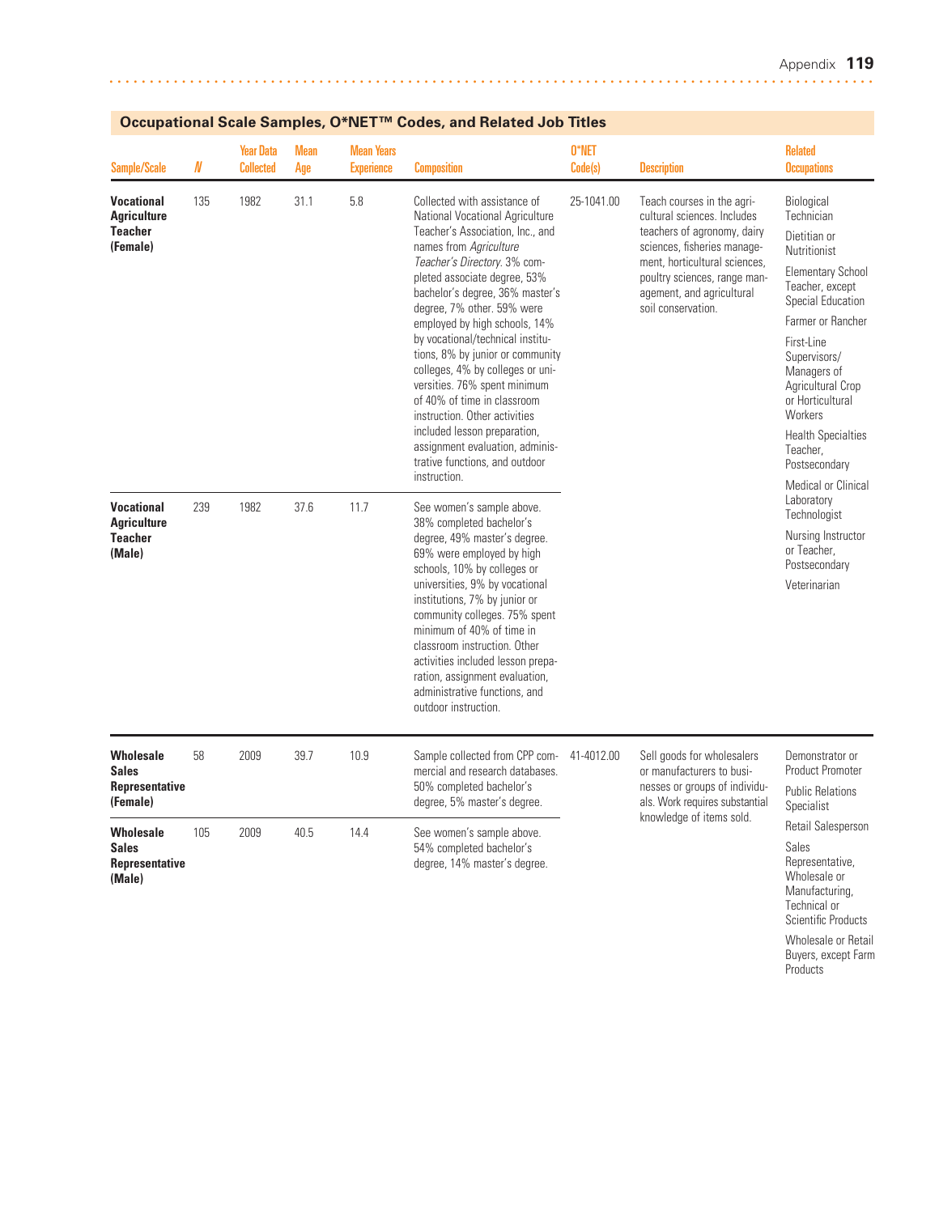## Occupational Scale Samples, O*NET™ Codes, and Related Job Titles

| Sample/Scale | N | Year Data Collected | Mean Age | Mean Years Experience | Composition | O*NET Code(s) | Description | Related Occupations |
|---|---|---|---|---|---|---|---|---|
| **Vocational Agriculture Teacher (Female)** | 135 | 1982 | 31.1 | 5.8 | Collected with assistance of National Vocational Agriculture Teacher's Association, Inc., and names from *Agriculture Teacher's Directory*. 3% completed associate degree, 53% bachelor's degree, 36% master's degree, 7% other. 59% were employed by high schools, 14% by vocational/technical institutions, 8% by junior or community colleges, 4% by colleges or universities. 76% spent minimum of 40% of time in classroom instruction. Other activities included lesson preparation, assignment evaluation, administrative functions, and outdoor instruction. | 25-1041.00 | Teach courses in the agricultural sciences. Includes teachers of agronomy, dairy sciences, fisheries management, horticultural sciences, poultry sciences, range management, and agricultural soil conservation. | Biological Technician; Dietitian or Nutritionist; Elementary School Teacher, except Special Education; Farmer or Rancher; First-Line Supervisors/Managers of Agricultural Crop or Horticultural Workers; Health Specialties Teacher, Postsecondary; Medical or Clinical Laboratory Technologist; Nursing Instructor or Teacher, Postsecondary; Veterinarian |
| **Vocational Agriculture Teacher (Male)** | 239 | 1982 | 37.6 | 11.7 | See women's sample above. 38% completed bachelor's degree, 49% master's degree. 69% were employed by high schools, 10% by colleges or universities, 9% by vocational institutions, 7% by junior or community colleges. 75% spent minimum of 40% of time in classroom instruction. Other activities included lesson preparation, assignment evaluation, administrative functions, and outdoor instruction. | | | |
| **Wholesale Sales Representative (Female)** | 58 | 2009 | 39.7 | 10.9 | Sample collected from CPP commercial and research databases. 50% completed bachelor's degree, 5% master's degree. | 41-4012.00 | Sell goods for wholesalers or manufacturers to businesses or groups of individuals. Work requires substantial knowledge of items sold. | Demonstrator or Product Promoter; Public Relations Specialist; Retail Salesperson; Sales Representative, Wholesale or Manufacturing, Technical or Scientific Products; Wholesale or Retail Buyers, except Farm Products |
| **Wholesale Sales Representative (Male)** | 105 | 2009 | 40.5 | 14.4 | See women's sample above. 54% completed bachelor's degree, 14% master's degree. | | | |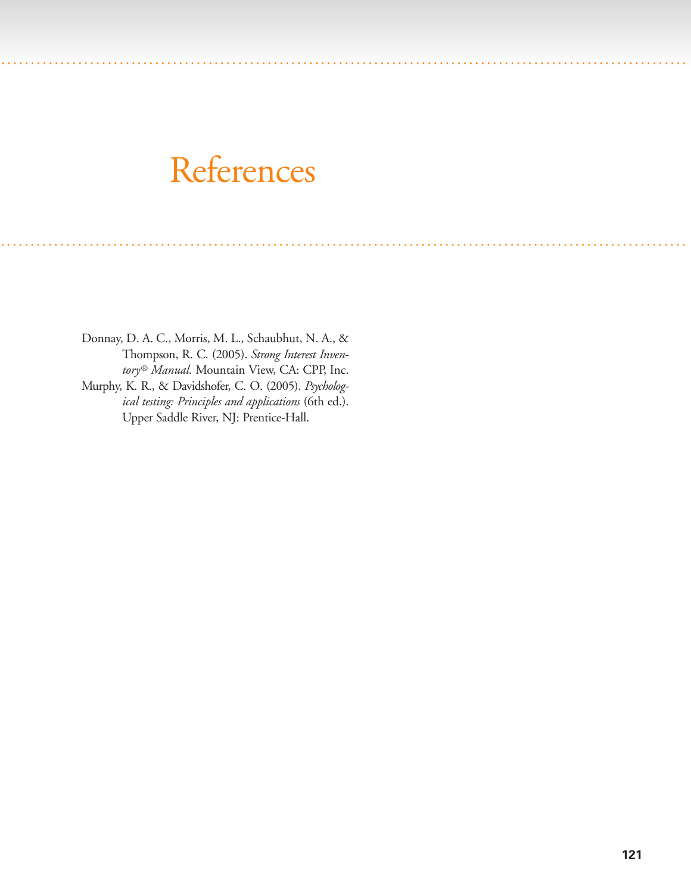# References

Donnay, D. A. C., Morris, M. L., Schaubhut, N. A., & Thompson, R. C. (2005). *Strong Interest Inventory® Manual.* Mountain View, CA: CPP, Inc.

Murphy, K. R., & Davidshofer, C. O. (2005). *Psychological testing: Principles and applications* (6th ed.). Upper Saddle River, NJ: Prentice-Hall.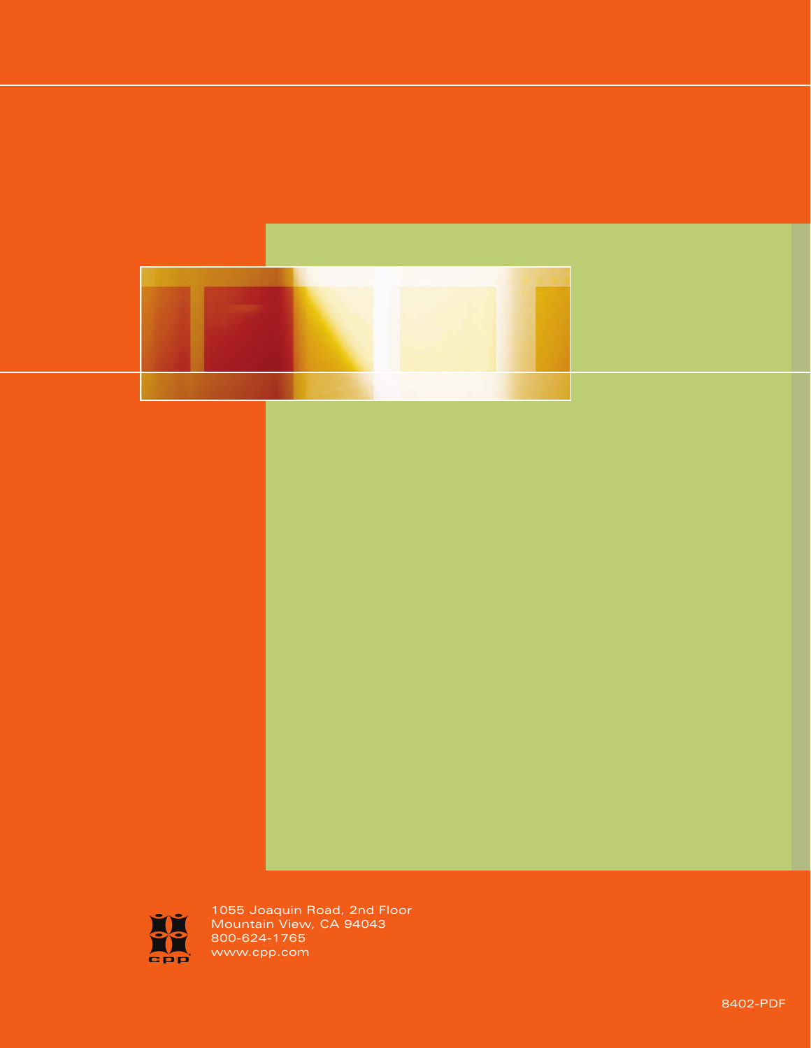1055 Joaquin Road, 2nd Floor
Mountain View, CA 94043
800-624-1765
www.cpp.com

8402-PDF